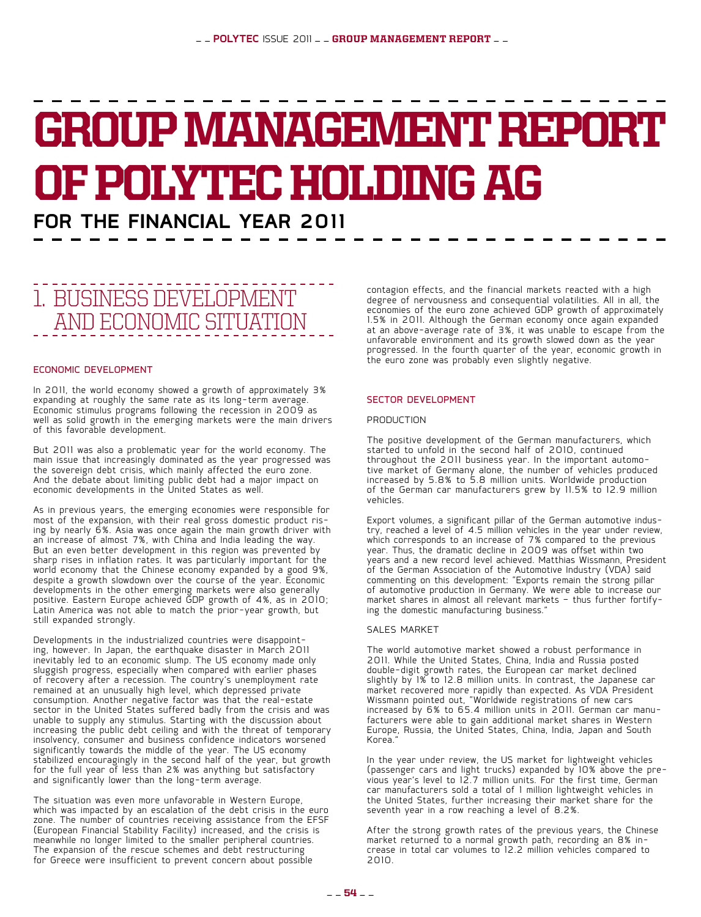# GROUP MANAGEMENT REPORT OF POLYTEC HOLDING AG

## FOR THE FINANCIAL YEAR 2011

## 1. BUSINESS DEVELOPMENT AND ECONOMIC SITUATION

### ECONOMIC DEVELOPMENT

In 2011, the world economy showed a growth of approximately 3% expanding at roughly the same rate as its long-term average. Economic stimulus programs following the recession in 2009 as well as solid growth in the emerging markets were the main drivers of this favorable development.

But 2011 was also a problematic year for the world economy. The main issue that increasingly dominated as the year progressed was the sovereign debt crisis, which mainly affected the euro zone. And the debate about limiting public debt had a major impact on economic developments in the United States as well.

As in previous years, the emerging economies were responsible for most of the expansion, with their real gross domestic product rising by nearly 6%. Asia was once again the main growth driver with an increase of almost 7%, with China and India leading the way. But an even better development in this region was prevented by sharp rises in inflation rates. It was particularly important for the world economy that the Chinese economy expanded by a good 9%, despite a growth slowdown over the course of the year. Economic developments in the other emerging markets were also generally positive. Eastern Europe achieved GDP growth of 4%, as in 2010; Latin America was not able to match the prior-year growth, but still expanded strongly.

Developments in the industrialized countries were disappointing, however. In Japan, the earthquake disaster in March 2011 inevitably led to an economic slump. The US economy made only sluggish progress, especially when compared with earlier phases of recovery after a recession. The country's unemployment rate remained at an unusually high level, which depressed private consumption. Another negative factor was that the real-estate sector in the United States suffered badly from the crisis and was unable to supply any stimulus. Starting with the discussion about increasing the public debt ceiling and with the threat of temporary insolvency, consumer and business confidence indicators worsened significantly towards the middle of the year. The US economy stabilized encouragingly in the second half of the year, but growth for the full year of less than 2% was anything but satisfactory and significantly lower than the long-term average.

The situation was even more unfavorable in Western Europe, which was impacted by an escalation of the debt crisis in the euro zone. The number of countries receiving assistance from the EFSF (European Financial Stability Facility) increased, and the crisis is meanwhile no longer limited to the smaller peripheral countries. The expansion of the rescue schemes and debt restructuring for Greece were insufficient to prevent concern about possible contagion effects, and the financial markets reacted with a high degree of nervousness and consequential volatilities. All in all, the economies of the euro zone achieved GDP growth of approximately 1.5% in 2011. Although the German economy once again expanded at an above-average rate of 3%, it was unable to escape from the unfavorable environment and its growth slowed down as the year progressed. In the fourth quarter of the year, economic growth in the euro zone was probably even slightly negative.

### SECTOR DEVELOPMENT

#### PRODUCTION

The positive development of the German manufacturers, which started to unfold in the second half of 2010, continued throughout the 2011 business year. In the important automotive market of Germany alone, the number of vehicles produced increased by 5.8% to 5.8 million units. Worldwide production of the German car manufacturers grew by 11.5% to 12.9 million vehicles.

Export volumes, a significant pillar of the German automotive industry, reached a level of 4.5 million vehicles in the year under review, which corresponds to an increase of 7% compared to the previous year. Thus, the dramatic decline in 2009 was offset within two years and a new record level achieved. Matthias Wissmann, President of the German Association of the Automotive Industry (VDA) said commenting on this development: "Exports remain the strong pillar of automotive production in Germany. We were able to increase our market shares in almost all relevant markets – thus further fortifying the domestic manufacturing business."

#### SALES MARKET

The world automotive market showed a robust performance in 2011. While the United States, China, India and Russia posted double-digit growth rates, the European car market declined slightly by 1% to 12.8 million units. In contrast, the Japanese car market recovered more rapidly than expected. As VDA President Wissmann pointed out, "Worldwide registrations of new cars increased by 6% to 65.4 million units in 2011. German car manufacturers were able to gain additional market shares in Western Europe, Russia, the United States, China, India, Japan and South Korea."

In the year under review, the US market for lightweight vehicles (passenger cars and light trucks) expanded by 10% above the previous year's level to 12.7 million units. For the first time, German car manufacturers sold a total of 1 million lightweight vehicles in the United States, further increasing their market share for the seventh year in a row reaching a level of 8.2%.

After the strong growth rates of the previous years, the Chinese market returned to a normal growth path, recording an 8% increase in total car volumes to 12.2 million vehicles compared to 2010.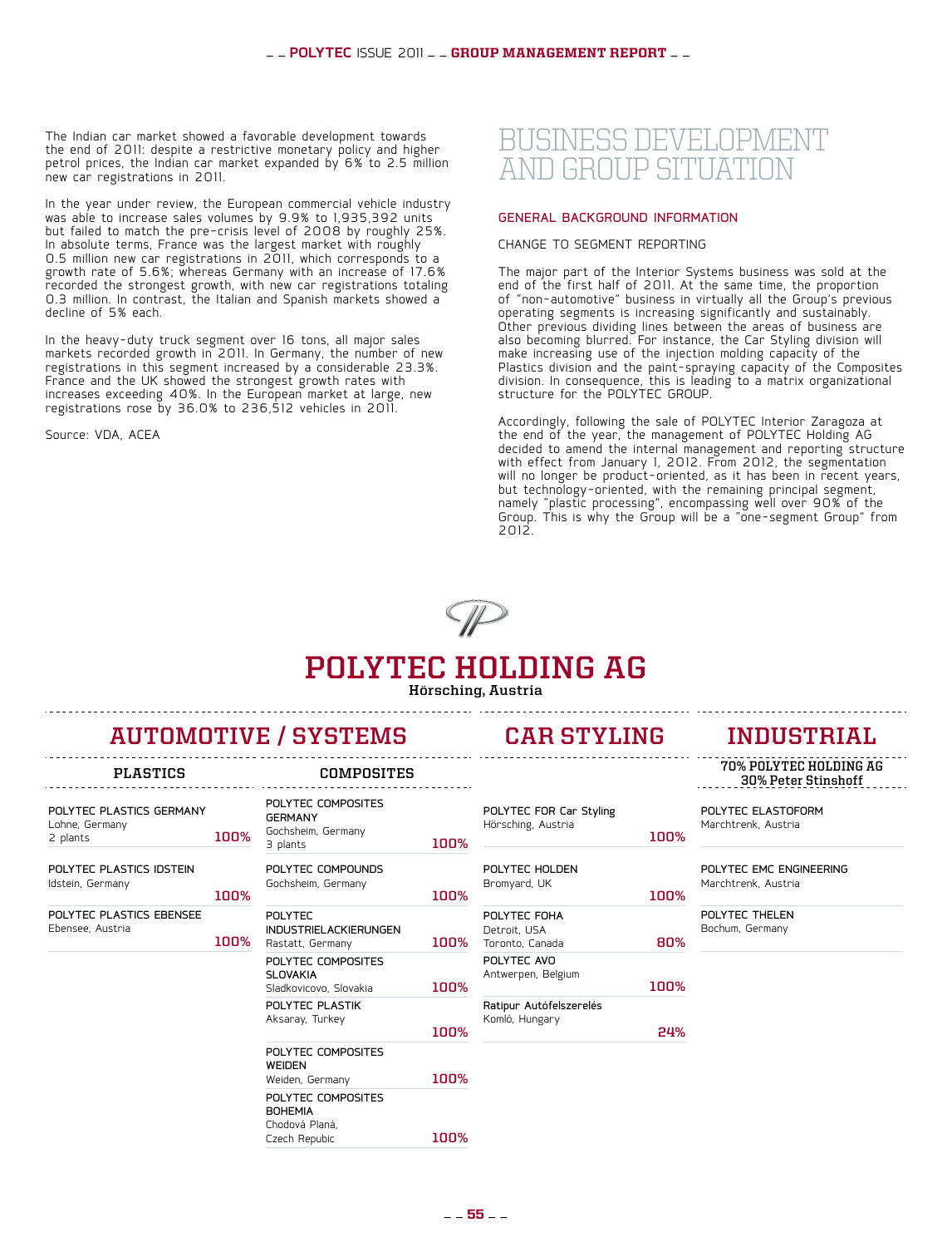The Indian car market showed a favorable development towards the end of 2011: despite a restrictive monetary policy and higher petrol prices, the Indian car market expanded by 6% to 2.5 million new car registrations in 2011.

In the year under review, the European commercial vehicle industry was able to increase sales volumes by 9.9% to 1,935,392 units but failed to match the pre-crisis level of 2008 by roughly 25%. In absolute terms, France was the largest market with roughly 0.5 million new car registrations in 2011, which corresponds to a growth rate of 5.6%; whereas Germany with an increase of 17.6% recorded the strongest growth, with new car registrations totaling 0.3 million. In contrast, the Italian and Spanish markets showed a decline of 5% each.

In the heavy-duty truck segment over 16 tons, all major sales markets recorded growth in 2011. In Germany, the number of new registrations in this segment increased by a considerable 23.3%. France and the UK showed the strongest growth rates with increases exceeding 40%. In the European market at large, new registrations rose by 36.0% to 236,512 vehicles in 2011.

Source: VDA, ACEA

# BUSINESS DEVELOPMENT AND GROUP SITUATION

## GENERAL BACKGROUND INFORMATION

### CHANGE TO SEGMENT REPORTING

The major part of the Interior Systems business was sold at the end of the first half of 2011. At the same time, the proportion of "non-automotive" business in virtually all the Group's previous operating segments is increasing significantly and sustainably. Other previous dividing lines between the areas of business are also becoming blurred. For instance, the Car Styling division will make increasing use of the injection molding capacity of the Plastics division and the paint-spraying capacity of the Composites division. In consequence, this is leading to a matrix organizational structure for the POLYTEC GROUP.

Accordingly, following the sale of POLYTEC Interior Zaragoza at the end of the year, the management of POLYTEC Holding AG decided to amend the internal management and reporting structure with effect from January 1, 2012. From 2012, the segmentation will no longer be product-oriented, as it has been in recent years, but technology-oriented, with the remaining principal segment, namely "plastic processing", encompassing well over 90% of the Group. This is why the Group will be a "one-segment Group" from 2012.

## POLYTEC HOLDING AG
Hörsching, Austria

### AUTOMOTIVE / SYSTEMS

**PLASTICS**

| Company | Location | Share |
|---|---|---|
| POLYTEC PLASTICS GERMANY | Lohne, Germany, 2 plants | 100% |
| POLYTEC PLASTICS IDSTEIN | Idstein, Germany | 100% |
| POLYTEC PLASTICS EBENSEE | Ebensee, Austria | 100% |

**COMPOSITES**

| Company | Location | Share |
|---|---|---|
| POLYTEC COMPOSITES GERMANY | Gochsheim, Germany, 3 plants | 100% |
| POLYTEC COMPOUNDS | Gochsheim, Germany | 100% |
| POLYTEC INDUSTRIELACKIERUNGEN | Rastatt, Germany | 100% |
| POLYTEC COMPOSITES SLOVAKIA | Sladkovicovo, Slovakia | 100% |
| POLYTEC PLASTIK | Aksaray, Turkey | 100% |
| POLYTEC COMPOSITES WEIDEN | Weiden, Germany | 100% |
| POLYTEC COMPOSITES BOHEMIA | Chodová Planá, Czech Repubic | 100% |

### CAR STYLING

| Company | Location | Share |
|---|---|---|
| POLYTEC FOR Car Styling | Hörsching, Austria | 100% |
| POLYTEC HOLDEN | Bromyard, UK | 100% |
| POLYTEC FOHA | Detroit, USA; Toronto, Canada | 80% |
| POLYTEC AVO | Antwerpen, Belgium | 100% |
| Ratipur Autófelszerelés | Komló, Hungary | 24% |

### INDUSTRIAL

70% POLYTEC HOLDING AG
30% Peter Stinshoff

| Company | Location |
|---|---|
| POLYTEC ELASTOFORM | Marchtrenk, Austria |
| POLYTEC EMC ENGINEERING | Marchtrenk, Austria |
| POLYTEC THELEN | Bochum, Germany |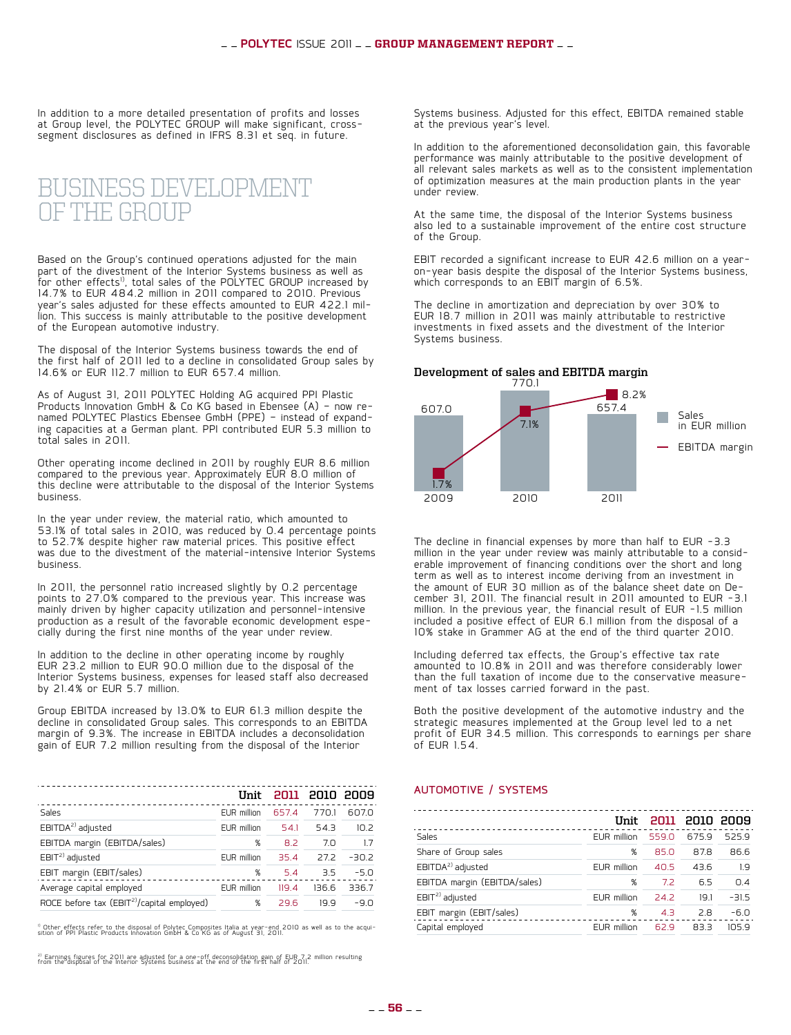In addition to a more detailed presentation of profits and losses at Group level, the POLYTEC GROUP will make significant, cross-segment disclosures as defined in IFRS 8.31 et seq. in future.

# BUSINESS DEVELOPMENT OF THE GROUP

Based on the Group's continued operations adjusted for the main part of the divestment of the Interior Systems business as well as for other effects[1], total sales of the POLYTEC GROUP increased by 14.7% to EUR 484.2 million in 2011 compared to 2010. Previous year's sales adjusted for these effects amounted to EUR 422.1 million. This success is mainly attributable to the positive development of the European automotive industry.

The disposal of the Interior Systems business towards the end of the first half of 2011 led to a decline in consolidated Group sales by 14.6% or EUR 112.7 million to EUR 657.4 million.

As of August 31, 2011 POLYTEC Holding AG acquired PPI Plastic Products Innovation GmbH & Co KG based in Ebensee (A) – now renamed POLYTEC Plastics Ebensee GmbH (PPE) – instead of expanding capacities at a German plant. PPI contributed EUR 5.3 million to total sales in 2011.

Other operating income declined in 2011 by roughly EUR 8.6 million compared to the previous year. Approximately EUR 8.0 million of this decline were attributable to the disposal of the Interior Systems business.

In the year under review, the material ratio, which amounted to 53.1% of total sales in 2010, was reduced by 0.4 percentage points to 52.7% despite higher raw material prices. This positive effect was due to the divestment of the material-intensive Interior Systems business.

In 2011, the personnel ratio increased slightly by 0.2 percentage points to 27.0% compared to the previous year. This increase was mainly driven by higher capacity utilization and personnel-intensive production as a result of the favorable economic development especially during the first nine months of the year under review.

In addition to the decline in other operating income by roughly EUR 23.2 million to EUR 90.0 million due to the disposal of the Interior Systems business, expenses for leased staff also decreased by 21.4% or EUR 5.7 million.

Group EBITDA increased by 13.0% to EUR 61.3 million despite the decline in consolidated Group sales. This corresponds to an EBITDA margin of 9.3%. The increase in EBITDA includes a deconsolidation gain of EUR 7.2 million resulting from the disposal of the Interior Systems business. Adjusted for this effect, EBITDA remained stable at the previous year's level.

In addition to the aforementioned deconsolidation gain, this favorable performance was mainly attributable to the positive development of all relevant sales markets as well as to the consistent implementation of optimization measures at the main production plants in the year under review.

At the same time, the disposal of the Interior Systems business also led to a sustainable improvement of the entire cost structure of the Group.

EBIT recorded a significant increase to EUR 42.6 million on a year-on-year basis despite the disposal of the Interior Systems business, which corresponds to an EBIT margin of 6.5%.

The decline in amortization and depreciation by over 30% to EUR 18.7 million in 2011 was mainly attributable to restrictive investments in fixed assets and the divestment of the Interior Systems business.

**Development of sales and EBITDA margin**

| | 2009 | 2010 | 2011 |
|---|---|---|---|
| Sales in EUR million | 607.0 | 770.1 | 657.4 |
| EBITDA margin | 1.7% | 7.1% | 8.2% |

The decline in financial expenses by more than half to EUR -3.3 million in the year under review was mainly attributable to a considerable improvement of financing conditions over the short and long term as well as to interest income deriving from an investment in the amount of EUR 30 million as of the balance sheet date on December 31, 2011. The financial result in 2011 amounted to EUR -3.1 million. In the previous year, the financial result of EUR -1.5 million included a positive effect of EUR 6.1 million from the disposal of a 10% stake in Grammer AG at the end of the third quarter 2010.

Including deferred tax effects, the Group's effective tax rate amounted to 10.8% in 2011 and was therefore considerably lower than the full taxation of income due to the conservative measurement of tax losses carried forward in the past.

Both the positive development of the automotive industry and the strategic measures implemented at the Group level led to a net profit of EUR 34.5 million. This corresponds to earnings per share of EUR 1.54.

| | Unit | 2011 | 2010 | 2009 |
|---|---|---|---|---|
| Sales | EUR million | 657.4 | 770.1 | 607.0 |
| EBITDA[2] adjusted | EUR million | 54.1 | 54.3 | 10.2 |
| EBITDA margin (EBITDA/sales) | % | 8.2 | 7.0 | 1.7 |
| EBIT[2] adjusted | EUR million | 35.4 | 27.2 | -30.2 |
| EBIT margin (EBIT/sales) | % | 5.4 | 3.5 | -5.0 |
| Average capital employed | EUR million | 119.4 | 136.6 | 336.7 |
| ROCE before tax (EBIT[2]/capital employed) | % | 29.6 | 19.9 | -9.0 |

[1] Other effects refer to the disposal of Polytec Composites Italia at year-end 2010 as well as to the acquisition of PPI Plastic Products Innovation GmbH & Co KG as of August 31, 2011.

[2] Earnings figures for 2011 are adjusted for a one-off deconsolidation gain of EUR 7.2 million resulting from the disposal of the Interior Systems business at the end of the first half of 2011.

## AUTOMOTIVE / SYSTEMS

| | Unit | 2011 | 2010 | 2009 |
|---|---|---|---|---|
| Sales | EUR million | 559.0 | 675.9 | 525.9 |
| Share of Group sales | % | 85.0 | 87.8 | 86.6 |
| EBITDA[2] adjusted | EUR million | 40.5 | 43.6 | 1.9 |
| EBITDA margin (EBITDA/sales) | % | 7.2 | 6.5 | 0.4 |
| EBIT[2] adjusted | EUR million | 24.2 | 19.1 | -31.5 |
| EBIT margin (EBIT/sales) | % | 4.3 | 2.8 | -6.0 |
| Capital employed | EUR million | 62.9 | 83.3 | 105.9 |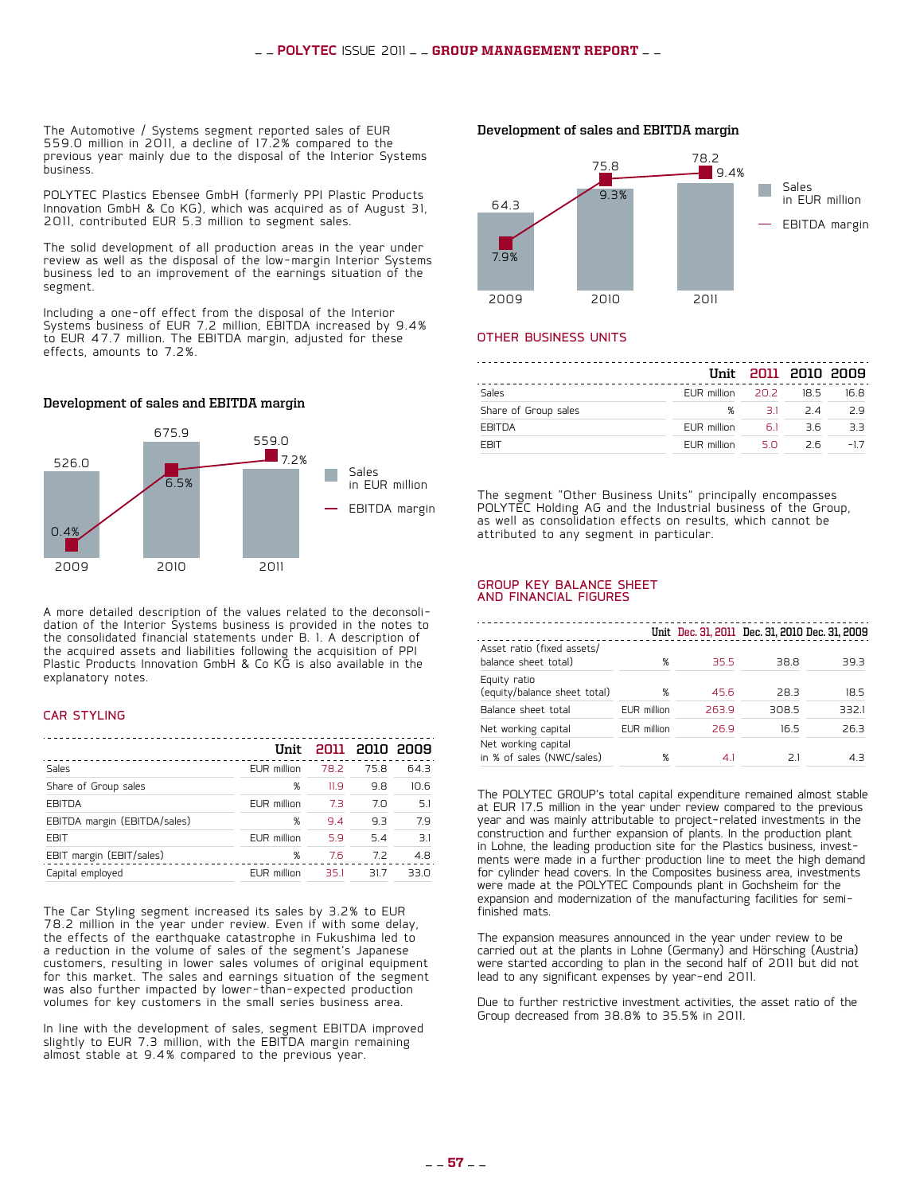The Automotive / Systems segment reported sales of EUR 559.0 million in 2011, a decline of 17.2% compared to the previous year mainly due to the disposal of the Interior Systems business.

POLYTEC Plastics Ebensee GmbH (formerly PPI Plastic Products Innovation GmbH & Co KG), which was acquired as of August 31, 2011, contributed EUR 5.3 million to segment sales.

The solid development of all production areas in the year under review as well as the disposal of the low-margin Interior Systems business led to an improvement of the earnings situation of the segment.

Including a one-off effect from the disposal of the Interior Systems business of EUR 7.2 million, EBITDA increased by 9.4% to EUR 47.7 million. The EBITDA margin, adjusted for these effects, amounts to 7.2%.

**Development of sales and EBITDA margin**

| | 2009 | 2010 | 2011 |
|---|---|---|---|
| Sales in EUR million | 526.0 | 675.9 | 559.0 |
| EBITDA margin | 0.4% | 6.5% | 7.2% |

A more detailed description of the values related to the deconsolidation of the Interior Systems business is provided in the notes to the consolidated financial statements under B. 1. A description of the acquired assets and liabilities following the acquisition of PPI Plastic Products Innovation GmbH & Co KG is also available in the explanatory notes.

## CAR STYLING

| | Unit | 2011 | 2010 | 2009 |
|---|---|---|---|---|
| Sales | EUR million | 78.2 | 75.8 | 64.3 |
| Share of Group sales | % | 11.9 | 9.8 | 10.6 |
| EBITDA | EUR million | 7.3 | 7.0 | 5.1 |
| EBITDA margin (EBITDA/sales) | % | 9.4 | 9.3 | 7.9 |
| EBIT | EUR million | 5.9 | 5.4 | 3.1 |
| EBIT margin (EBIT/sales) | % | 7.6 | 7.2 | 4.8 |
| Capital employed | EUR million | 35.1 | 31.7 | 33.0 |

The Car Styling segment increased its sales by 3.2% to EUR 78.2 million in the year under review. Even if with some delay, the effects of the earthquake catastrophe in Fukushima led to a reduction in the volume of sales of the segment's Japanese customers, resulting in lower sales volumes of original equipment for this market. The sales and earnings situation of the segment was also further impacted by lower-than-expected production volumes for key customers in the small series business area.

In line with the development of sales, segment EBITDA improved slightly to EUR 7.3 million, with the EBITDA margin remaining almost stable at 9.4% compared to the previous year.

**Development of sales and EBITDA margin**

| | 2009 | 2010 | 2011 |
|---|---|---|---|
| Sales in EUR million | 64.3 | 75.8 | 78.2 |
| EBITDA margin | 7.9% | 9.3% | 9.4% |

## OTHER BUSINESS UNITS

| | Unit | 2011 | 2010 | 2009 |
|---|---|---|---|---|
| Sales | EUR million | 20.2 | 18.5 | 16.8 |
| Share of Group sales | % | 3.1 | 2.4 | 2.9 |
| EBITDA | EUR million | 6.1 | 3.6 | 3.3 |
| EBIT | EUR million | 5.0 | 2.6 | -1.7 |

The segment "Other Business Units" principally encompasses POLYTEC Holding AG and the Industrial business of the Group, as well as consolidation effects on results, which cannot be attributed to any segment in particular.

## GROUP KEY BALANCE SHEET AND FINANCIAL FIGURES

| | Unit | Dec. 31, 2011 | Dec. 31, 2010 | Dec. 31, 2009 |
|---|---|---|---|---|
| Asset ratio (fixed assets/ balance sheet total) | % | 35.5 | 38.8 | 39.3 |
| Equity ratio (equity/balance sheet total) | % | 45.6 | 28.3 | 18.5 |
| Balance sheet total | EUR million | 263.9 | 308.5 | 332.1 |
| Net working capital | EUR million | 26.9 | 16.5 | 26.3 |
| Net working capital in % of sales (NWC/sales) | % | 4.1 | 2.1 | 4.3 |

The POLYTEC GROUP's total capital expenditure remained almost stable at EUR 17.5 million in the year under review compared to the previous year and was mainly attributable to project-related investments in the construction and further expansion of plants. In the production plant in Lohne, the leading production site for the Plastics business, investments were made in a further production line to meet the high demand for cylinder head covers. In the Composites business area, investments were made at the POLYTEC Compounds plant in Gochsheim for the expansion and modernization of the manufacturing facilities for semi-finished mats.

The expansion measures announced in the year under review to be carried out at the plants in Lohne (Germany) and Hörsching (Austria) were started according to plan in the second half of 2011 but did not lead to any significant expenses by year-end 2011.

Due to further restrictive investment activities, the asset ratio of the Group decreased from 38.8% to 35.5% in 2011.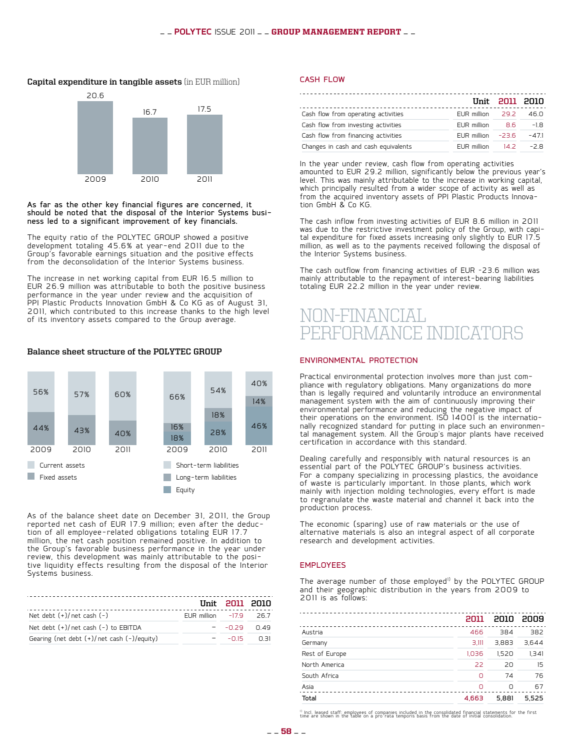**Capital expenditure in tangible assets** (in EUR million)

| 2009 | 2010 | 2011 |
|---|---|---|
| 20.6 | 16.7 | 17.5 |

**As far as the other key financial figures are concerned, it should be noted that the disposal of the Interior Systems business led to a significant improvement of key financials.**

The equity ratio of the POLYTEC GROUP showed a positive development totaling 45.6% at year-end 2011 due to the Group's favorable earnings situation and the positive effects from the deconsolidation of the Interior Systems business.

The increase in net working capital from EUR 16.5 million to EUR 26.9 million was attributable to both the positive business performance in the year under review and the acquisition of PPI Plastic Products Innovation GmbH & Co KG as of August 31, 2011, which contributed to this increase thanks to the high level of its inventory assets compared to the Group average.

**Balance sheet structure of the POLYTEC GROUP**

| | 2009 | 2010 | 2011 |
|---|---|---|---|
| Current assets | 56% | 57% | 60% |
| Fixed assets | 44% | 43% | 40% |

| | 2009 | 2010 | 2011 |
|---|---|---|---|
| Short-term liabilities | 66% | 54% | 40% |
| Long-term liabilities | 16% | 18% | 14% |
| Equity | 18% | 28% | 46% |

As of the balance sheet date on December 31, 2011, the Group reported net cash of EUR 17.9 million; even after the deduction of all employee-related obligations totaling EUR 17.7 million, the net cash position remained positive. In addition to the Group's favorable business performance in the year under review, this development was mainly attributable to the positive liquidity effects resulting from the disposal of the Interior Systems business.

| | Unit | 2011 | 2010 |
|---|---|---|---|
| Net debt (+)/net cash (-) | EUR million | -17.9 | 26.7 |
| Net debt (+)/net cash (-) to EBITDA | – | -0.29 | 0.49 |
| Gearing (net debt (+)/net cash (-)/equity) | – | -0.15 | 0.31 |

## CASH FLOW

| | Unit | 2011 | 2010 |
|---|---|---|---|
| Cash flow from operating activities | EUR million | 29.2 | 46.0 |
| Cash flow from investing activities | EUR million | 8.6 | -1.8 |
| Cash flow from financing activities | EUR million | -23.6 | -47.1 |
| Changes in cash and cash equivalents | EUR million | 14.2 | -2.8 |

In the year under review, cash flow from operating activities amounted to EUR 29.2 million, significantly below the previous year's level. This was mainly attributable to the increase in working capital, which principally resulted from a wider scope of activity as well as from the acquired inventory assets of PPI Plastic Products Innovation GmbH & Co KG.

The cash inflow from investing activities of EUR 8.6 million in 2011 was due to the restrictive investment policy of the Group, with capital expenditure for fixed assets increasing only slightly to EUR 17.5 million, as well as to the payments received following the disposal of the Interior Systems business.

The cash outflow from financing activities of EUR -23.6 million was mainly attributable to the repayment of interest-bearing liabilities totaling EUR 22.2 million in the year under review.

# NON-FINANCIAL PERFORMANCE INDICATORS

## ENVIRONMENTAL PROTECTION

Practical environmental protection involves more than just compliance with regulatory obligations. Many organizations do more than is legally required and voluntarily introduce an environmental management system with the aim of continuously improving their environmental performance and reducing the negative impact of their operations on the environment. ISO 14001 is the internationally recognized standard for putting in place such an environmental management system. All the Group's major plants have received certification in accordance with this standard.

Dealing carefully and responsibly with natural resources is an essential part of the POLYTEC GROUP's business activities. For a company specializing in processing plastics, the avoidance of waste is particularly important. In those plants, which work mainly with injection molding technologies, every effort is made to regranulate the waste material and channel it back into the production process.

The economic (sparing) use of raw materials or the use of alternative materials is also an integral aspect of all corporate research and development activities.

## EMPLOYEES

The average number of those employed[1] by the POLYTEC GROUP and their geographic distribution in the years from 2009 to 2011 is as follows:

| | 2011 | 2010 | 2009 |
|---|---|---|---|
| Austria | 466 | 384 | 382 |
| Germany | 3,111 | 3,883 | 3,644 |
| Rest of Europe | 1,036 | 1,520 | 1,341 |
| North America | 22 | 20 | 15 |
| South Africa | 0 | 74 | 76 |
| Asia | 0 | 0 | 67 |
| Total | 4,663 | 5,881 | 5,525 |

[1] Incl. leased staff; employees of companies included in the consolidated financial statements for the first time are shown in the table on a pro rata temporis basis from the date of initial consolidation.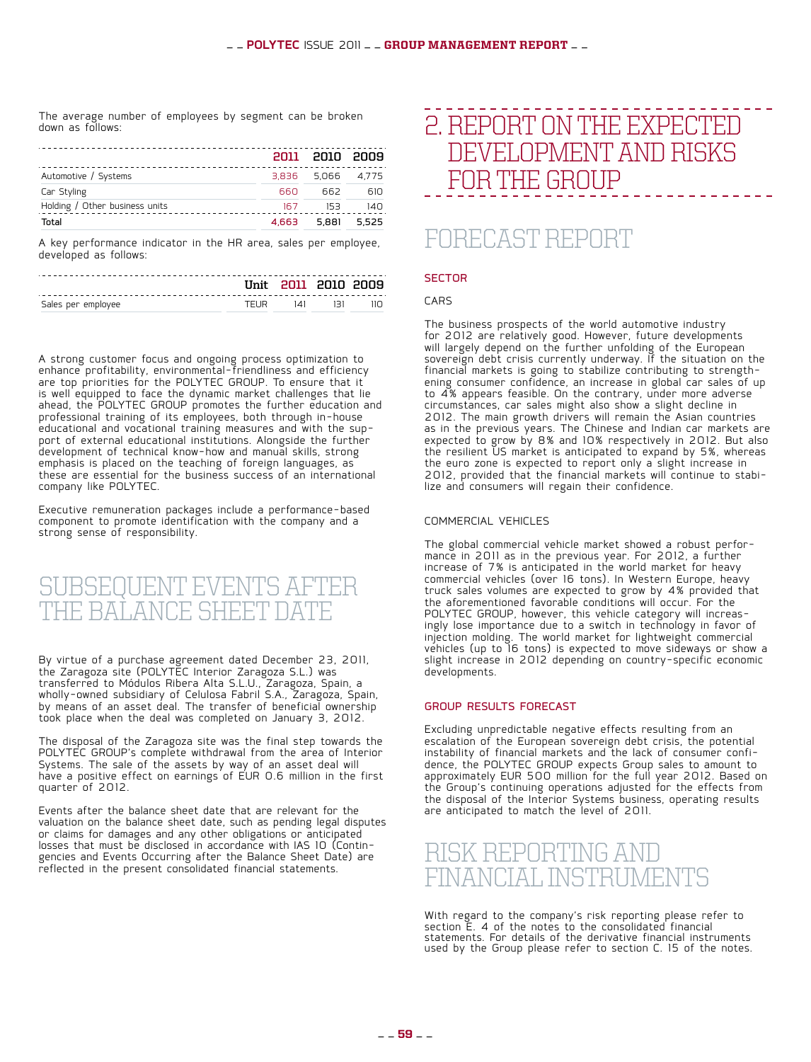The average number of employees by segment can be broken down as follows:

| | 2011 | 2010 | 2009 |
|---|---|---|---|
| Automotive / Systems | 3,836 | 5,066 | 4,775 |
| Car Styling | 660 | 662 | 610 |
| Holding / Other business units | 167 | 153 | 140 |
| Total | 4,663 | 5,881 | 5,525 |

A key performance indicator in the HR area, sales per employee, developed as follows:

| | Unit | 2011 | 2010 | 2009 |
|---|---|---|---|---|
| Sales per employee | TEUR | 141 | 131 | 110 |

A strong customer focus and ongoing process optimization to enhance profitability, environmental-friendliness and efficiency are top priorities for the POLYTEC GROUP. To ensure that it is well equipped to face the dynamic market challenges that lie ahead, the POLYTEC GROUP promotes the further education and professional training of its employees, both through in-house educational and vocational training measures and with the support of external educational institutions. Alongside the further development of technical know-how and manual skills, strong emphasis is placed on the teaching of foreign languages, as these are essential for the business success of an international company like POLYTEC.

Executive remuneration packages include a performance-based component to promote identification with the company and a strong sense of responsibility.

## SUBSEQUENT EVENTS AFTER THE BALANCE SHEET DATE

By virtue of a purchase agreement dated December 23, 2011, the Zaragoza site (POLYTEC Interior Zaragoza S.L.) was transferred to Módulos Ribera Alta S.L.U., Zaragoza, Spain, a wholly-owned subsidiary of Celulosa Fabril S.A., Zaragoza, Spain, by means of an asset deal. The transfer of beneficial ownership took place when the deal was completed on January 3, 2012.

The disposal of the Zaragoza site was the final step towards the POLYTEC GROUP's complete withdrawal from the area of Interior Systems. The sale of the assets by way of an asset deal will have a positive effect on earnings of EUR 0.6 million in the first quarter of 2012.

Events after the balance sheet date that are relevant for the valuation on the balance sheet date, such as pending legal disputes or claims for damages and any other obligations or anticipated losses that must be disclosed in accordance with IAS 10 (Contingencies and Events Occurring after the Balance Sheet Date) are reflected in the present consolidated financial statements.

# 2. REPORT ON THE EXPECTED DEVELOPMENT AND RISKS FOR THE GROUP

## FORECAST REPORT

### SECTOR

#### CARS

The business prospects of the world automotive industry for 2012 are relatively good. However, future developments will largely depend on the further unfolding of the European sovereign debt crisis currently underway. If the situation on the financial markets is going to stabilize contributing to strengthening consumer confidence, an increase in global car sales of up to 4% appears feasible. On the contrary, under more adverse circumstances, car sales might also show a slight decline in 2012. The main growth drivers will remain the Asian countries as in the previous years. The Chinese and Indian car markets are expected to grow by 8% and 10% respectively in 2012. But also the resilient US market is anticipated to expand by 5%, whereas the euro zone is expected to report only a slight increase in 2012, provided that the financial markets will continue to stabilize and consumers will regain their confidence.

#### COMMERCIAL VEHICLES

The global commercial vehicle market showed a robust performance in 2011 as in the previous year. For 2012, a further increase of 7% is anticipated in the world market for heavy commercial vehicles (over 16 tons). In Western Europe, heavy truck sales volumes are expected to grow by 4% provided that the aforementioned favorable conditions will occur. For the POLYTEC GROUP, however, this vehicle category will increasingly lose importance due to a switch in technology in favor of injection molding. The world market for lightweight commercial vehicles (up to 16 tons) is expected to move sideways or show a slight increase in 2012 depending on country-specific economic developments.

### GROUP RESULTS FORECAST

Excluding unpredictable negative effects resulting from an escalation of the European sovereign debt crisis, the potential instability of financial markets and the lack of consumer confidence, the POLYTEC GROUP expects Group sales to amount to approximately EUR 500 million for the full year 2012. Based on the Group's continuing operations adjusted for the effects from the disposal of the Interior Systems business, operating results are anticipated to match the level of 2011.

## RISK REPORTING AND FINANCIAL INSTRUMENTS

With regard to the company's risk reporting please refer to section E. 4 of the notes to the consolidated financial statements. For details of the derivative financial instruments used by the Group please refer to section C. 15 of the notes.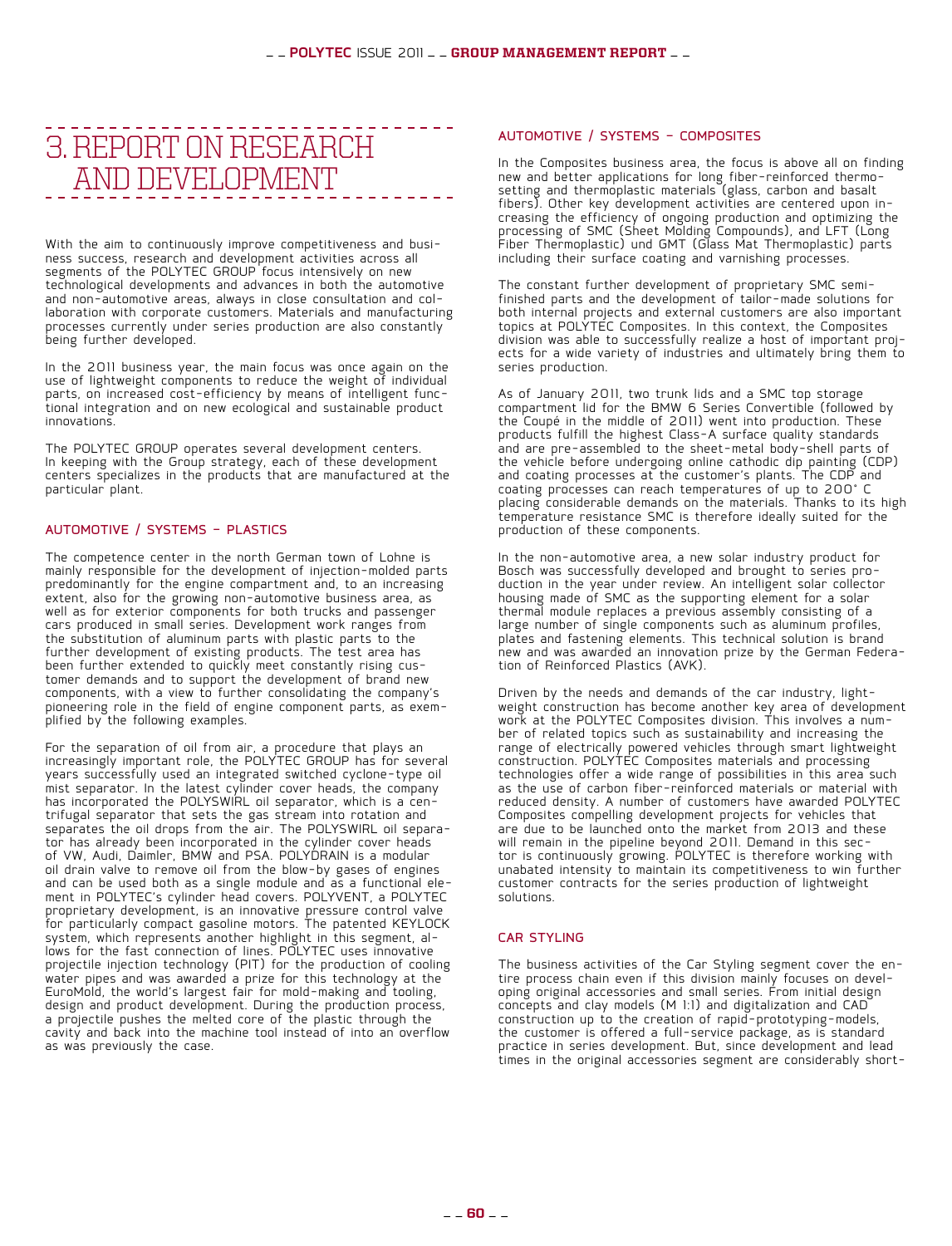# 3. REPORT ON RESEARCH AND DEVELOPMENT

With the aim to continuously improve competitiveness and business success, research and development activities across all segments of the POLYTEC GROUP focus intensively on new technological developments and advances in both the automotive and non-automotive areas, always in close consultation and collaboration with corporate customers. Materials and manufacturing processes currently under series production are also constantly being further developed.

In the 2011 business year, the main focus was once again on the use of lightweight components to reduce the weight of individual parts, on increased cost-efficiency by means of intelligent functional integration and on new ecological and sustainable product innovations.

The POLYTEC GROUP operates several development centers. In keeping with the Group strategy, each of these development centers specializes in the products that are manufactured at the particular plant.

## AUTOMOTIVE / SYSTEMS – PLASTICS

The competence center in the north German town of Lohne is mainly responsible for the development of injection-molded parts predominantly for the engine compartment and, to an increasing extent, also for the growing non-automotive business area, as well as for exterior components for both trucks and passenger cars produced in small series. Development work ranges from the substitution of aluminum parts with plastic parts to the further development of existing products. The test area has been further extended to quickly meet constantly rising customer demands and to support the development of brand new components, with a view to further consolidating the company's pioneering role in the field of engine component parts, as exemplified by the following examples.

For the separation of oil from air, a procedure that plays an increasingly important role, the POLYTEC GROUP has for several years successfully used an integrated switched cyclone-type oil mist separator. In the latest cylinder cover heads, the company has incorporated the POLYSWIRL oil separator, which is a centrifugal separator that sets the gas stream into rotation and separates the oil drops from the air. The POLYSWIRL oil separator has already been incorporated in the cylinder cover heads of VW, Audi, Daimler, BMW and PSA. POLYDRAIN is a modular oil drain valve to remove oil from the blow-by gases of engines and can be used both as a single module and as a functional element in POLYTEC's cylinder head covers. POLYVENT, a POLYTEC proprietary development, is an innovative pressure control valve for particularly compact gasoline motors. The patented KEYLOCK system, which represents another highlight in this segment, allows for the fast connection of lines. POLYTEC uses innovative projectile injection technology (PIT) for the production of cooling water pipes and was awarded a prize for this technology at the EuroMold, the world's largest fair for mold-making and tooling, design and product development. During the production process, a projectile pushes the melted core of the plastic through the cavity and back into the machine tool instead of into an overflow as was previously the case.

## AUTOMOTIVE / SYSTEMS – COMPOSITES

In the Composites business area, the focus is above all on finding new and better applications for long fiber-reinforced thermosetting and thermoplastic materials (glass, carbon and basalt fibers). Other key development activities are centered upon increasing the efficiency of ongoing production and optimizing the processing of SMC (Sheet Molding Compounds), and LFT (Long Fiber Thermoplastic) und GMT (Glass Mat Thermoplastic) parts including their surface coating and varnishing processes.

The constant further development of proprietary SMC semi-finished parts and the development of tailor-made solutions for both internal projects and external customers are also important topics at POLYTEC Composites. In this context, the Composites division was able to successfully realize a host of important projects for a wide variety of industries and ultimately bring them to series production.

As of January 2011, two trunk lids and a SMC top storage compartment lid for the BMW 6 Series Convertible (followed by the Coupé in the middle of 2011) went into production. These products fulfill the highest Class-A surface quality standards and are pre-assembled to the sheet-metal body-shell parts of the vehicle before undergoing online cathodic dip painting (CDP) and coating processes at the customer's plants. The CDP and coating processes can reach temperatures of up to 200° C placing considerable demands on the materials. Thanks to its high temperature resistance SMC is therefore ideally suited for the production of these components.

In the non-automotive area, a new solar industry product for Bosch was successfully developed and brought to series production in the year under review. An intelligent solar collector housing made of SMC as the supporting element for a solar thermal module replaces a previous assembly consisting of a large number of single components such as aluminum profiles, plates and fastening elements. This technical solution is brand new and was awarded an innovation prize by the German Federation of Reinforced Plastics (AVK).

Driven by the needs and demands of the car industry, lightweight construction has become another key area of development work at the POLYTEC Composites division. This involves a number of related topics such as sustainability and increasing the range of electrically powered vehicles through smart lightweight construction. POLYTEC Composites materials and processing technologies offer a wide range of possibilities in this area such as the use of carbon fiber-reinforced materials or material with reduced density. A number of customers have awarded POLYTEC Composites compelling development projects for vehicles that are due to be launched onto the market from 2013 and these will remain in the pipeline beyond 2011. Demand in this sector is continuously growing. POLYTEC is therefore working with unabated intensity to maintain its competitiveness to win further customer contracts for the series production of lightweight solutions.

## CAR STYLING

The business activities of the Car Styling segment cover the entire process chain even if this division mainly focuses on developing original accessories and small series. From initial design concepts and clay models (M 1:1) and digitalization and CAD construction up to the creation of rapid-prototyping-models, the customer is offered a full-service package, as is standard practice in series development. But, since development and lead times in the original accessories segment are considerably short-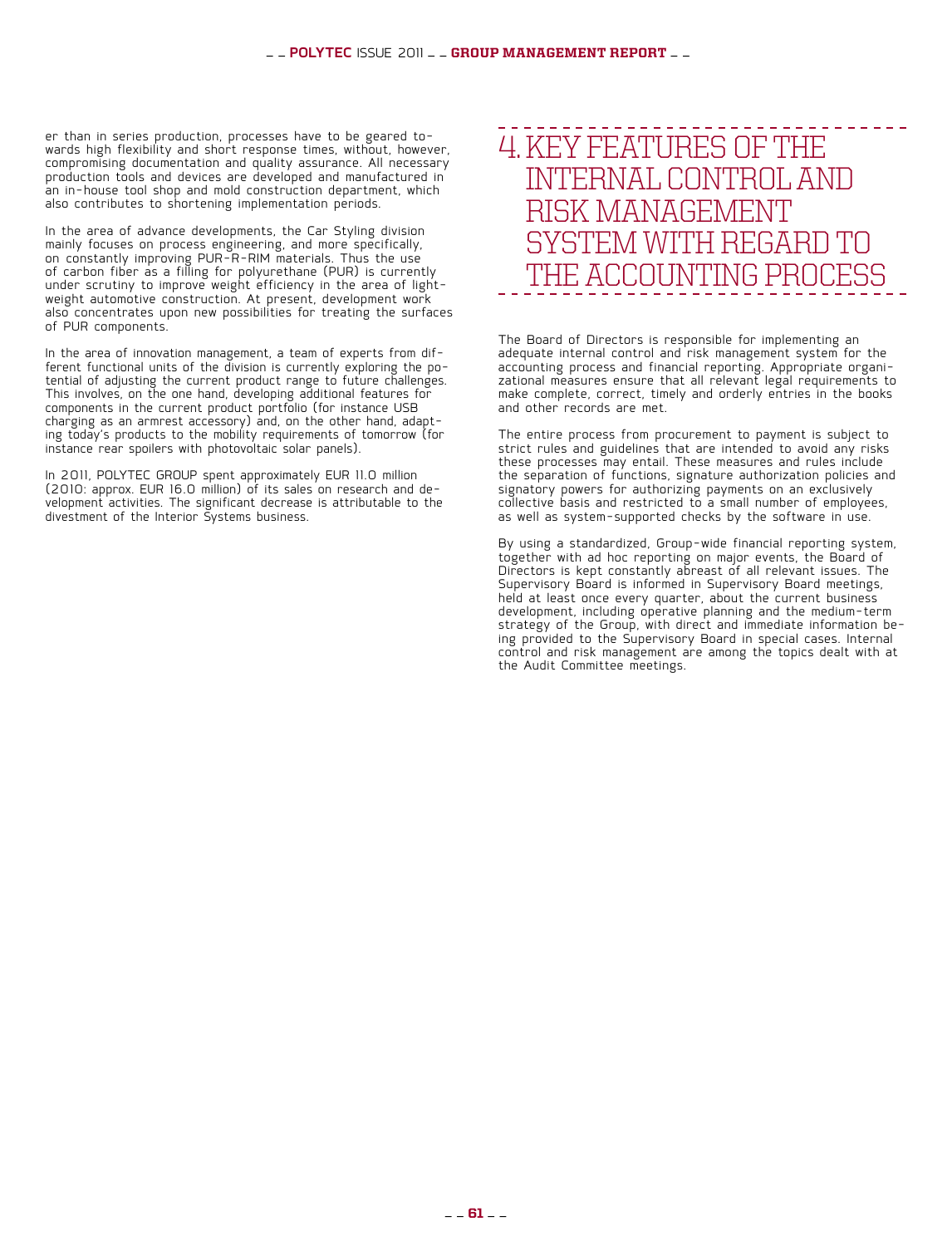er than in series production, processes have to be geared towards high flexibility and short response times, without, however, compromising documentation and quality assurance. All necessary production tools and devices are developed and manufactured in an in-house tool shop and mold construction department, which also contributes to shortening implementation periods.

In the area of advance developments, the Car Styling division mainly focuses on process engineering, and more specifically, on constantly improving PUR-R-RIM materials. Thus the use of carbon fiber as a filling for polyurethane (PUR) is currently under scrutiny to improve weight efficiency in the area of lightweight automotive construction. At present, development work also concentrates upon new possibilities for treating the surfaces of PUR components.

In the area of innovation management, a team of experts from different functional units of the division is currently exploring the potential of adjusting the current product range to future challenges. This involves, on the one hand, developing additional features for components in the current product portfolio (for instance USB charging as an armrest accessory) and, on the other hand, adapting today's products to the mobility requirements of tomorrow (for instance rear spoilers with photovoltaic solar panels).

In 2011, POLYTEC GROUP spent approximately EUR 11.0 million (2010: approx. EUR 16.0 million) of its sales on research and development activities. The significant decrease is attributable to the divestment of the Interior Systems business.

# 4. KEY FEATURES OF THE INTERNAL CONTROL AND RISK MANAGEMENT SYSTEM WITH REGARD TO THE ACCOUNTING PROCESS

The Board of Directors is responsible for implementing an adequate internal control and risk management system for the accounting process and financial reporting. Appropriate organizational measures ensure that all relevant legal requirements to make complete, correct, timely and orderly entries in the books and other records are met.

The entire process from procurement to payment is subject to strict rules and guidelines that are intended to avoid any risks these processes may entail. These measures and rules include the separation of functions, signature authorization policies and signatory powers for authorizing payments on an exclusively collective basis and restricted to a small number of employees, as well as system-supported checks by the software in use.

By using a standardized, Group-wide financial reporting system, together with ad hoc reporting on major events, the Board of Directors is kept constantly abreast of all relevant issues. The Supervisory Board is informed in Supervisory Board meetings, held at least once every quarter, about the current business development, including operative planning and the medium-term strategy of the Group, with direct and immediate information being provided to the Supervisory Board in special cases. Internal control and risk management are among the topics dealt with at the Audit Committee meetings.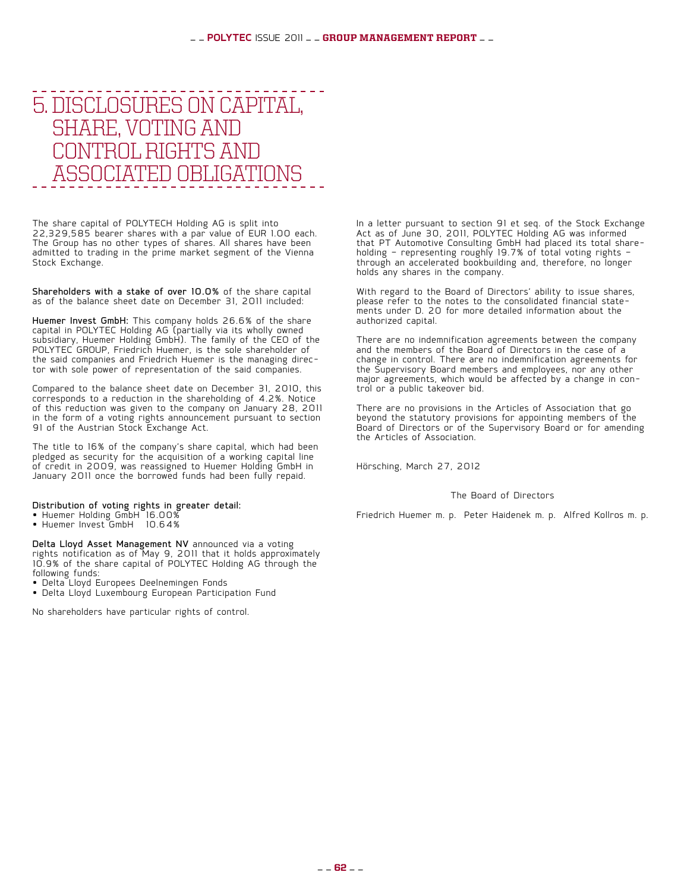# 5. DISCLOSURES ON CAPITAL, SHARE, VOTING AND CONTROL RIGHTS AND ASSOCIATED OBLIGATIONS

The share capital of POLYTECH Holding AG is split into 22,329,585 bearer shares with a par value of EUR 1.00 each. The Group has no other types of shares. All shares have been admitted to trading in the prime market segment of the Vienna Stock Exchange.

**Shareholders with a stake of over 10.0%** of the share capital as of the balance sheet date on December 31, 2011 included:

**Huemer Invest GmbH:** This company holds 26.6% of the share capital in POLYTEC Holding AG (partially via its wholly owned subsidiary, Huemer Holding GmbH). The family of the CEO of the POLYTEC GROUP, Friedrich Huemer, is the sole shareholder of the said companies and Friedrich Huemer is the managing director with sole power of representation of the said companies.

Compared to the balance sheet date on December 31, 2010, this corresponds to a reduction in the shareholding of 4.2%. Notice of this reduction was given to the company on January 28, 2011 in the form of a voting rights announcement pursuant to section 91 of the Austrian Stock Exchange Act.

The title to 16% of the company's share capital, which had been pledged as security for the acquisition of a working capital line of credit in 2009, was reassigned to Huemer Holding GmbH in January 2011 once the borrowed funds had been fully repaid.

**Distribution of voting rights in greater detail:**

- Huemer Holding GmbH 16.00%
- Huemer Invest GmbH 10.64%

**Delta Lloyd Asset Management NV** announced via a voting rights notification as of May 9, 2011 that it holds approximately 10.9% of the share capital of POLYTEC Holding AG through the following funds:

- Delta Lloyd Europees Deelnemingen Fonds
- Delta Lloyd Luxembourg European Participation Fund

No shareholders have particular rights of control.

In a letter pursuant to section 91 et seq. of the Stock Exchange Act as of June 30, 2011, POLYTEC Holding AG was informed that PT Automotive Consulting GmbH had placed its total shareholding – representing roughly 19.7% of total voting rights – through an accelerated bookbuilding and, therefore, no longer holds any shares in the company.

With regard to the Board of Directors' ability to issue shares, please refer to the notes to the consolidated financial statements under D. 20 for more detailed information about the authorized capital.

There are no indemnification agreements between the company and the members of the Board of Directors in the case of a change in control. There are no indemnification agreements for the Supervisory Board members and employees, nor any other major agreements, which would be affected by a change in control or a public takeover bid.

There are no provisions in the Articles of Association that go beyond the statutory provisions for appointing members of the Board of Directors or of the Supervisory Board or for amending the Articles of Association.

Hörsching, March 27, 2012

The Board of Directors

Friedrich Huemer m. p. Peter Haidenek m. p. Alfred Kollros m. p.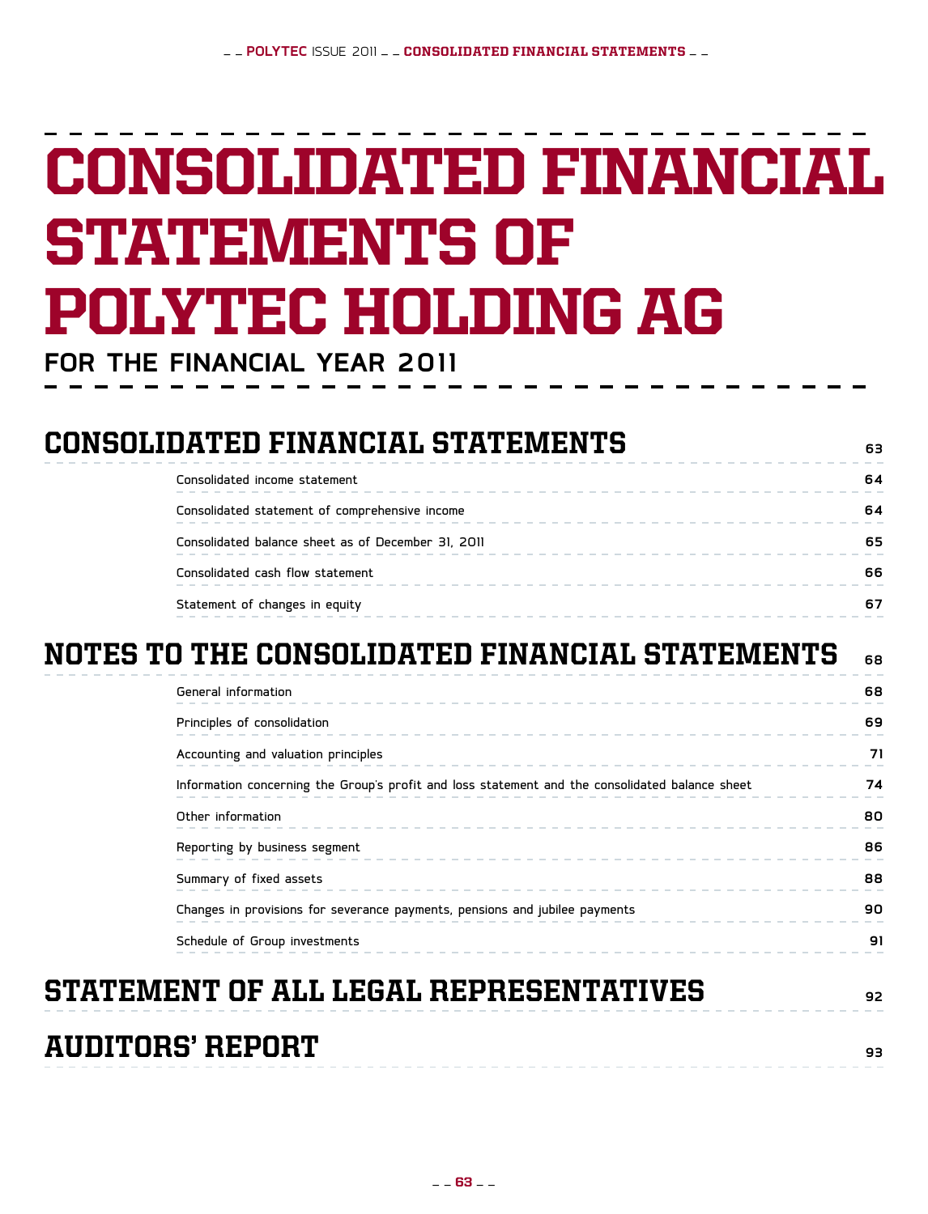# CONSOLIDATED FINANCIAL STATEMENTS OF POLYTEC HOLDING AG

**FOR THE FINANCIAL YEAR 2011**

| | |
|---|---|
| **CONSOLIDATED FINANCIAL STATEMENTS** | **63** |
| Consolidated income statement | 64 |
| Consolidated statement of comprehensive income | 64 |
| Consolidated balance sheet as of December 31, 2011 | 65 |
| Consolidated cash flow statement | 66 |
| Statement of changes in equity | 67 |
| **NOTES TO THE CONSOLIDATED FINANCIAL STATEMENTS** | **68** |
| General information | 68 |
| Principles of consolidation | 69 |
| Accounting and valuation principles | 71 |
| Information concerning the Group's profit and loss statement and the consolidated balance sheet | 74 |
| Other information | 80 |
| Reporting by business segment | 86 |
| Summary of fixed assets | 88 |
| Changes in provisions for severance payments, pensions and jubilee payments | 90 |
| Schedule of Group investments | 91 |
| **STATEMENT OF ALL LEGAL REPRESENTATIVES** | **92** |
| **AUDITORS' REPORT** | **93** |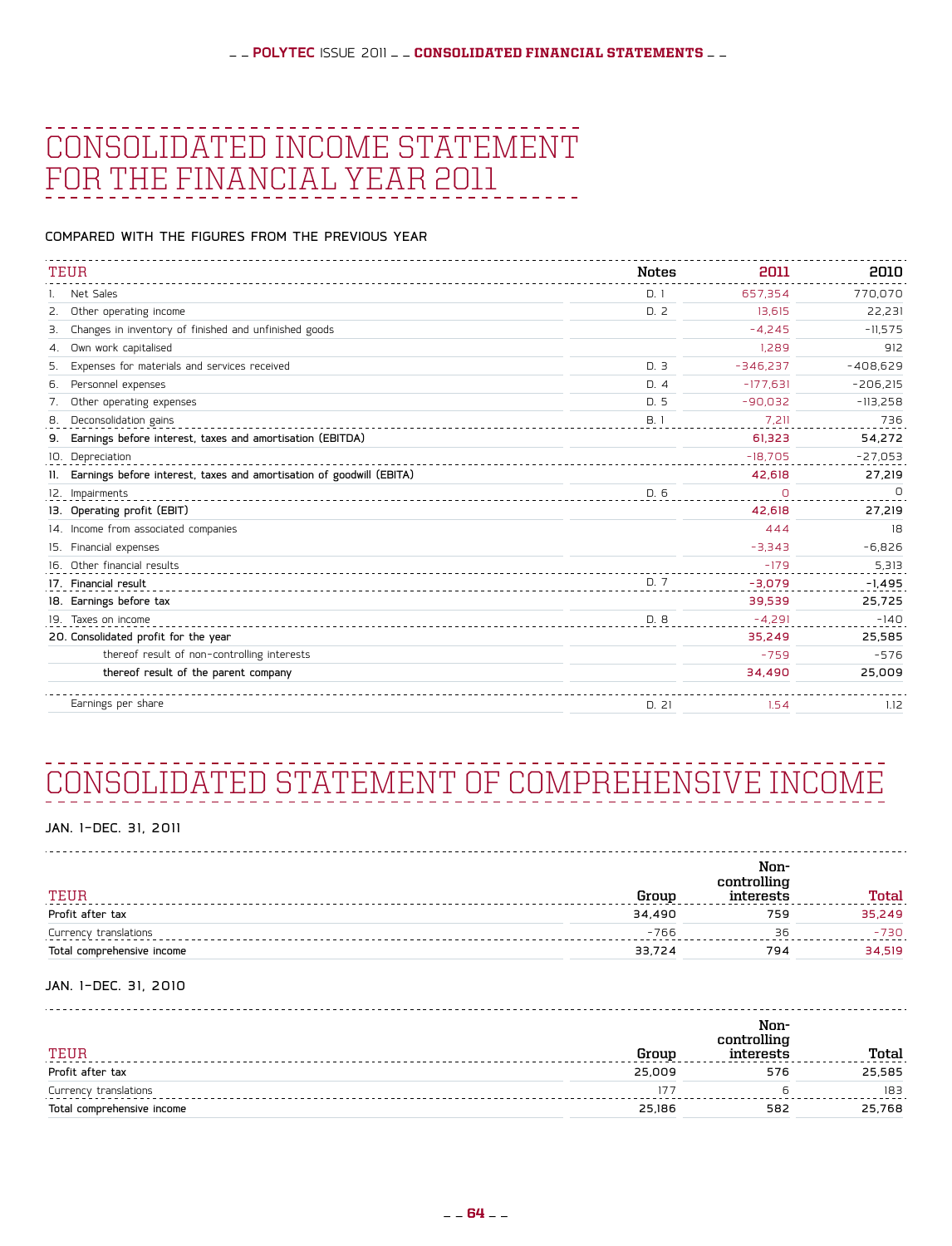# CONSOLIDATED INCOME STATEMENT FOR THE FINANCIAL YEAR 2011

### COMPARED WITH THE FIGURES FROM THE PREVIOUS YEAR

| TEUR | Notes | 2011 | 2010 |
|---|---|---|---|
| 1. Net Sales | D. 1 | 657,354 | 770,070 |
| 2. Other operating income | D. 2 | 13,615 | 22,231 |
| 3. Changes in inventory of finished and unfinished goods | | -4,245 | -11,575 |
| 4. Own work capitalised | | 1,289 | 912 |
| 5. Expenses for materials and services received | D. 3 | -346,237 | -408,629 |
| 6. Personnel expenses | D. 4 | -177,631 | -206,215 |
| 7. Other operating expenses | D. 5 | -90,032 | -113,258 |
| 8. Deconsolidation gains | B. 1 | 7,211 | 736 |
| **9. Earnings before interest, taxes and amortisation (EBITDA)** | | **61,323** | **54,272** |
| 10. Depreciation | | -18,705 | -27,053 |
| **11. Earnings before interest, taxes and amortisation of goodwill (EBITA)** | | **42,618** | **27,219** |
| 12. Impairments | D. 6 | 0 | 0 |
| **13. Operating profit (EBIT)** | | **42,618** | **27,219** |
| 14. Income from associated companies | | 444 | 18 |
| 15. Financial expenses | | -3,343 | -6,826 |
| 16. Other financial results | | -179 | 5,313 |
| **17. Financial result** | D. 7 | **-3,079** | **-1,495** |
| **18. Earnings before tax** | | **39,539** | **25,725** |
| 19. Taxes on income | D. 8 | -4,291 | -140 |
| **20. Consolidated profit for the year** | | **35,249** | **25,585** |
| thereof result of non-controlling interests | | -759 | -576 |
| **thereof result of the parent company** | | **34,490** | **25,009** |
| Earnings per share | D. 21 | 1.54 | 1.12 |

# CONSOLIDATED STATEMENT OF COMPREHENSIVE INCOME

### JAN. 1–DEC. 31, 2011

| TEUR | Group | Non-controlling interests | Total |
|---|---|---|---|
| **Profit after tax** | 34,490 | 759 | 35,249 |
| Currency translations | -766 | 36 | -730 |
| **Total comprehensive income** | 33,724 | 794 | 34,519 |

### JAN. 1–DEC. 31, 2010

| TEUR | Group | Non-controlling interests | Total |
|---|---|---|---|
| **Profit after tax** | 25,009 | 576 | 25,585 |
| Currency translations | 177 | 6 | 183 |
| **Total comprehensive income** | 25,186 | 582 | 25,768 |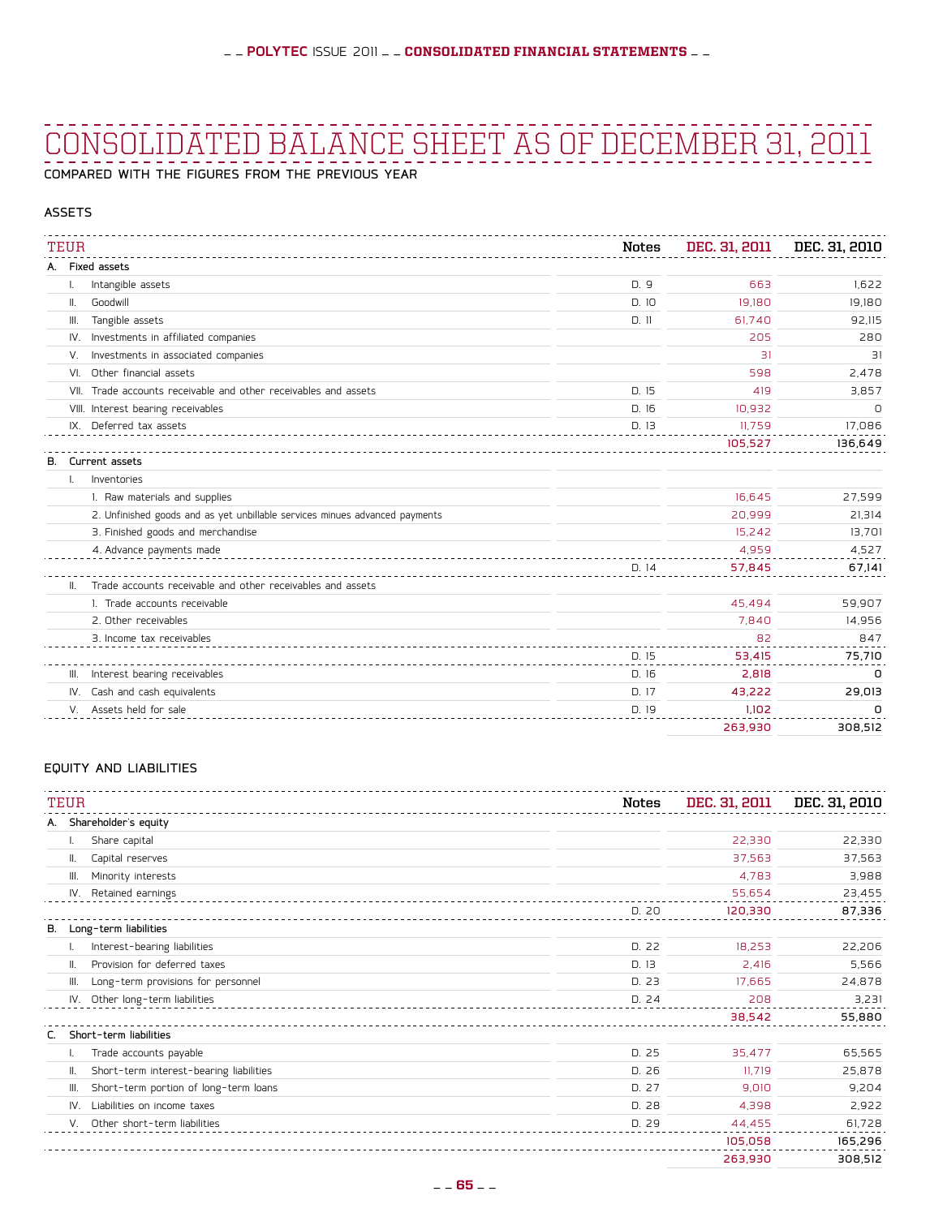# CONSOLIDATED BALANCE SHEET AS OF DECEMBER 31, 2011

COMPARED WITH THE FIGURES FROM THE PREVIOUS YEAR

## ASSETS

| TEUR | Notes | DEC. 31, 2011 | DEC. 31, 2010 |
|---|---|---|---|
| **A. Fixed assets** | | | |
| I. Intangible assets | D. 9 | 663 | 1,622 |
| II. Goodwill | D. 10 | 19,180 | 19,180 |
| III. Tangible assets | D. 11 | 61,740 | 92,115 |
| IV. Investments in affiliated companies | | 205 | 280 |
| V. Investments in associated companies | | 31 | 31 |
| VI. Other financial assets | | 598 | 2,478 |
| VII. Trade accounts receivable and other receivables and assets | D. 15 | 419 | 3,857 |
| VIII. Interest bearing receivables | D. 16 | 10,932 | 0 |
| IX. Deferred tax assets | D. 13 | 11,759 | 17,086 |
| | | 105,527 | 136,649 |
| **B. Current assets** | | | |
| I. Inventories | | | |
| 1. Raw materials and supplies | | 16,645 | 27,599 |
| 2. Unfinished goods and as yet unbillable services minues advanced payments | | 20,999 | 21,314 |
| 3. Finished goods and merchandise | | 15,242 | 13,701 |
| 4. Advance payments made | | 4,959 | 4,527 |
| | D. 14 | **57,845** | **67,141** |
| II. Trade accounts receivable and other receivables and assets | | | |
| 1. Trade accounts receivable | | 45,494 | 59,907 |
| 2. Other receivables | | 7,840 | 14,956 |
| 3. Income tax receivables | | 82 | 847 |
| | D. 15 | **53,415** | **75,710** |
| III. Interest bearing receivables | D. 16 | **2,818** | **0** |
| IV. Cash and cash equivalents | D. 17 | **43,222** | **29,013** |
| V. Assets held for sale | D. 19 | **1,102** | **0** |
| | | 263,930 | 308,512 |

## EQUITY AND LIABILITIES

| TEUR | Notes | DEC. 31, 2011 | DEC. 31, 2010 |
|---|---|---|---|
| **A. Shareholder's equity** | | | |
| I. Share capital | | 22,330 | 22,330 |
| II. Capital reserves | | 37,563 | 37,563 |
| III. Minority interests | | 4,783 | 3,988 |
| IV. Retained earnings | | 55,654 | 23,455 |
| | D. 20 | **120,330** | **87,336** |
| **B. Long-term liabilities** | | | |
| I. Interest-bearing liabilities | D. 22 | 18,253 | 22,206 |
| II. Provision for deferred taxes | D. 13 | 2,416 | 5,566 |
| III. Long-term provisions for personnel | D. 23 | 17,665 | 24,878 |
| IV. Other long-term liabilities | D. 24 | 208 | 3,231 |
| | | **38,542** | **55,880** |
| **C. Short-term liabilities** | | | |
| I. Trade accounts payable | D. 25 | 35,477 | 65,565 |
| II. Short-term interest-bearing liabilities | D. 26 | 11,719 | 25,878 |
| III. Short-term portion of long-term loans | D. 27 | 9,010 | 9,204 |
| IV. Liabilities on income taxes | D. 28 | 4,398 | 2,922 |
| V. Other short-term liabilities | D. 29 | 44,455 | 61,728 |
| | | **105,058** | **165,296** |
| | | 263,930 | 308,512 |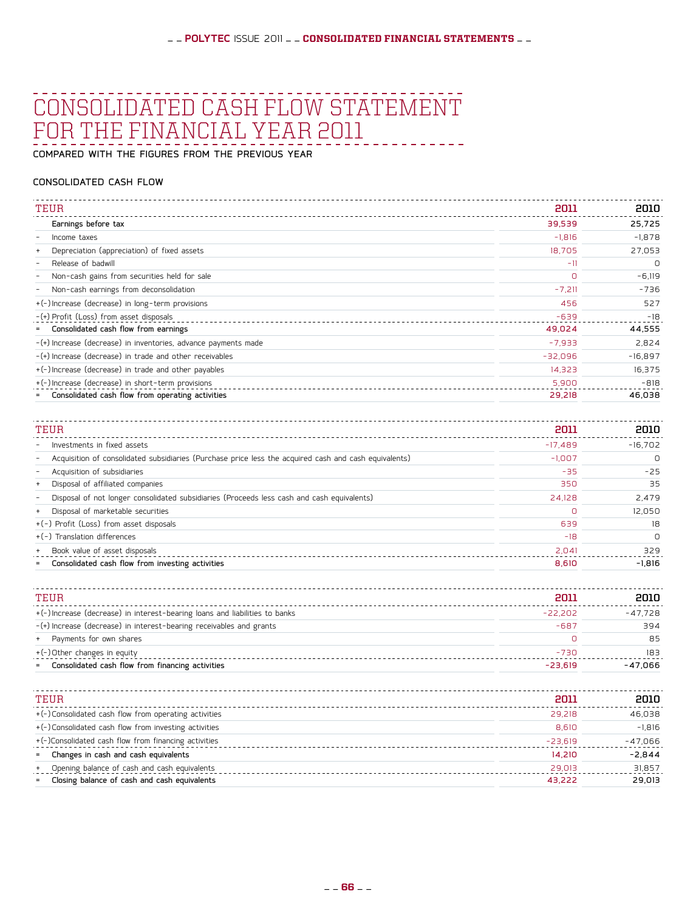# CONSOLIDATED CASH FLOW STATEMENT FOR THE FINANCIAL YEAR 2011

COMPARED WITH THE FIGURES FROM THE PREVIOUS YEAR

## CONSOLIDATED CASH FLOW

| | TEUR | 2011 | 2010 |
|---|---|---|---|
| | **Earnings before tax** | **39,539** | **25,725** |
| – | Income taxes | -1,816 | -1,878 |
| + | Depreciation (appreciation) of fixed assets | 18,705 | 27,053 |
| – | Release of badwill | -11 | 0 |
| – | Non-cash gains from securities held for sale | 0 | -6,119 |
| – | Non-cash earnings from deconsolidation | -7,211 | -736 |
| +(-) | Increase (decrease) in long-term provisions | 456 | 527 |
| -(+) | Profit (Loss) from asset disposals | -639 | -18 |
| = | **Consolidated cash flow from earnings** | **49,024** | **44,555** |
| -(+) | Increase (decrease) in inventories, advance payments made | -7,933 | 2,824 |
| -(+) | Increase (decrease) in trade and other receivables | -32,096 | -16,897 |
| +(-) | Increase (decrease) in trade and other payables | 14,323 | 16,375 |
| +(-) | Increase (decrease) in short-term provisions | 5,900 | -818 |
| = | **Consolidated cash flow from operating activities** | **29,218** | **46,038** |

| | TEUR | 2011 | 2010 |
|---|---|---|---|
| – | Investments in fixed assets | -17,489 | -16,702 |
| – | Acquisition of consolidated subsidiaries (Purchase price less the acquired cash and cash equivalents) | -1,007 | 0 |
| – | Acquisition of subsidiaries | -35 | -25 |
| + | Disposal of affiliated companies | 350 | 35 |
| – | Disposal of not longer consolidated subsidiaries (Proceeds less cash and cash equivalents) | 24,128 | 2,479 |
| + | Disposal of marketable securities | 0 | 12,050 |
| +(-) | Profit (Loss) from asset disposals | 639 | 18 |
| +(-) | Translation differences | -18 | 0 |
| + | Book value of asset disposals | 2,041 | 329 |
| = | **Consolidated cash flow from investing activities** | **8,610** | **-1,816** |

| | TEUR | 2011 | 2010 |
|---|---|---|---|
| +(-) | Increase (decrease) in interest-bearing loans and liabilities to banks | -22,202 | -47,728 |
| -(+) | Increase (decrease) in interest-bearing receivables and grants | -687 | 394 |
| + | Payments for own shares | 0 | 85 |
| +(-) | Other changes in equity | -730 | 183 |
| = | **Consolidated cash flow from financing activities** | **-23,619** | **-47,066** |

| | TEUR | 2011 | 2010 |
|---|---|---|---|
| +(-) | Consolidated cash flow from operating activities | 29,218 | 46,038 |
| +(-) | Consolidated cash flow from investing activities | 8,610 | -1,816 |
| +(-) | Consolidated cash flow from financing activities | -23,619 | -47,066 |
| = | **Changes in cash and cash equivalents** | **14,210** | **-2,844** |
| + | Opening balance of cash and cash equivalents | 29,013 | 31,857 |
| = | **Closing balance of cash and cash equivalents** | **43,222** | **29,013** |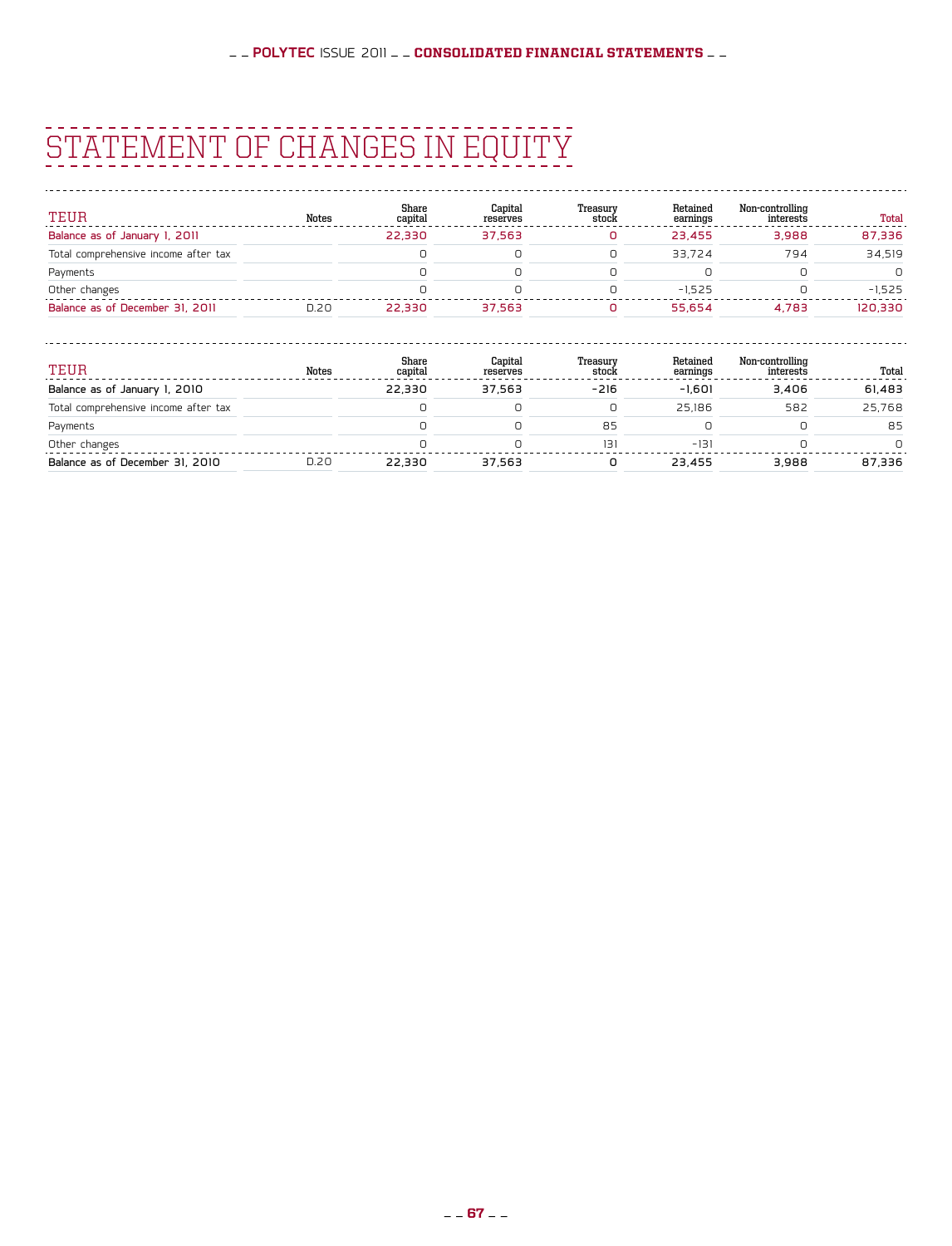# STATEMENT OF CHANGES IN EQUITY

| TEUR | Notes | Share capital | Capital reserves | Treasury stock | Retained earnings | Non-controlling interests | Total |
|---|---|---|---|---|---|---|---|
| Balance as of January 1, 2011 | | 22,330 | 37,563 | 0 | 23,455 | 3,988 | 87,336 |
| Total comprehensive income after tax | | 0 | 0 | 0 | 33,724 | 794 | 34,519 |
| Payments | | 0 | 0 | 0 | 0 | 0 | 0 |
| Other changes | | 0 | 0 | 0 | -1,525 | 0 | -1,525 |
| Balance as of December 31, 2011 | D.20 | 22,330 | 37,563 | 0 | 55,654 | 4,783 | 120,330 |

| TEUR | Notes | Share capital | Capital reserves | Treasury stock | Retained earnings | Non-controlling interests | Total |
|---|---|---|---|---|---|---|---|
| Balance as of January 1, 2010 | | 22,330 | 37,563 | -216 | -1,601 | 3,406 | 61,483 |
| Total comprehensive income after tax | | 0 | 0 | 0 | 25,186 | 582 | 25,768 |
| Payments | | 0 | 0 | 85 | 0 | 0 | 85 |
| Other changes | | 0 | 0 | 131 | -131 | 0 | 0 |
| Balance as of December 31, 2010 | D.20 | 22,330 | 37,563 | 0 | 23,455 | 3,988 | 87,336 |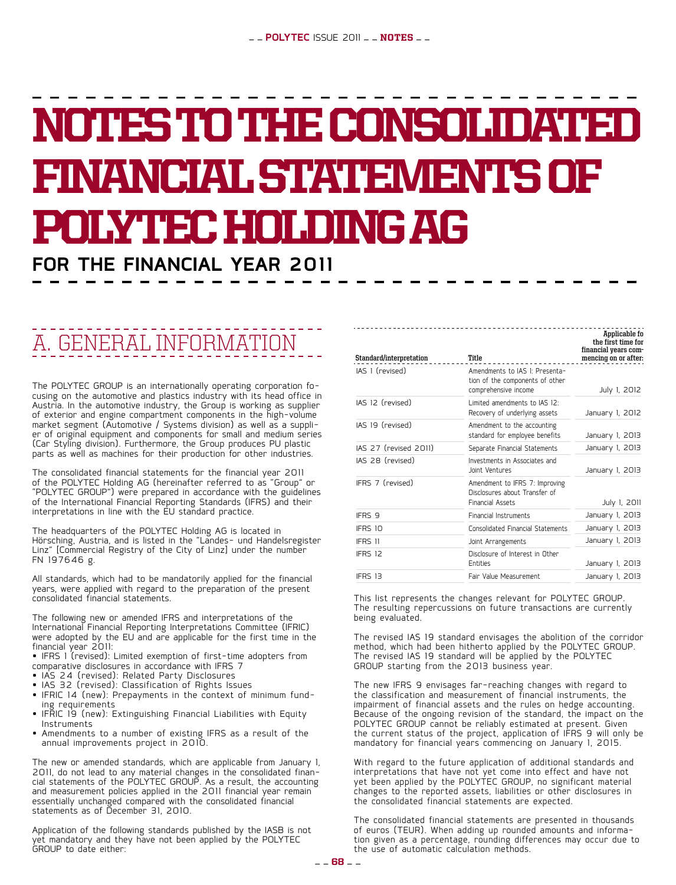# NOTES TO THE CONSOLIDATED FINANCIAL STATEMENTS OF POLYTEC HOLDING AG

## FOR THE FINANCIAL YEAR 2011

## A. GENERAL INFORMATION

The POLYTEC GROUP is an internationally operating corporation focusing on the automotive and plastics industry with its head office in Austria. In the automotive industry, the Group is working as supplier of exterior and engine compartment components in the high-volume market segment (Automotive / Systems division) as well as a supplier of original equipment and components for small and medium series (Car Styling division). Furthermore, the Group produces PU plastic parts as well as machines for their production for other industries.

The consolidated financial statements for the financial year 2011 of the POLYTEC Holding AG (hereinafter referred to as "Group" or "POLYTEC GROUP") were prepared in accordance with the guidelines of the International Financial Reporting Standards (IFRS) and their interpretations in line with the EU standard practice.

The headquarters of the POLYTEC Holding AG is located in Hörsching, Austria, and is listed in the "Landes- und Handelsregister Linz" [Commercial Registry of the City of Linz] under the number FN 197646 g.

All standards, which had to be mandatorily applied for the financial years, were applied with regard to the preparation of the present consolidated financial statements.

The following new or amended IFRS and interpretations of the International Financial Reporting Interpretations Committee (IFRIC) were adopted by the EU and are applicable for the first time in the financial year 2011:

- IFRS 1 (revised): Limited exemption of first-time adopters from comparative disclosures in accordance with IFRS 7
- IAS 24 (revised): Related Party Disclosures
- IAS 32 (revised): Classification of Rights Issues
- IFRIC 14 (new): Prepayments in the context of minimum funding requirements
- IFRIC 19 (new): Extinguishing Financial Liabilities with Equity Instruments
- Amendments to a number of existing IFRS as a result of the annual improvements project in 2010.

The new or amended standards, which are applicable from January 1, 2011, do not lead to any material changes in the consolidated financial statements of the POLYTEC GROUP. As a result, the accounting and measurement policies applied in the 2011 financial year remain essentially unchanged compared with the consolidated financial statements as of December 31, 2010.

Application of the following standards published by the IASB is not yet mandatory and they have not been applied by the POLYTEC GROUP to date either:

| Standard/interpretation | Title | Applicable fo the first time for financial years commencing on or after: |
|---|---|---|
| IAS 1 (revised) | Amendments to IAS 1: Presentation of the components of other comprehensive income | July 1, 2012 |
| IAS 12 (revised) | Limited amendments to IAS 12: Recovery of underlying assets | January 1, 2012 |
| IAS 19 (revised) | Amendment to the accounting standard for employee benefits | January 1, 2013 |
| IAS 27 (revised 2011) | Separate Financial Statements | January 1, 2013 |
| IAS 28 (revised) | Investments in Associates and Joint Ventures | January 1, 2013 |
| IFRS 7 (revised) | Amendment to IFRS 7: Improving Disclosures about Transfer of Financial Assets | July 1, 2011 |
| IFRS 9 | Financial Instruments | January 1, 2013 |
| IFRS 10 | Consolidated Financial Statements | January 1, 2013 |
| IFRS 11 | Joint Arrangements | January 1, 2013 |
| IFRS 12 | Disclosure of Interest in Other Entities | January 1, 2013 |
| IFRS 13 | Fair Value Measurement | January 1, 2013 |

This list represents the changes relevant for POLYTEC GROUP. The resulting repercussions on future transactions are currently being evaluated.

The revised IAS 19 standard envisages the abolition of the corridor method, which had been hitherto applied by the POLYTEC GROUP. The revised IAS 19 standard will be applied by the POLYTEC GROUP starting from the 2013 business year.

The new IFRS 9 envisages far-reaching changes with regard to the classification and measurement of financial instruments, the impairment of financial assets and the rules on hedge accounting. Because of the ongoing revision of the standard, the impact on the POLYTEC GROUP cannot be reliably estimated at present. Given the current status of the project, application of IFRS 9 will only be mandatory for financial years commencing on January 1, 2015.

With regard to the future application of additional standards and interpretations that have not yet come into effect and have not yet been applied by the POLYTEC GROUP, no significant material changes to the reported assets, liabilities or other disclosures in the consolidated financial statements are expected.

The consolidated financial statements are presented in thousands of euros (TEUR). When adding up rounded amounts and information given as a percentage, rounding differences may occur due to the use of automatic calculation methods.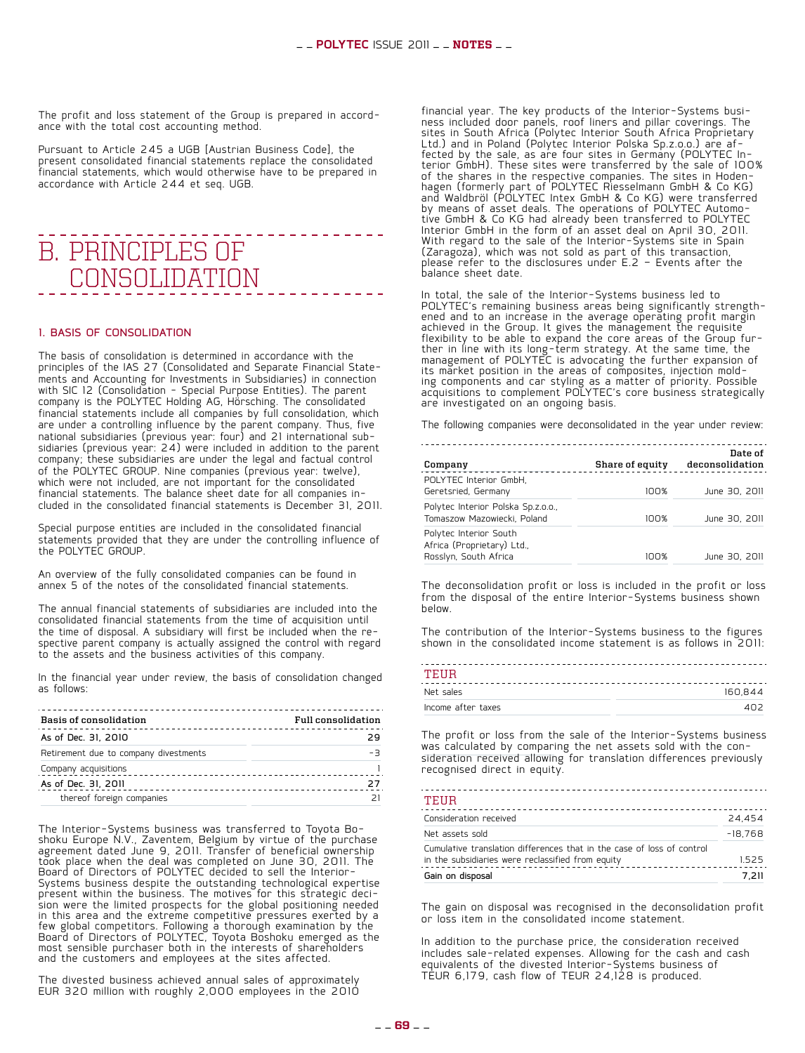The profit and loss statement of the Group is prepared in accordance with the total cost accounting method.

Pursuant to Article 245 a UGB [Austrian Business Code], the present consolidated financial statements replace the consolidated financial statements, which would otherwise have to be prepared in accordance with Article 244 et seq. UGB.

# B. PRINCIPLES OF CONSOLIDATION

## 1. BASIS OF CONSOLIDATION

The basis of consolidation is determined in accordance with the principles of the IAS 27 (Consolidated and Separate Financial Statements and Accounting for Investments in Subsidiaries) in connection with SIC 12 (Consolidation – Special Purpose Entities). The parent company is the POLYTEC Holding AG, Hörsching. The consolidated financial statements include all companies by full consolidation, which are under a controlling influence by the parent company. Thus, five national subsidiaries (previous year: four) and 21 international subsidiaries (previous year: 24) were included in addition to the parent company; these subsidiaries are under the legal and factual control of the POLYTEC GROUP. Nine companies (previous year: twelve), which were not included, are not important for the consolidated financial statements. The balance sheet date for all companies included in the consolidated financial statements is December 31, 2011.

Special purpose entities are included in the consolidated financial statements provided that they are under the controlling influence of the POLYTEC GROUP.

An overview of the fully consolidated companies can be found in annex 5 of the notes of the consolidated financial statements.

The annual financial statements of subsidiaries are included into the consolidated financial statements from the time of acquisition until the time of disposal. A subsidiary will first be included when the respective parent company is actually assigned the control with regard to the assets and the business activities of this company.

In the financial year under review, the basis of consolidation changed as follows:

| Basis of consolidation | Full consolidation |
|---|---|
| As of Dec. 31, 2010 | 29 |
| Retirement due to company divestments | -3 |
| Company acquisitions | 1 |
| As of Dec. 31, 2011 | 27 |
| thereof foreign companies | 21 |

The Interior-Systems business was transferred to Toyota Boshoku Europe N.V., Zaventem, Belgium by virtue of the purchase agreement dated June 9, 2011. Transfer of beneficial ownership took place when the deal was completed on June 30, 2011. The Board of Directors of POLYTEC decided to sell the Interior-Systems business despite the outstanding technological expertise present within the business. The motives for this strategic decision were the limited prospects for the global positioning needed in this area and the extreme competitive pressures exerted by a few global competitors. Following a thorough examination by the Board of Directors of POLYTEC, Toyota Boshoku emerged as the most sensible purchaser both in the interests of shareholders and the customers and employees at the sites affected.

The divested business achieved annual sales of approximately EUR 320 million with roughly 2,000 employees in the 2010 financial year. The key products of the Interior-Systems business included door panels, roof liners and pillar coverings. The sites in South Africa (Polytec Interior South Africa Proprietary Ltd.) and in Poland (Polytec Interior Polska Sp.z.o.o.) are affected by the sale, as are four sites in Germany (POLYTEC Interior GmbH). These sites were transferred by the sale of 100% of the shares in the respective companies. The sites in Hodenhagen (formerly part of POLYTEC Riesselmann GmbH & Co KG) and Waldbröl (POLYTEC Intex GmbH & Co KG) were transferred by means of asset deals. The operations of POLYTEC Automotive GmbH & Co KG had already been transferred to POLYTEC Interior GmbH in the form of an asset deal on April 30, 2011. With regard to the sale of the Interior-Systems site in Spain (Zaragoza), which was not sold as part of this transaction, please refer to the disclosures under E.2 – Events after the balance sheet date.

In total, the sale of the Interior-Systems business led to POLYTEC's remaining business areas being significantly strengthened and to an increase in the average operating profit margin achieved in the Group. It gives the management the requisite flexibility to be able to expand the core areas of the Group further in line with its long-term strategy. At the same time, the management of POLYTEC is advocating the further expansion of its market position in the areas of composites, injection molding components and car styling as a matter of priority. Possible acquisitions to complement POLYTEC's core business strategically are investigated on an ongoing basis.

The following companies were deconsolidated in the year under review:

| Company | Share of equity | Date of deconsolidation |
|---|---|---|
| POLYTEC Interior GmbH, Geretsried, Germany | 100% | June 30, 2011 |
| Polytec Interior Polska Sp.z.o.o., Tomaszow Mazowiecki, Poland | 100% | June 30, 2011 |
| Polytec Interior South Africa (Proprietary) Ltd., Rosslyn, South Africa | 100% | June 30, 2011 |

The deconsolidation profit or loss is included in the profit or loss from the disposal of the entire Interior-Systems business shown below.

The contribution of the Interior-Systems business to the figures shown in the consolidated income statement is as follows in 2011:

| TEUR | |
|---|---|
| Net sales | 160,844 |
| Income after taxes | 402 |

The profit or loss from the sale of the Interior-Systems business was calculated by comparing the net assets sold with the consideration received allowing for translation differences previously recognised direct in equity.

| TEUR | |
|---|---|
| Consideration received | 24,454 |
| Net assets sold | -18,768 |
| Cumulative translation differences that in the case of loss of control in the subsidiaries were reclassified from equity | 1,525 |
| Gain on disposal | 7,211 |

The gain on disposal was recognised in the deconsolidation profit or loss item in the consolidated income statement.

In addition to the purchase price, the consideration received includes sale-related expenses. Allowing for the cash and cash equivalents of the divested Interior-Systems business of TEUR 6,179, cash flow of TEUR 24,128 is produced.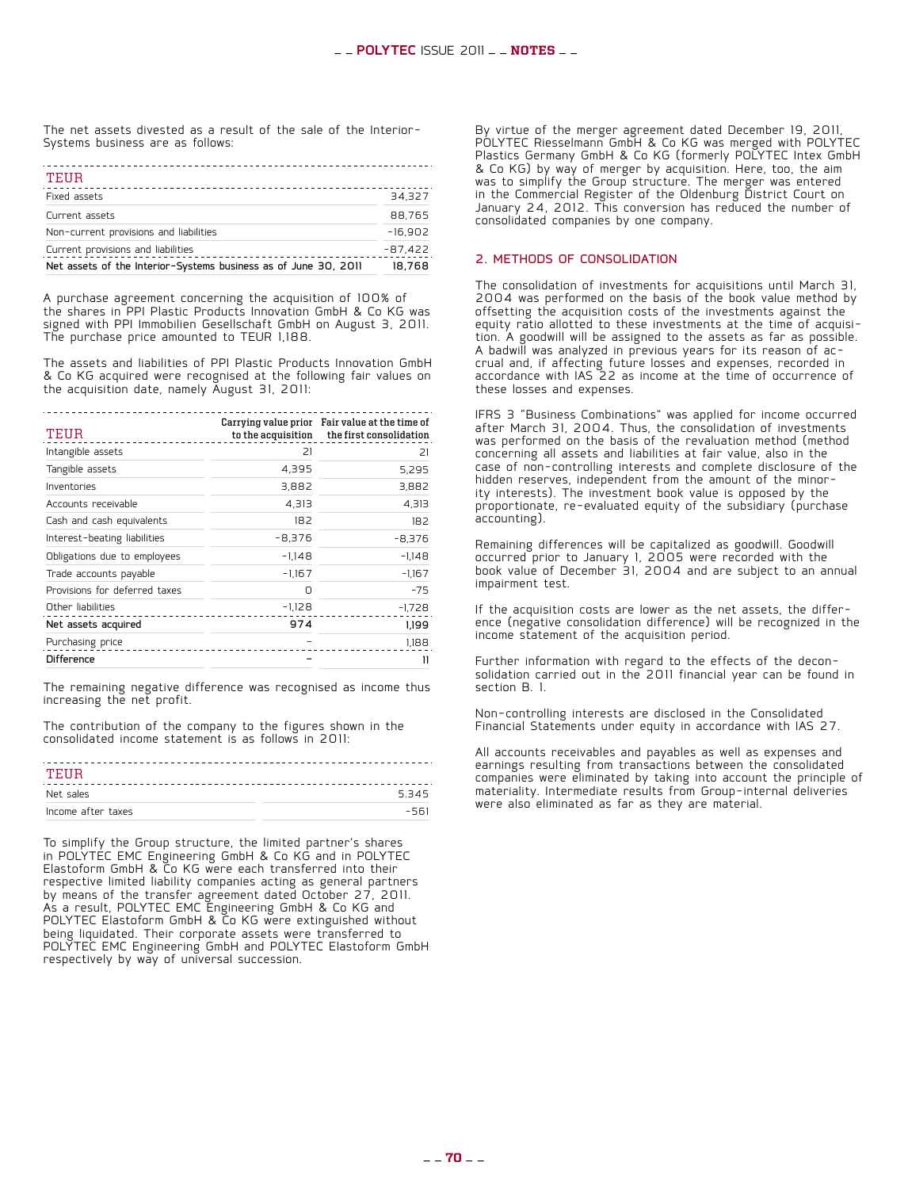The net assets divested as a result of the sale of the Interior-Systems business are as follows:

| TEUR | |
|---|---|
| Fixed assets | 34,327 |
| Current assets | 88,765 |
| Non-current provisions and liabilities | -16,902 |
| Current provisions and liabilities | -87,422 |
| **Net assets of the Interior-Systems business as of June 30, 2011** | **18,768** |

A purchase agreement concerning the acquisition of 100% of the shares in PPI Plastic Products Innovation GmbH & Co KG was signed with PPI Immobilien Gesellschaft GmbH on August 3, 2011. The purchase price amounted to TEUR 1,188.

The assets and liabilities of PPI Plastic Products Innovation GmbH & Co KG acquired were recognised at the following fair values on the acquisition date, namely August 31, 2011:

| TEUR | Carrying value prior to the acquisition | Fair value at the time of the first consolidation |
|---|---|---|
| Intangible assets | 21 | 21 |
| Tangible assets | 4,395 | 5,295 |
| Inventories | 3,882 | 3,882 |
| Accounts receivable | 4,313 | 4,313 |
| Cash and cash equivalents | 182 | 182 |
| Interest-beating liabilities | -8,376 | -8,376 |
| Obligations due to employees | -1,148 | -1,148 |
| Trade accounts payable | -1,167 | -1,167 |
| Provisions for deferred taxes | 0 | -75 |
| Other liabilities | -1,128 | -1,728 |
| **Net assets acquired** | **974** | **1,199** |
| Purchasing price | – | 1,188 |
| **Difference** | **–** | **11** |

The remaining negative difference was recognised as income thus increasing the net profit.

The contribution of the company to the figures shown in the consolidated income statement is as follows in 2011:

| TEUR | |
|---|---|
| Net sales | 5,345 |
| Income after taxes | -561 |

To simplify the Group structure, the limited partner's shares in POLYTEC EMC Engineering GmbH & Co KG and in POLYTEC Elastoform GmbH & Co KG were each transferred into their respective limited liability companies acting as general partners by means of the transfer agreement dated October 27, 2011. As a result, POLYTEC EMC Engineering GmbH & Co KG and POLYTEC Elastoform GmbH & Co KG were extinguished without being liquidated. Their corporate assets were transferred to POLYTEC EMC Engineering GmbH and POLYTEC Elastoform GmbH respectively by way of universal succession.

By virtue of the merger agreement dated December 19, 2011, POLYTEC Riesselmann GmbH & Co KG was merged with POLYTEC Plastics Germany GmbH & Co KG (formerly POLYTEC Intex GmbH & Co KG) by way of merger by acquisition. Here, too, the aim was to simplify the Group structure. The merger was entered in the Commercial Register of the Oldenburg District Court on January 24, 2012. This conversion has reduced the number of consolidated companies by one company.

## 2. METHODS OF CONSOLIDATION

The consolidation of investments for acquisitions until March 31, 2004 was performed on the basis of the book value method by offsetting the acquisition costs of the investments against the equity ratio allotted to these investments at the time of acquisition. A goodwill will be assigned to the assets as far as possible. A badwill was analyzed in previous years for its reason of accrual and, if affecting future losses and expenses, recorded in accordance with IAS 22 as income at the time of occurrence of these losses and expenses.

IFRS 3 "Business Combinations" was applied for income occurred after March 31, 2004. Thus, the consolidation of investments was performed on the basis of the revaluation method (method concerning all assets and liabilities at fair value, also in the case of non-controlling interests and complete disclosure of the hidden reserves, independent from the amount of the minority interests). The investment book value is opposed by the proportionate, re-evaluated equity of the subsidiary (purchase accounting).

Remaining differences will be capitalized as goodwill. Goodwill occurred prior to January 1, 2005 were recorded with the book value of December 31, 2004 and are subject to an annual impairment test.

If the acquisition costs are lower as the net assets, the difference (negative consolidation difference) will be recognized in the income statement of the acquisition period.

Further information with regard to the effects of the deconsolidation carried out in the 2011 financial year can be found in section B. 1.

Non-controlling interests are disclosed in the Consolidated Financial Statements under equity in accordance with IAS 27.

All accounts receivables and payables as well as expenses and earnings resulting from transactions between the consolidated companies were eliminated by taking into account the principle of materiality. Intermediate results from Group-internal deliveries were also eliminated as far as they are material.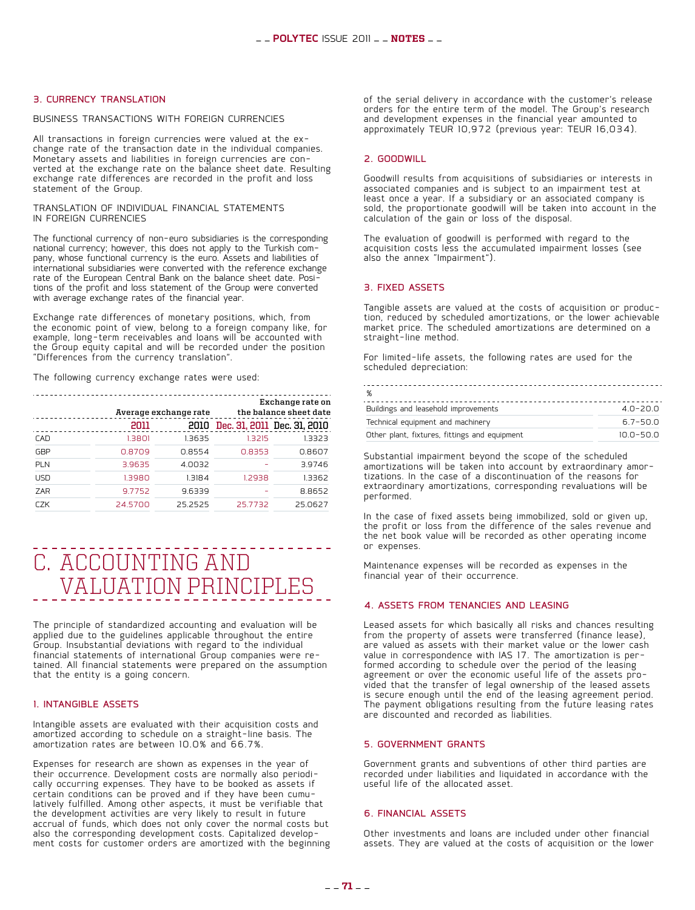### 3. CURRENCY TRANSLATION

BUSINESS TRANSACTIONS WITH FOREIGN CURRENCIES

All transactions in foreign currencies were valued at the exchange rate of the transaction date in the individual companies. Monetary assets and liabilities in foreign currencies are converted at the exchange rate on the balance sheet date. Resulting exchange rate differences are recorded in the profit and loss statement of the Group.

TRANSLATION OF INDIVIDUAL FINANCIAL STATEMENTS IN FOREIGN CURRENCIES

The functional currency of non-euro subsidiaries is the corresponding national currency; however, this does not apply to the Turkish company, whose functional currency is the euro. Assets and liabilities of international subsidiaries were converted with the reference exchange rate of the European Central Bank on the balance sheet date. Positions of the profit and loss statement of the Group were converted with average exchange rates of the financial year.

Exchange rate differences of monetary positions, which, from the economic point of view, belong to a foreign company like, for example, long-term receivables and loans will be accounted with the Group equity capital and will be recorded under the position "Differences from the currency translation".

The following currency exchange rates were used:

| | Average exchange rate | | Exchange rate on the balance sheet date | |
|---|---|---|---|---|
| | 2011 | 2010 | Dec. 31, 2011 | Dec. 31, 2010 |
| CAD | 1.3801 | 1.3635 | 1.3215 | 1.3323 |
| GBP | 0.8709 | 0.8554 | 0.8353 | 0.8607 |
| PLN | 3.9635 | 4.0032 | - | 3.9746 |
| USD | 1.3980 | 1.3184 | 1.2938 | 1.3362 |
| ZAR | 9.7752 | 9.6339 | - | 8.8652 |
| CZK | 24.5700 | 25.2525 | 25.7732 | 25.0627 |

# C. ACCOUNTING AND VALUATION PRINCIPLES

The principle of standardized accounting and evaluation will be applied due to the guidelines applicable throughout the entire Group. Insubstantial deviations with regard to the individual financial statements of international Group companies were retained. All financial statements were prepared on the assumption that the entity is a going concern.

### 1. INTANGIBLE ASSETS

Intangible assets are evaluated with their acquisition costs and amortized according to schedule on a straight-line basis. The amortization rates are between 10.0% and 66.7%.

Expenses for research are shown as expenses in the year of their occurrence. Development costs are normally also periodically occurring expenses. They have to be booked as assets if certain conditions can be proved and if they have been cumulatively fulfilled. Among other aspects, it must be verifiable that the development activities are very likely to result in future accrual of funds, which does not only cover the normal costs but also the corresponding development costs. Capitalized development costs for customer orders are amortized with the beginning of the serial delivery in accordance with the customer's release orders for the entire term of the model. The Group's research and development expenses in the financial year amounted to approximately TEUR 10,972 (previous year: TEUR 16,034).

### 2. GOODWILL

Goodwill results from acquisitions of subsidiaries or interests in associated companies and is subject to an impairment test at least once a year. If a subsidiary or an associated company is sold, the proportionate goodwill will be taken into account in the calculation of the gain or loss of the disposal.

The evaluation of goodwill is performed with regard to the acquisition costs less the accumulated impairment losses (see also the annex "Impairment").

### 3. FIXED ASSETS

Tangible assets are valued at the costs of acquisition or production, reduced by scheduled amortizations, or the lower achievable market price. The scheduled amortizations are determined on a straight-line method.

For limited-life assets, the following rates are used for the scheduled depreciation:

| % | |
|---|---|
| Buildings and leasehold improvements | 4.0-20.0 |
| Technical equipment and machinery | 6.7-50.0 |
| Other plant, fixtures, fittings and equipment | 10.0-50.0 |

Substantial impairment beyond the scope of the scheduled amortizations will be taken into account by extraordinary amortizations. In the case of a discontinuation of the reasons for extraordinary amortizations, corresponding revaluations will be performed.

In the case of fixed assets being immobilized, sold or given up, the profit or loss from the difference of the sales revenue and the net book value will be recorded as other operating income or expenses.

Maintenance expenses will be recorded as expenses in the financial year of their occurrence.

### 4. ASSETS FROM TENANCIES AND LEASING

Leased assets for which basically all risks and chances resulting from the property of assets were transferred (finance lease), are valued as assets with their market value or the lower cash value in correspondence with IAS 17. The amortization is performed according to schedule over the period of the leasing agreement or over the economic useful life of the assets provided that the transfer of legal ownership of the leased assets is secure enough until the end of the leasing agreement period. The payment obligations resulting from the future leasing rates are discounted and recorded as liabilities.

### 5. GOVERNMENT GRANTS

Government grants and subventions of other third parties are recorded under liabilities and liquidated in accordance with the useful life of the allocated asset.

### 6. FINANCIAL ASSETS

Other investments and loans are included under other financial assets. They are valued at the costs of acquisition or the lower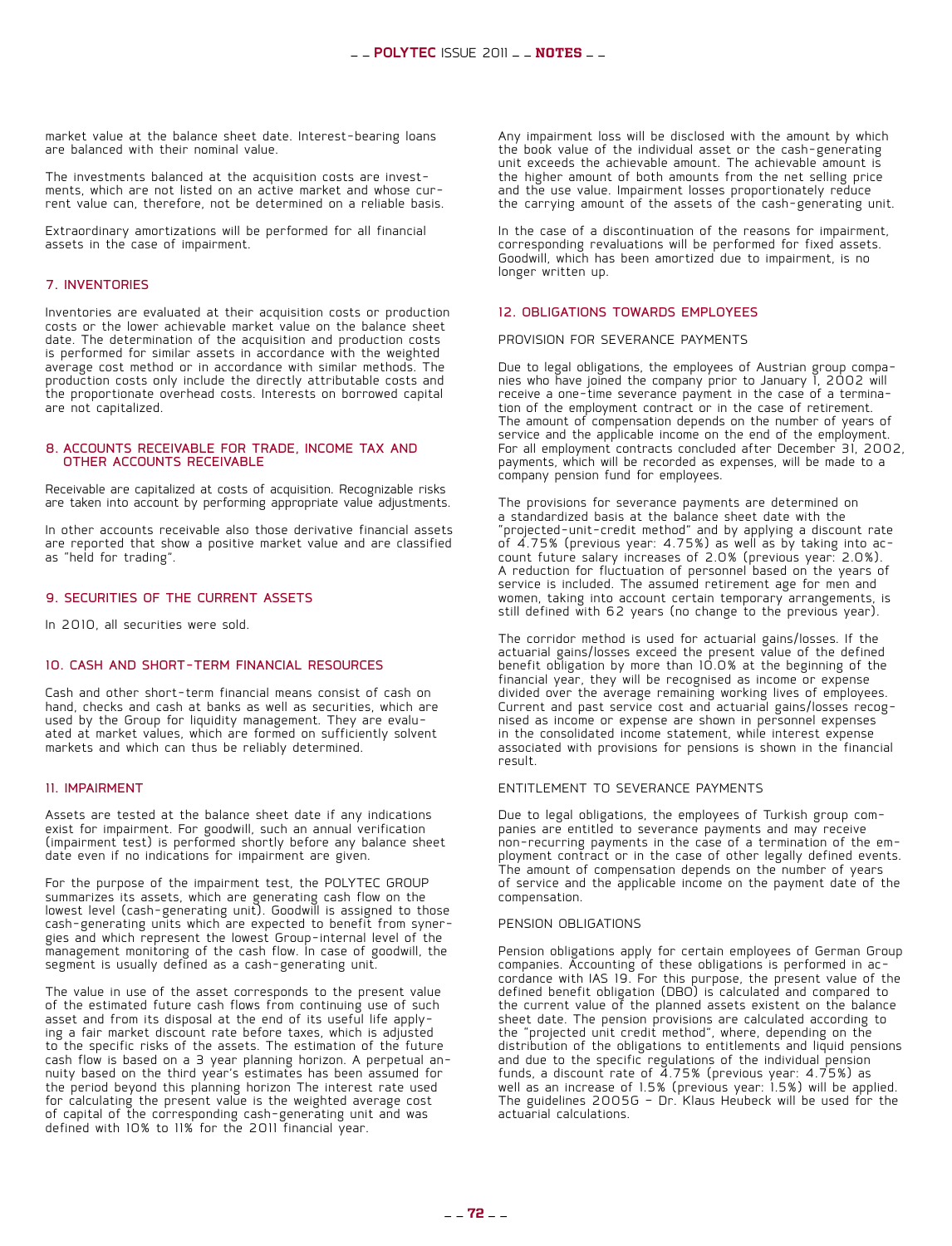market value at the balance sheet date. Interest-bearing loans are balanced with their nominal value.

The investments balanced at the acquisition costs are investments, which are not listed on an active market and whose current value can, therefore, not be determined on a reliable basis.

Extraordinary amortizations will be performed for all financial assets in the case of impairment.

## 7. INVENTORIES

Inventories are evaluated at their acquisition costs or production costs or the lower achievable market value on the balance sheet date. The determination of the acquisition and production costs is performed for similar assets in accordance with the weighted average cost method or in accordance with similar methods. The production costs only include the directly attributable costs and the proportionate overhead costs. Interests on borrowed capital are not capitalized.

## 8. ACCOUNTS RECEIVABLE FOR TRADE, INCOME TAX AND OTHER ACCOUNTS RECEIVABLE

Receivable are capitalized at costs of acquisition. Recognizable risks are taken into account by performing appropriate value adjustments.

In other accounts receivable also those derivative financial assets are reported that show a positive market value and are classified as "held for trading".

## 9. SECURITIES OF THE CURRENT ASSETS

In 2010, all securities were sold.

## 10. CASH AND SHORT-TERM FINANCIAL RESOURCES

Cash and other short-term financial means consist of cash on hand, checks and cash at banks as well as securities, which are used by the Group for liquidity management. They are evaluated at market values, which are formed on sufficiently solvent markets and which can thus be reliably determined.

## 11. IMPAIRMENT

Assets are tested at the balance sheet date if any indications exist for impairment. For goodwill, such an annual verification (impairment test) is performed shortly before any balance sheet date even if no indications for impairment are given.

For the purpose of the impairment test, the POLYTEC GROUP summarizes its assets, which are generating cash flow on the lowest level (cash-generating unit). Goodwill is assigned to those cash-generating units which are expected to benefit from synergies and which represent the lowest Group-internal level of the management monitoring of the cash flow. In case of goodwill, the segment is usually defined as a cash-generating unit.

The value in use of the asset corresponds to the present value of the estimated future cash flows from continuing use of such asset and from its disposal at the end of its useful life applying a fair market discount rate before taxes, which is adjusted to the specific risks of the assets. The estimation of the future cash flow is based on a 3 year planning horizon. A perpetual annuity based on the third year's estimates has been assumed for the period beyond this planning horizon The interest rate used for calculating the present value is the weighted average cost of capital of the corresponding cash-generating unit and was defined with 10% to 11% for the 2011 financial year.

Any impairment loss will be disclosed with the amount by which the book value of the individual asset or the cash-generating unit exceeds the achievable amount. The achievable amount is the higher amount of both amounts from the net selling price and the use value. Impairment losses proportionately reduce the carrying amount of the assets of the cash-generating unit.

In the case of a discontinuation of the reasons for impairment, corresponding revaluations will be performed for fixed assets. Goodwill, which has been amortized due to impairment, is no longer written up.

## 12. OBLIGATIONS TOWARDS EMPLOYEES

### PROVISION FOR SEVERANCE PAYMENTS

Due to legal obligations, the employees of Austrian group companies who have joined the company prior to January 1, 2002 will receive a one-time severance payment in the case of a termination of the employment contract or in the case of retirement. The amount of compensation depends on the number of years of service and the applicable income on the end of the employment. For all employment contracts concluded after December 31, 2002, payments, which will be recorded as expenses, will be made to a company pension fund for employees.

The provisions for severance payments are determined on a standardized basis at the balance sheet date with the "projected-unit-credit method" and by applying a discount rate of 4.75% (previous year: 4.75%) as well as by taking into account future salary increases of 2.0% (previous year: 2.0%). A reduction for fluctuation of personnel based on the years of service is included. The assumed retirement age for men and women, taking into account certain temporary arrangements, is still defined with 62 years (no change to the previous year).

The corridor method is used for actuarial gains/losses. If the actuarial gains/losses exceed the present value of the defined benefit obligation by more than 10.0% at the beginning of the financial year, they will be recognised as income or expense divided over the average remaining working lives of employees. Current and past service cost and actuarial gains/losses recognised as income or expense are shown in personnel expenses in the consolidated income statement, while interest expense associated with provisions for pensions is shown in the financial result.

### ENTITLEMENT TO SEVERANCE PAYMENTS

Due to legal obligations, the employees of Turkish group companies are entitled to severance payments and may receive non-recurring payments in the case of a termination of the employment contract or in the case of other legally defined events. The amount of compensation depends on the number of years of service and the applicable income on the payment date of the compensation.

### PENSION OBLIGATIONS

Pension obligations apply for certain employees of German Group companies. Accounting of these obligations is performed in accordance with IAS 19. For this purpose, the present value of the defined benefit obligation (DBO) is calculated and compared to the current value of the planned assets existent on the balance sheet date. The pension provisions are calculated according to the "projected unit credit method", where, depending on the distribution of the obligations to entitlements and liquid pensions and due to the specific regulations of the individual pension funds, a discount rate of 4.75% (previous year: 4.75%) as well as an increase of 1.5% (previous year: 1.5%) will be applied. The guidelines 2005G – Dr. Klaus Heubeck will be used for the actuarial calculations.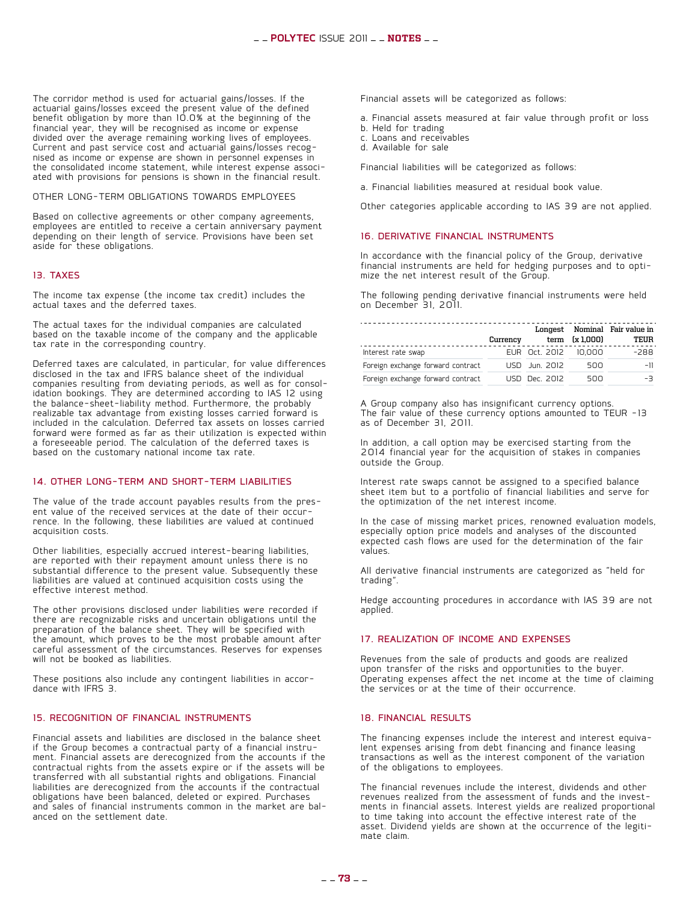The corridor method is used for actuarial gains/losses. If the actuarial gains/losses exceed the present value of the defined benefit obligation by more than 10.0% at the beginning of the financial year, they will be recognised as income or expense divided over the average remaining working lives of employees. Current and past service cost and actuarial gains/losses recognised as income or expense are shown in personnel expenses in the consolidated income statement, while interest expense associated with provisions for pensions is shown in the financial result.

OTHER LONG-TERM OBLIGATIONS TOWARDS EMPLOYEES

Based on collective agreements or other company agreements, employees are entitled to receive a certain anniversary payment depending on their length of service. Provisions have been set aside for these obligations.

## 13. TAXES

The income tax expense (the income tax credit) includes the actual taxes and the deferred taxes.

The actual taxes for the individual companies are calculated based on the taxable income of the company and the applicable tax rate in the corresponding country.

Deferred taxes are calculated, in particular, for value differences disclosed in the tax and IFRS balance sheet of the individual companies resulting from deviating periods, as well as for consolidation bookings. They are determined according to IAS 12 using the balance-sheet-liability method. Furthermore, the probably realizable tax advantage from existing losses carried forward is included in the calculation. Deferred tax assets on losses carried forward were formed as far as their utilization is expected within a foreseeable period. The calculation of the deferred taxes is based on the customary national income tax rate.

## 14. OTHER LONG-TERM AND SHORT-TERM LIABILITIES

The value of the trade account payables results from the present value of the received services at the date of their occurrence. In the following, these liabilities are valued at continued acquisition costs.

Other liabilities, especially accrued interest-bearing liabilities, are reported with their repayment amount unless there is no substantial difference to the present value. Subsequently these liabilities are valued at continued acquisition costs using the effective interest method.

The other provisions disclosed under liabilities were recorded if there are recognizable risks and uncertain obligations until the preparation of the balance sheet. They will be specified with the amount, which proves to be the most probable amount after careful assessment of the circumstances. Reserves for expenses will not be booked as liabilities.

These positions also include any contingent liabilities in accordance with IFRS 3.

## 15. RECOGNITION OF FINANCIAL INSTRUMENTS

Financial assets and liabilities are disclosed in the balance sheet if the Group becomes a contractual party of a financial instrument. Financial assets are derecognized from the accounts if the contractual rights from the assets expire or if the assets will be transferred with all substantial rights and obligations. Financial liabilities are derecognized from the accounts if the contractual obligations have been balanced, deleted or expired. Purchases and sales of financial instruments common in the market are balanced on the settlement date.

Financial assets will be categorized as follows:

a. Financial assets measured at fair value through profit or loss
b. Held for trading
c. Loans and receivables
d. Available for sale

Financial liabilities will be categorized as follows:

a. Financial liabilities measured at residual book value.

Other categories applicable according to IAS 39 are not applied.

## 16. DERIVATIVE FINANCIAL INSTRUMENTS

In accordance with the financial policy of the Group, derivative financial instruments are held for hedging purposes and to optimize the net interest result of the Group.

The following pending derivative financial instruments were held on December 31, 2011.

| | Currency | Longest term | Nominal (x 1,000) | Fair value in TEUR |
|---|---|---|---|---|
| Interest rate swap | EUR | Oct. 2012 | 10,000 | -288 |
| Foreign exchange forward contract | USD | Jun. 2012 | 500 | -11 |
| Foreign exchange forward contract | USD | Dec. 2012 | 500 | -3 |

A Group company also has insignificant currency options. The fair value of these currency options amounted to TEUR -13 as of December 31, 2011.

In addition, a call option may be exercised starting from the 2014 financial year for the acquisition of stakes in companies outside the Group.

Interest rate swaps cannot be assigned to a specified balance sheet item but to a portfolio of financial liabilities and serve for the optimization of the net interest income.

In the case of missing market prices, renowned evaluation models, especially option price models and analyses of the discounted expected cash flows are used for the determination of the fair values.

All derivative financial instruments are categorized as "held for trading".

Hedge accounting procedures in accordance with IAS 39 are not applied.

## 17. REALIZATION OF INCOME AND EXPENSES

Revenues from the sale of products and goods are realized upon transfer of the risks and opportunities to the buyer. Operating expenses affect the net income at the time of claiming the services or at the time of their occurrence.

## 18. FINANCIAL RESULTS

The financing expenses include the interest and interest equivalent expenses arising from debt financing and finance leasing transactions as well as the interest component of the variation of the obligations to employees.

The financial revenues include the interest, dividends and other revenues realized from the assessment of funds and the investments in financial assets. Interest yields are realized proportional to time taking into account the effective interest rate of the asset. Dividend yields are shown at the occurrence of the legitimate claim.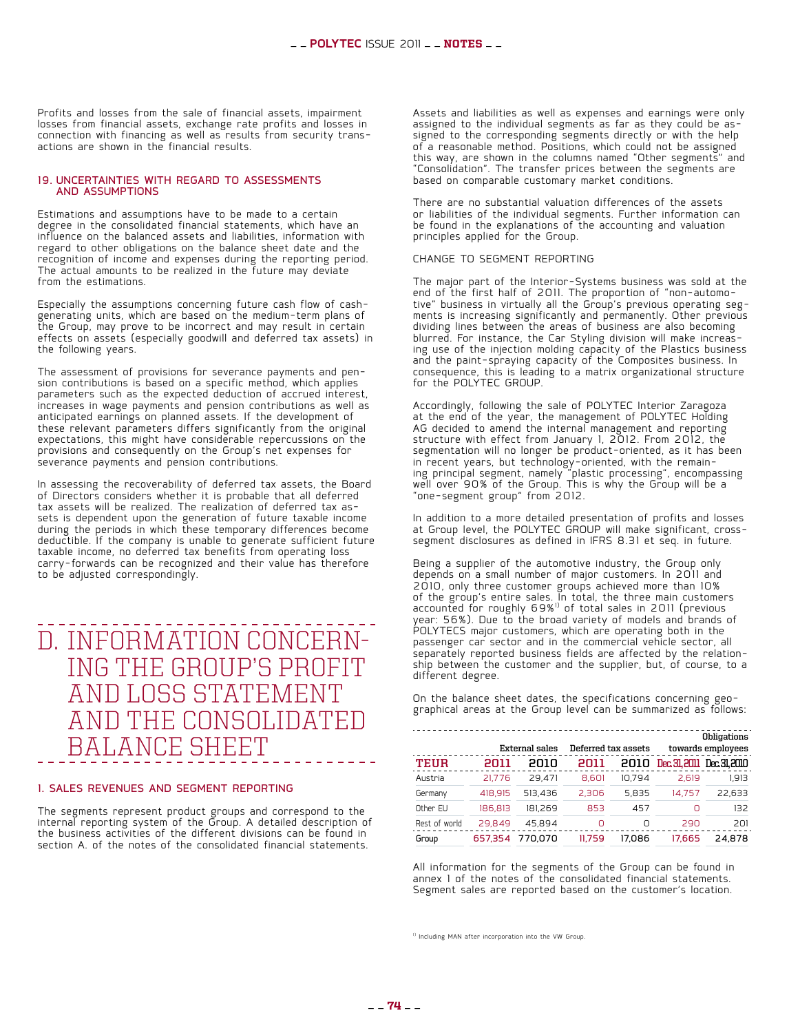Profits and losses from the sale of financial assets, impairment losses from financial assets, exchange rate profits and losses in connection with financing as well as results from security transactions are shown in the financial results.

### 19. UNCERTAINTIES WITH REGARD TO ASSESSMENTS AND ASSUMPTIONS

Estimations and assumptions have to be made to a certain degree in the consolidated financial statements, which have an influence on the balanced assets and liabilities, information with regard to other obligations on the balance sheet date and the recognition of income and expenses during the reporting period. The actual amounts to be realized in the future may deviate from the estimations.

Especially the assumptions concerning future cash flow of cash-generating units, which are based on the medium-term plans of the Group, may prove to be incorrect and may result in certain effects on assets (especially goodwill and deferred tax assets) in the following years.

The assessment of provisions for severance payments and pension contributions is based on a specific method, which applies parameters such as the expected deduction of accrued interest, increases in wage payments and pension contributions as well as anticipated earnings on planned assets. If the development of these relevant parameters differs significantly from the original expectations, this might have considerable repercussions on the provisions and consequently on the Group's net expenses for severance payments and pension contributions.

In assessing the recoverability of deferred tax assets, the Board of Directors considers whether it is probable that all deferred tax assets will be realized. The realization of deferred tax assets is dependent upon the generation of future taxable income during the periods in which these temporary differences become deductible. If the company is unable to generate sufficient future taxable income, no deferred tax benefits from operating loss carry-forwards can be recognized and their value has therefore to be adjusted correspondingly.

# D. INFORMATION CONCERNING THE GROUP'S PROFIT AND LOSS STATEMENT AND THE CONSOLIDATED BALANCE SHEET

### 1. SALES REVENUES AND SEGMENT REPORTING

The segments represent product groups and correspond to the internal reporting system of the Group. A detailed description of the business activities of the different divisions can be found in section A. of the notes of the consolidated financial statements.

Assets and liabilities as well as expenses and earnings were only assigned to the individual segments as far as they could be assigned to the corresponding segments directly or with the help of a reasonable method. Positions, which could not be assigned this way, are shown in the columns named "Other segments" and "Consolidation". The transfer prices between the segments are based on comparable customary market conditions.

There are no substantial valuation differences of the assets or liabilities of the individual segments. Further information can be found in the explanations of the accounting and valuation principles applied for the Group.

CHANGE TO SEGMENT REPORTING

The major part of the Interior-Systems business was sold at the end of the first half of 2011. The proportion of "non-automotive" business in virtually all the Group's previous operating segments is increasing significantly and permanently. Other previous dividing lines between the areas of business are also becoming blurred. For instance, the Car Styling division will make increasing use of the injection molding capacity of the Plastics business and the paint-spraying capacity of the Composites business. In consequence, this is leading to a matrix organizational structure for the POLYTEC GROUP.

Accordingly, following the sale of POLYTEC Interior Zaragoza at the end of the year, the management of POLYTEC Holding AG decided to amend the internal management and reporting structure with effect from January 1, 2012. From 2012, the segmentation will no longer be product-oriented, as it has been in recent years, but technology-oriented, with the remaining principal segment, namely "plastic processing", encompassing well over 90% of the Group. This is why the Group will be a "one-segment group" from 2012.

In addition to a more detailed presentation of profits and losses at Group level, the POLYTEC GROUP will make significant, cross-segment disclosures as defined in IFRS 8.31 et seq. in future.

Being a supplier of the automotive industry, the Group only depends on a small number of major customers. In 2011 and 2010, only three customer groups achieved more than 10% of the group's entire sales. In total, the three main customers accounted for roughly 69%[1] of total sales in 2011 (previous year: 56%). Due to the broad variety of models and brands of POLYTECS major customers, which are operating both in the passenger car sector and in the commercial vehicle sector, all separately reported business fields are affected by the relationship between the customer and the supplier, but, of course, to a different degree.

On the balance sheet dates, the specifications concerning geographical areas at the Group level can be summarized as follows:

| | External sales | | Deferred tax assets | | Obligations towards employees | |
|---|---|---|---|---|---|---|
| **TEUR** | **2011** | **2010** | **2011** | **2010** | **Dec. 31, 2011** | **Dec. 31, 2010** |
| Austria | 21,776 | 29,471 | 8,601 | 10,794 | 2,619 | 1,913 |
| Germany | 418,915 | 513,436 | 2,306 | 5,835 | 14,757 | 22,633 |
| Other EU | 186,813 | 181,269 | 853 | 457 | 0 | 132 |
| Rest of world | 29,849 | 45,894 | 0 | 0 | 290 | 201 |
| Group | 657,354 | 770,070 | 11,759 | 17,086 | 17,665 | 24,878 |

All information for the segments of the Group can be found in annex 1 of the notes of the consolidated financial statements. Segment sales are reported based on the customer's location.

[1] Including MAN after incorporation into the VW Group.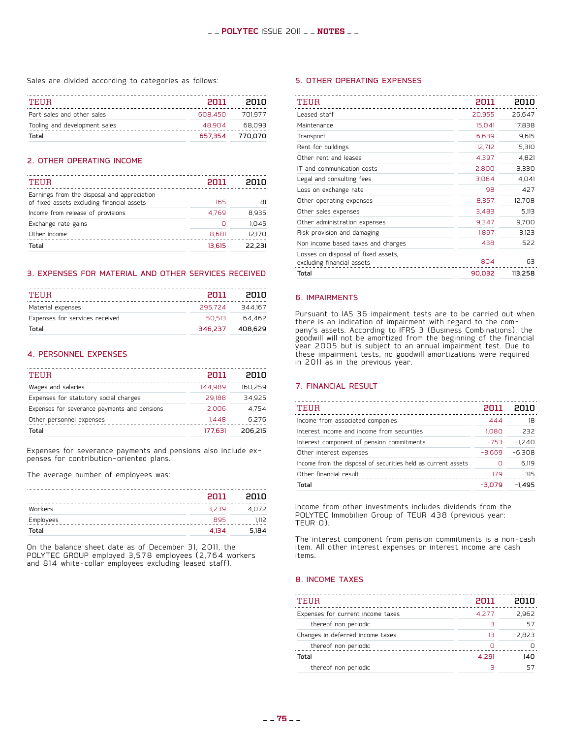Sales are divided according to categories as follows:

| TEUR | 2011 | 2010 |
|---|---|---|
| Part sales and other sales | 608,450 | 701,977 |
| Tooling and development sales | 48,904 | 68,093 |
| Total | 657,354 | 770,070 |

## 2. OTHER OPERATING INCOME

| TEUR | 2011 | 2010 |
|---|---|---|
| Earnings from the disposal and appreciation of fixed assets excluding financial assets | 165 | 81 |
| Income from release of provisions | 4,769 | 8,935 |
| Exchange rate gains | 0 | 1,045 |
| Other income | 8,681 | 12,170 |
| Total | 13,615 | 22,231 |

## 3. EXPENSES FOR MATERIAL AND OTHER SERVICES RECEIVED

| TEUR | 2011 | 2010 |
|---|---|---|
| Material expenses | 295,724 | 344,167 |
| Expenses for services received | 50,513 | 64,462 |
| Total | 346,237 | 408,629 |

## 4. PERSONNEL EXPENSES

| TEUR | 2011 | 2010 |
|---|---|---|
| Wages and salaries | 144,989 | 160,259 |
| Expenses for statutory social charges | 29,188 | 34,925 |
| Expenses for severance payments and pensions | 2,006 | 4,754 |
| Other personnel expenses | 1,448 | 6,276 |
| Total | 177,631 | 206,215 |

Expenses for severance payments and pensions also include expenses for contribution-oriented plans.

The average number of employees was:

| | 2011 | 2010 |
|---|---|---|
| Workers | 3,239 | 4,072 |
| Employees | 895 | 1,112 |
| Total | 4,134 | 5,184 |

On the balance sheet date as of December 31, 2011, the POLYTEC GROUP employed 3,578 employees (2,764 workers and 814 white-collar employees excluding leased staff).

## 5. OTHER OPERATING EXPENSES

| TEUR | 2011 | 2010 |
|---|---|---|
| Leased staff | 20,955 | 26,647 |
| Maintenance | 15,041 | 17,838 |
| Transport | 6,639 | 9,615 |
| Rent for buildings | 12,712 | 15,310 |
| Other rent and leases | 4,397 | 4,821 |
| IT and communication costs | 2,800 | 3,330 |
| Legal and consulting fees | 3,064 | 4,041 |
| Loss on exchange rate | 98 | 427 |
| Other operating expenses | 8,357 | 12,708 |
| Other sales expenses | 3,483 | 5,113 |
| Other administration expenses | 9,347 | 9,700 |
| Risk provision and damaging | 1,897 | 3,123 |
| Non income based taxes and charges | 438 | 522 |
| Losses on disposal of fixed assets, excluding financial assets | 804 | 63 |
| Total | 90,032 | 113,258 |

## 6. IMPAIRMENTS

Pursuant to IAS 36 impairment tests are to be carried out when there is an indication of impairment with regard to the company's assets. According to IFRS 3 (Business Combinations), the goodwill will not be amortized from the beginning of the financial year 2005 but is subject to an annual impairment test. Due to these impairment tests, no goodwill amortizations were required in 2011 as in the previous year.

## 7. FINANCIAL RESULT

| TEUR | 2011 | 2010 |
|---|---|---|
| Income from associated companies | 444 | 18 |
| Interest income and income from securities | 1,080 | 232 |
| Interest component of pension commitments | -753 | -1,240 |
| Other interest expenses | -3,669 | -6,308 |
| Income from the disposal of securities held as current assets | 0 | 6,119 |
| Other financial result | -179 | -315 |
| Total | -3,079 | -1,495 |

Income from other investments includes dividends from the POLYTEC Immobilien Group of TEUR 438 (previous year: TEUR 0).

The interest component from pension commitments is a non-cash item. All other interest expenses or interest income are cash items.

## 8. INCOME TAXES

| TEUR | 2011 | 2010 |
|---|---|---|
| Expenses for current income taxes | 4,277 | 2,962 |
| thereof non periodic | 3 | 57 |
| Changes in deferred income taxes | 13 | -2,823 |
| thereof non periodic | 0 | 0 |
| Total | 4,291 | 140 |
| thereof non periodic | 3 | 57 |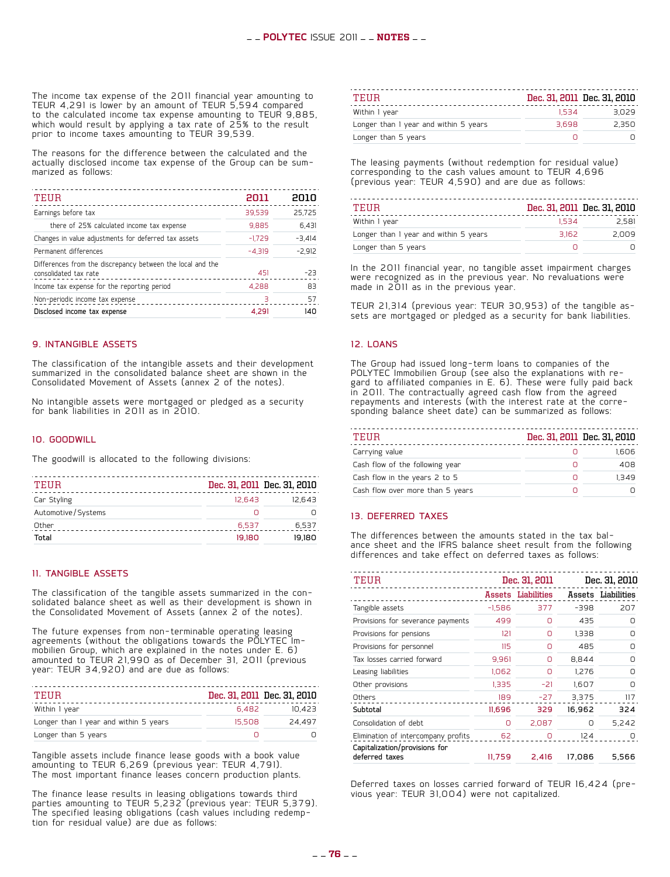The income tax expense of the 2011 financial year amounting to TEUR 4,291 is lower by an amount of TEUR 5,594 compared to the calculated income tax expense amounting to TEUR 9,885, which would result by applying a tax rate of 25% to the result prior to income taxes amounting to TEUR 39,539.

The reasons for the difference between the calculated and the actually disclosed income tax expense of the Group can be summarized as follows:

| TEUR | 2011 | 2010 |
|---|---|---|
| Earnings before tax | 39,539 | 25,725 |
| there of 25% calculated income tax expense | 9,885 | 6,431 |
| Changes in value adjustments for deferred tax assets | -1,729 | -3,414 |
| Permanent differences | -4,319 | -2,912 |
| Differences from the discrepancy between the local and the consolidated tax rate | 451 | -23 |
| Income tax expense for the reporting period | 4,288 | 83 |
| Non-periodic income tax expense | 3 | 57 |
| Disclosed income tax expense | 4,291 | 140 |

## 9. INTANGIBLE ASSETS

The classification of the intangible assets and their development summarized in the consolidated balance sheet are shown in the Consolidated Movement of Assets (annex 2 of the notes).

No intangible assets were mortgaged or pledged as a security for bank liabilities in 2011 as in 2010.

## 10. GOODWILL

The goodwill is allocated to the following divisions:

| TEUR | Dec. 31, 2011 | Dec. 31, 2010 |
|---|---|---|
| Car Styling | 12,643 | 12,643 |
| Automotive/Systems | 0 | 0 |
| Other | 6,537 | 6,537 |
| Total | 19,180 | 19,180 |

## 11. TANGIBLE ASSETS

The classification of the tangible assets summarized in the consolidated balance sheet as well as their development is shown in the Consolidated Movement of Assets (annex 2 of the notes).

The future expenses from non-terminable operating leasing agreements (without the obligations towards the POLYTEC Immobilien Group, which are explained in the notes under E. 6) amounted to TEUR 21,990 as of December 31, 2011 (previous year: TEUR 34,920) and are due as follows:

| TEUR | Dec. 31, 2011 | Dec. 31, 2010 |
|---|---|---|
| Within 1 year | 6,482 | 10,423 |
| Longer than 1 year and within 5 years | 15,508 | 24,497 |
| Longer than 5 years | 0 | 0 |

Tangible assets include finance lease goods with a book value amounting to TEUR 6,269 (previous year: TEUR 4,791). The most important finance leases concern production plants.

The finance lease results in leasing obligations towards third parties amounting to TEUR 5,232 (previous year: TEUR 5,379). The specified leasing obligations (cash values including redemption for residual value) are due as follows:

| TEUR | Dec. 31, 2011 | Dec. 31, 2010 |
|---|---|---|
| Within 1 year | 1,534 | 3,029 |
| Longer than 1 year and within 5 years | 3,698 | 2,350 |
| Longer than 5 years | 0 | 0 |

The leasing payments (without redemption for residual value) corresponding to the cash values amount to TEUR 4,696 (previous year: TEUR 4,590) and are due as follows:

| TEUR | Dec. 31, 2011 | Dec. 31, 2010 |
|---|---|---|
| Within 1 year | 1,534 | 2,581 |
| Longer than 1 year and within 5 years | 3,162 | 2,009 |
| Longer than 5 years | 0 | 0 |

In the 2011 financial year, no tangible asset impairment charges were recognized as in the previous year. No revaluations were made in 2011 as in the previous year.

TEUR 21,314 (previous year: TEUR 30,953) of the tangible assets are mortgaged or pledged as a security for bank liabilities.

## 12. LOANS

The Group had issued long-term loans to companies of the POLYTEC Immobilien Group (see also the explanations with regard to affiliated companies in E. 6). These were fully paid back in 2011. The contractually agreed cash flow from the agreed repayments and interests (with the interest rate at the corresponding balance sheet date) can be summarized as follows:

| TEUR | Dec. 31, 2011 | Dec. 31, 2010 |
|---|---|---|
| Carrying value | 0 | 1,606 |
| Cash flow of the following year | 0 | 408 |
| Cash flow in the years 2 to 5 | 0 | 1,349 |
| Cash flow over more than 5 years | 0 | 0 |

## 13. DEFERRED TAXES

The differences between the amounts stated in the tax balance sheet and the IFRS balance sheet result from the following differences and take effect on deferred taxes as follows:

| TEUR | Dec. 31, 2011 | | Dec. 31, 2010 | |
|---|---|---|---|---|
| | Assets | Liabilities | Assets | Liabilities |
| Tangible assets | -1,586 | 377 | -398 | 207 |
| Provisions for severance payments | 499 | 0 | 435 | 0 |
| Provisions for pensions | 121 | 0 | 1,338 | 0 |
| Provisions for personnel | 115 | 0 | 485 | 0 |
| Tax losses carried forward | 9,961 | 0 | 8,844 | 0 |
| Leasing liabilities | 1,062 | 0 | 1,276 | 0 |
| Other provisions | 1,335 | -21 | 1,607 | 0 |
| Others | 189 | -27 | 3,375 | 117 |
| Subtotal | 11,696 | 329 | 16,962 | 324 |
| Consolidation of debt | 0 | 2,087 | 0 | 5,242 |
| Elimination of intercompany profits | 62 | 0 | 124 | 0 |
| Capitalization/provisions for deferred taxes | 11,759 | 2,416 | 17,086 | 5,566 |

Deferred taxes on losses carried forward of TEUR 16,424 (previous year: TEUR 31,004) were not capitalized.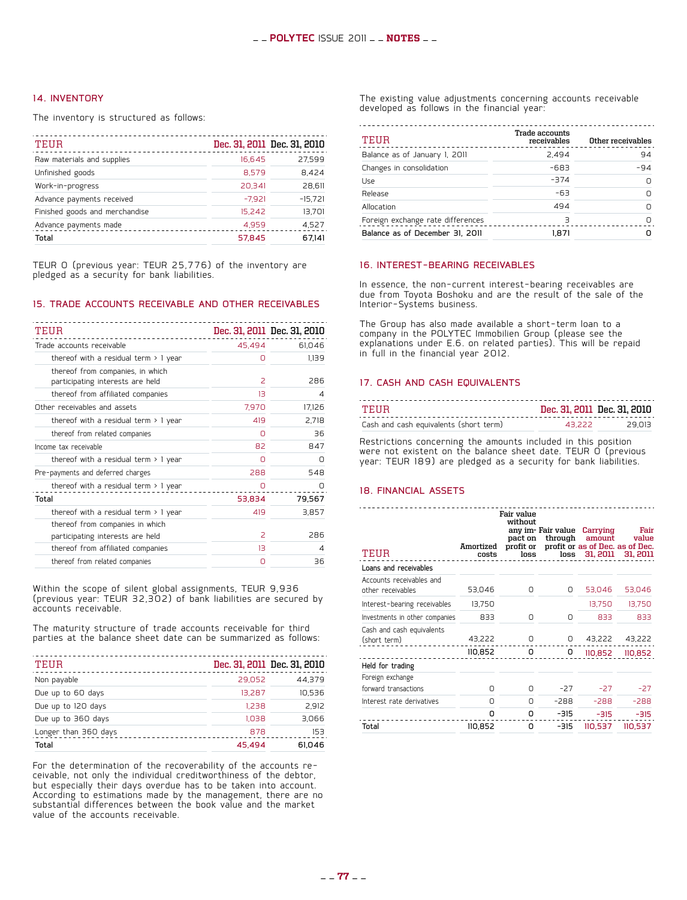## 14. INVENTORY

The inventory is structured as follows:

| TEUR | Dec. 31, 2011 | Dec. 31, 2010 |
|---|---|---|
| Raw materials and supplies | 16,645 | 27,599 |
| Unfinished goods | 8,579 | 8,424 |
| Work-in-progress | 20,341 | 28,611 |
| Advance payments received | -7,921 | -15,721 |
| Finished goods and merchandise | 15,242 | 13,701 |
| Advance payments made | 4,959 | 4,527 |
| **Total** | **57,845** | **67,141** |

TEUR 0 (previous year: TEUR 25,776) of the inventory are pledged as a security for bank liabilities.

## 15. TRADE ACCOUNTS RECEIVABLE AND OTHER RECEIVABLES

| TEUR | Dec. 31, 2011 | Dec. 31, 2010 |
|---|---|---|
| Trade accounts receivable | 45,494 | 61,046 |
| thereof with a residual term > 1 year | 0 | 1,139 |
| thereof from companies, in which participating interests are held | 2 | 286 |
| thereof from affiliated companies | 13 | 4 |
| Other receivables and assets | 7,970 | 17,126 |
| thereof with a residual term > 1 year | 419 | 2,718 |
| thereof from related companies | 0 | 36 |
| Income tax receivable | 82 | 847 |
| thereof with a residual term > 1 year | 0 | 0 |
| Pre-payments and deferred charges | 288 | 548 |
| thereof with a residual term > 1 year | 0 | 0 |
| **Total** | **53,834** | **79,567** |
| thereof with a residual term > 1 year | 419 | 3,857 |
| thereof from companies in which participating interests are held | 2 | 286 |
| thereof from affiliated companies | 13 | 4 |
| thereof from related companies | 0 | 36 |

Within the scope of silent global assignments, TEUR 9,936 (previous year: TEUR 32,302) of bank liabilities are secured by accounts receivable.

The maturity structure of trade accounts receivable for third parties at the balance sheet date can be summarized as follows:

| TEUR | Dec. 31, 2011 | Dec. 31, 2010 |
|---|---|---|
| Non payable | 29,052 | 44,379 |
| Due up to 60 days | 13,287 | 10,536 |
| Due up to 120 days | 1,238 | 2,912 |
| Due up to 360 days | 1,038 | 3,066 |
| Longer than 360 days | 878 | 153 |
| **Total** | **45,494** | **61,046** |

For the determination of the recoverability of the accounts receivable, not only the individual creditworthiness of the debtor, but especially their days overdue has to be taken into account. According to estimations made by the management, there are no substantial differences between the book value and the market value of the accounts receivable.

The existing value adjustments concerning accounts receivable developed as follows in the financial year:

| TEUR | Trade accounts receivables | Other receivables |
|---|---|---|
| Balance as of January 1, 2011 | 2,494 | 94 |
| Changes in consolidation | -683 | -94 |
| Use | -374 | 0 |
| Release | -63 | 0 |
| Allocation | 494 | 0 |
| Foreign exchange rate differences | 3 | 0 |
| **Balance as of December 31, 2011** | **1,871** | **0** |

## 16. INTEREST-BEARING RECEIVABLES

In essence, the non-current interest-bearing receivables are due from Toyota Boshoku and are the result of the sale of the Interior-Systems business.

The Group has also made available a short-term loan to a company in the POLYTEC Immobilien Group (please see the explanations under E.6. on related parties). This will be repaid in full in the financial year 2012.

## 17. CASH AND CASH EQUIVALENTS

| TEUR | Dec. 31, 2011 | Dec. 31, 2010 |
|---|---|---|
| Cash and cash equivalents (short term) | 43,222 | 29,013 |

Restrictions concerning the amounts included in this position were not existent on the balance sheet date. TEUR 0 (previous year: TEUR 189) are pledged as a security for bank liabilities.

## 18. FINANCIAL ASSETS

| TEUR | Amortized costs | Fair value without any impact on profit or loss | Fair value through profit or loss | Carrying amount as of Dec. 31, 2011 | Fair value as of Dec. 31, 2011 |
|---|---|---|---|---|---|
| **Loans and receivables** | | | | | |
| Accounts receivables and other receivables | 53,046 | 0 | 0 | 53,046 | 53,046 |
| Interest-bearing receivables | 13,750 | | | 13,750 | 13,750 |
| Investments in other companies | 833 | 0 | 0 | 833 | 833 |
| Cash and cash equivalents (short term) | 43,222 | 0 | 0 | 43,222 | 43,222 |
| | 110,852 | 0 | 0 | 110,852 | 110,852 |
| **Held for trading** | | | | | |
| Foreign exchange forward transactions | 0 | 0 | -27 | -27 | -27 |
| Interest rate derivatives | 0 | 0 | -288 | -288 | -288 |
| | 0 | 0 | -315 | -315 | -315 |
| **Total** | **110,852** | **0** | **-315** | **110,537** | **110,537** |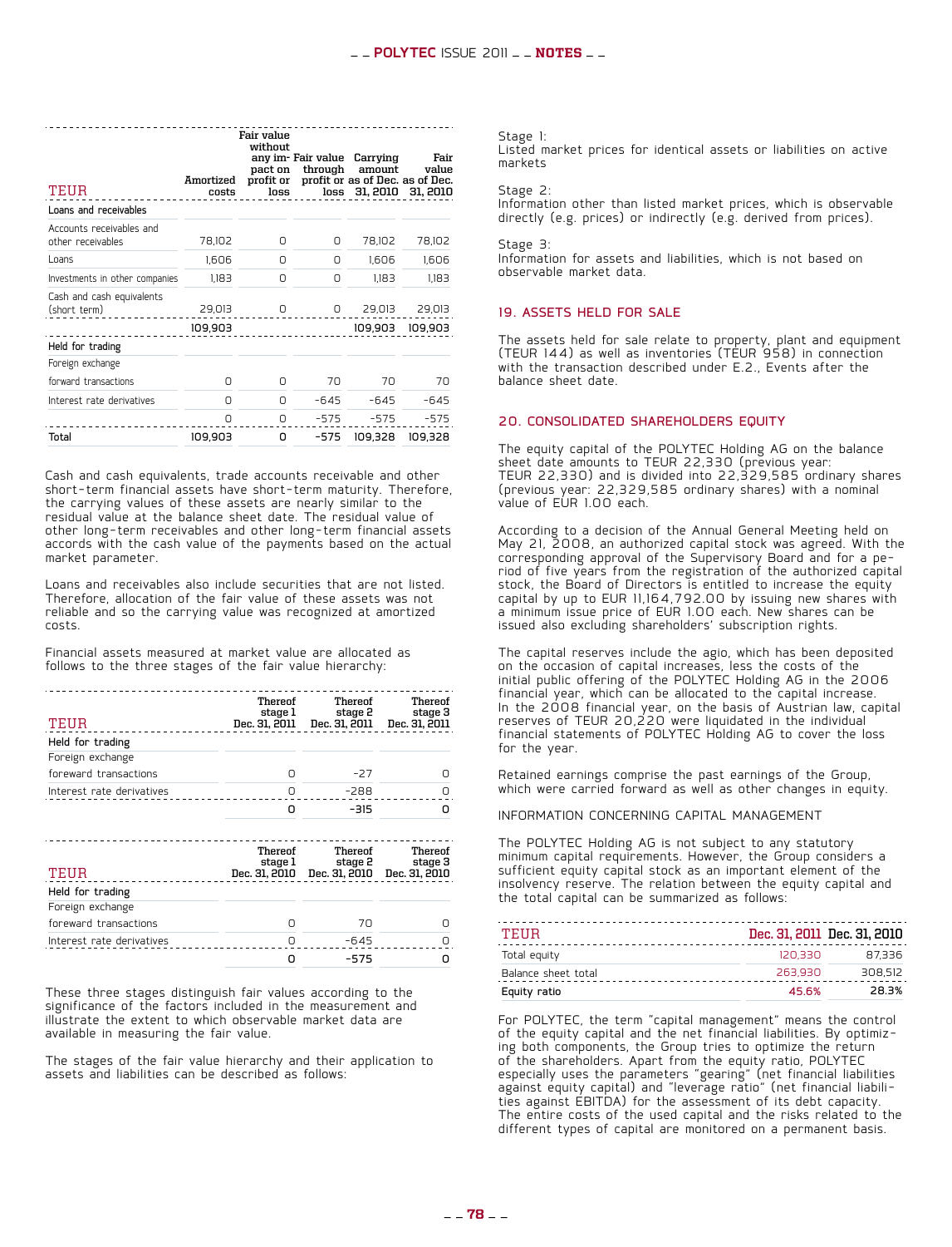| TEUR | Amortized costs | Fair value without any impact on profit or loss | Fair value through profit or loss | Carrying amount as of Dec. 31, 2010 | Fair value as of Dec. 31, 2010 |
|---|---|---|---|---|---|
| **Loans and receivables** | | | | | |
| Accounts receivables and other receivables | 78,102 | 0 | 0 | 78,102 | 78,102 |
| Loans | 1,606 | 0 | 0 | 1,606 | 1,606 |
| Investments in other companies | 1,183 | 0 | 0 | 1,183 | 1,183 |
| Cash and cash equivalents (short term) | 29,013 | 0 | 0 | 29,013 | 29,013 |
| | 109,903 | | | 109,903 | 109,903 |
| **Held for trading** | | | | | |
| Foreign exchange forward transactions | 0 | 0 | 70 | 70 | 70 |
| Interest rate derivatives | 0 | 0 | -645 | -645 | -645 |
| | 0 | 0 | -575 | -575 | -575 |
| **Total** | **109,903** | **0** | **-575** | **109,328** | **109,328** |

Cash and cash equivalents, trade accounts receivable and other short-term financial assets have short-term maturity. Therefore, the carrying values of these assets are nearly similar to the residual value at the balance sheet date. The residual value of other long-term receivables and other long-term financial assets accords with the cash value of the payments based on the actual market parameter.

Loans and receivables also include securities that are not listed. Therefore, allocation of the fair value of these assets was not reliable and so the carrying value was recognized at amortized costs.

Financial assets measured at market value are allocated as follows to the three stages of the fair value hierarchy:

| TEUR | Thereof stage 1 Dec. 31, 2011 | Thereof stage 2 Dec. 31, 2011 | Thereof stage 3 Dec. 31, 2011 |
|---|---|---|---|
| **Held for trading** | | | |
| Foreign exchange foreward transactions | 0 | -27 | 0 |
| Interest rate derivatives | 0 | -288 | 0 |
| | **0** | **-315** | **0** |

| TEUR | Thereof stage 1 Dec. 31, 2010 | Thereof stage 2 Dec. 31, 2010 | Thereof stage 3 Dec. 31, 2010 |
|---|---|---|---|
| **Held for trading** | | | |
| Foreign exchange foreward transactions | 0 | 70 | 0 |
| Interest rate derivatives | 0 | -645 | 0 |
| | **0** | **-575** | **0** |

These three stages distinguish fair values according to the significance of the factors included in the measurement and illustrate the extent to which observable market data are available in measuring the fair value.

The stages of the fair value hierarchy and their application to assets and liabilities can be described as follows:

Stage 1:
Listed market prices for identical assets or liabilities on active markets

Stage 2:
Information other than listed market prices, which is observable directly (e.g. prices) or indirectly (e.g. derived from prices).

Stage 3:
Information for assets and liabilities, which is not based on observable market data.

## 19. ASSETS HELD FOR SALE

The assets held for sale relate to property, plant and equipment (TEUR 144) as well as inventories (TEUR 958) in connection with the transaction described under E.2., Events after the balance sheet date.

## 20. CONSOLIDATED SHAREHOLDERS EQUITY

The equity capital of the POLYTEC Holding AG on the balance sheet date amounts to TEUR 22,330 (previous year: TEUR 22,330) and is divided into 22,329,585 ordinary shares (previous year: 22,329,585 ordinary shares) with a nominal value of EUR 1.00 each.

According to a decision of the Annual General Meeting held on May 21, 2008, an authorized capital stock was agreed. With the corresponding approval of the Supervisory Board and for a period of five years from the registration of the authorized capital stock, the Board of Directors is entitled to increase the equity capital by up to EUR 11,164,792.00 by issuing new shares with a minimum issue price of EUR 1.00 each. New shares can be issued also excluding shareholders' subscription rights.

The capital reserves include the agio, which has been deposited on the occasion of capital increases, less the costs of the initial public offering of the POLYTEC Holding AG in the 2006 financial year, which can be allocated to the capital increase. In the 2008 financial year, on the basis of Austrian law, capital reserves of TEUR 20,220 were liquidated in the individual financial statements of POLYTEC Holding AG to cover the loss for the year.

Retained earnings comprise the past earnings of the Group, which were carried forward as well as other changes in equity.

INFORMATION CONCERNING CAPITAL MANAGEMENT

The POLYTEC Holding AG is not subject to any statutory minimum capital requirements. However, the Group considers a sufficient equity capital stock as an important element of the insolvency reserve. The relation between the equity capital and the total capital can be summarized as follows:

| TEUR | Dec. 31, 2011 | Dec. 31, 2010 |
|---|---|---|
| Total equity | 120,330 | 87,336 |
| Balance sheet total | 263,930 | 308,512 |
| **Equity ratio** | **45.6%** | **28.3%** |

For POLYTEC, the term "capital management" means the control of the equity capital and the net financial liabilities. By optimizing both components, the Group tries to optimize the return of the shareholders. Apart from the equity ratio, POLYTEC especially uses the parameters "gearing" (net financial liabilities against equity capital) and "leverage ratio" (net financial liabilities against EBITDA) for the assessment of its debt capacity. The entire costs of the used capital and the risks related to the different types of capital are monitored on a permanent basis.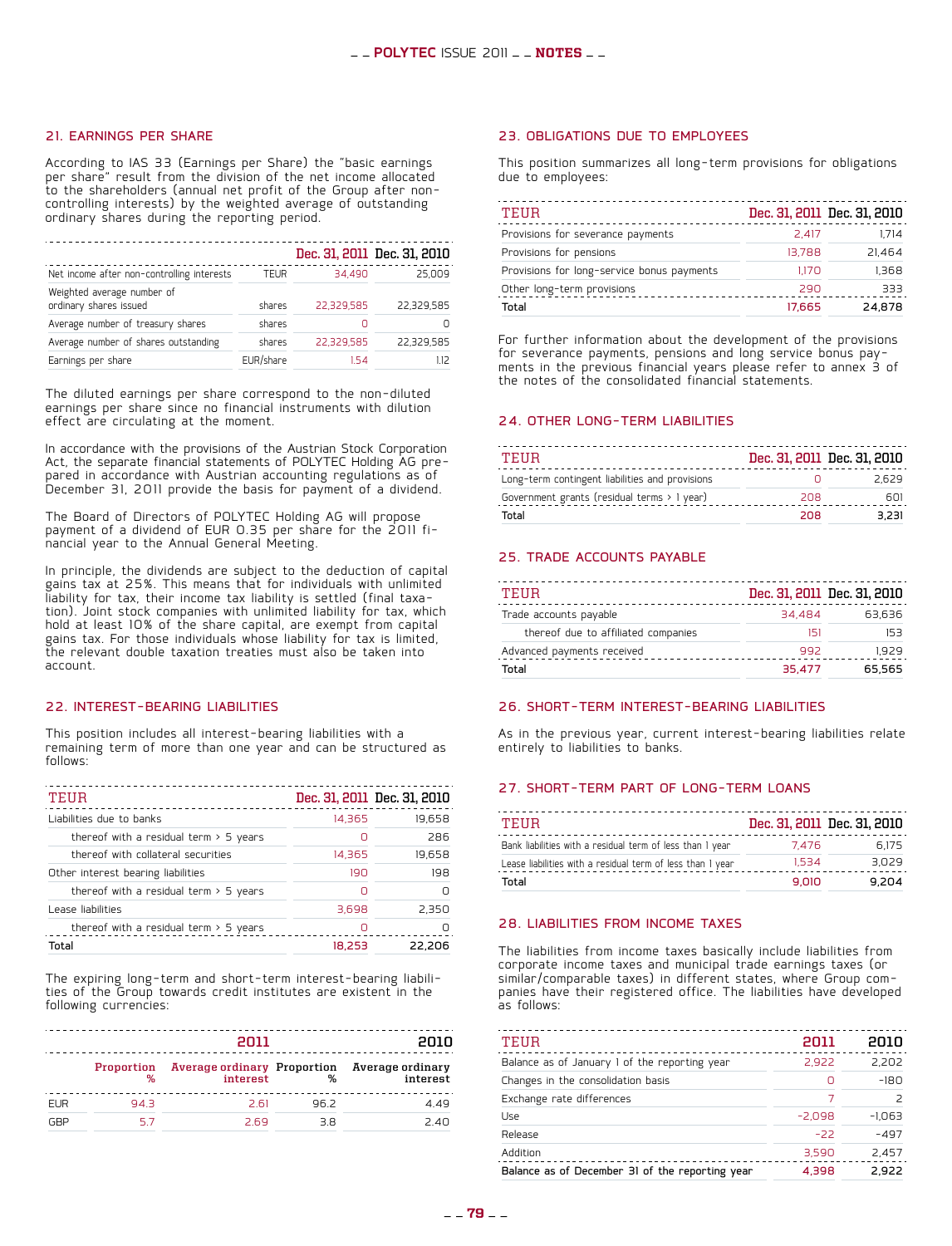## 21. EARNINGS PER SHARE

According to IAS 33 (Earnings per Share) the "basic earnings per share" result from the division of the net income allocated to the shareholders (annual net profit of the Group after non-controlling interests) by the weighted average of outstanding ordinary shares during the reporting period.

| | | Dec. 31, 2011 | Dec. 31, 2010 |
|---|---|---|---|
| Net income after non-controlling interests | TEUR | 34,490 | 25,009 |
| Weighted average number of ordinary shares issued | shares | 22,329,585 | 22,329,585 |
| Average number of treasury shares | shares | 0 | 0 |
| Average number of shares outstanding | shares | 22,329,585 | 22,329,585 |
| Earnings per share | EUR/share | 1.54 | 1.12 |

The diluted earnings per share correspond to the non-diluted earnings per share since no financial instruments with dilution effect are circulating at the moment.

In accordance with the provisions of the Austrian Stock Corporation Act, the separate financial statements of POLYTEC Holding AG prepared in accordance with Austrian accounting regulations as of December 31, 2011 provide the basis for payment of a dividend.

The Board of Directors of POLYTEC Holding AG will propose payment of a dividend of EUR 0.35 per share for the 2011 financial year to the Annual General Meeting.

In principle, the dividends are subject to the deduction of capital gains tax at 25%. This means that for individuals with unlimited liability for tax, their income tax liability is settled (final taxation). Joint stock companies with unlimited liability for tax, which hold at least 10% of the share capital, are exempt from capital gains tax. For those individuals whose liability for tax is limited, the relevant double taxation treaties must also be taken into account.

## 22. INTEREST-BEARING LIABILITIES

This position includes all interest-bearing liabilities with a remaining term of more than one year and can be structured as follows:

| TEUR | Dec. 31, 2011 | Dec. 31, 2010 |
|---|---|---|
| Liabilities due to banks | 14,365 | 19,658 |
| thereof with a residual term > 5 years | 0 | 286 |
| thereof with collateral securities | 14,365 | 19,658 |
| Other interest bearing liabilities | 190 | 198 |
| thereof with a residual term > 5 years | 0 | 0 |
| Lease liabilities | 3,698 | 2,350 |
| thereof with a residual term > 5 years | 0 | 0 |
| **Total** | **18,253** | **22,206** |

The expiring long-term and short-term interest-bearing liabilities of the Group towards credit institutes are existent in the following currencies:

| | 2011 | | 2010 | |
|---|---|---|---|---|
| | Proportion % | Average ordinary interest | Proportion % | Average ordinary interest |
| EUR | 94.3 | 2.61 | 96.2 | 4.49 |
| GBP | 5.7 | 2.69 | 3.8 | 2.40 |

## 23. OBLIGATIONS DUE TO EMPLOYEES

This position summarizes all long-term provisions for obligations due to employees:

| TEUR | Dec. 31, 2011 | Dec. 31, 2010 |
|---|---|---|
| Provisions for severance payments | 2,417 | 1,714 |
| Provisions for pensions | 13,788 | 21,464 |
| Provisions for long-service bonus payments | 1,170 | 1,368 |
| Other long-term provisions | 290 | 333 |
| **Total** | **17,665** | **24,878** |

For further information about the development of the provisions for severance payments, pensions and long service bonus payments in the previous financial years please refer to annex 3 of the notes of the consolidated financial statements.

## 24. OTHER LONG-TERM LIABILITIES

| TEUR | Dec. 31, 2011 | Dec. 31, 2010 |
|---|---|---|
| Long-term contingent liabilities and provisions | 0 | 2,629 |
| Government grants (residual terms > 1 year) | 208 | 601 |
| **Total** | **208** | **3,231** |

## 25. TRADE ACCOUNTS PAYABLE

| TEUR | Dec. 31, 2011 | Dec. 31, 2010 |
|---|---|---|
| Trade accounts payable | 34,484 | 63,636 |
| thereof due to affiliated companies | 151 | 153 |
| Advanced payments received | 992 | 1,929 |
| **Total** | **35,477** | **65,565** |

## 26. SHORT-TERM INTEREST-BEARING LIABILITIES

As in the previous year, current interest-bearing liabilities relate entirely to liabilities to banks.

## 27. SHORT-TERM PART OF LONG-TERM LOANS

| TEUR | Dec. 31, 2011 | Dec. 31, 2010 |
|---|---|---|
| Bank liabilities with a residual term of less than 1 year | 7,476 | 6,175 |
| Lease liabilities with a residual term of less than 1 year | 1,534 | 3,029 |
| **Total** | **9,010** | **9,204** |

## 28. LIABILITIES FROM INCOME TAXES

The liabilities from income taxes basically include liabilities from corporate income taxes and municipal trade earnings taxes (or similar/comparable taxes) in different states, where Group companies have their registered office. The liabilities have developed as follows:

| TEUR | 2011 | 2010 |
|---|---|---|
| Balance as of January 1 of the reporting year | 2,922 | 2,202 |
| Changes in the consolidation basis | 0 | -180 |
| Exchange rate differences | 7 | 2 |
| Use | -2,098 | -1,063 |
| Release | -22 | -497 |
| Addition | 3,590 | 2,457 |
| **Balance as of December 31 of the reporting year** | **4,398** | **2,922** |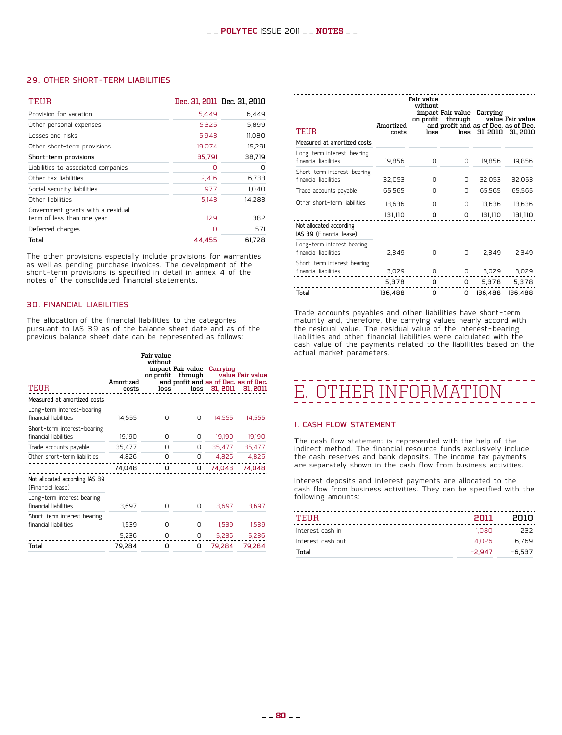## 29. OTHER SHORT-TERM LIABILITIES

| TEUR | Dec. 31, 2011 | Dec. 31, 2010 |
|---|---|---|
| Provision for vacation | 5,449 | 6,449 |
| Other personal expenses | 5,325 | 5,899 |
| Losses and risks | 5,943 | 11,080 |
| Other short-term provisions | 19,074 | 15,291 |
| **Short-term provisions** | **35,791** | **38,719** |
| Liabilities to associated companies | 0 | 0 |
| Other tax liabilities | 2,416 | 6,733 |
| Social security liabilities | 977 | 1,040 |
| Other liabilities | 5,143 | 14,283 |
| Government grants with a residual term of less than one year | 129 | 382 |
| Deferred charges | 0 | 571 |
| **Total** | **44,455** | **61,728** |

The other provisions especially include provisions for warranties as well as pending purchase invoices. The development of the short-term provisions is specified in detail in annex 4 of the notes of the consolidated financial statements.

## 30. FINANCIAL LIABILITIES

The allocation of the financial liabilities to the categories pursuant to IAS 39 as of the balance sheet date and as of the previous balance sheet date can be represented as follows:

| TEUR | Amortized costs | Fair value without impact on profit loss | Fair value through profit and loss | Carrying value as of Dec. 31, 2011 | Fair value as of Dec. 31, 2011 |
|---|---|---|---|---|---|
| Measured at amortized costs | | | | | |
| Long-term interest-bearing financial liabilities | 14,555 | 0 | 0 | 14,555 | 14,555 |
| Short-term interest-bearing financial liabilities | 19,190 | 0 | 0 | 19,190 | 19,190 |
| Trade accounts payable | 35,477 | 0 | 0 | 35,477 | 35,477 |
| Other short-term liabilities | 4,826 | 0 | 0 | 4,826 | 4,826 |
| | 74,048 | 0 | 0 | 74,048 | 74,048 |
| Not allocated according IAS 39 (Financial lease) | | | | | |
| Long-term interest bearing financial liabilities | 3,697 | 0 | 0 | 3,697 | 3,697 |
| Short-term interest bearing financial liabilities | 1,539 | 0 | 0 | 1,539 | 1,539 |
| | 5,236 | 0 | 0 | 5,236 | 5,236 |
| **Total** | **79,284** | **0** | **0** | **79,284** | **79,284** |

| TEUR | Amortized costs | Fair value without impact on profit loss | Fair value through profit and loss | Carrying value as of Dec. 31, 2010 | Fair value as of Dec. 31, 2010 |
|---|---|---|---|---|---|
| Measured at amortized costs | | | | | |
| Long-term interest-bearing financial liabilities | 19,856 | 0 | 0 | 19,856 | 19,856 |
| Short-term interest-bearing financial liabilities | 32,053 | 0 | 0 | 32,053 | 32,053 |
| Trade accounts payable | 65,565 | 0 | 0 | 65,565 | 65,565 |
| Other short-term liabilities | 13,636 | 0 | 0 | 13,636 | 13,636 |
| | 131,110 | 0 | 0 | 131,110 | 131,110 |
| Not allocated according IAS 39 (Financial lease) | | | | | |
| Long-term interest bearing financial liabilities | 2,349 | 0 | 0 | 2,349 | 2,349 |
| Short-term interest bearing financial liabilities | 3,029 | 0 | 0 | 3,029 | 3,029 |
| | 5,378 | 0 | 0 | 5,378 | 5,378 |
| **Total** | **136,488** | **0** | **0** | **136,488** | **136,488** |

Trade accounts payables and other liabilities have short-term maturity and, therefore, the carrying values nearly accord with the residual value. The residual value of the interest-bearing liabilities and other financial liabilities were calculated with the cash value of the payments related to the liabilities based on the actual market parameters.

# E. OTHER INFORMATION

## 1. CASH FLOW STATEMENT

The cash flow statement is represented with the help of the indirect method. The financial resource funds exclusively include the cash reserves and bank deposits. The income tax payments are separately shown in the cash flow from business activities.

Interest deposits and interest payments are allocated to the cash flow from business activities. They can be specified with the following amounts:

| TEUR | 2011 | 2010 |
|---|---|---|
| Interest cash in | 1,080 | 232 |
| Interest cash out | -4,026 | -6,769 |
| **Total** | **-2,947** | **-6,537** |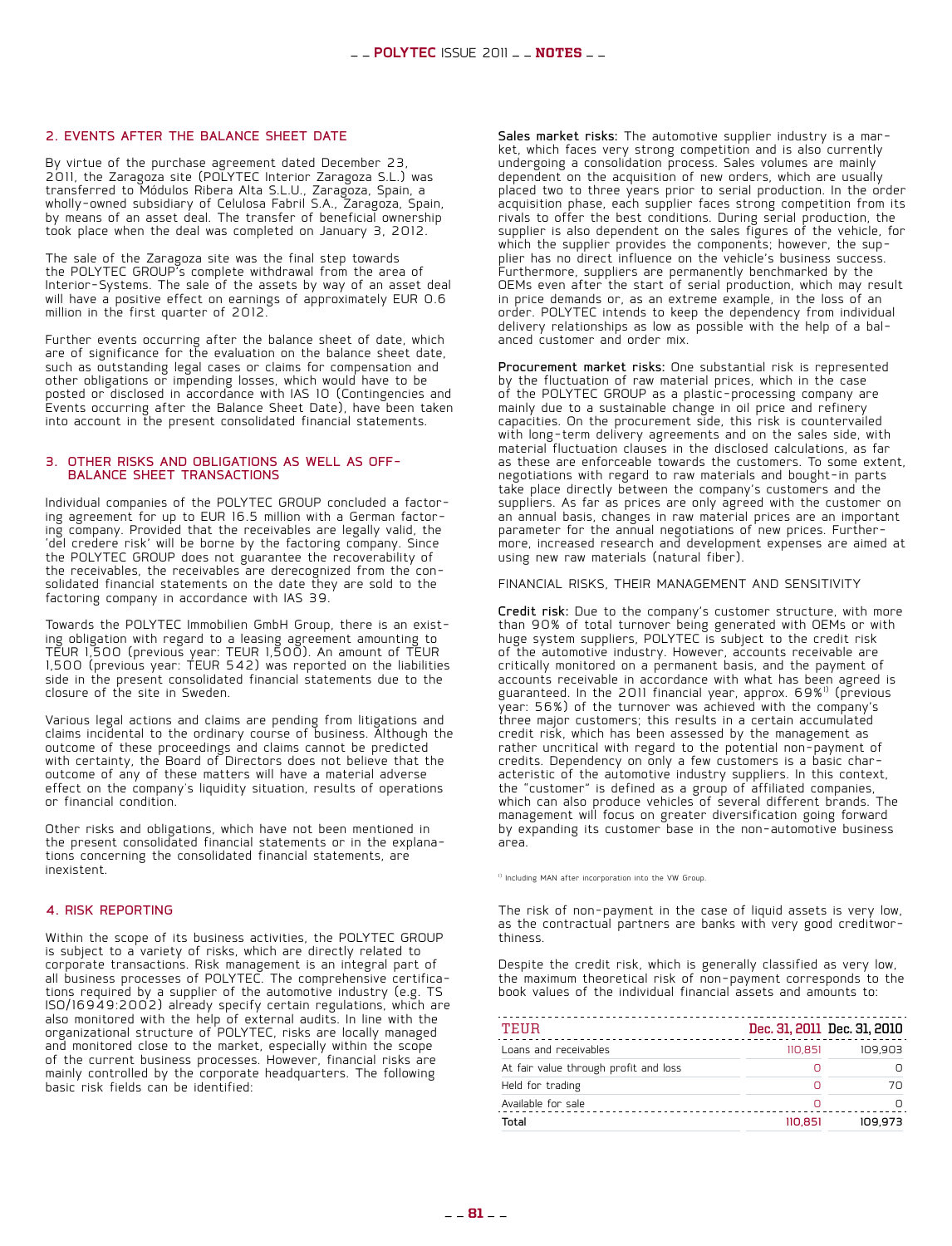## 2. EVENTS AFTER THE BALANCE SHEET DATE

By virtue of the purchase agreement dated December 23, 2011, the Zaragoza site (POLYTEC Interior Zaragoza S.L.) was transferred to Módulos Ribera Alta S.L.U., Zaragoza, Spain, a wholly-owned subsidiary of Celulosa Fabril S.A., Zaragoza, Spain, by means of an asset deal. The transfer of beneficial ownership took place when the deal was completed on January 3, 2012.

The sale of the Zaragoza site was the final step towards the POLYTEC GROUP's complete withdrawal from the area of Interior-Systems. The sale of the assets by way of an asset deal will have a positive effect on earnings of approximately EUR 0.6 million in the first quarter of 2012.

Further events occurring after the balance sheet of date, which are of significance for the evaluation on the balance sheet date, such as outstanding legal cases or claims for compensation and other obligations or impending losses, which would have to be posted or disclosed in accordance with IAS 10 (Contingencies and Events occurring after the Balance Sheet Date), have been taken into account in the present consolidated financial statements.

## 3. OTHER RISKS AND OBLIGATIONS AS WELL AS OFF-BALANCE SHEET TRANSACTIONS

Individual companies of the POLYTEC GROUP concluded a factoring agreement for up to EUR 16.5 million with a German factoring company. Provided that the receivables are legally valid, the 'del credere risk' will be borne by the factoring company. Since the POLYTEC GROUP does not guarantee the recoverability of the receivables, the receivables are derecognized from the consolidated financial statements on the date they are sold to the factoring company in accordance with IAS 39.

Towards the POLYTEC Immobilien GmbH Group, there is an existing obligation with regard to a leasing agreement amounting to TEUR 1,500 (previous year: TEUR 1,500). An amount of TEUR 1,500 (previous year: TEUR 542) was reported on the liabilities side in the present consolidated financial statements due to the closure of the site in Sweden.

Various legal actions and claims are pending from litigations and claims incidental to the ordinary course of business. Although the outcome of these proceedings and claims cannot be predicted with certainty, the Board of Directors does not believe that the outcome of any of these matters will have a material adverse effect on the company's liquidity situation, results of operations or financial condition.

Other risks and obligations, which have not been mentioned in the present consolidated financial statements or in the explanations concerning the consolidated financial statements, are inexistent.

## 4. RISK REPORTING

Within the scope of its business activities, the POLYTEC GROUP is subject to a variety of risks, which are directly related to corporate transactions. Risk management is an integral part of all business processes of POLYTEC. The comprehensive certifications required by a supplier of the automotive industry (e.g. TS ISO/16949:2002) already specify certain regulations, which are also monitored with the help of external audits. In line with the organizational structure of POLYTEC, risks are locally managed and monitored close to the market, especially within the scope of the current business processes. However, financial risks are mainly controlled by the corporate headquarters. The following basic risk fields can be identified:

**Sales market risks:** The automotive supplier industry is a market, which faces very strong competition and is also currently undergoing a consolidation process. Sales volumes are mainly dependent on the acquisition of new orders, which are usually placed two to three years prior to serial production. In the order acquisition phase, each supplier faces strong competition from its rivals to offer the best conditions. During serial production, the supplier is also dependent on the sales figures of the vehicle, for which the supplier provides the components; however, the supplier has no direct influence on the vehicle's business success. Furthermore, suppliers are permanently benchmarked by the OEMs even after the start of serial production, which may result in price demands or, as an extreme example, in the loss of an order. POLYTEC intends to keep the dependency from individual delivery relationships as low as possible with the help of a balanced customer and order mix.

**Procurement market risks:** One substantial risk is represented by the fluctuation of raw material prices, which in the case of the POLYTEC GROUP as a plastic-processing company are mainly due to a sustainable change in oil price and refinery capacities. On the procurement side, this risk is countervailed with long-term delivery agreements and on the sales side, with material fluctuation clauses in the disclosed calculations, as far as these are enforceable towards the customers. To some extent, negotiations with regard to raw materials and bought-in parts take place directly between the company's customers and the suppliers. As far as prices are only agreed with the customer on an annual basis, changes in raw material prices are an important parameter for the annual negotiations of new prices. Furthermore, increased research and development expenses are aimed at using new raw materials (natural fiber).

FINANCIAL RISKS, THEIR MANAGEMENT AND SENSITIVITY

**Credit risk:** Due to the company's customer structure, with more than 90% of total turnover being generated with OEMs or with huge system suppliers, POLYTEC is subject to the credit risk of the automotive industry. However, accounts receivable are critically monitored on a permanent basis, and the payment of accounts receivable in accordance with what has been agreed is guaranteed. In the 2011 financial year, approx. 69%[1] (previous year: 56%) of the turnover was achieved with the company's three major customers; this results in a certain accumulated credit risk, which has been assessed by the management as rather uncritical with regard to the potential non-payment of credits. Dependency on only a few customers is a basic characteristic of the automotive industry suppliers. In this context, the "customer" is defined as a group of affiliated companies, which can also produce vehicles of several different brands. The management will focus on greater diversification going forward by expanding its customer base in the non-automotive business area.

[1] Including MAN after incorporation into the VW Group.

The risk of non-payment in the case of liquid assets is very low, as the contractual partners are banks with very good creditworthiness.

Despite the credit risk, which is generally classified as very low, the maximum theoretical risk of non-payment corresponds to the book values of the individual financial assets and amounts to:

| TEUR | Dec. 31, 2011 | Dec. 31, 2010 |
|---|---|---|
| Loans and receivables | 110,851 | 109,903 |
| At fair value through profit and loss | 0 | 0 |
| Held for trading | 0 | 70 |
| Available for sale | 0 | 0 |
| Total | 110,851 | 109,973 |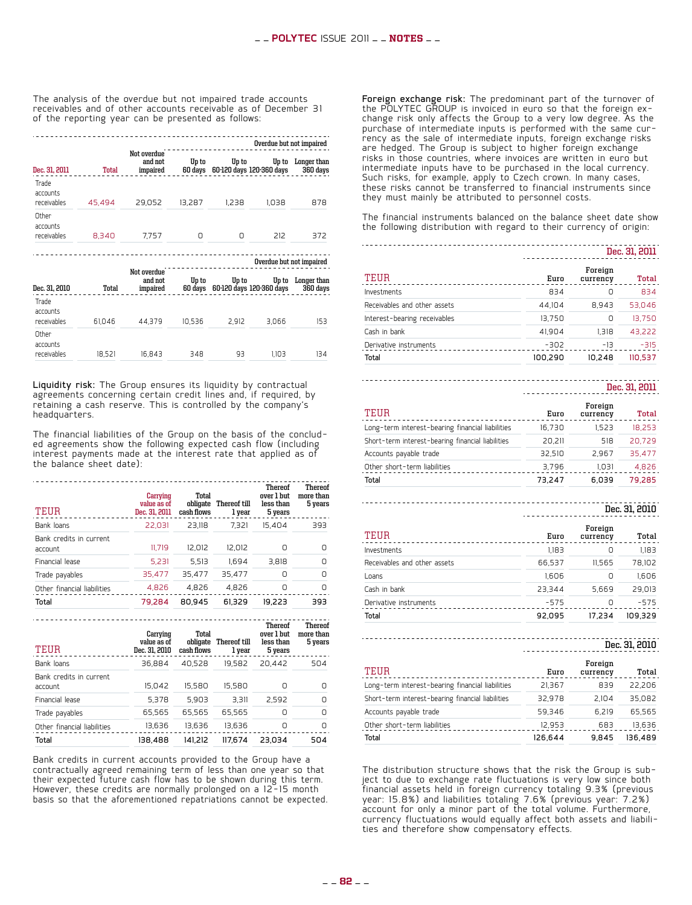The analysis of the overdue but not impaired trade accounts receivables and of other accounts receivable as of December 31 of the reporting year can be presented as follows:

| Dec. 31, 2011 | Total | Not overdue and not impaired | Overdue but not impaired: Up to 60 days | Up to 60-120 days | Up to 120-360 days | Longer than 360 days |
|---|---|---|---|---|---|---|
| Trade accounts receivables | 45,494 | 29,052 | 13,287 | 1,238 | 1,038 | 878 |
| Other accounts receivables | 8,340 | 7,757 | 0 | 0 | 212 | 372 |

| Dec. 31, 2010 | Total | Not overdue and not impaired | Overdue but not impaired: Up to 60 days | Up to 60-120 days | Up to 120-360 days | Longer than 360 days |
|---|---|---|---|---|---|---|
| Trade accounts receivables | 61,046 | 44,379 | 10,536 | 2,912 | 3,066 | 153 |
| Other accounts receivables | 18,521 | 16,843 | 348 | 93 | 1,103 | 134 |

**Liquidity risk:** The Group ensures its liquidity by contractual agreements concerning certain credit lines and, if required, by retaining a cash reserve. This is controlled by the company's headquarters.

The financial liabilities of the Group on the basis of the concluded agreements show the following expected cash flow (including interest payments made at the interest rate that applied as of the balance sheet date):

| TEUR | Carrying value as of Dec. 31, 2011 | Total obligate cash flows | Thereof till 1 year | Thereof over 1 but less than 5 years | Thereof more than 5 years |
|---|---|---|---|---|---|
| Bank loans | 22,031 | 23,118 | 7,321 | 15,404 | 393 |
| Bank credits in current account | 11,719 | 12,012 | 12,012 | 0 | 0 |
| Financial lease | 5,231 | 5,513 | 1,694 | 3,818 | 0 |
| Trade payables | 35,477 | 35,477 | 35,477 | 0 | 0 |
| Other financial liabilities | 4,826 | 4,826 | 4,826 | 0 | 0 |
| Total | 79,284 | 80,945 | 61,329 | 19,223 | 393 |

| TEUR | Carrying value as of Dec. 31, 2010 | Total obligate cash flows | Thereof till 1 year | Thereof over 1 but less than 5 years | Thereof more than 5 years |
|---|---|---|---|---|---|
| Bank loans | 36,884 | 40,528 | 19,582 | 20,442 | 504 |
| Bank credits in current account | 15,042 | 15,580 | 15,580 | 0 | 0 |
| Financial lease | 5,378 | 5,903 | 3,311 | 2,592 | 0 |
| Trade payables | 65,565 | 65,565 | 65,565 | 0 | 0 |
| Other financial liabilities | 13,636 | 13,636 | 13,636 | 0 | 0 |
| Total | 138,488 | 141,212 | 117,674 | 23,034 | 504 |

Bank credits in current accounts provided to the Group have a contractually agreed remaining term of less than one year so that their expected future cash flow has to be shown during this term. However, these credits are normally prolonged on a 12-15 month basis so that the aforementioned repatriations cannot be expected.

**Foreign exchange risk:** The predominant part of the turnover of the POLYTEC GROUP is invoiced in euro so that the foreign exchange risk only affects the Group to a very low degree. As the purchase of intermediate inputs is performed with the same currency as the sale of intermediate inputs, foreign exchange risks are hedged. The Group is subject to higher foreign exchange risks in those countries, where invoices are written in euro but intermediate inputs have to be purchased in the local currency. Such risks, for example, apply to Czech crown. In many cases, these risks cannot be transferred to financial instruments since they must mainly be attributed to personnel costs.

The financial instruments balanced on the balance sheet date show the following distribution with regard to their currency of origin:

| TEUR (Dec. 31, 2011) | Euro | Foreign currency | Total |
|---|---|---|---|
| Investments | 834 | 0 | 834 |
| Receivables and other assets | 44,104 | 8,943 | 53,046 |
| Interest-bearing receivables | 13,750 | 0 | 13,750 |
| Cash in bank | 41,904 | 1,318 | 43,222 |
| Derivative instruments | -302 | -13 | -315 |
| Total | 100,290 | 10,248 | 110,537 |

| TEUR (Dec. 31, 2011) | Euro | Foreign currency | Total |
|---|---|---|---|
| Long-term interest-bearing financial liabilities | 16,730 | 1,523 | 18,253 |
| Short-term interest-bearing financial liabilities | 20,211 | 518 | 20,729 |
| Accounts payable trade | 32,510 | 2,967 | 35,477 |
| Other short-term liabilities | 3,796 | 1,031 | 4,826 |
| Total | 73,247 | 6,039 | 79,285 |

| TEUR (Dec. 31, 2010) | Euro | Foreign currency | Total |
|---|---|---|---|
| Investments | 1,183 | 0 | 1,183 |
| Receivables and other assets | 66,537 | 11,565 | 78,102 |
| Loans | 1,606 | 0 | 1,606 |
| Cash in bank | 23,344 | 5,669 | 29,013 |
| Derivative instruments | -575 | 0 | -575 |
| Total | 92,095 | 17,234 | 109,329 |

| TEUR (Dec. 31, 2010) | Euro | Foreign currency | Total |
|---|---|---|---|
| Long-term interest-bearing financial liabilities | 21,367 | 839 | 22,206 |
| Short-term interest-bearing financial liabilities | 32,978 | 2,104 | 35,082 |
| Accounts payable trade | 59,346 | 6,219 | 65,565 |
| Other short-term liabilities | 12,953 | 683 | 13,636 |
| Total | 126,644 | 9,845 | 136,489 |

The distribution structure shows that the risk the Group is subject to due to exchange rate fluctuations is very low since both financial assets held in foreign currency totaling 9.3% (previous year: 15.8%) and liabilities totaling 7.6% (previous year: 7.2%) account for only a minor part of the total volume. Furthermore, currency fluctuations would equally affect both assets and liabilities and therefore show compensatory effects.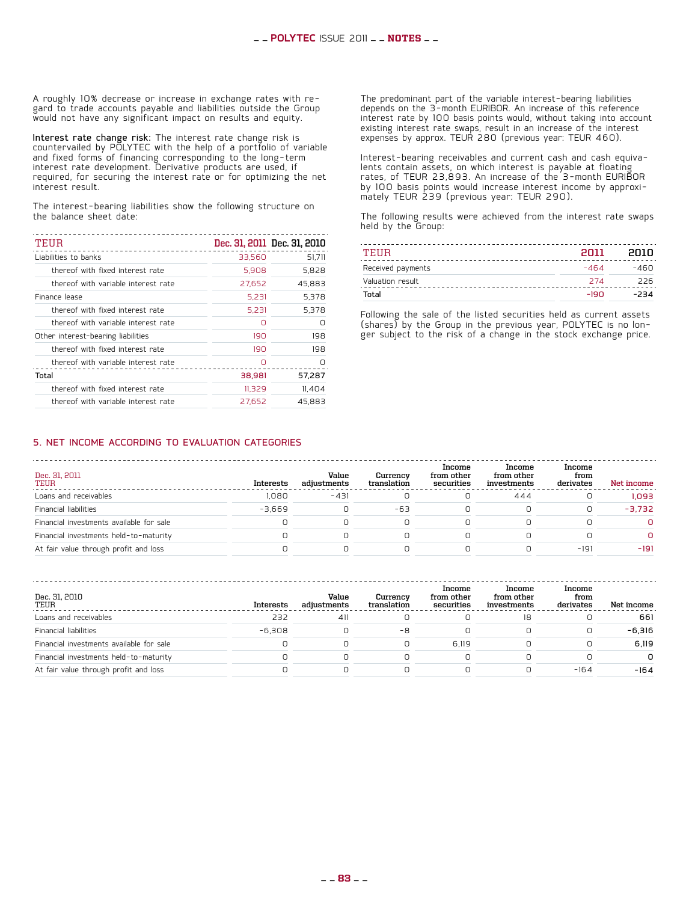A roughly 10% decrease or increase in exchange rates with regard to trade accounts payable and liabilities outside the Group would not have any significant impact on results and equity.

**Interest rate change risk:** The interest rate change risk is countervailed by POLYTEC with the help of a portfolio of variable and fixed forms of financing corresponding to the long-term interest rate development. Derivative products are used, if required, for securing the interest rate or for optimizing the net interest result.

The interest-bearing liabilities show the following structure on the balance sheet date:

| TEUR | Dec. 31, 2011 | Dec. 31, 2010 |
|---|---|---|
| Liabilities to banks | 33,560 | 51,711 |
| thereof with fixed interest rate | 5,908 | 5,828 |
| thereof with variable interest rate | 27,652 | 45,883 |
| Finance lease | 5,231 | 5,378 |
| thereof with fixed interest rate | 5,231 | 5,378 |
| thereof with variable interest rate | 0 | 0 |
| Other interest-bearing liabilities | 190 | 198 |
| thereof with fixed interest rate | 190 | 198 |
| thereof with variable interest rate | 0 | 0 |
| **Total** | **38,981** | **57,287** |
| thereof with fixed interest rate | 11,329 | 11,404 |
| thereof with variable interest rate | 27,652 | 45,883 |

The predominant part of the variable interest-bearing liabilities depends on the 3-month EURIBOR. An increase of this reference interest rate by 100 basis points would, without taking into account existing interest rate swaps, result in an increase of the interest expenses by approx. TEUR 280 (previous year: TEUR 460).

Interest-bearing receivables and current cash and cash equivalents contain assets, on which interest is payable at floating rates, of TEUR 23,893. An increase of the 3-month EURIBOR by 100 basis points would increase interest income by approximately TEUR 239 (previous year: TEUR 290).

The following results were achieved from the interest rate swaps held by the Group:

| TEUR | 2011 | 2010 |
|---|---|---|
| Received payments | -464 | -460 |
| Valuation result | 274 | 226 |
| **Total** | **-190** | **-234** |

Following the sale of the listed securities held as current assets (shares) by the Group in the previous year, POLYTEC is no longer subject to the risk of a change in the stock exchange price.

## 5. NET INCOME ACCORDING TO EVALUATION CATEGORIES

| Dec. 31, 2011 TEUR | Interests | Value adjustments | Currency translation | Income from other securities | Income from other investments | Income from derivates | Net income |
|---|---|---|---|---|---|---|---|
| Loans and receivables | 1,080 | -431 | 0 | 0 | 444 | 0 | 1,093 |
| Financial liabilities | -3,669 | 0 | -63 | 0 | 0 | 0 | -3,732 |
| Financial investments available for sale | 0 | 0 | 0 | 0 | 0 | 0 | 0 |
| Financial investments held-to-maturity | 0 | 0 | 0 | 0 | 0 | 0 | 0 |
| At fair value through profit and loss | 0 | 0 | 0 | 0 | 0 | -191 | -191 |

| Dec. 31, 2010 TEUR | Interests | Value adjustments | Currency translation | Income from other securities | Income from other investments | Income from derivates | Net income |
|---|---|---|---|---|---|---|---|
| Loans and receivables | 232 | 411 | 0 | 0 | 18 | 0 | 661 |
| Financial liabilities | -6,308 | 0 | -8 | 0 | 0 | 0 | -6,316 |
| Financial investments available for sale | 0 | 0 | 0 | 6,119 | 0 | 0 | 6,119 |
| Financial investments held-to-maturity | 0 | 0 | 0 | 0 | 0 | 0 | 0 |
| At fair value through profit and loss | 0 | 0 | 0 | 0 | 0 | -164 | -164 |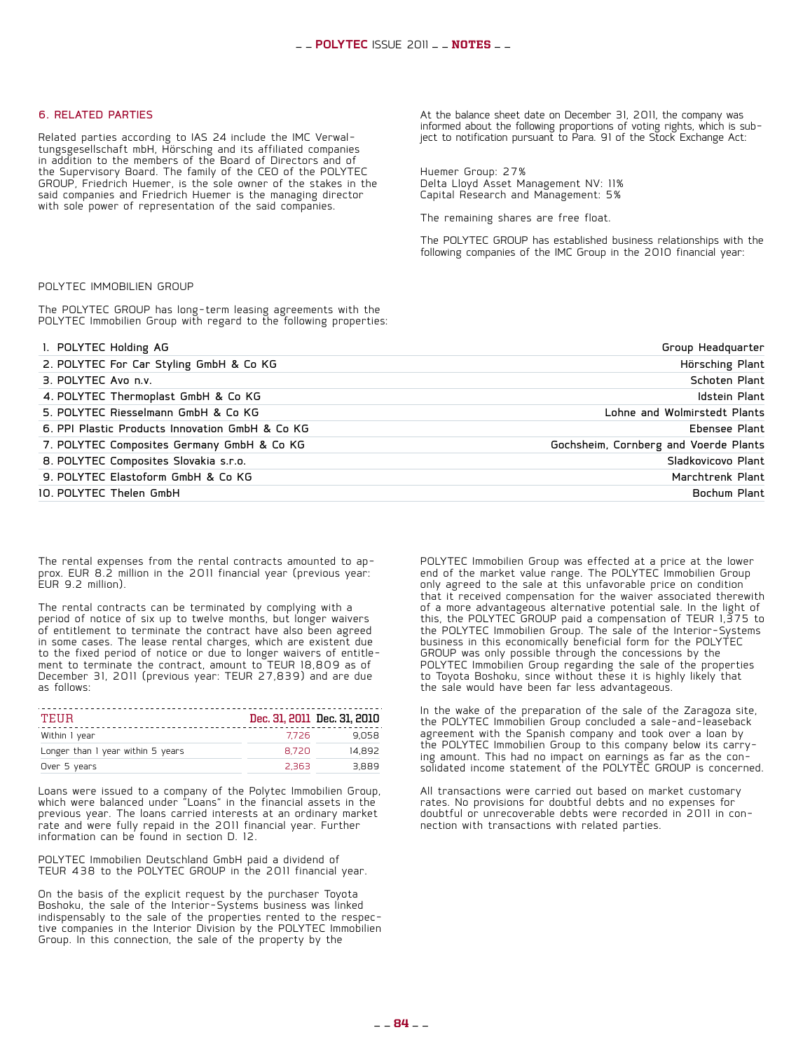## 6. RELATED PARTIES

Related parties according to IAS 24 include the IMC Verwaltungsgesellschaft mbH, Hörsching and its affiliated companies in addition to the members of the Board of Directors and of the Supervisory Board. The family of the CEO of the POLYTEC GROUP, Friedrich Huemer, is the sole owner of the stakes in the said companies and Friedrich Huemer is the managing director with sole power of representation of the said companies.

At the balance sheet date on December 31, 2011, the company was informed about the following proportions of voting rights, which is subject to notification pursuant to Para. 91 of the Stock Exchange Act:

Huemer Group: 27%
Delta Lloyd Asset Management NV: 11%
Capital Research and Management: 5%

The remaining shares are free float.

The POLYTEC GROUP has established business relationships with the following companies of the IMC Group in the 2010 financial year:

POLYTEC IMMOBILIEN GROUP

The POLYTEC GROUP has long-term leasing agreements with the POLYTEC Immobilien Group with regard to the following properties:

| | |
|---|---|
| 1. POLYTEC Holding AG | Group Headquarter |
| 2. POLYTEC For Car Styling GmbH & Co KG | Hörsching Plant |
| 3. POLYTEC Avo n.v. | Schoten Plant |
| 4. POLYTEC Thermoplast GmbH & Co KG | Idstein Plant |
| 5. POLYTEC Riesselmann GmbH & Co KG | Lohne and Wolmirstedt Plants |
| 6. PPI Plastic Products Innovation GmbH & Co KG | Ebensee Plant |
| 7. POLYTEC Composites Germany GmbH & Co KG | Gochsheim, Cornberg and Voerde Plants |
| 8. POLYTEC Composites Slovakia s.r.o. | Sladkovicovo Plant |
| 9. POLYTEC Elastoform GmbH & Co KG | Marchtrenk Plant |
| 10. POLYTEC Thelen GmbH | Bochum Plant |

The rental expenses from the rental contracts amounted to approx. EUR 8.2 million in the 2011 financial year (previous year: EUR 9.2 million).

The rental contracts can be terminated by complying with a period of notice of six up to twelve months, but longer waivers of entitlement to terminate the contract have also been agreed in some cases. The lease rental charges, which are existent due to the fixed period of notice or due to longer waivers of entitlement to terminate the contract, amount to TEUR 18,809 as of December 31, 2011 (previous year: TEUR 27,839) and are due as follows:

| TEUR | Dec. 31, 2011 | Dec. 31, 2010 |
|---|---|---|
| Within 1 year | 7,726 | 9,058 |
| Longer than 1 year within 5 years | 8,720 | 14,892 |
| Over 5 years | 2,363 | 3,889 |

Loans were issued to a company of the Polytec Immobilien Group, which were balanced under "Loans" in the financial assets in the previous year. The loans carried interests at an ordinary market rate and were fully repaid in the 2011 financial year. Further information can be found in section D. 12.

POLYTEC Immobilien Deutschland GmbH paid a dividend of TEUR 438 to the POLYTEC GROUP in the 2011 financial year.

On the basis of the explicit request by the purchaser Toyota Boshoku, the sale of the Interior-Systems business was linked indispensably to the sale of the properties rented to the respective companies in the Interior Division by the POLYTEC Immobilien Group. In this connection, the sale of the property by the POLYTEC Immobilien Group was effected at a price at the lower end of the market value range. The POLYTEC Immobilien Group only agreed to the sale at this unfavorable price on condition that it received compensation for the waiver associated therewith of a more advantageous alternative potential sale. In the light of this, the POLYTEC GROUP paid a compensation of TEUR 1,375 to the POLYTEC Immobilien Group. The sale of the Interior-Systems business in this economically beneficial form for the POLYTEC GROUP was only possible through the concessions by the POLYTEC Immobilien Group regarding the sale of the properties to Toyota Boshoku, since without these it is highly likely that the sale would have been far less advantageous.

In the wake of the preparation of the sale of the Zaragoza site, the POLYTEC Immobilien Group concluded a sale-and-leaseback agreement with the Spanish company and took over a loan by the POLYTEC Immobilien Group to this company below its carrying amount. This had no impact on earnings as far as the consolidated income statement of the POLYTEC GROUP is concerned.

All transactions were carried out based on market customary rates. No provisions for doubtful debts and no expenses for doubtful or unrecoverable debts were recorded in 2011 in connection with transactions with related parties.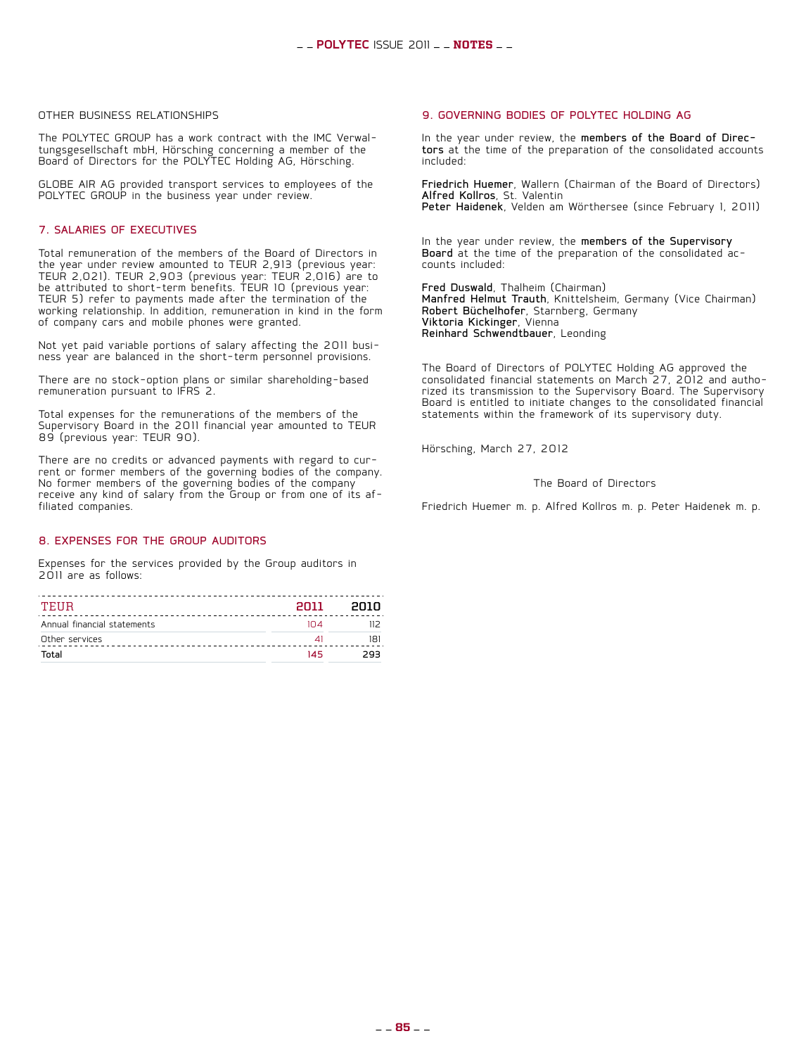### OTHER BUSINESS RELATIONSHIPS

The POLYTEC GROUP has a work contract with the IMC Verwaltungsgesellschaft mbH, Hörsching concerning a member of the Board of Directors for the POLYTEC Holding AG, Hörsching.

GLOBE AIR AG provided transport services to employees of the POLYTEC GROUP in the business year under review.

## 7. SALARIES OF EXECUTIVES

Total remuneration of the members of the Board of Directors in the year under review amounted to TEUR 2,913 (previous year: TEUR 2,021). TEUR 2,903 (previous year: TEUR 2,016) are to be attributed to short-term benefits. TEUR 10 (previous year: TEUR 5) refer to payments made after the termination of the working relationship. In addition, remuneration in kind in the form of company cars and mobile phones were granted.

Not yet paid variable portions of salary affecting the 2011 business year are balanced in the short-term personnel provisions.

There are no stock-option plans or similar shareholding-based remuneration pursuant to IFRS 2.

Total expenses for the remunerations of the members of the Supervisory Board in the 2011 financial year amounted to TEUR 89 (previous year: TEUR 90).

There are no credits or advanced payments with regard to current or former members of the governing bodies of the company. No former members of the governing bodies of the company receive any kind of salary from the Group or from one of its affiliated companies.

## 8. EXPENSES FOR THE GROUP AUDITORS

Expenses for the services provided by the Group auditors in 2011 are as follows:

| TEUR | 2011 | 2010 |
|---|---|---|
| Annual financial statements | 104 | 112 |
| Other services | 41 | 181 |
| Total | 145 | 293 |

## 9. GOVERNING BODIES OF POLYTEC HOLDING AG

In the year under review, the **members of the Board of Directors** at the time of the preparation of the consolidated accounts included:

**Friedrich Huemer**, Wallern (Chairman of the Board of Directors)
**Alfred Kollros**, St. Valentin
**Peter Haidenek**, Velden am Wörthersee (since February 1, 2011)

In the year under review, the **members of the Supervisory Board** at the time of the preparation of the consolidated accounts included:

**Fred Duswald**, Thalheim (Chairman)
**Manfred Helmut Trauth**, Knittelsheim, Germany (Vice Chairman)
**Robert Büchelhofer**, Starnberg, Germany
**Viktoria Kickinger**, Vienna
**Reinhard Schwendtbauer**, Leonding

The Board of Directors of POLYTEC Holding AG approved the consolidated financial statements on March 27, 2012 and authorized its transmission to the Supervisory Board. The Supervisory Board is entitled to initiate changes to the consolidated financial statements within the framework of its supervisory duty.

Hörsching, March 27, 2012

The Board of Directors

Friedrich Huemer m. p. Alfred Kollros m. p. Peter Haidenek m. p.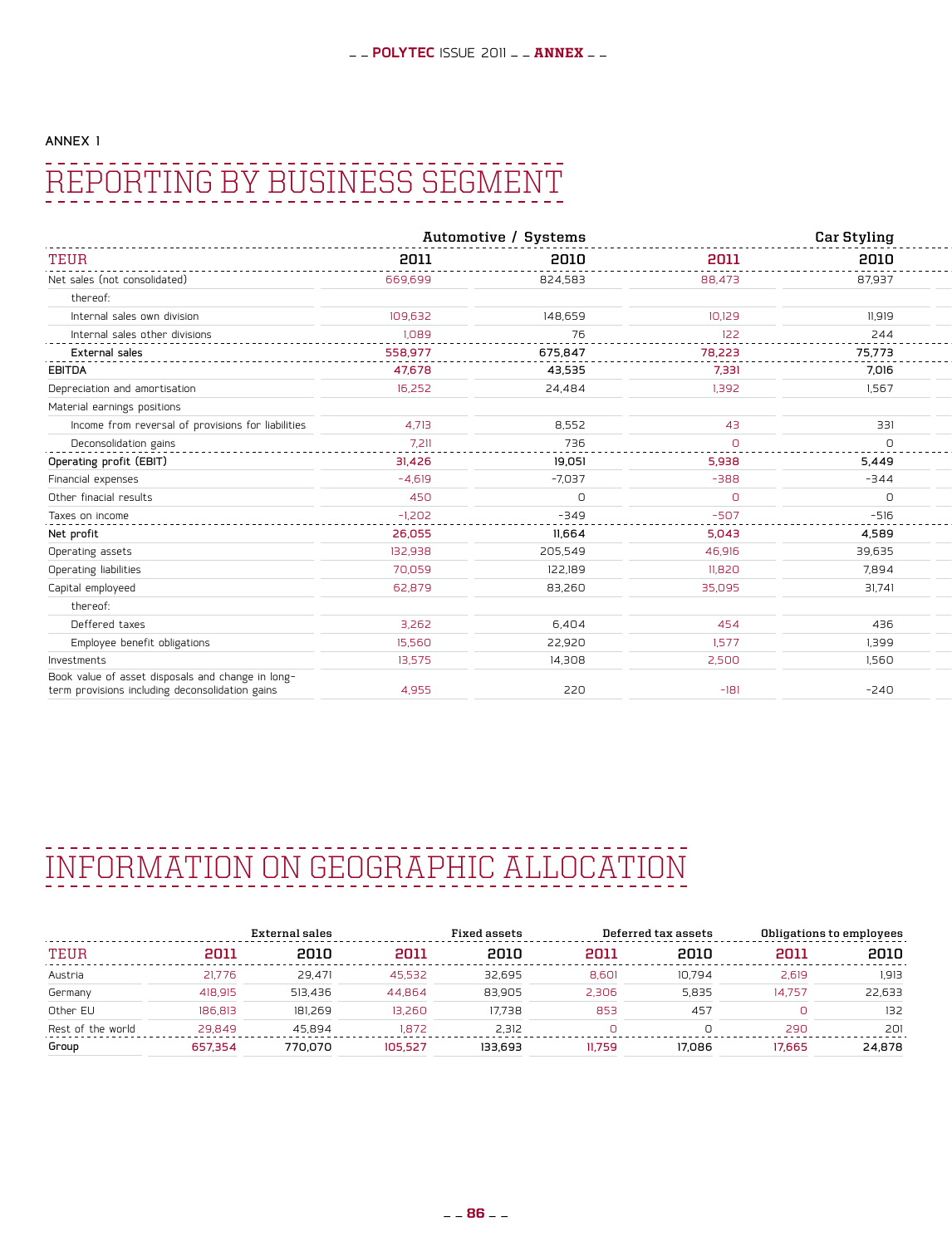ANNEX 1

# REPORTING BY BUSINESS SEGMENT

| | Automotive / Systems | | Car Styling | |
|---|---|---|---|---|
| TEUR | 2011 | 2010 | 2011 | 2010 |
| Net sales (not consolidated) | 669,699 | 824,583 | 88,473 | 87,937 |
| thereof: | | | | |
| Internal sales own division | 109,632 | 148,659 | 10,129 | 11,919 |
| Internal sales other divisions | 1,089 | 76 | 122 | 244 |
| **External sales** | **558,977** | **675,847** | **78,223** | **75,773** |
| **EBITDA** | **47,678** | **43,535** | **7,331** | **7,016** |
| Depreciation and amortisation | 16,252 | 24,484 | 1,392 | 1,567 |
| Material earnings positions | | | | |
| Income from reversal of provisions for liabilities | 4,713 | 8,552 | 43 | 331 |
| Deconsolidation gains | 7,211 | 736 | 0 | 0 |
| **Operating profit (EBIT)** | **31,426** | **19,051** | **5,938** | **5,449** |
| Financial expenses | -4,619 | -7,037 | -388 | -344 |
| Other finacial results | 450 | 0 | 0 | 0 |
| Taxes on income | -1,202 | -349 | -507 | -516 |
| **Net profit** | **26,055** | **11,664** | **5,043** | **4,589** |
| Operating assets | 132,938 | 205,549 | 46,916 | 39,635 |
| Operating liabilities | 70,059 | 122,189 | 11,820 | 7,894 |
| Capital employeed | 62,879 | 83,260 | 35,095 | 31,741 |
| thereof: | | | | |
| Deffered taxes | 3,262 | 6,404 | 454 | 436 |
| Employee benefit obligations | 15,560 | 22,920 | 1,577 | 1,399 |
| Investments | 13,575 | 14,308 | 2,500 | 1,560 |
| Book value of asset disposals and change in long-term provisions including deconsolidation gains | 4,955 | 220 | -181 | -240 |

# INFORMATION ON GEOGRAPHIC ALLOCATION

| | External sales | | Fixed assets | | Deferred tax assets | | Obligations to employees | |
|---|---|---|---|---|---|---|---|---|
| TEUR | 2011 | 2010 | 2011 | 2010 | 2011 | 2010 | 2011 | 2010 |
| Austria | 21,776 | 29,471 | 45,532 | 32,695 | 8,601 | 10,794 | 2,619 | 1,913 |
| Germany | 418,915 | 513,436 | 44,864 | 83,905 | 2,306 | 5,835 | 14,757 | 22,633 |
| Other EU | 186,813 | 181,269 | 13,260 | 17,738 | 853 | 457 | 0 | 132 |
| Rest of the world | 29,849 | 45,894 | 1,872 | 2,312 | 0 | 0 | 290 | 201 |
| **Group** | **657,354** | **770,070** | **105,527** | **133,693** | **11,759** | **17,086** | **17,665** | **24,878** |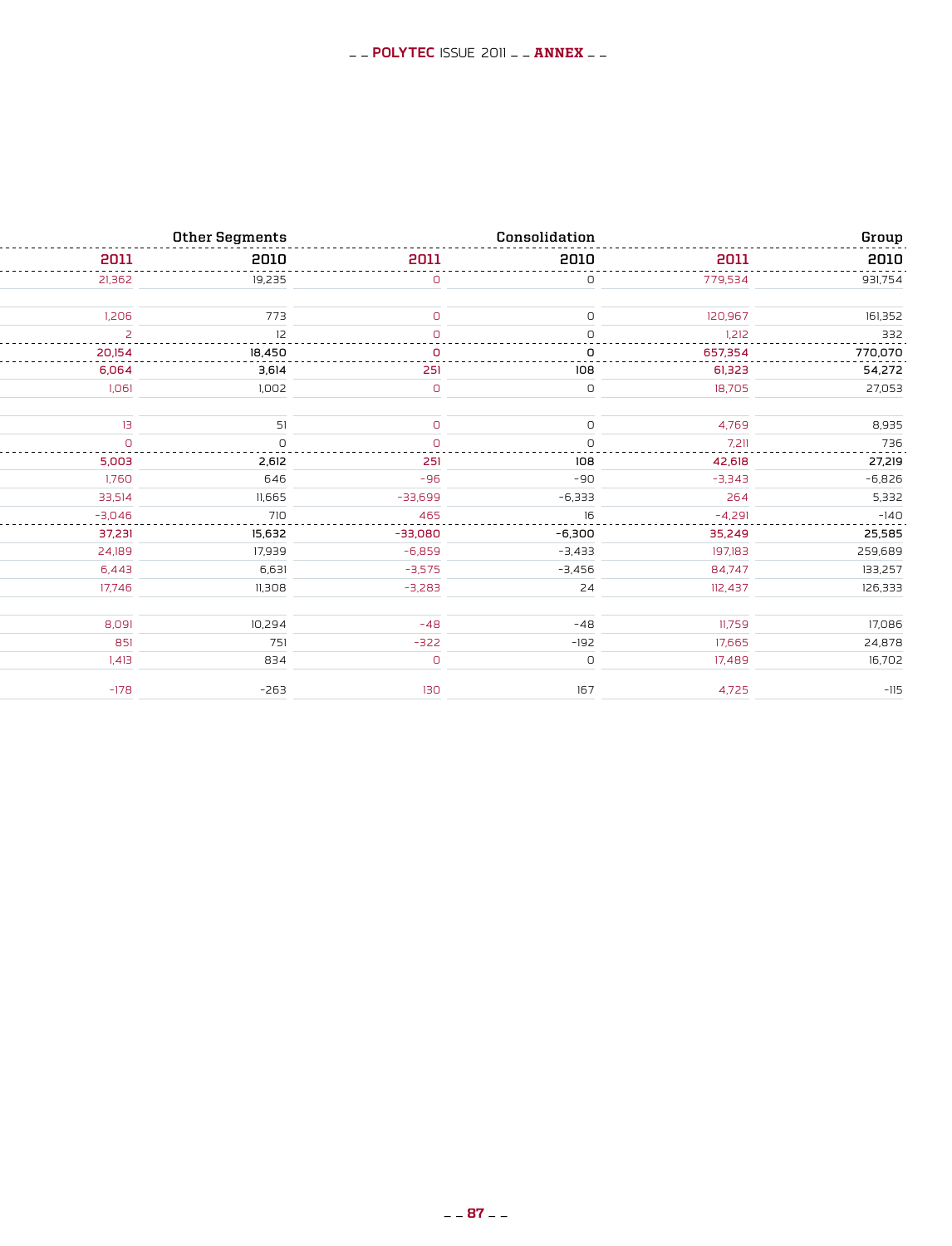| Other Segments | | Consolidation | | Group | |
|---|---|---|---|---|---|
| 2011 | 2010 | 2011 | 2010 | 2011 | 2010 |
| 21,362 | 19,235 | 0 | 0 | 779,534 | 931,754 |
| | | | | | |
| 1,206 | 773 | 0 | 0 | 120,967 | 161,352 |
| 2 | 12 | 0 | 0 | 1,212 | 332 |
| **20,154** | **18,450** | **0** | **0** | **657,354** | **770,070** |
| **6,064** | **3,614** | **251** | **108** | **61,323** | **54,272** |
| 1,061 | 1,002 | 0 | 0 | 18,705 | 27,053 |
| | | | | | |
| 13 | 51 | 0 | 0 | 4,769 | 8,935 |
| 0 | 0 | 0 | 0 | 7,211 | 736 |
| **5,003** | **2,612** | **251** | **108** | **42,618** | **27,219** |
| 1,760 | 646 | -96 | -90 | -3,343 | -6,826 |
| 33,514 | 11,665 | -33,699 | -6,333 | 264 | 5,332 |
| -3,046 | 710 | 465 | 16 | -4,291 | -140 |
| **37,231** | **15,632** | **-33,080** | **-6,300** | **35,249** | **25,585** |
| 24,189 | 17,939 | -6,859 | -3,433 | 197,183 | 259,689 |
| 6,443 | 6,631 | -3,575 | -3,456 | 84,747 | 133,257 |
| 17,746 | 11,308 | -3,283 | 24 | 112,437 | 126,333 |
| | | | | | |
| 8,091 | 10,294 | -48 | -48 | 11,759 | 17,086 |
| 851 | 751 | -322 | -192 | 17,665 | 24,878 |
| 1,413 | 834 | 0 | 0 | 17,489 | 16,702 |
| | | | | | |
| -178 | -263 | 130 | 167 | 4,725 | -115 |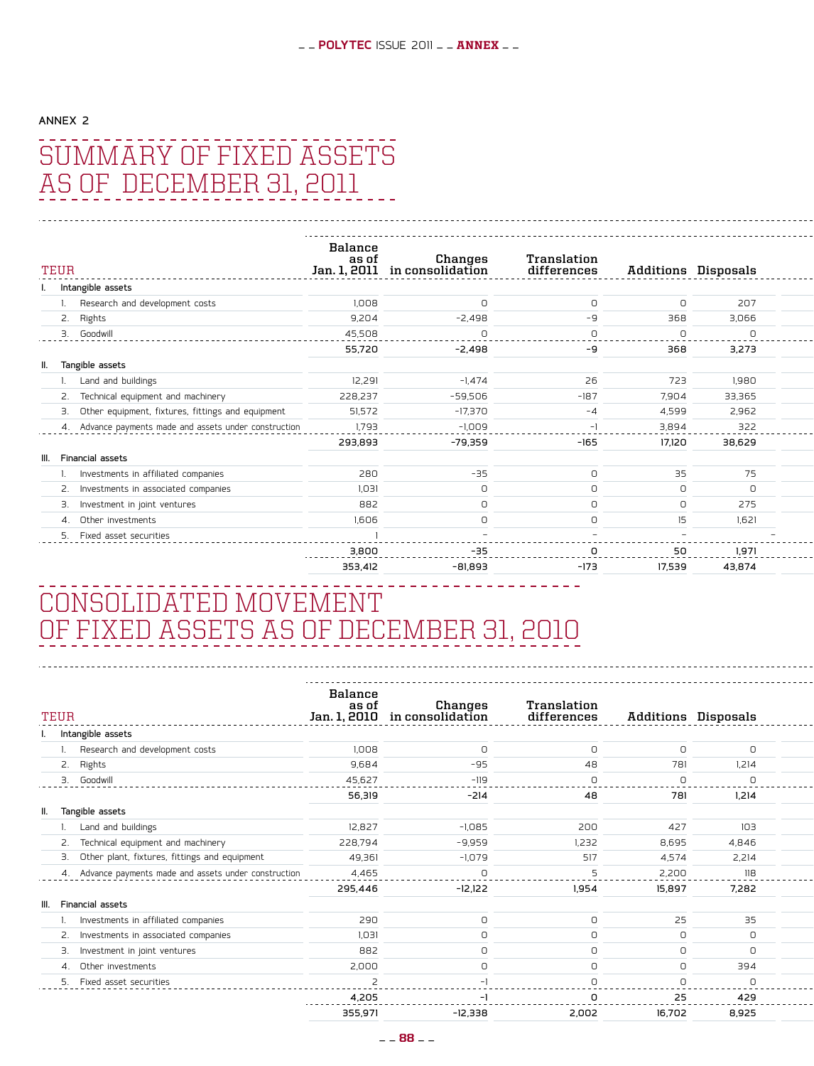ANNEX 2

# SUMMARY OF FIXED ASSETS AS OF DECEMBER 31, 2011

| TEUR | Balance as of Jan. 1, 2011 | Changes in consolidation | Translation differences | Additions | Disposals |
|---|---|---|---|---|---|
| **I. Intangible assets** | | | | | |
| 1. Research and development costs | 1,008 | 0 | 0 | 0 | 207 |
| 2. Rights | 9,204 | -2,498 | -9 | 368 | 3,066 |
| 3. Goodwill | 45,508 | 0 | 0 | 0 | 0 |
| | 55,720 | -2,498 | -9 | 368 | 3,273 |
| **II. Tangible assets** | | | | | |
| 1. Land and buildings | 12,291 | -1,474 | 26 | 723 | 1,980 |
| 2. Technical equipment and machinery | 228,237 | -59,506 | -187 | 7,904 | 33,365 |
| 3. Other equipment, fixtures, fittings and equipment | 51,572 | -17,370 | -4 | 4,599 | 2,962 |
| 4. Advance payments made and assets under construction | 1,793 | -1,009 | -1 | 3,894 | 322 |
| | 293,893 | -79,359 | -165 | 17,120 | 38,629 |
| **III. Financial assets** | | | | | |
| 1. Investments in affiliated companies | 280 | -35 | 0 | 35 | 75 |
| 2. Investments in associated companies | 1,031 | 0 | 0 | 0 | 0 |
| 3. Investment in joint ventures | 882 | 0 | 0 | 0 | 275 |
| 4. Other investments | 1,606 | 0 | 0 | 15 | 1,621 |
| 5. Fixed asset securities | 1 | – | – | – | – |
| | 3,800 | -35 | 0 | 50 | 1,971 |
| | 353,412 | -81,893 | -173 | 17,539 | 43,874 |

# CONSOLIDATED MOVEMENT OF FIXED ASSETS AS OF DECEMBER 31, 2010

| TEUR | Balance as of Jan. 1, 2010 | Changes in consolidation | Translation differences | Additions | Disposals |
|---|---|---|---|---|---|
| **I. Intangible assets** | | | | | |
| 1. Research and development costs | 1,008 | 0 | 0 | 0 | 0 |
| 2. Rights | 9,684 | -95 | 48 | 781 | 1,214 |
| 3. Goodwill | 45,627 | -119 | 0 | 0 | 0 |
| | 56,319 | -214 | 48 | 781 | 1,214 |
| **II. Tangible assets** | | | | | |
| 1. Land and buildings | 12,827 | -1,085 | 200 | 427 | 103 |
| 2. Technical equipment and machinery | 228,794 | -9,959 | 1,232 | 8,695 | 4,846 |
| 3. Other plant, fixtures, fittings and equipment | 49,361 | -1,079 | 517 | 4,574 | 2,214 |
| 4. Advance payments made and assets under construction | 4,465 | 0 | 5 | 2,200 | 118 |
| | 295,446 | -12,122 | 1,954 | 15,897 | 7,282 |
| **III. Financial assets** | | | | | |
| 1. Investments in affiliated companies | 290 | 0 | 0 | 25 | 35 |
| 2. Investments in associated companies | 1,031 | 0 | 0 | 0 | 0 |
| 3. Investment in joint ventures | 882 | 0 | 0 | 0 | 0 |
| 4. Other investments | 2,000 | 0 | 0 | 0 | 394 |
| 5. Fixed asset securities | 2 | -1 | 0 | 0 | 0 |
| | 4,205 | -1 | 0 | 25 | 429 |
| | 355,971 | -12,338 | 2,002 | 16,702 | 8,925 |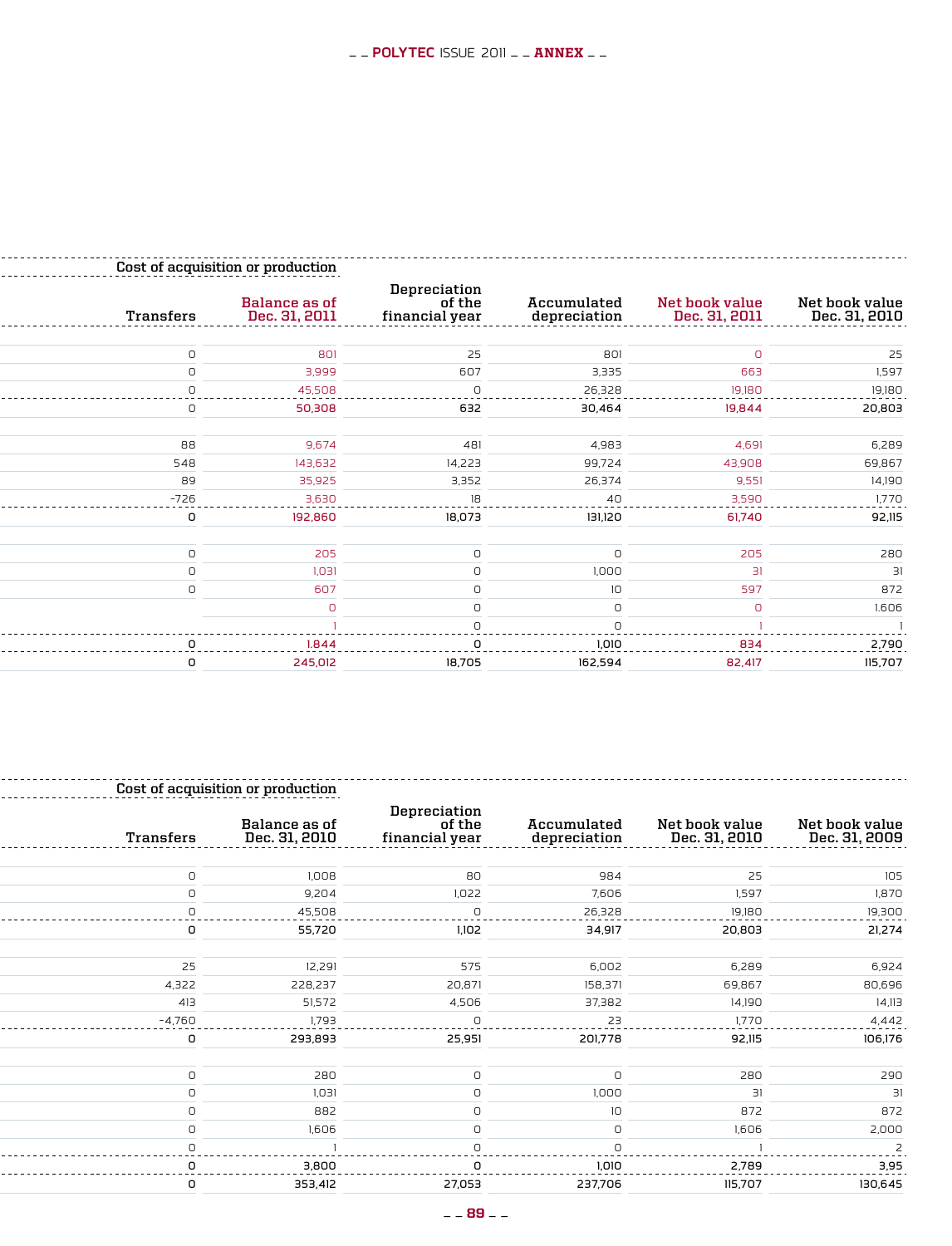| Cost of acquisition or production | | | | | |
|---|---|---|---|---|---|
| Transfers | Balance as of Dec. 31, 2011 | Depreciation of the financial year | Accumulated depreciation | Net book value Dec. 31, 2011 | Net book value Dec. 31, 2010 |
| | | | | | |
| 0 | 801 | 25 | 801 | 0 | 25 |
| 0 | 3,999 | 607 | 3,335 | 663 | 1,597 |
| 0 | 45,508 | 0 | 26,328 | 19,180 | 19,180 |
| 0 | 50,308 | 632 | 30,464 | 19,844 | 20,803 |
| | | | | | |
| 88 | 9,674 | 481 | 4,983 | 4,691 | 6,289 |
| 548 | 143,632 | 14,223 | 99,724 | 43,908 | 69,867 |
| 89 | 35,925 | 3,352 | 26,374 | 9,551 | 14,190 |
| -726 | 3,630 | 18 | 40 | 3,590 | 1,770 |
| 0 | 192,860 | 18,073 | 131,120 | 61,740 | 92,115 |
| | | | | | |
| 0 | 205 | 0 | 0 | 205 | 280 |
| 0 | 1,031 | 0 | 1,000 | 31 | 31 |
| 0 | 607 | 0 | 10 | 597 | 872 |
| | 0 | 0 | 0 | 0 | 1.606 |
| | 1 | 0 | 0 | 1 | 1 |
| 0 | 1.844 | 0 | 1,010 | 834 | 2,790 |
| 0 | 245,012 | 18,705 | 162,594 | 82,417 | 115,707 |

| Cost of acquisition or production | | | | | |
|---|---|---|---|---|---|
| Transfers | Balance as of Dec. 31, 2010 | Depreciation of the financial year | Accumulated depreciation | Net book value Dec. 31, 2010 | Net book value Dec. 31, 2009 |
| | | | | | |
| 0 | 1,008 | 80 | 984 | 25 | 105 |
| 0 | 9,204 | 1,022 | 7,606 | 1,597 | 1,870 |
| 0 | 45,508 | 0 | 26,328 | 19,180 | 19,300 |
| 0 | 55,720 | 1,102 | 34,917 | 20,803 | 21,274 |
| | | | | | |
| 25 | 12,291 | 575 | 6,002 | 6,289 | 6,924 |
| 4,322 | 228,237 | 20,871 | 158,371 | 69,867 | 80,696 |
| 413 | 51,572 | 4,506 | 37,382 | 14,190 | 14,113 |
| -4,760 | 1,793 | 0 | 23 | 1,770 | 4,442 |
| 0 | 293,893 | 25,951 | 201,778 | 92,115 | 106,176 |
| | | | | | |
| 0 | 280 | 0 | 0 | 280 | 290 |
| 0 | 1,031 | 0 | 1,000 | 31 | 31 |
| 0 | 882 | 0 | 10 | 872 | 872 |
| 0 | 1,606 | 0 | 0 | 1,606 | 2,000 |
| 0 | 1 | 0 | 0 | 1 | 2 |
| 0 | 3,800 | 0 | 1,010 | 2,789 | 3,95 |
| 0 | 353,412 | 27,053 | 237,706 | 115,707 | 130,645 |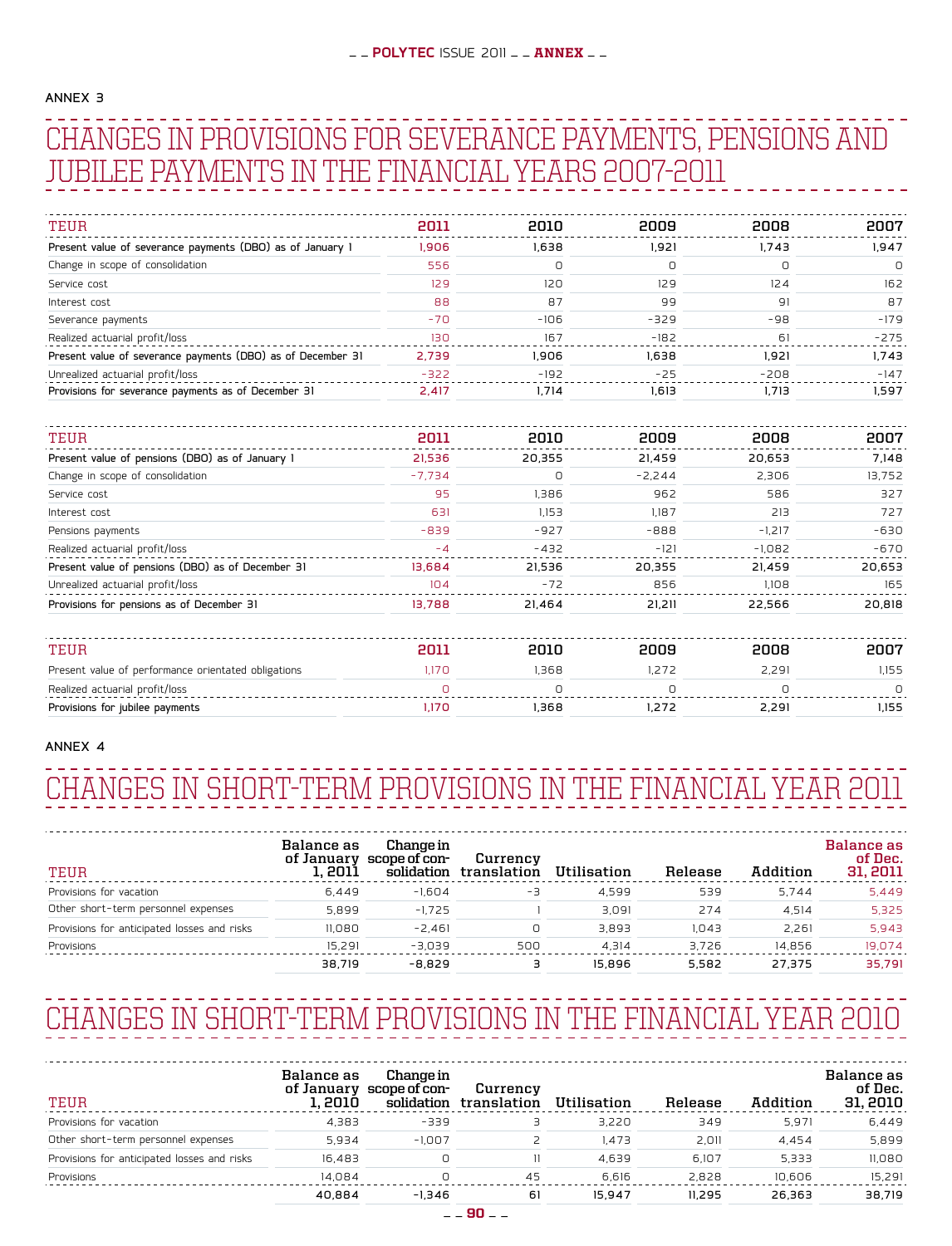ANNEX 3

# CHANGES IN PROVISIONS FOR SEVERANCE PAYMENTS, PENSIONS AND JUBILEE PAYMENTS IN THE FINANCIAL YEARS 2007-2011

| TEUR | 2011 | 2010 | 2009 | 2008 | 2007 |
|---|---|---|---|---|---|
| **Present value of severance payments (DBO) as of January 1** | 1,906 | 1,638 | 1,921 | 1,743 | 1,947 |
| Change in scope of consolidation | 556 | 0 | 0 | 0 | 0 |
| Service cost | 129 | 120 | 129 | 124 | 162 |
| Interest cost | 88 | 87 | 99 | 91 | 87 |
| Severance payments | -70 | -106 | -329 | -98 | -179 |
| Realized actuarial profit/loss | 130 | 167 | -182 | 61 | -275 |
| **Present value of severance payments (DBO) as of December 31** | 2,739 | 1,906 | 1,638 | 1,921 | 1,743 |
| Unrealized actuarial profit/loss | -322 | -192 | -25 | -208 | -147 |
| **Provisions for severance payments as of December 31** | 2,417 | 1,714 | 1,613 | 1,713 | 1,597 |

| TEUR | 2011 | 2010 | 2009 | 2008 | 2007 |
|---|---|---|---|---|---|
| **Present value of pensions (DBO) as of January 1** | 21,536 | 20,355 | 21,459 | 20,653 | 7,148 |
| Change in scope of consolidation | -7,734 | 0 | -2,244 | 2,306 | 13,752 |
| Service cost | 95 | 1,386 | 962 | 586 | 327 |
| Interest cost | 631 | 1,153 | 1,187 | 213 | 727 |
| Pensions payments | -839 | -927 | -888 | -1,217 | -630 |
| Realized actuarial profit/loss | -4 | -432 | -121 | -1,082 | -670 |
| **Present value of pensions (DBO) as of December 31** | 13,684 | 21,536 | 20,355 | 21,459 | 20,653 |
| Unrealized actuarial profit/loss | 104 | -72 | 856 | 1,108 | 165 |
| **Provisions for pensions as of December 31** | 13,788 | 21,464 | 21,211 | 22,566 | 20,818 |

| TEUR | 2011 | 2010 | 2009 | 2008 | 2007 |
|---|---|---|---|---|---|
| Present value of performance orientated obligations | 1,170 | 1,368 | 1,272 | 2,291 | 1,155 |
| Realized actuarial profit/loss | 0 | 0 | 0 | 0 | 0 |
| **Provisions for jubilee payments** | 1,170 | 1,368 | 1,272 | 2,291 | 1,155 |

ANNEX 4

# CHANGES IN SHORT-TERM PROVISIONS IN THE FINANCIAL YEAR 2011

| TEUR | Balance as of January 1, 2011 | Change in scope of consolidation | Currency translation | Utilisation | Release | Addition | Balance as of Dec. 31, 2011 |
|---|---|---|---|---|---|---|---|
| Provisions for vacation | 6,449 | -1,604 | -3 | 4,599 | 539 | 5,744 | 5,449 |
| Other short-term personnel expenses | 5,899 | -1,725 | 1 | 3,091 | 274 | 4,514 | 5,325 |
| Provisions for anticipated losses and risks | 11,080 | -2,461 | 0 | 3,893 | 1,043 | 2,261 | 5,943 |
| Provisions | 15,291 | -3,039 | 500 | 4,314 | 3,726 | 14,856 | 19,074 |
| | **38,719** | **-8,829** | **3** | **15,896** | **5,582** | **27,375** | **35,791** |

# CHANGES IN SHORT-TERM PROVISIONS IN THE FINANCIAL YEAR 2010

| TEUR | Balance as of January 1, 2010 | Change in scope of consolidation | Currency translation | Utilisation | Release | Addition | Balance as of Dec. 31, 2010 |
|---|---|---|---|---|---|---|---|
| Provisions for vacation | 4,383 | -339 | 3 | 3,220 | 349 | 5,971 | 6,449 |
| Other short-term personnel expenses | 5,934 | -1,007 | 2 | 1,473 | 2,011 | 4,454 | 5,899 |
| Provisions for anticipated losses and risks | 16,483 | 0 | 11 | 4,639 | 6,107 | 5,333 | 11,080 |
| Provisions | 14,084 | 0 | 45 | 6,616 | 2,828 | 10,606 | 15,291 |
| | **40,884** | **-1,346** | **61** | **15,947** | **11,295** | **26,363** | **38,719** |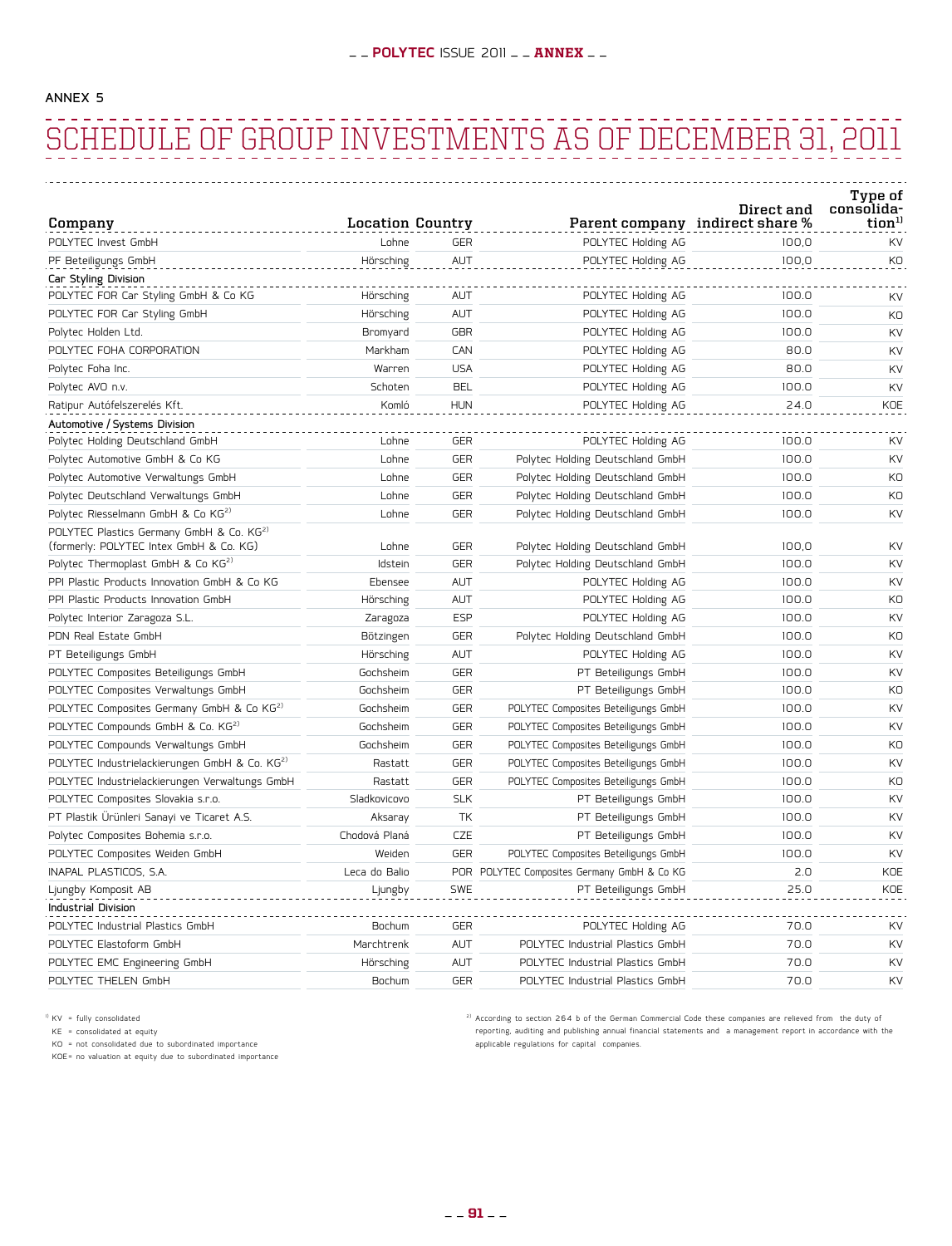ANNEX 5

# SCHEDULE OF GROUP INVESTMENTS AS OF DECEMBER 31, 2011

| Company | Location | Country | Parent company | Direct and indirect share % | Type of consolidation[1] |
|---|---|---|---|---|---|
| POLYTEC Invest GmbH | Lohne | GER | POLYTEC Holding AG | 100,0 | KV |
| PF Beteiligungs GmbH | Hörsching | AUT | POLYTEC Holding AG | 100,0 | KO |
| **Car Styling Division** | | | | | |
| POLYTEC FOR Car Styling GmbH & Co KG | Hörsching | AUT | POLYTEC Holding AG | 100.0 | KV |
| POLYTEC FOR Car Styling GmbH | Hörsching | AUT | POLYTEC Holding AG | 100.0 | KO |
| Polytec Holden Ltd. | Bromyard | GBR | POLYTEC Holding AG | 100.0 | KV |
| POLYTEC FOHA CORPORATION | Markham | CAN | POLYTEC Holding AG | 80.0 | KV |
| Polytec Foha Inc. | Warren | USA | POLYTEC Holding AG | 80.0 | KV |
| Polytec AVO n.v. | Schoten | BEL | POLYTEC Holding AG | 100.0 | KV |
| Ratipur Autófelszerelés Kft. | Komló | HUN | POLYTEC Holding AG | 24.0 | KOE |
| **Automotive / Systems Division** | | | | | |
| Polytec Holding Deutschland GmbH | Lohne | GER | POLYTEC Holding AG | 100.0 | KV |
| Polytec Automotive GmbH & Co KG | Lohne | GER | Polytec Holding Deutschland GmbH | 100.0 | KV |
| Polytec Automotive Verwaltungs GmbH | Lohne | GER | Polytec Holding Deutschland GmbH | 100.0 | KO |
| Polytec Deutschland Verwaltungs GmbH | Lohne | GER | Polytec Holding Deutschland GmbH | 100.0 | KO |
| Polytec Riesselmann GmbH & Co KG[2] | Lohne | GER | Polytec Holding Deutschland GmbH | 100.0 | KV |
| POLYTEC Plastics Germany GmbH & Co. KG[2] (formerly: POLYTEC Intex GmbH & Co. KG) | Lohne | GER | Polytec Holding Deutschland GmbH | 100,0 | KV |
| Polytec Thermoplast GmbH & Co KG[2] | Idstein | GER | Polytec Holding Deutschland GmbH | 100.0 | KV |
| PPI Plastic Products Innovation GmbH & Co KG | Ebensee | AUT | POLYTEC Holding AG | 100.0 | KV |
| PPI Plastic Products Innovation GmbH | Hörsching | AUT | POLYTEC Holding AG | 100.0 | KO |
| Polytec Interior Zaragoza S.L. | Zaragoza | ESP | POLYTEC Holding AG | 100.0 | KV |
| PDN Real Estate GmbH | Bötzingen | GER | Polytec Holding Deutschland GmbH | 100.0 | KO |
| PT Beteiligungs GmbH | Hörsching | AUT | POLYTEC Holding AG | 100.0 | KV |
| POLYTEC Composites Beteiligungs GmbH | Gochsheim | GER | PT Beteiligungs GmbH | 100.0 | KV |
| POLYTEC Composites Verwaltungs GmbH | Gochsheim | GER | PT Beteiligungs GmbH | 100.0 | KO |
| POLYTEC Composites Germany GmbH & Co KG[2] | Gochsheim | GER | POLYTEC Composites Beteiligungs GmbH | 100.0 | KV |
| POLYTEC Compounds GmbH & Co. KG[2] | Gochsheim | GER | POLYTEC Composites Beteiligungs GmbH | 100.0 | KV |
| POLYTEC Compounds Verwaltungs GmbH | Gochsheim | GER | POLYTEC Composites Beteiligungs GmbH | 100.0 | KO |
| POLYTEC Industrielackierungen GmbH & Co. KG[2] | Rastatt | GER | POLYTEC Composites Beteiligungs GmbH | 100.0 | KV |
| POLYTEC Industrielackierungen Verwaltungs GmbH | Rastatt | GER | POLYTEC Composites Beteiligungs GmbH | 100.0 | KO |
| POLYTEC Composites Slovakia s.r.o. | Sladkovicovo | SLK | PT Beteiligungs GmbH | 100.0 | KV |
| PT Plastik Ürünleri Sanayi ve Ticaret A.S. | Aksaray | TK | PT Beteiligungs GmbH | 100.0 | KV |
| Polytec Composites Bohemia s.r.o. | Chodová Planá | CZE | PT Beteiligungs GmbH | 100.0 | KV |
| POLYTEC Composites Weiden GmbH | Weiden | GER | POLYTEC Composites Beteiligungs GmbH | 100.0 | KV |
| INAPAL PLASTICOS, S.A. | Leca do Balio | POR | POLYTEC Composites Germany GmbH & Co KG | 2.0 | KOE |
| Ljungby Komposit AB | Ljungby | SWE | PT Beteiligungs GmbH | 25.0 | KOE |
| **Industrial Division** | | | | | |
| POLYTEC Industrial Plastics GmbH | Bochum | GER | POLYTEC Holding AG | 70.0 | KV |
| POLYTEC Elastoform GmbH | Marchtrenk | AUT | POLYTEC Industrial Plastics GmbH | 70.0 | KV |
| POLYTEC EMC Engineering GmbH | Hörsching | AUT | POLYTEC Industrial Plastics GmbH | 70.0 | KV |
| POLYTEC THELEN GmbH | Bochum | GER | POLYTEC Industrial Plastics GmbH | 70.0 | KV |

[1] KV = fully consolidated
KE = consolidated at equity
KO = not consolidated due to subordinated importance
KOE = no valuation at equity due to subordinated importance

[2] According to section 264 b of the German Commercial Code these companies are relieved from the duty of reporting, auditing and publishing annual financial statements and a management report in accordance with the applicable regulations for capital companies.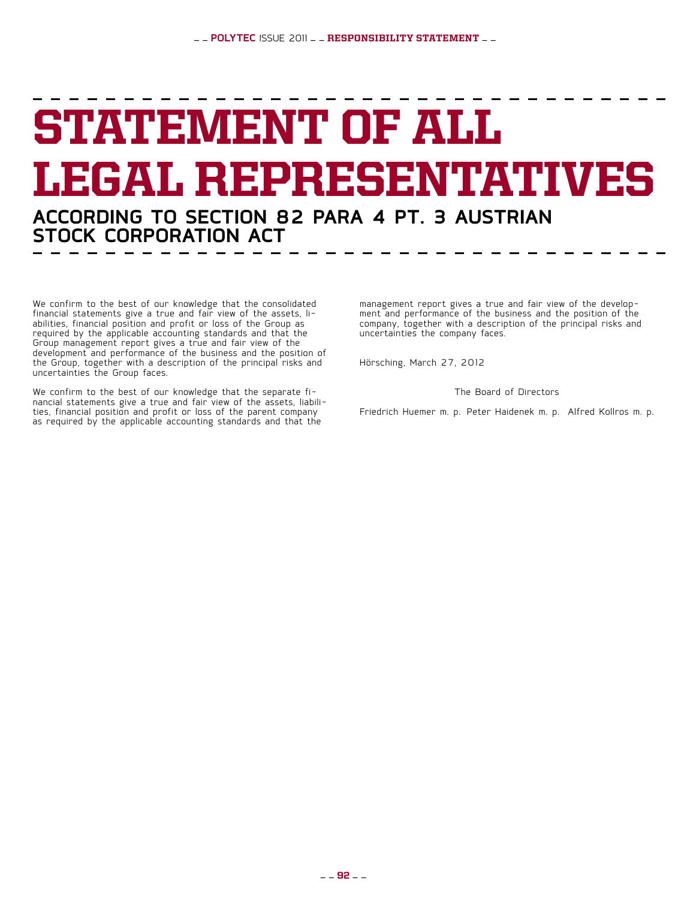# STATEMENT OF ALL LEGAL REPRESENTATIVES

## ACCORDING TO SECTION 82 PARA 4 PT. 3 AUSTRIAN STOCK CORPORATION ACT

We confirm to the best of our knowledge that the consolidated financial statements give a true and fair view of the assets, liabilities, financial position and profit or loss of the Group as required by the applicable accounting standards and that the Group management report gives a true and fair view of the development and performance of the business and the position of the Group, together with a description of the principal risks and uncertainties the Group faces.

We confirm to the best of our knowledge that the separate financial statements give a true and fair view of the assets, liabilities, financial position and profit or loss of the parent company as required by the applicable accounting standards and that the management report gives a true and fair view of the development and performance of the business and the position of the company, together with a description of the principal risks and uncertainties the company faces.

Hörsching, March 27, 2012

The Board of Directors

Friedrich Huemer m. p. Peter Haidenek m. p. Alfred Kollros m. p.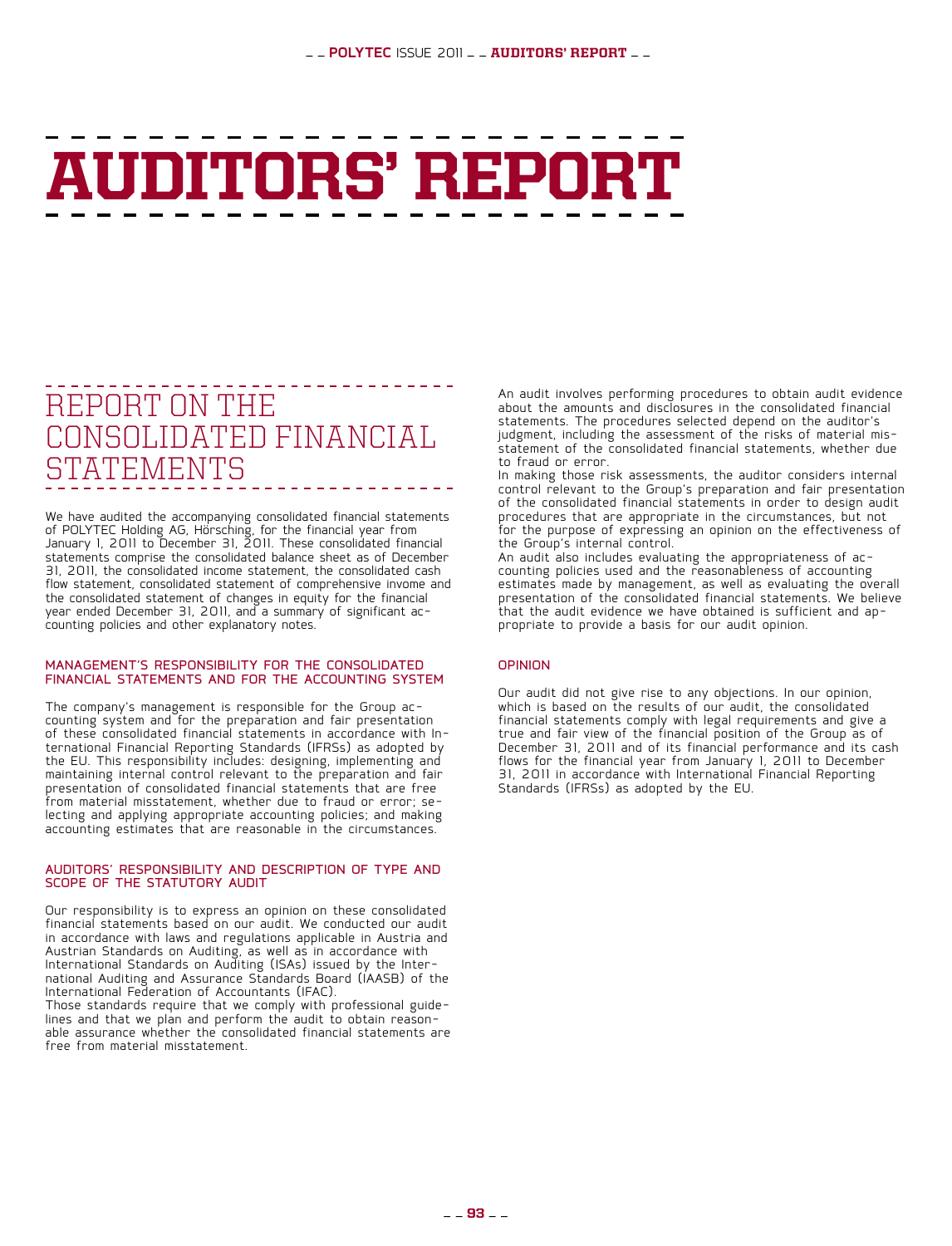# AUDITORS' REPORT

## REPORT ON THE CONSOLIDATED FINANCIAL STATEMENTS

We have audited the accompanying consolidated financial statements of POLYTEC Holding AG, Hörsching, for the financial year from January 1, 2011 to December 31, 2011. These consolidated financial statements comprise the consolidated balance sheet as of December 31, 2011, the consolidated income statement, the consolidated cash flow statement, consolidated statement of comprehensive invome and the consolidated statement of changes in equity for the financial year ended December 31, 2011, and a summary of significant accounting policies and other explanatory notes.

### MANAGEMENT'S RESPONSIBILITY FOR THE CONSOLIDATED FINANCIAL STATEMENTS AND FOR THE ACCOUNTING SYSTEM

The company's management is responsible for the Group accounting system and for the preparation and fair presentation of these consolidated financial statements in accordance with International Financial Reporting Standards (IFRSs) as adopted by the EU. This responsibility includes: designing, implementing and maintaining internal control relevant to the preparation and fair presentation of consolidated financial statements that are free from material misstatement, whether due to fraud or error; selecting and applying appropriate accounting policies; and making accounting estimates that are reasonable in the circumstances.

### AUDITORS' RESPONSIBILITY AND DESCRIPTION OF TYPE AND SCOPE OF THE STATUTORY AUDIT

Our responsibility is to express an opinion on these consolidated financial statements based on our audit. We conducted our audit in accordance with laws and regulations applicable in Austria and Austrian Standards on Auditing, as well as in accordance with International Standards on Auditing (ISAs) issued by the International Auditing and Assurance Standards Board (IAASB) of the International Federation of Accountants (IFAC).
Those standards require that we comply with professional guidelines and that we plan and perform the audit to obtain reasonable assurance whether the consolidated financial statements are free from material misstatement.

An audit involves performing procedures to obtain audit evidence about the amounts and disclosures in the consolidated financial statements. The procedures selected depend on the auditor's judgment, including the assessment of the risks of material misstatement of the consolidated financial statements, whether due to fraud or error.
In making those risk assessments, the auditor considers internal control relevant to the Group's preparation and fair presentation of the consolidated financial statements in order to design audit procedures that are appropriate in the circumstances, but not for the purpose of expressing an opinion on the effectiveness of the Group's internal control.
An audit also includes evaluating the appropriateness of accounting policies used and the reasonableness of accounting estimates made by management, as well as evaluating the overall presentation of the consolidated financial statements. We believe that the audit evidence we have obtained is sufficient and appropriate to provide a basis for our audit opinion.

### OPINION

Our audit did not give rise to any objections. In our opinion, which is based on the results of our audit, the consolidated financial statements comply with legal requirements and give a true and fair view of the financial position of the Group as of December 31, 2011 and of its financial performance and its cash flows for the financial year from January 1, 2011 to December 31, 2011 in accordance with International Financial Reporting Standards (IFRSs) as adopted by the EU.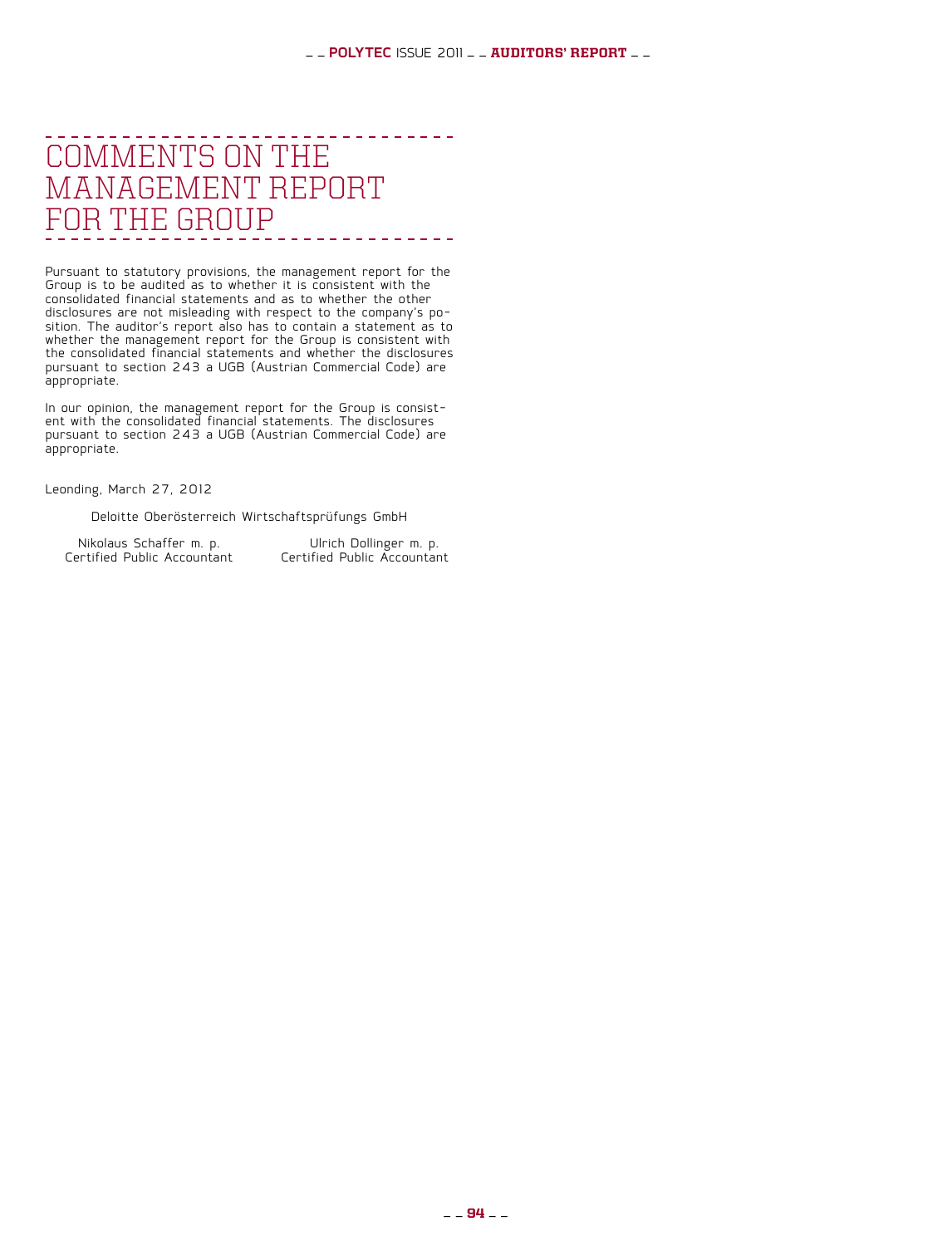# COMMENTS ON THE MANAGEMENT REPORT FOR THE GROUP

Pursuant to statutory provisions, the management report for the Group is to be audited as to whether it is consistent with the consolidated financial statements and as to whether the other disclosures are not misleading with respect to the company's position. The auditor's report also has to contain a statement as to whether the management report for the Group is consistent with the consolidated financial statements and whether the disclosures pursuant to section 243 a UGB (Austrian Commercial Code) are appropriate.

In our opinion, the management report for the Group is consistent with the consolidated financial statements. The disclosures pursuant to section 243 a UGB (Austrian Commercial Code) are appropriate.

Leonding, March 27, 2012

Deloitte Oberösterreich Wirtschaftsprüfungs GmbH

Nikolaus Schaffer m. p.
Certified Public Accountant

Ulrich Dollinger m. p.
Certified Public Accountant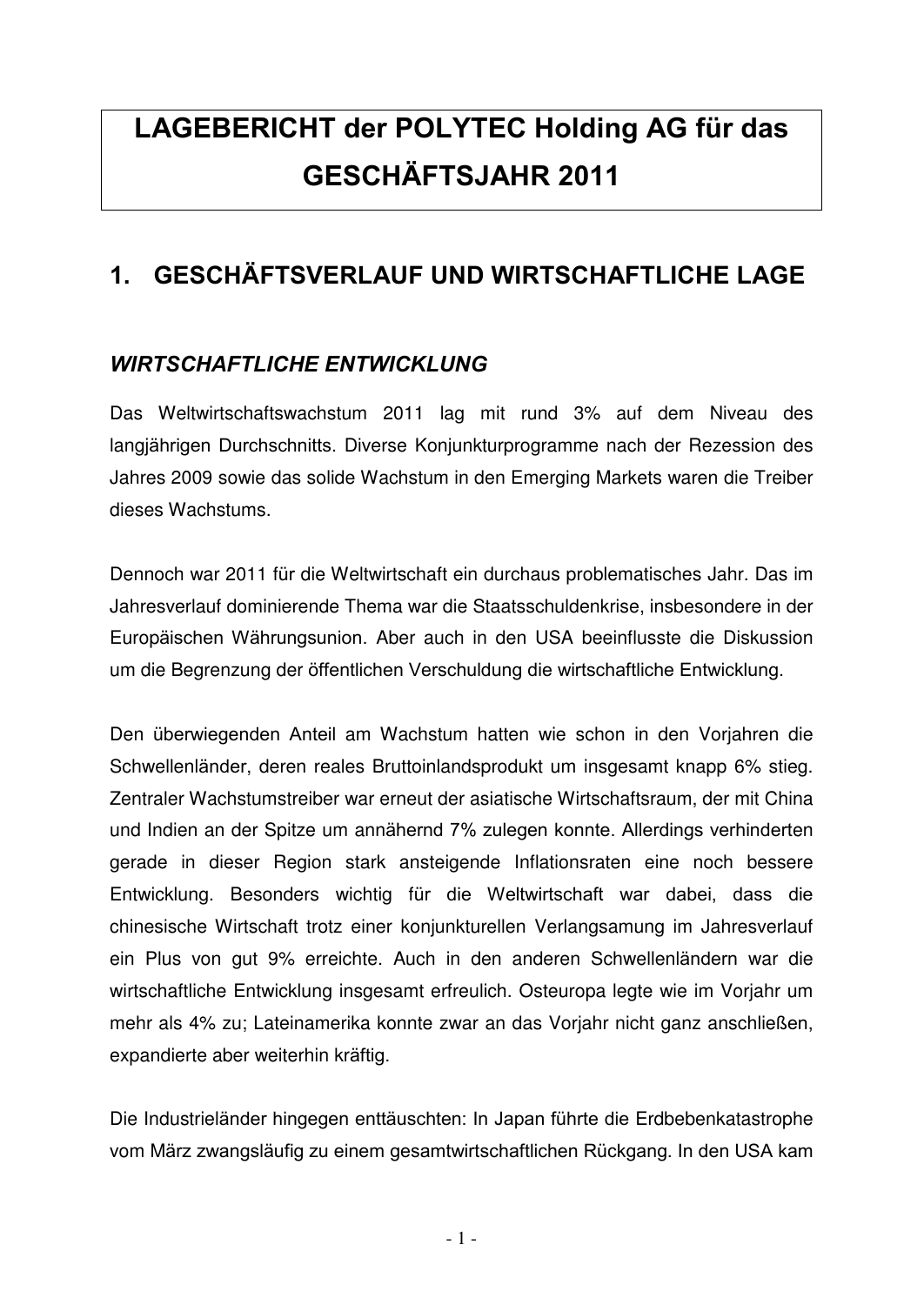# LAGEBERICHT der POLYTEC Holding AG für das GESCHÄFTSJAHR 2011

## 1. GESCHÄFTSVERLAUF UND WIRTSCHAFTLICHE LAGE

### *WIRTSCHAFTLICHE ENTWICKLUNG*

Das Weltwirtschaftswachstum 2011 lag mit rund 3% auf dem Niveau des langjährigen Durchschnitts. Diverse Konjunkturprogramme nach der Rezession des Jahres 2009 sowie das solide Wachstum in den Emerging Markets waren die Treiber dieses Wachstums.

Dennoch war 2011 für die Weltwirtschaft ein durchaus problematisches Jahr. Das im Jahresverlauf dominierende Thema war die Staatsschuldenkrise, insbesondere in der Europäischen Währungsunion. Aber auch in den USA beeinflusste die Diskussion um die Begrenzung der öffentlichen Verschuldung die wirtschaftliche Entwicklung.

Den überwiegenden Anteil am Wachstum hatten wie schon in den Vorjahren die Schwellenländer, deren reales Bruttoinlandsprodukt um insgesamt knapp 6% stieg. Zentraler Wachstumstreiber war erneut der asiatische Wirtschaftsraum, der mit China und Indien an der Spitze um annähernd 7% zulegen konnte. Allerdings verhinderten gerade in dieser Region stark ansteigende Inflationsraten eine noch bessere Entwicklung. Besonders wichtig für die Weltwirtschaft war dabei, dass die chinesische Wirtschaft trotz einer konjunkturellen Verlangsamung im Jahresverlauf ein Plus von gut 9% erreichte. Auch in den anderen Schwellenländern war die wirtschaftliche Entwicklung insgesamt erfreulich. Osteuropa legte wie im Vorjahr um mehr als 4% zu; Lateinamerika konnte zwar an das Vorjahr nicht ganz anschließen, expandierte aber weiterhin kräftig.

Die Industrieländer hingegen enttäuschten: In Japan führte die Erdbebenkatastrophe vom März zwangsläufig zu einem gesamtwirtschaftlichen Rückgang. In den USA kam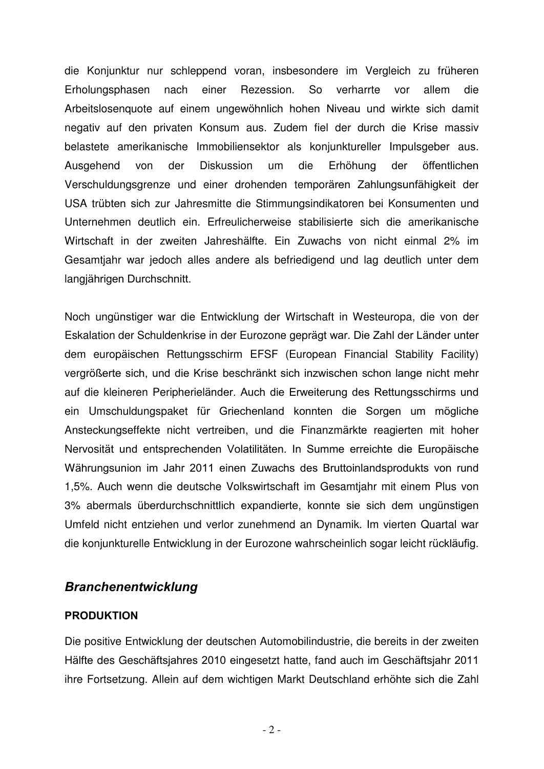die Konjunktur nur schleppend voran, insbesondere im Vergleich zu früheren Erholungsphasen nach einer Rezession. So verharrte vor allem die Arbeitslosenquote auf einem ungewöhnlich hohen Niveau und wirkte sich damit negativ auf den privaten Konsum aus. Zudem fiel der durch die Krise massiv belastete amerikanische Immobiliensektor als konjunktureller Impulsgeber aus. Ausgehend von der Diskussion um die Erhöhung der öffentlichen Verschuldungsgrenze und einer drohenden temporären Zahlungsunfähigkeit der USA trübten sich zur Jahresmitte die Stimmungsindikatoren bei Konsumenten und Unternehmen deutlich ein. Erfreulicherweise stabilisierte sich die amerikanische Wirtschaft in der zweiten Jahreshälfte. Ein Zuwachs von nicht einmal 2% im Gesamtjahr war jedoch alles andere als befriedigend und lag deutlich unter dem langjährigen Durchschnitt.

Noch ungünstiger war die Entwicklung der Wirtschaft in Westeuropa, die von der Eskalation der Schuldenkrise in der Eurozone geprägt war. Die Zahl der Länder unter dem europäischen Rettungsschirm EFSF (European Financial Stability Facility) vergrößerte sich, und die Krise beschränkt sich inzwischen schon lange nicht mehr auf die kleineren Peripherieländer. Auch die Erweiterung des Rettungsschirms und ein Umschuldungspaket für Griechenland konnten die Sorgen um mögliche Ansteckungseffekte nicht vertreiben, und die Finanzmärkte reagierten mit hoher Nervosität und entsprechenden Volatilitäten. In Summe erreichte die Europäische Währungsunion im Jahr 2011 einen Zuwachs des Bruttoinlandsprodukts von rund 1,5%. Auch wenn die deutsche Volkswirtschaft im Gesamtjahr mit einem Plus von 3% abermals überdurchschnittlich expandierte, konnte sie sich dem ungünstigen Umfeld nicht entziehen und verlor zunehmend an Dynamik. Im vierten Quartal war die konjunkturelle Entwicklung in der Eurozone wahrscheinlich sogar leicht rückläufig.

## *Branchenentwicklung*

### PRODUKTION

Die positive Entwicklung der deutschen Automobilindustrie, die bereits in der zweiten Hälfte des Geschäftsjahres 2010 eingesetzt hatte, fand auch im Geschäftsjahr 2011 ihre Fortsetzung. Allein auf dem wichtigen Markt Deutschland erhöhte sich die Zahl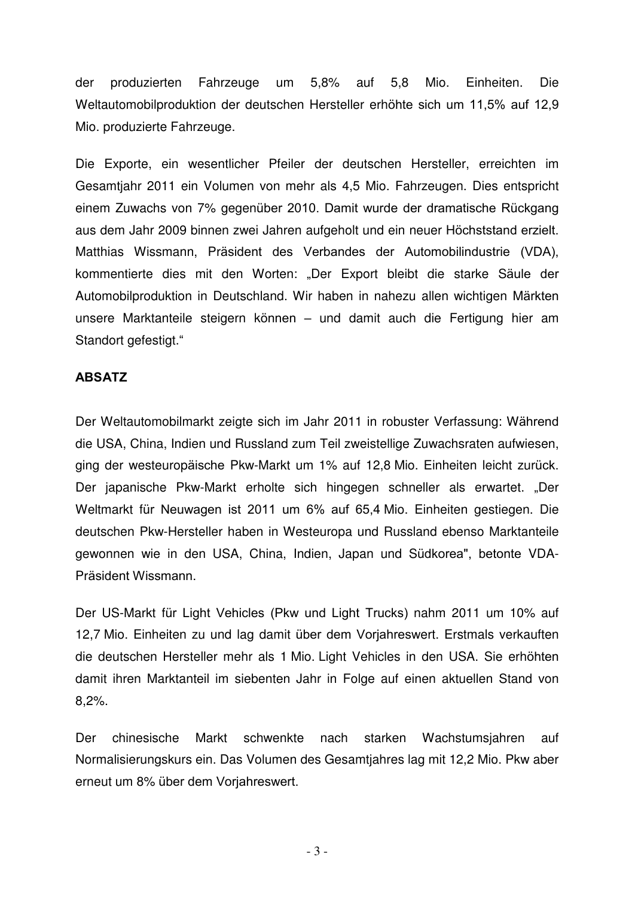der produzierten Fahrzeuge um 5,8% auf 5,8 Mio. Einheiten. Die Weltautomobilproduktion der deutschen Hersteller erhöhte sich um 11,5% auf 12,9 Mio. produzierte Fahrzeuge.

Die Exporte, ein wesentlicher Pfeiler der deutschen Hersteller, erreichten im Gesamtjahr 2011 ein Volumen von mehr als 4,5 Mio. Fahrzeugen. Dies entspricht einem Zuwachs von 7% gegenüber 2010. Damit wurde der dramatische Rückgang aus dem Jahr 2009 binnen zwei Jahren aufgeholt und ein neuer Höchststand erzielt. Matthias Wissmann, Präsident des Verbandes der Automobilindustrie (VDA), kommentierte dies mit den Worten: „Der Export bleibt die starke Säule der Automobilproduktion in Deutschland. Wir haben in nahezu allen wichtigen Märkten unsere Marktanteile steigern können – und damit auch die Fertigung hier am Standort gefestigt."

**ABSATZ**

Der Weltautomobilmarkt zeigte sich im Jahr 2011 in robuster Verfassung: Während die USA, China, Indien und Russland zum Teil zweistellige Zuwachsraten aufwiesen, ging der westeuropäische Pkw-Markt um 1% auf 12,8 Mio. Einheiten leicht zurück. Der japanische Pkw-Markt erholte sich hingegen schneller als erwartet. „Der Weltmarkt für Neuwagen ist 2011 um 6% auf 65,4 Mio. Einheiten gestiegen. Die deutschen Pkw-Hersteller haben in Westeuropa und Russland ebenso Marktanteile gewonnen wie in den USA, China, Indien, Japan und Südkorea", betonte VDA-Präsident Wissmann.

Der US-Markt für Light Vehicles (Pkw und Light Trucks) nahm 2011 um 10% auf 12,7 Mio. Einheiten zu und lag damit über dem Vorjahreswert. Erstmals verkauften die deutschen Hersteller mehr als 1 Mio. Light Vehicles in den USA. Sie erhöhten damit ihren Marktanteil im siebenten Jahr in Folge auf einen aktuellen Stand von 8,2%.

Der chinesische Markt schwenkte nach starken Wachstumsjahren auf Normalisierungskurs ein. Das Volumen des Gesamtjahres lag mit 12,2 Mio. Pkw aber erneut um 8% über dem Vorjahreswert.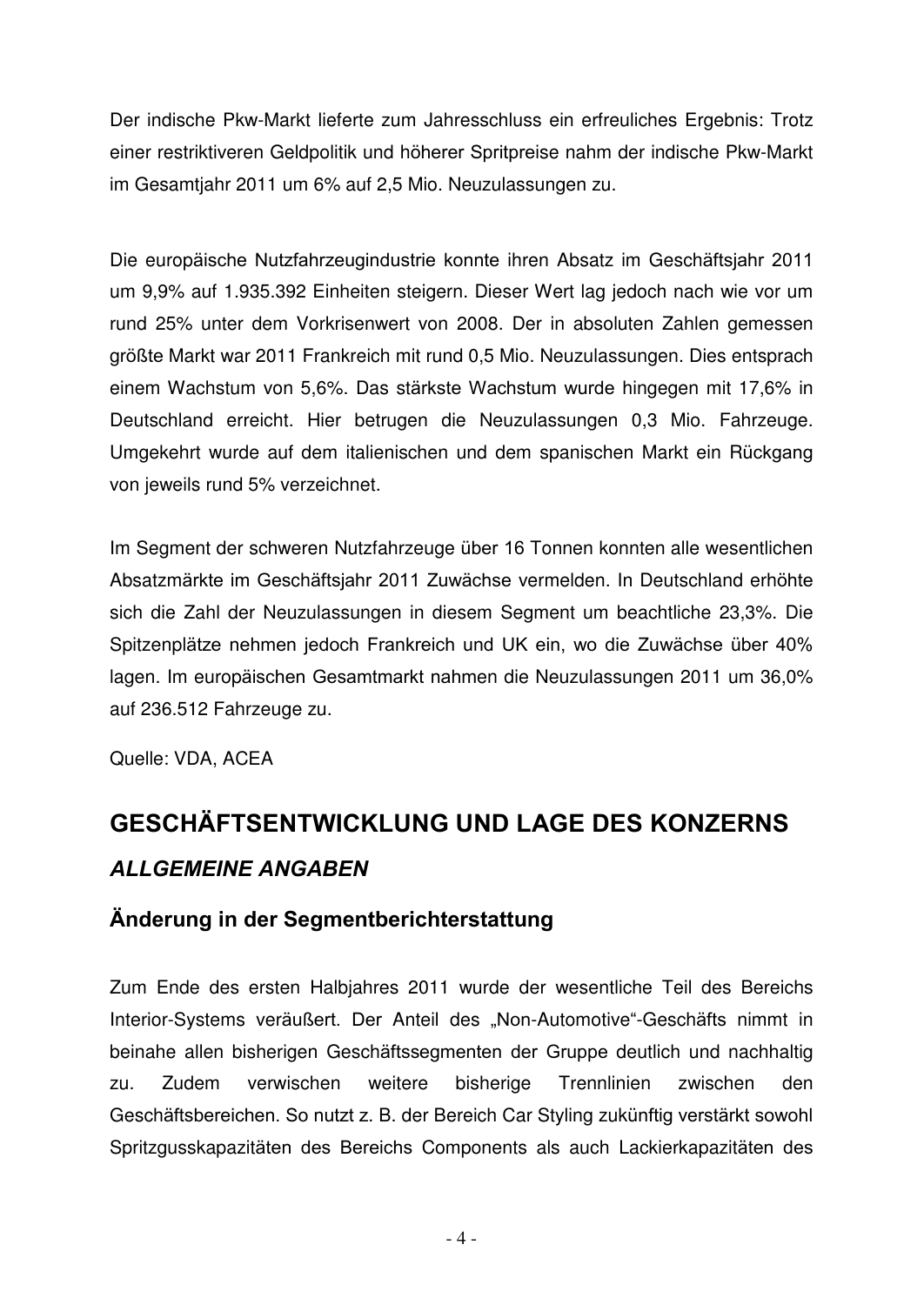Der indische Pkw-Markt lieferte zum Jahresschluss ein erfreuliches Ergebnis: Trotz einer restriktiveren Geldpolitik und höherer Spritpreise nahm der indische Pkw-Markt im Gesamtjahr 2011 um 6% auf 2,5 Mio. Neuzulassungen zu.

Die europäische Nutzfahrzeugindustrie konnte ihren Absatz im Geschäftsjahr 2011 um 9,9% auf 1.935.392 Einheiten steigern. Dieser Wert lag jedoch nach wie vor um rund 25% unter dem Vorkrisenwert von 2008. Der in absoluten Zahlen gemessen größte Markt war 2011 Frankreich mit rund 0,5 Mio. Neuzulassungen. Dies entsprach einem Wachstum von 5,6%. Das stärkste Wachstum wurde hingegen mit 17,6% in Deutschland erreicht. Hier betrugen die Neuzulassungen 0,3 Mio. Fahrzeuge. Umgekehrt wurde auf dem italienischen und dem spanischen Markt ein Rückgang von jeweils rund 5% verzeichnet.

Im Segment der schweren Nutzfahrzeuge über 16 Tonnen konnten alle wesentlichen Absatzmärkte im Geschäftsjahr 2011 Zuwächse vermelden. In Deutschland erhöhte sich die Zahl der Neuzulassungen in diesem Segment um beachtliche 23,3%. Die Spitzenplätze nehmen jedoch Frankreich und UK ein, wo die Zuwächse über 40% lagen. Im europäischen Gesamtmarkt nahmen die Neuzulassungen 2011 um 36,0% auf 236.512 Fahrzeuge zu.

Quelle: VDA, ACEA

# GESCHÄFTSENTWICKLUNG UND LAGE DES KONZERNS

## *ALLGEMEINE ANGABEN*

### Änderung in der Segmentberichterstattung

Zum Ende des ersten Halbjahres 2011 wurde der wesentliche Teil des Bereichs Interior-Systems veräußert. Der Anteil des „Non-Automotive"-Geschäfts nimmt in beinahe allen bisherigen Geschäftssegmenten der Gruppe deutlich und nachhaltig zu. Zudem verwischen weitere bisherige Trennlinien zwischen den Geschäftsbereichen. So nutzt z. B. der Bereich Car Styling zukünftig verstärkt sowohl Spritzgusskapazitäten des Bereichs Components als auch Lackierkapazitäten des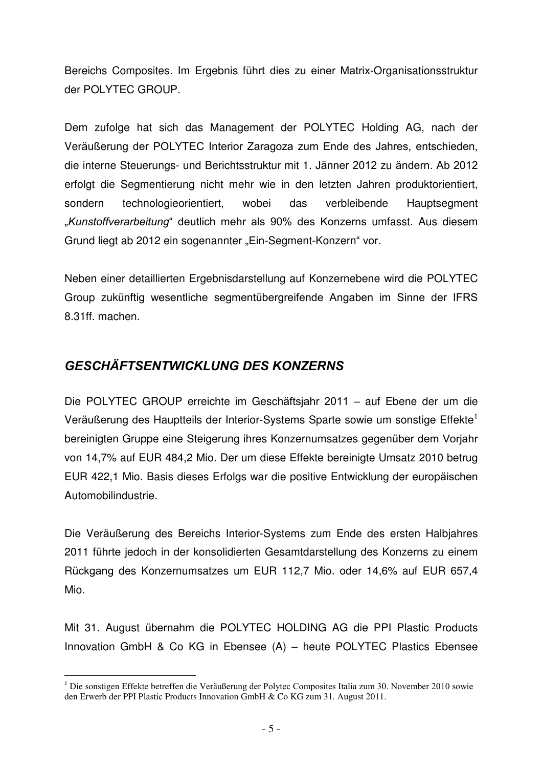Bereichs Composites. Im Ergebnis führt dies zu einer Matrix-Organisationsstruktur der POLYTEC GROUP.

Dem zufolge hat sich das Management der POLYTEC Holding AG, nach der Veräußerung der POLYTEC Interior Zaragoza zum Ende des Jahres, entschieden, die interne Steuerungs- und Berichtsstruktur mit 1. Jänner 2012 zu ändern. Ab 2012 erfolgt die Segmentierung nicht mehr wie in den letzten Jahren produktorientiert, sondern technologieorientiert, wobei das verbleibende Hauptsegment „*Kunstoffverarbeitung*“ deutlich mehr als 90% des Konzerns umfasst. Aus diesem Grund liegt ab 2012 ein sogenannter „Ein-Segment-Konzern“ vor.

Neben einer detaillierten Ergebnisdarstellung auf Konzernebene wird die POLYTEC Group zukünftig wesentliche segmentübergreifende Angaben im Sinne der IFRS 8.31ff. machen.

## *GESCHÄFTSENTWICKLUNG DES KONZERNS*

Die POLYTEC GROUP erreichte im Geschäftsjahr 2011 – auf Ebene der um die Veräußerung des Hauptteils der Interior-Systems Sparte sowie um sonstige Effekte[1] bereinigten Gruppe eine Steigerung ihres Konzernumsatzes gegenüber dem Vorjahr von 14,7% auf EUR 484,2 Mio. Der um diese Effekte bereinigte Umsatz 2010 betrug EUR 422,1 Mio. Basis dieses Erfolgs war die positive Entwicklung der europäischen Automobilindustrie.

Die Veräußerung des Bereichs Interior-Systems zum Ende des ersten Halbjahres 2011 führte jedoch in der konsolidierten Gesamtdarstellung des Konzerns zu einem Rückgang des Konzernumsatzes um EUR 112,7 Mio. oder 14,6% auf EUR 657,4 Mio.

Mit 31. August übernahm die POLYTEC HOLDING AG die PPI Plastic Products Innovation GmbH & Co KG in Ebensee (A) – heute POLYTEC Plastics Ebensee

---

[1] Die sonstigen Effekte betreffen die Veräußerung der Polytec Composites Italia zum 30. November 2010 sowie den Erwerb der PPI Plastic Products Innovation GmbH & Co KG zum 31. August 2011.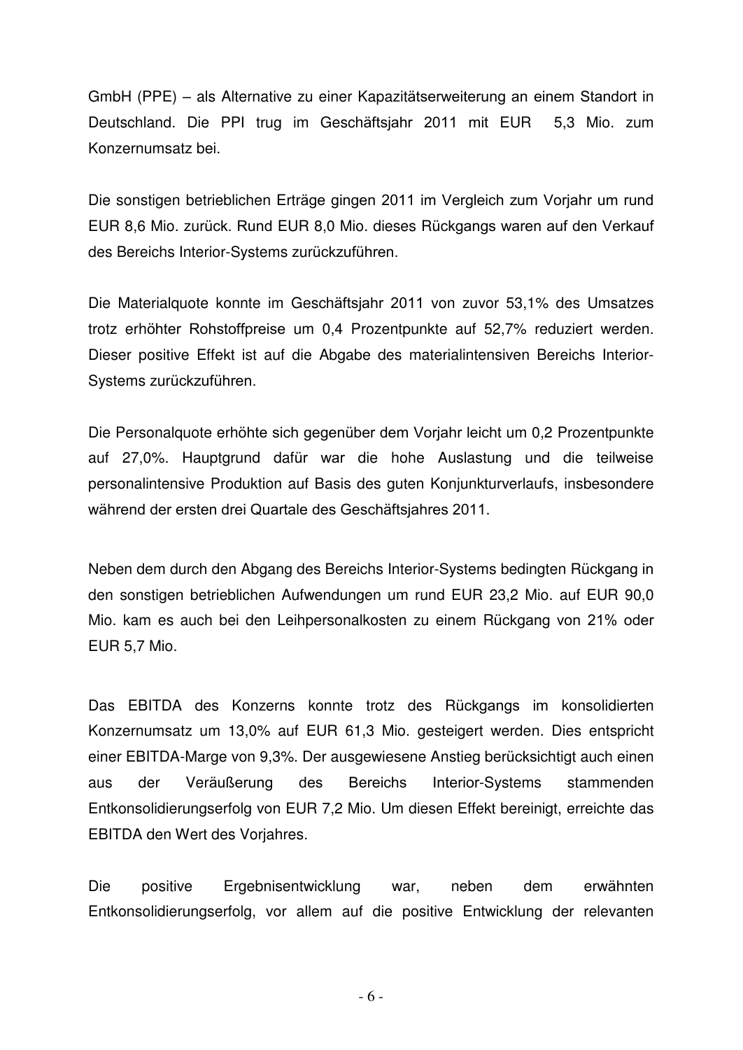GmbH (PPE) – als Alternative zu einer Kapazitätserweiterung an einem Standort in Deutschland. Die PPI trug im Geschäftsjahr 2011 mit EUR 5,3 Mio. zum Konzernumsatz bei.

Die sonstigen betrieblichen Erträge gingen 2011 im Vergleich zum Vorjahr um rund EUR 8,6 Mio. zurück. Rund EUR 8,0 Mio. dieses Rückgangs waren auf den Verkauf des Bereichs Interior-Systems zurückzuführen.

Die Materialquote konnte im Geschäftsjahr 2011 von zuvor 53,1% des Umsatzes trotz erhöhter Rohstoffpreise um 0,4 Prozentpunkte auf 52,7% reduziert werden. Dieser positive Effekt ist auf die Abgabe des materialintensiven Bereichs Interior-Systems zurückzuführen.

Die Personalquote erhöhte sich gegenüber dem Vorjahr leicht um 0,2 Prozentpunkte auf 27,0%. Hauptgrund dafür war die hohe Auslastung und die teilweise personalintensive Produktion auf Basis des guten Konjunkturverlaufs, insbesondere während der ersten drei Quartale des Geschäftsjahres 2011.

Neben dem durch den Abgang des Bereichs Interior-Systems bedingten Rückgang in den sonstigen betrieblichen Aufwendungen um rund EUR 23,2 Mio. auf EUR 90,0 Mio. kam es auch bei den Leihpersonalkosten zu einem Rückgang von 21% oder EUR 5,7 Mio.

Das EBITDA des Konzerns konnte trotz des Rückgangs im konsolidierten Konzernumsatz um 13,0% auf EUR 61,3 Mio. gesteigert werden. Dies entspricht einer EBITDA-Marge von 9,3%. Der ausgewiesene Anstieg berücksichtigt auch einen aus der Veräußerung des Bereichs Interior-Systems stammenden Entkonsolidierungserfolg von EUR 7,2 Mio. Um diesen Effekt bereinigt, erreichte das EBITDA den Wert des Vorjahres.

Die positive Ergebnisentwicklung war, neben dem erwähnten Entkonsolidierungserfolg, vor allem auf die positive Entwicklung der relevanten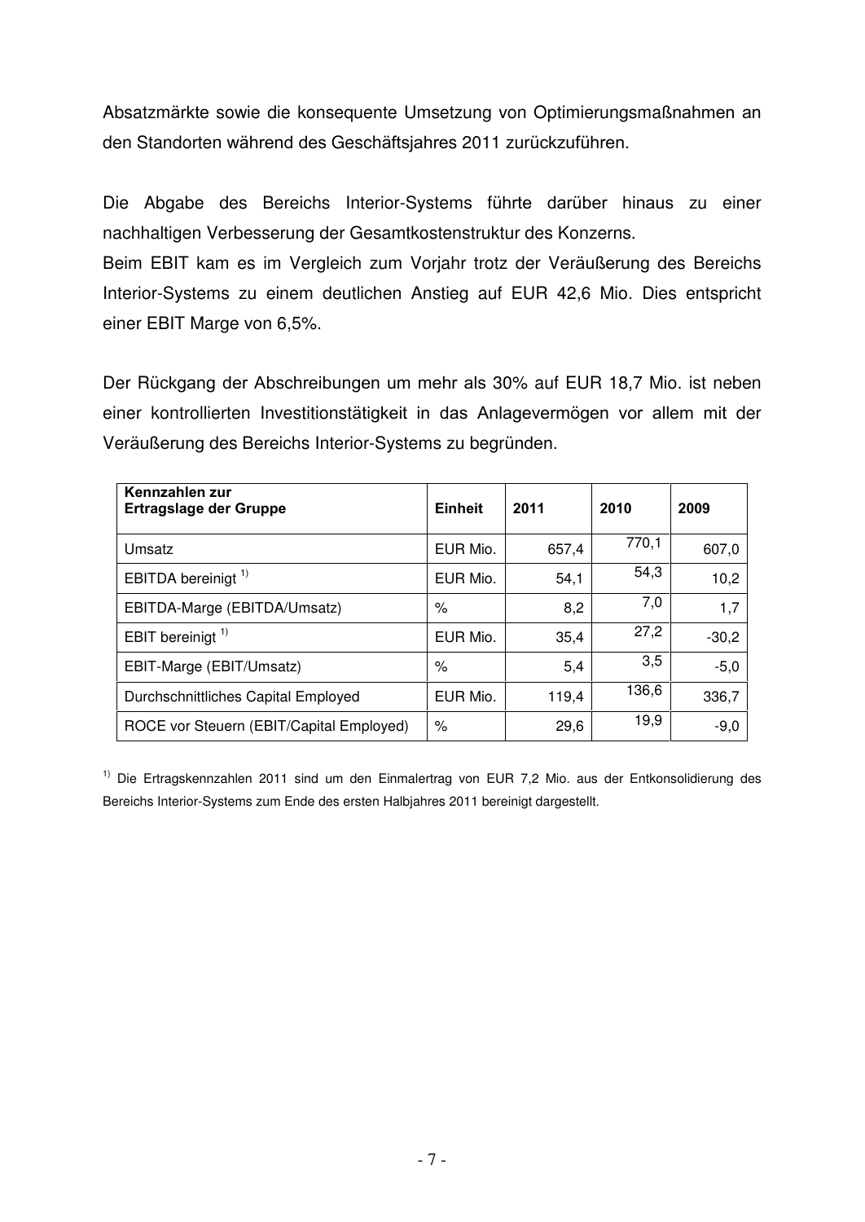Absatzmärkte sowie die konsequente Umsetzung von Optimierungsmaßnahmen an den Standorten während des Geschäftsjahres 2011 zurückzuführen.

Die Abgabe des Bereichs Interior-Systems führte darüber hinaus zu einer nachhaltigen Verbesserung der Gesamtkostenstruktur des Konzerns.
Beim EBIT kam es im Vergleich zum Vorjahr trotz der Veräußerung des Bereichs Interior-Systems zu einem deutlichen Anstieg auf EUR 42,6 Mio. Dies entspricht einer EBIT Marge von 6,5%.

Der Rückgang der Abschreibungen um mehr als 30% auf EUR 18,7 Mio. ist neben einer kontrollierten Investitionstätigkeit in das Anlagevermögen vor allem mit der Veräußerung des Bereichs Interior-Systems zu begründen.

| **Kennzahlen zur Ertragslage der Gruppe** | **Einheit** | **2011** | **2010** | **2009** |
|---|---|---|---|---|
| Umsatz | EUR Mio. | 657,4 | 770,1 | 607,0 |
| EBITDA bereinigt [1)] | EUR Mio. | 54,1 | 54,3 | 10,2 |
| EBITDA-Marge (EBITDA/Umsatz) | % | 8,2 | 7,0 | 1,7 |
| EBIT bereinigt [1)] | EUR Mio. | 35,4 | 27,2 | -30,2 |
| EBIT-Marge (EBIT/Umsatz) | % | 5,4 | 3,5 | -5,0 |
| Durchschnittliches Capital Employed | EUR Mio. | 119,4 | 136,6 | 336,7 |
| ROCE vor Steuern (EBIT/Capital Employed) | % | 29,6 | 19,9 | -9,0 |

[1)] Die Ertragskennzahlen 2011 sind um den Einmalertrag von EUR 7,2 Mio. aus der Entkonsolidierung des Bereichs Interior-Systems zum Ende des ersten Halbjahres 2011 bereinigt dargestellt.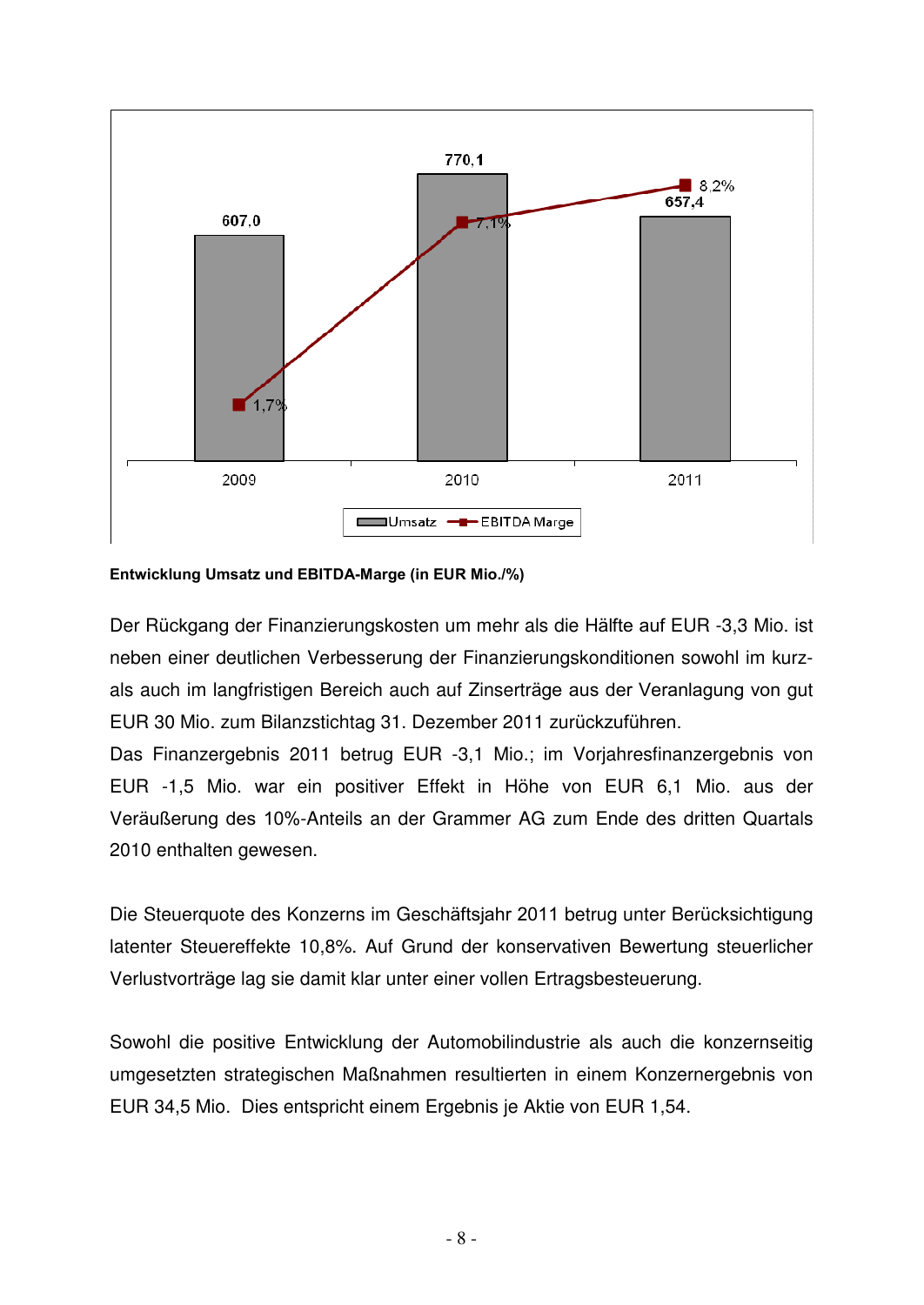Entwicklung Umsatz und EBITDA-Marge (in EUR Mio./%)

Der Rückgang der Finanzierungskosten um mehr als die Hälfte auf EUR -3,3 Mio. ist neben einer deutlichen Verbesserung der Finanzierungskonditionen sowohl im kurz- als auch im langfristigen Bereich auch auf Zinserträge aus der Veranlagung von gut EUR 30 Mio. zum Bilanzstichtag 31. Dezember 2011 zurückzuführen.

Das Finanzergebnis 2011 betrug EUR -3,1 Mio.; im Vorjahresfinanzergebnis von EUR -1,5 Mio. war ein positiver Effekt in Höhe von EUR 6,1 Mio. aus der Veräußerung des 10%-Anteils an der Grammer AG zum Ende des dritten Quartals 2010 enthalten gewesen.

Die Steuerquote des Konzerns im Geschäftsjahr 2011 betrug unter Berücksichtigung latenter Steuereffekte 10,8%. Auf Grund der konservativen Bewertung steuerlicher Verlustvorträge lag sie damit klar unter einer vollen Ertragsbesteuerung.

Sowohl die positive Entwicklung der Automobilindustrie als auch die konzernseitig umgesetzten strategischen Maßnahmen resultierten in einem Konzernergebnis von EUR 34,5 Mio. Dies entspricht einem Ergebnis je Aktie von EUR 1,54.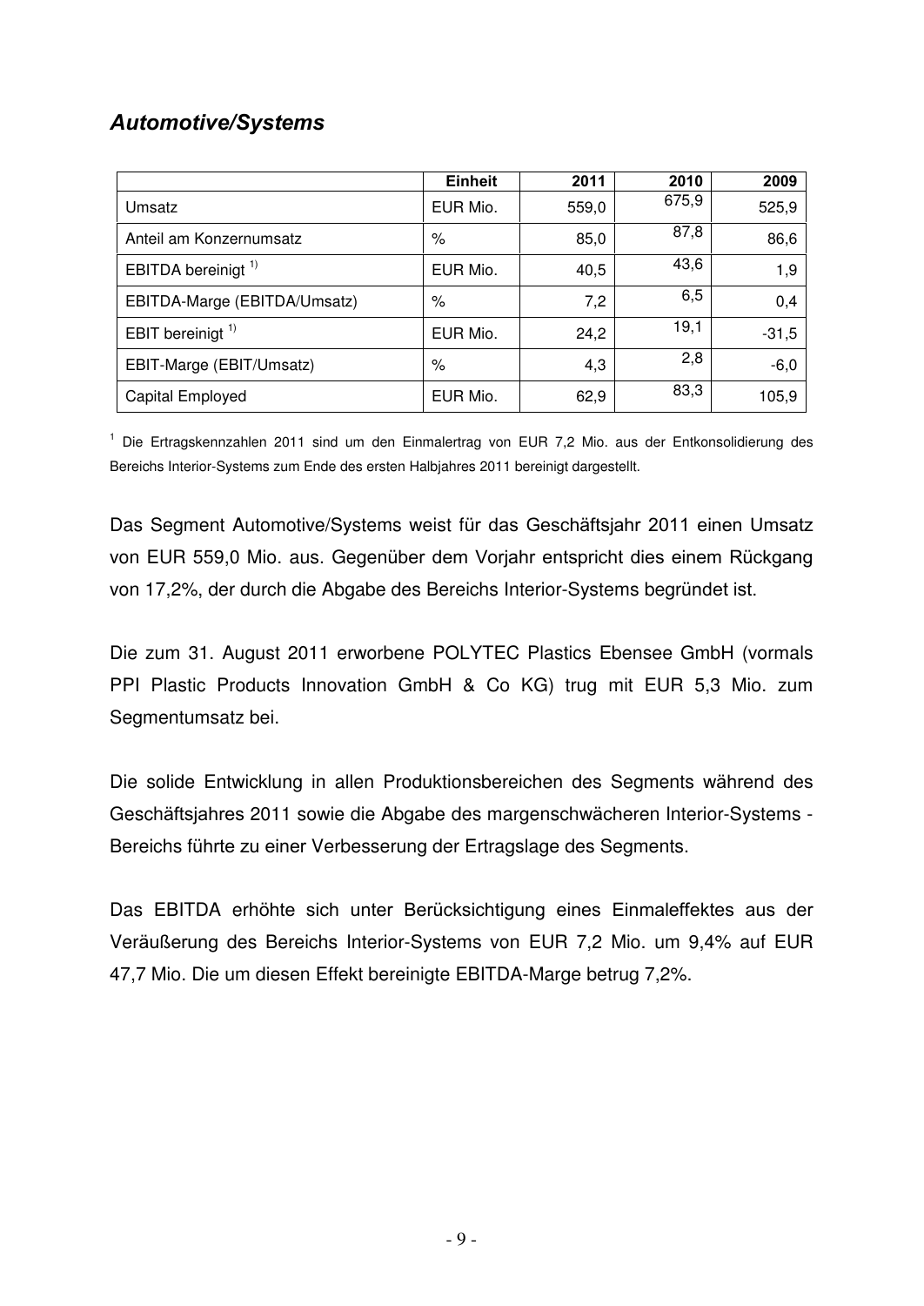## *Automotive/Systems*

| | Einheit | 2011 | 2010 | 2009 |
|---|---|---|---|---|
| Umsatz | EUR Mio. | 559,0 | 675,9 | 525,9 |
| Anteil am Konzernumsatz | % | 85,0 | 87,8 | 86,6 |
| EBITDA bereinigt [1)] | EUR Mio. | 40,5 | 43,6 | 1,9 |
| EBITDA-Marge (EBITDA/Umsatz) | % | 7,2 | 6,5 | 0,4 |
| EBIT bereinigt [1)] | EUR Mio. | 24,2 | 19,1 | -31,5 |
| EBIT-Marge (EBIT/Umsatz) | % | 4,3 | 2,8 | -6,0 |
| Capital Employed | EUR Mio. | 62,9 | 83,3 | 105,9 |

[1] Die Ertragskennzahlen 2011 sind um den Einmalertrag von EUR 7,2 Mio. aus der Entkonsolidierung des Bereichs Interior-Systems zum Ende des ersten Halbjahres 2011 bereinigt dargestellt.

Das Segment Automotive/Systems weist für das Geschäftsjahr 2011 einen Umsatz von EUR 559,0 Mio. aus. Gegenüber dem Vorjahr entspricht dies einem Rückgang von 17,2%, der durch die Abgabe des Bereichs Interior-Systems begründet ist.

Die zum 31. August 2011 erworbene POLYTEC Plastics Ebensee GmbH (vormals PPI Plastic Products Innovation GmbH & Co KG) trug mit EUR 5,3 Mio. zum Segmentumsatz bei.

Die solide Entwicklung in allen Produktionsbereichen des Segments während des Geschäftsjahres 2011 sowie die Abgabe des margenschwächeren Interior-Systems - Bereichs führte zu einer Verbesserung der Ertragslage des Segments.

Das EBITDA erhöhte sich unter Berücksichtigung eines Einmaleffektes aus der Veräußerung des Bereichs Interior-Systems von EUR 7,2 Mio. um 9,4% auf EUR 47,7 Mio. Die um diesen Effekt bereinigte EBITDA-Marge betrug 7,2%.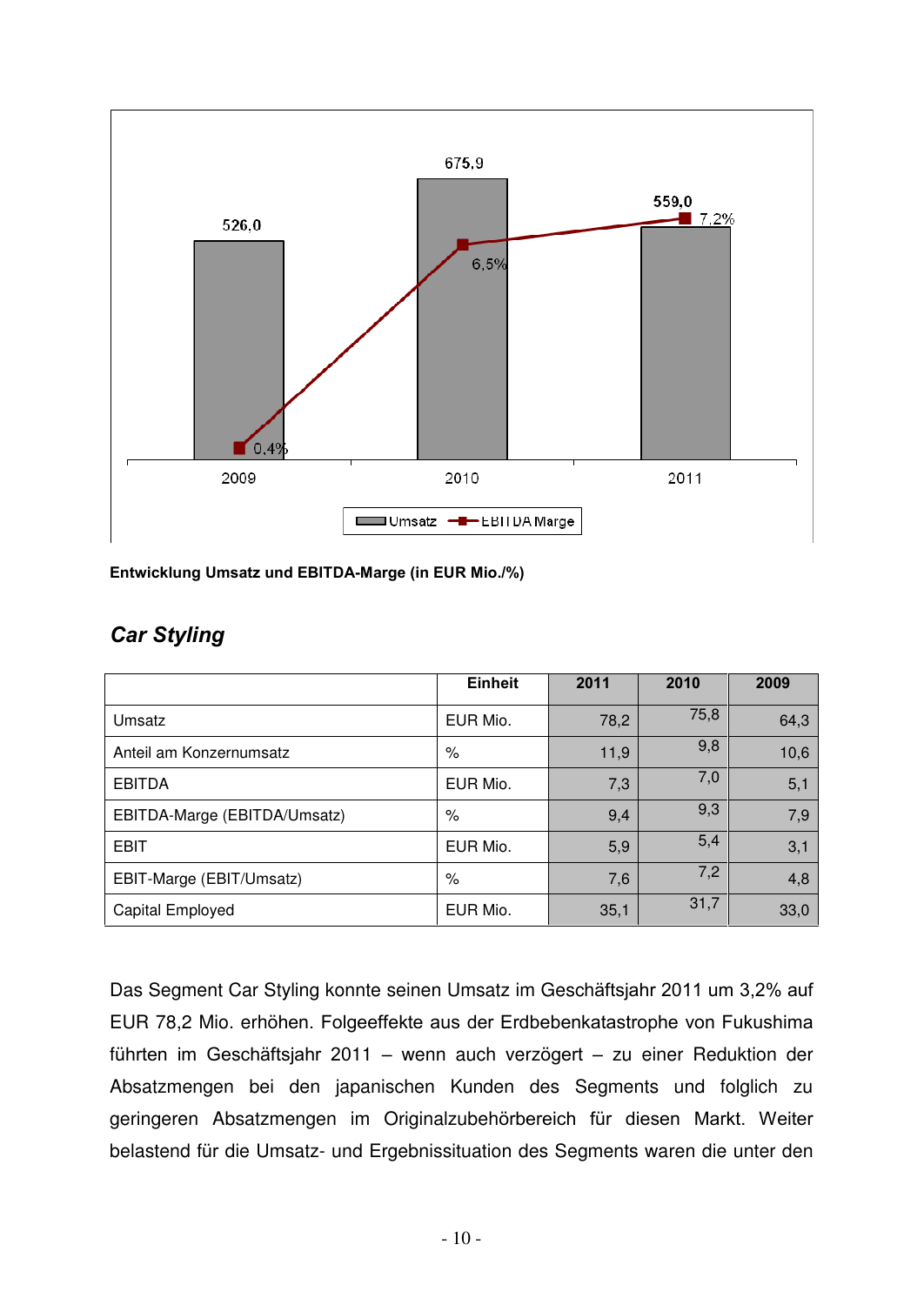Entwicklung Umsatz und EBITDA-Marge (in EUR Mio./%)

## *Car Styling*

| | Einheit | 2011 | 2010 | 2009 |
|---|---|---|---|---|
| Umsatz | EUR Mio. | 78,2 | 75,8 | 64,3 |
| Anteil am Konzernumsatz | % | 11,9 | 9,8 | 10,6 |
| EBITDA | EUR Mio. | 7,3 | 7,0 | 5,1 |
| EBITDA-Marge (EBITDA/Umsatz) | % | 9,4 | 9,3 | 7,9 |
| EBIT | EUR Mio. | 5,9 | 5,4 | 3,1 |
| EBIT-Marge (EBIT/Umsatz) | % | 7,6 | 7,2 | 4,8 |
| Capital Employed | EUR Mio. | 35,1 | 31,7 | 33,0 |

Das Segment Car Styling konnte seinen Umsatz im Geschäftsjahr 2011 um 3,2% auf EUR 78,2 Mio. erhöhen. Folgeeffekte aus der Erdbebenkatastrophe von Fukushima führten im Geschäftsjahr 2011 – wenn auch verzögert – zu einer Reduktion der Absatzmengen bei den japanischen Kunden des Segments und folglich zu geringeren Absatzmengen im Originalzubehörbereich für diesen Markt. Weiter belastend für die Umsatz- und Ergebnissituation des Segments waren die unter den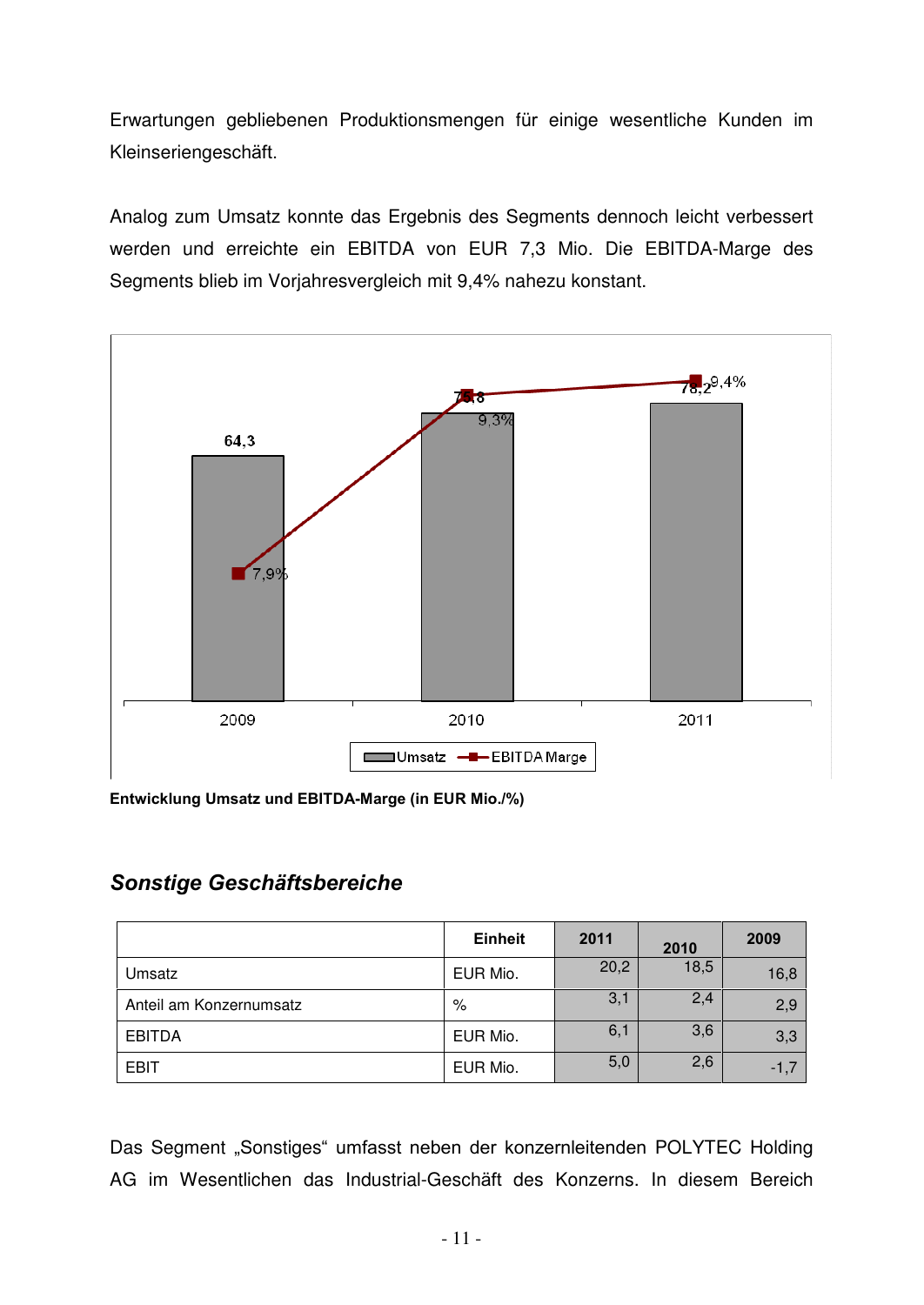Erwartungen gebliebenen Produktionsmengen für einige wesentliche Kunden im Kleinseriengeschäft.

Analog zum Umsatz konnte das Ergebnis des Segments dennoch leicht verbessert werden und erreichte ein EBITDA von EUR 7,3 Mio. Die EBITDA-Marge des Segments blieb im Vorjahresvergleich mit 9,4% nahezu konstant.

| | 2009 | 2010 | 2011 |
|---|---|---|---|
| Umsatz | 64,3 | 75,8 | 78,2 |
| EBITDA Marge | 7,9% | 9,3% | 9,4% |

**Entwicklung Umsatz und EBITDA-Marge (in EUR Mio./%)**

## *Sonstige Geschäftsbereiche*

| | Einheit | 2011 | 2010 | 2009 |
|---|---|---|---|---|
| Umsatz | EUR Mio. | 20,2 | 18,5 | 16,8 |
| Anteil am Konzernumsatz | % | 3,1 | 2,4 | 2,9 |
| EBITDA | EUR Mio. | 6,1 | 3,6 | 3,3 |
| EBIT | EUR Mio. | 5,0 | 2,6 | -1,7 |

Das Segment „Sonstiges“ umfasst neben der konzernleitenden POLYTEC Holding AG im Wesentlichen das Industrial-Geschäft des Konzerns. In diesem Bereich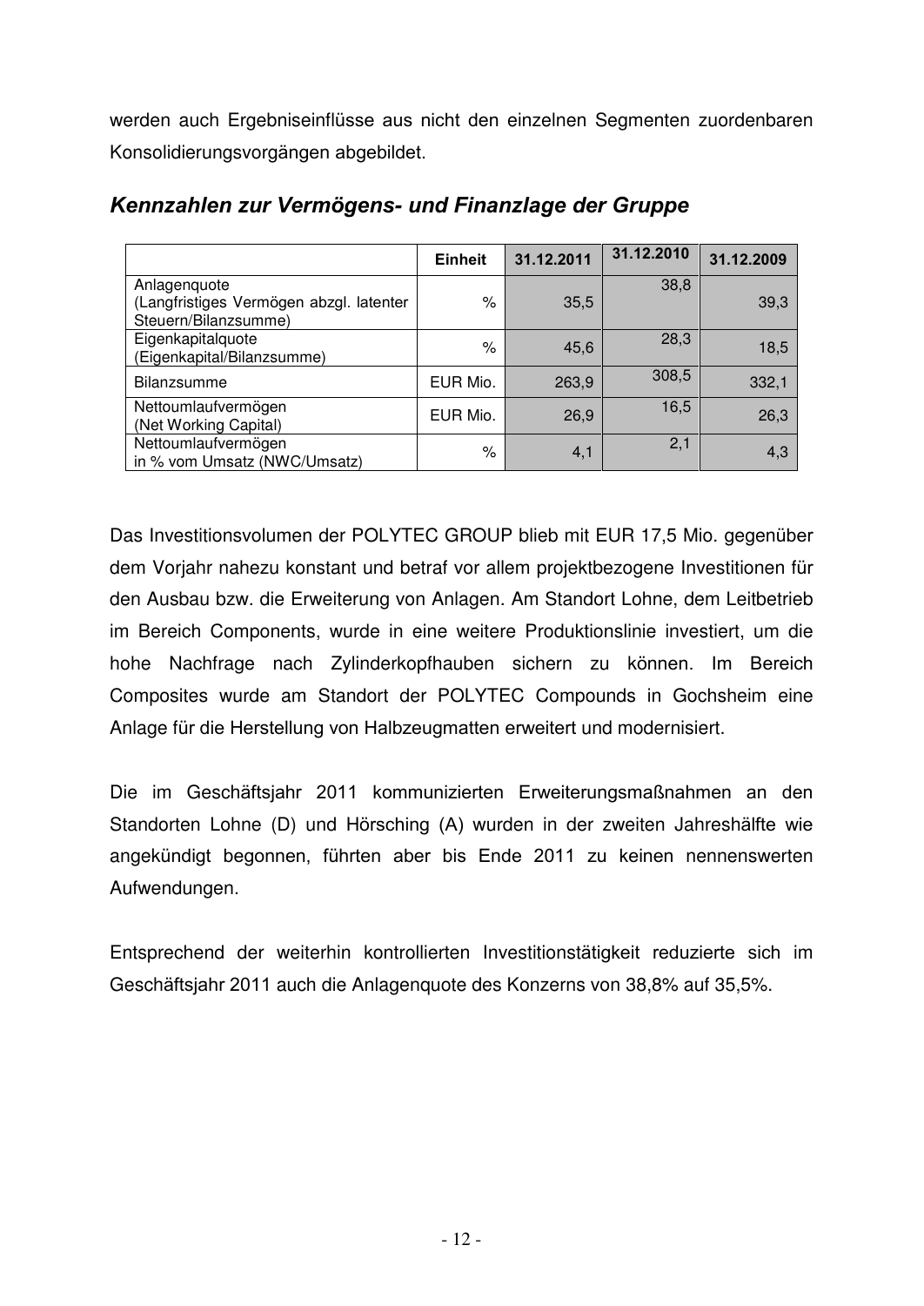werden auch Ergebniseinflüsse aus nicht den einzelnen Segmenten zuordenbaren Konsolidierungsvorgängen abgebildet.

## *Kennzahlen zur Vermögens- und Finanzlage der Gruppe*

| | Einheit | 31.12.2011 | 31.12.2010 | 31.12.2009 |
|---|---|---|---|---|
| Anlagenquote (Langfristiges Vermögen abzgl. latenter Steuern/Bilanzsumme) | % | 35,5 | 38,8 | 39,3 |
| Eigenkapitalquote (Eigenkapital/Bilanzsumme) | % | 45,6 | 28,3 | 18,5 |
| Bilanzsumme | EUR Mio. | 263,9 | 308,5 | 332,1 |
| Nettoumlaufvermögen (Net Working Capital) | EUR Mio. | 26,9 | 16,5 | 26,3 |
| Nettoumlaufvermögen in % vom Umsatz (NWC/Umsatz) | % | 4,1 | 2,1 | 4,3 |

Das Investitionsvolumen der POLYTEC GROUP blieb mit EUR 17,5 Mio. gegenüber dem Vorjahr nahezu konstant und betraf vor allem projektbezogene Investitionen für den Ausbau bzw. die Erweiterung von Anlagen. Am Standort Lohne, dem Leitbetrieb im Bereich Components, wurde in eine weitere Produktionslinie investiert, um die hohe Nachfrage nach Zylinderkopfhauben sichern zu können. Im Bereich Composites wurde am Standort der POLYTEC Compounds in Gochsheim eine Anlage für die Herstellung von Halbzeugmatten erweitert und modernisiert.

Die im Geschäftsjahr 2011 kommunizierten Erweiterungsmaßnahmen an den Standorten Lohne (D) und Hörsching (A) wurden in der zweiten Jahreshälfte wie angekündigt begonnen, führten aber bis Ende 2011 zu keinen nennenswerten Aufwendungen.

Entsprechend der weiterhin kontrollierten Investitionstätigkeit reduzierte sich im Geschäftsjahr 2011 auch die Anlagenquote des Konzerns von 38,8% auf 35,5%.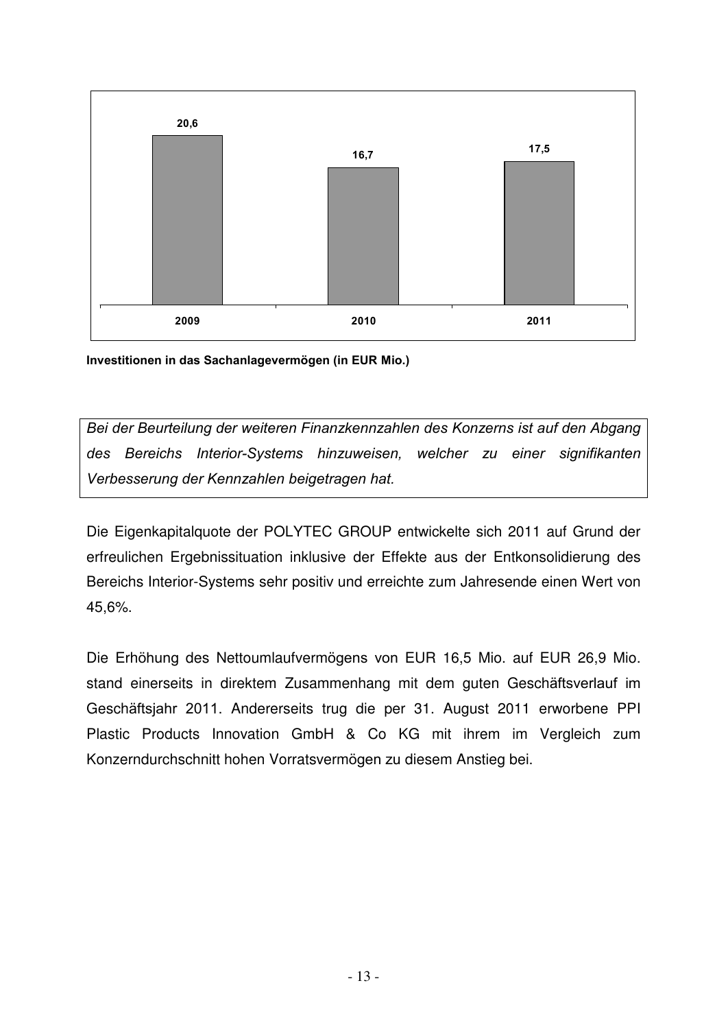| 2009 | 2010 | 2011 |
|---|---|---|
| 20,6 | 16,7 | 17,5 |

**Investitionen in das Sachanlagevermögen (in EUR Mio.)**

*Bei der Beurteilung der weiteren Finanzkennzahlen des Konzerns ist auf den Abgang des Bereichs Interior-Systems hinzuweisen, welcher zu einer signifikanten Verbesserung der Kennzahlen beigetragen hat.*

Die Eigenkapitalquote der POLYTEC GROUP entwickelte sich 2011 auf Grund der erfreulichen Ergebnissituation inklusive der Effekte aus der Entkonsolidierung des Bereichs Interior-Systems sehr positiv und erreichte zum Jahresende einen Wert von 45,6%.

Die Erhöhung des Nettoumlaufvermögens von EUR 16,5 Mio. auf EUR 26,9 Mio. stand einerseits in direktem Zusammenhang mit dem guten Geschäftsverlauf im Geschäftsjahr 2011. Andererseits trug die per 31. August 2011 erworbene PPI Plastic Products Innovation GmbH & Co KG mit ihrem im Vergleich zum Konzerndurchschnitt hohen Vorratsvermögen zu diesem Anstieg bei.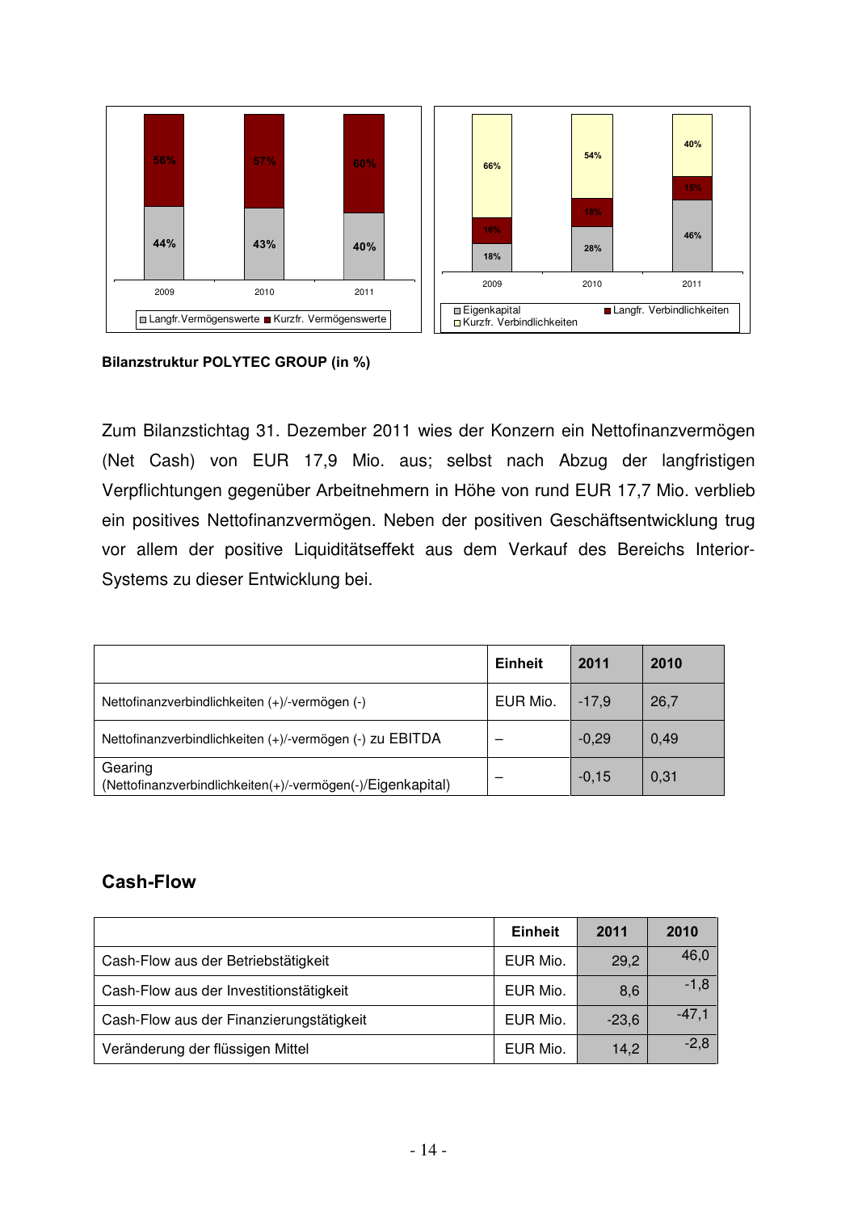**Bilanzstruktur POLYTEC GROUP (in %)**

Zum Bilanzstichtag 31. Dezember 2011 wies der Konzern ein Nettofinanzvermögen (Net Cash) von EUR 17,9 Mio. aus; selbst nach Abzug der langfristigen Verpflichtungen gegenüber Arbeitnehmern in Höhe von rund EUR 17,7 Mio. verblieb ein positives Nettofinanzvermögen. Neben der positiven Geschäftsentwicklung trug vor allem der positive Liquiditätseffekt aus dem Verkauf des Bereichs Interior-Systems zu dieser Entwicklung bei.

| | Einheit | 2011 | 2010 |
|---|---|---|---|
| Nettofinanzverbindlichkeiten (+)/-vermögen (-) | EUR Mio. | -17,9 | 26,7 |
| Nettofinanzverbindlichkeiten (+)/-vermögen (-) zu EBITDA | – | -0,29 | 0,49 |
| Gearing (Nettofinanzverbindlichkeiten(+)/-vermögen(-)/Eigenkapital) | – | -0,15 | 0,31 |

## Cash-Flow

| | Einheit | 2011 | 2010 |
|---|---|---|---|
| Cash-Flow aus der Betriebstätigkeit | EUR Mio. | 29,2 | 46,0 |
| Cash-Flow aus der Investitionstätigkeit | EUR Mio. | 8,6 | -1,8 |
| Cash-Flow aus der Finanzierungstätigkeit | EUR Mio. | -23,6 | -47,1 |
| Veränderung der flüssigen Mittel | EUR Mio. | 14,2 | -2,8 |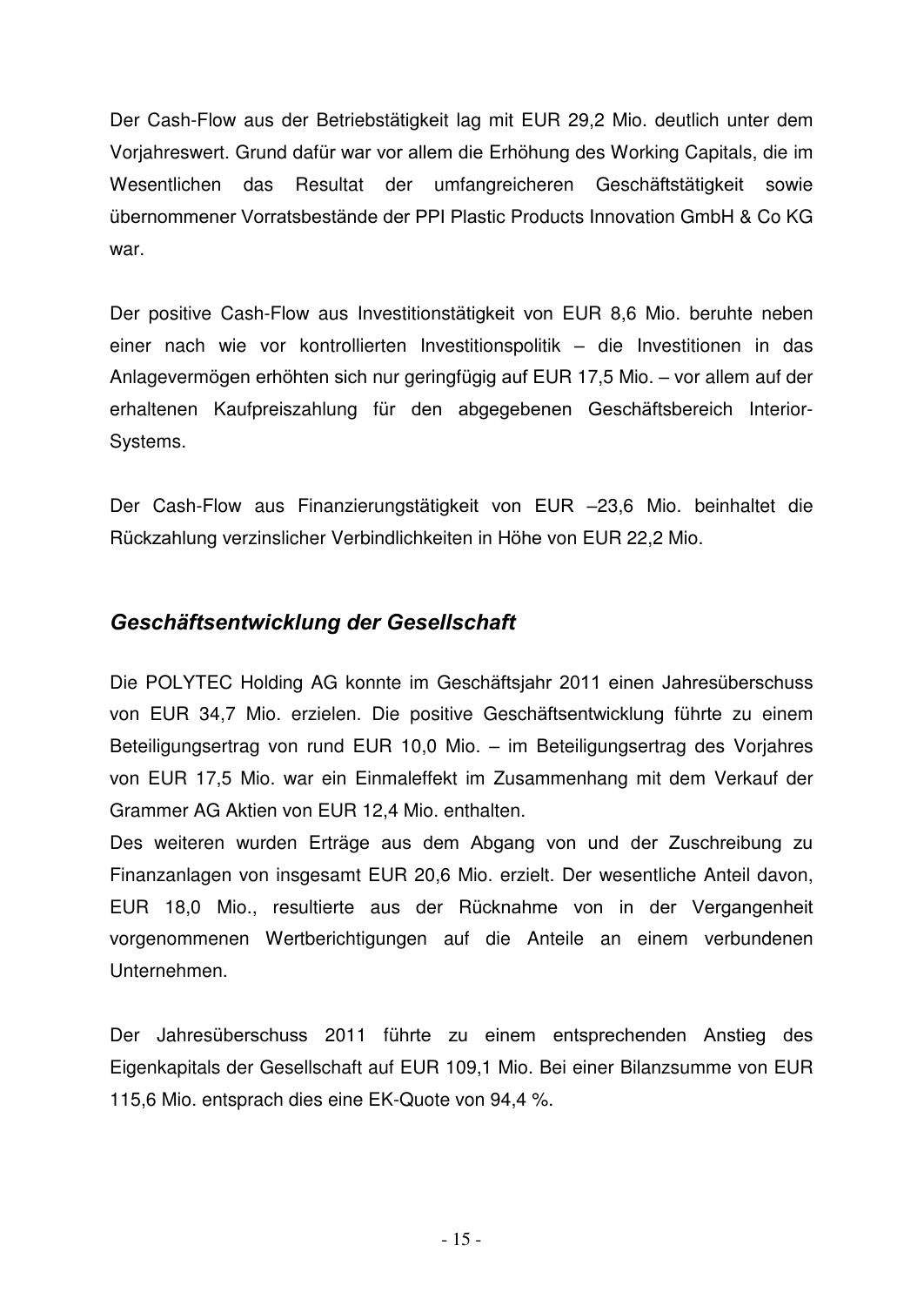Der Cash-Flow aus der Betriebstätigkeit lag mit EUR 29,2 Mio. deutlich unter dem Vorjahreswert. Grund dafür war vor allem die Erhöhung des Working Capitals, die im Wesentlichen das Resultat der umfangreicheren Geschäftstätigkeit sowie übernommener Vorratsbestände der PPI Plastic Products Innovation GmbH & Co KG war.

Der positive Cash-Flow aus Investitionstätigkeit von EUR 8,6 Mio. beruhte neben einer nach wie vor kontrollierten Investitionspolitik – die Investitionen in das Anlagevermögen erhöhten sich nur geringfügig auf EUR 17,5 Mio. – vor allem auf der erhaltenen Kaufpreiszahlung für den abgegebenen Geschäftsbereich Interior-Systems.

Der Cash-Flow aus Finanzierungstätigkeit von EUR –23,6 Mio. beinhaltet die Rückzahlung verzinslicher Verbindlichkeiten in Höhe von EUR 22,2 Mio.

## *Geschäftsentwicklung der Gesellschaft*

Die POLYTEC Holding AG konnte im Geschäftsjahr 2011 einen Jahresüberschuss von EUR 34,7 Mio. erzielen. Die positive Geschäftsentwicklung führte zu einem Beteiligungsertrag von rund EUR 10,0 Mio. – im Beteiligungsertrag des Vorjahres von EUR 17,5 Mio. war ein Einmaleffekt im Zusammenhang mit dem Verkauf der Grammer AG Aktien von EUR 12,4 Mio. enthalten.
Des weiteren wurden Erträge aus dem Abgang von und der Zuschreibung zu Finanzanlagen von insgesamt EUR 20,6 Mio. erzielt. Der wesentliche Anteil davon, EUR 18,0 Mio., resultierte aus der Rücknahme von in der Vergangenheit vorgenommenen Wertberichtigungen auf die Anteile an einem verbundenen Unternehmen.

Der Jahresüberschuss 2011 führte zu einem entsprechenden Anstieg des Eigenkapitals der Gesellschaft auf EUR 109,1 Mio. Bei einer Bilanzsumme von EUR 115,6 Mio. entsprach dies eine EK-Quote von 94,4 %.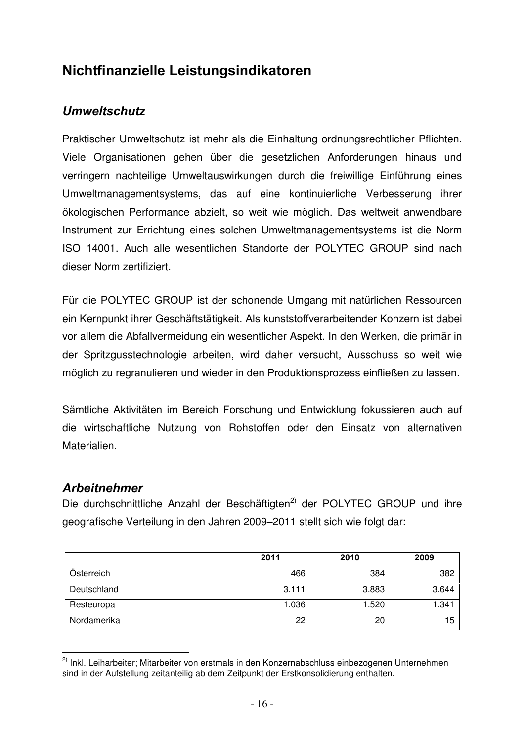# Nichtfinanzielle Leistungsindikatoren

## *Umweltschutz*

Praktischer Umweltschutz ist mehr als die Einhaltung ordnungsrechtlicher Pflichten. Viele Organisationen gehen über die gesetzlichen Anforderungen hinaus und verringern nachteilige Umweltauswirkungen durch die freiwillige Einführung eines Umweltmanagementsystems, das auf eine kontinuierliche Verbesserung ihrer ökologischen Performance abzielt, so weit wie möglich. Das weltweit anwendbare Instrument zur Errichtung eines solchen Umweltmanagementsystems ist die Norm ISO 14001. Auch alle wesentlichen Standorte der POLYTEC GROUP sind nach dieser Norm zertifiziert.

Für die POLYTEC GROUP ist der schonende Umgang mit natürlichen Ressourcen ein Kernpunkt ihrer Geschäftstätigkeit. Als kunststoffverarbeitender Konzern ist dabei vor allem die Abfallvermeidung ein wesentlicher Aspekt. In den Werken, die primär in der Spritzgusstechnologie arbeiten, wird daher versucht, Ausschuss so weit wie möglich zu regranulieren und wieder in den Produktionsprozess einfließen zu lassen.

Sämtliche Aktivitäten im Bereich Forschung und Entwicklung fokussieren auch auf die wirtschaftliche Nutzung von Rohstoffen oder den Einsatz von alternativen Materialien.

## *Arbeitnehmer*

Die durchschnittliche Anzahl der Beschäftigten[2)] der POLYTEC GROUP und ihre geografische Verteilung in den Jahren 2009–2011 stellt sich wie folgt dar:

| | 2011 | 2010 | 2009 |
|---|---|---|---|
| Österreich | 466 | 384 | 382 |
| Deutschland | 3.111 | 3.883 | 3.644 |
| Resteuropa | 1.036 | 1.520 | 1.341 |
| Nordamerika | 22 | 20 | 15 |

[2)] Inkl. Leiharbeiter; Mitarbeiter von erstmals in den Konzernabschluss einbezogenen Unternehmen sind in der Aufstellung zeitanteilig ab dem Zeitpunkt der Erstkonsolidierung enthalten.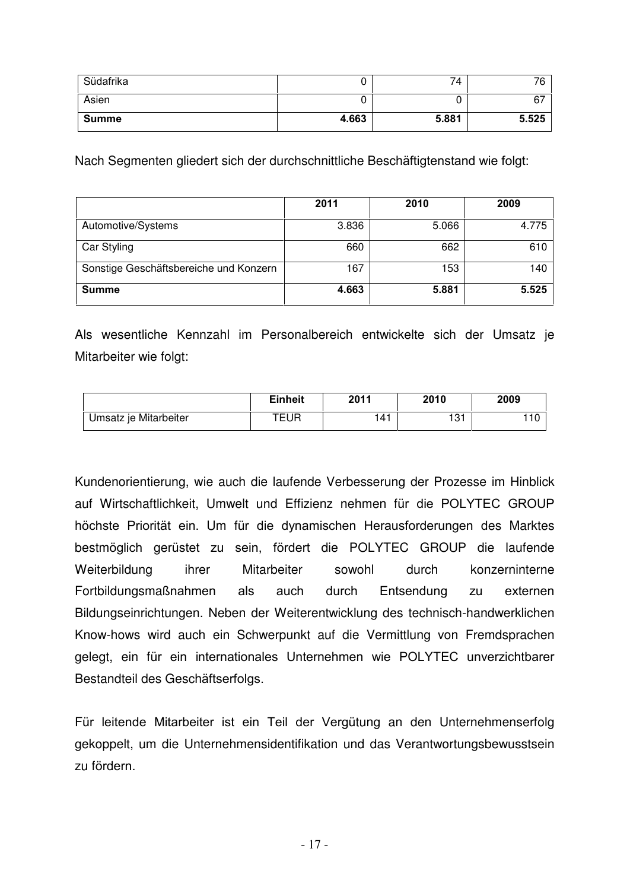| | | | |
|---|---:|---:|---:|
| Südafrika | 0 | 74 | 76 |
| Asien | 0 | 0 | 67 |
| **Summe** | **4.663** | **5.881** | **5.525** |

Nach Segmenten gliedert sich der durchschnittliche Beschäftigtenstand wie folgt:

| | 2011 | 2010 | 2009 |
|---|---:|---:|---:|
| Automotive/Systems | 3.836 | 5.066 | 4.775 |
| Car Styling | 660 | 662 | 610 |
| Sonstige Geschäftsbereiche und Konzern | 167 | 153 | 140 |
| **Summe** | **4.663** | **5.881** | **5.525** |

Als wesentliche Kennzahl im Personalbereich entwickelte sich der Umsatz je Mitarbeiter wie folgt:

| | Einheit | 2011 | 2010 | 2009 |
|---|---|---:|---:|---:|
| Umsatz je Mitarbeiter | TEUR | 141 | 131 | 110 |

Kundenorientierung, wie auch die laufende Verbesserung der Prozesse im Hinblick auf Wirtschaftlichkeit, Umwelt und Effizienz nehmen für die POLYTEC GROUP höchste Priorität ein. Um für die dynamischen Herausforderungen des Marktes bestmöglich gerüstet zu sein, fördert die POLYTEC GROUP die laufende Weiterbildung ihrer Mitarbeiter sowohl durch konzerninterne Fortbildungsmaßnahmen als auch durch Entsendung zu externen Bildungseinrichtungen. Neben der Weiterentwicklung des technisch-handwerklichen Know-hows wird auch ein Schwerpunkt auf die Vermittlung von Fremdsprachen gelegt, ein für ein internationales Unternehmen wie POLYTEC unverzichtbarer Bestandteil des Geschäftserfolgs.

Für leitende Mitarbeiter ist ein Teil der Vergütung an den Unternehmenserfolg gekoppelt, um die Unternehmensidentifikation und das Verantwortungsbewusstsein zu fördern.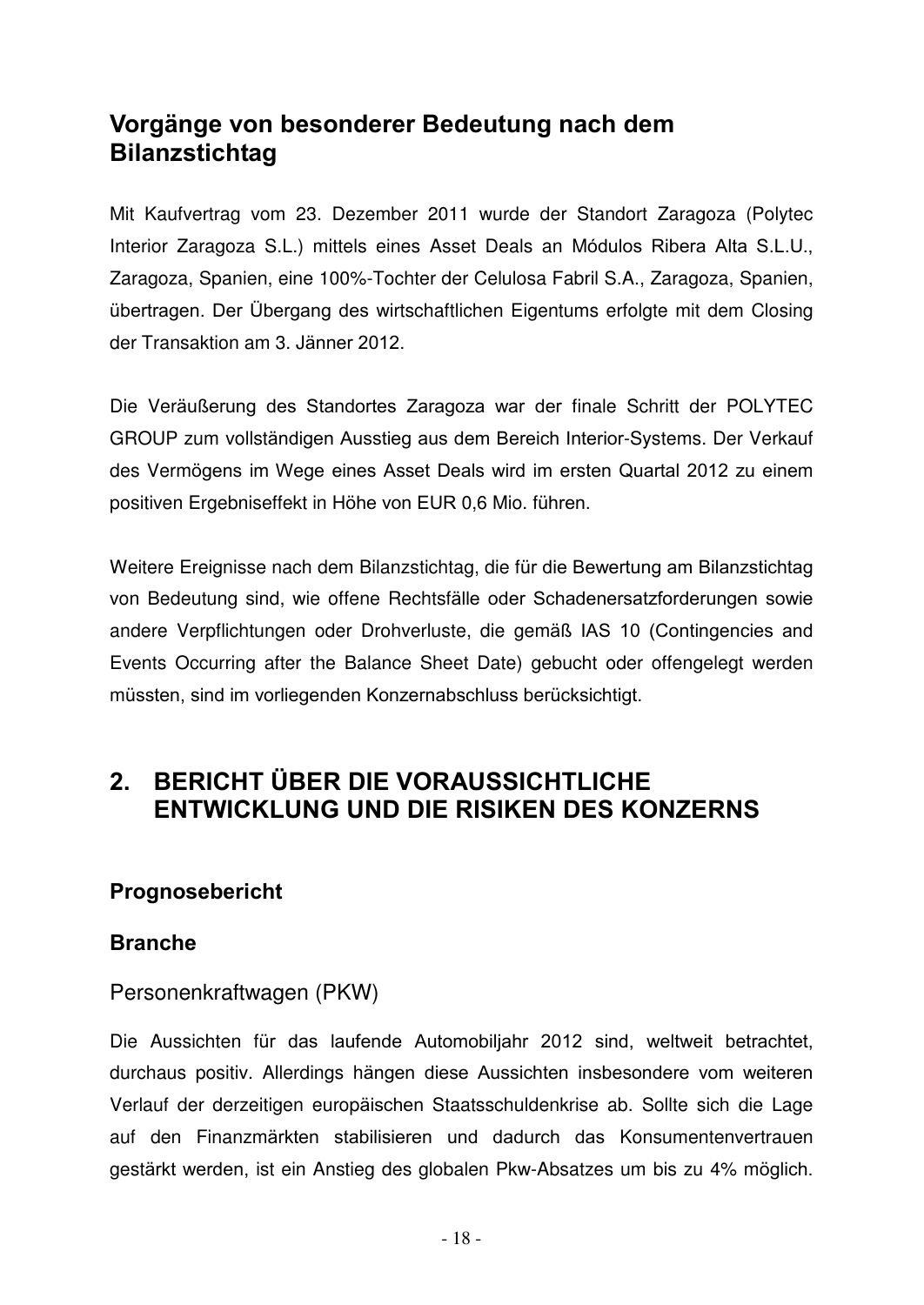## Vorgänge von besonderer Bedeutung nach dem Bilanzstichtag

Mit Kaufvertrag vom 23. Dezember 2011 wurde der Standort Zaragoza (Polytec Interior Zaragoza S.L.) mittels eines Asset Deals an Módulos Ribera Alta S.L.U., Zaragoza, Spanien, eine 100%-Tochter der Celulosa Fabril S.A., Zaragoza, Spanien, übertragen. Der Übergang des wirtschaftlichen Eigentums erfolgte mit dem Closing der Transaktion am 3. Jänner 2012.

Die Veräußerung des Standortes Zaragoza war der finale Schritt der POLYTEC GROUP zum vollständigen Ausstieg aus dem Bereich Interior-Systems. Der Verkauf des Vermögens im Wege eines Asset Deals wird im ersten Quartal 2012 zu einem positiven Ergebniseffekt in Höhe von EUR 0,6 Mio. führen.

Weitere Ereignisse nach dem Bilanzstichtag, die für die Bewertung am Bilanzstichtag von Bedeutung sind, wie offene Rechtsfälle oder Schadenersatzforderungen sowie andere Verpflichtungen oder Drohverluste, die gemäß IAS 10 (Contingencies and Events Occurring after the Balance Sheet Date) gebucht oder offengelegt werden müssten, sind im vorliegenden Konzernabschluss berücksichtigt.

# 2. BERICHT ÜBER DIE VORAUSSICHTLICHE ENTWICKLUNG UND DIE RISIKEN DES KONZERNS

### Prognosebericht

### Branche

#### Personenkraftwagen (PKW)

Die Aussichten für das laufende Automobiljahr 2012 sind, weltweit betrachtet, durchaus positiv. Allerdings hängen diese Aussichten insbesondere vom weiteren Verlauf der derzeitigen europäischen Staatsschuldenkrise ab. Sollte sich die Lage auf den Finanzmärkten stabilisieren und dadurch das Konsumentenvertrauen gestärkt werden, ist ein Anstieg des globalen Pkw-Absatzes um bis zu 4% möglich.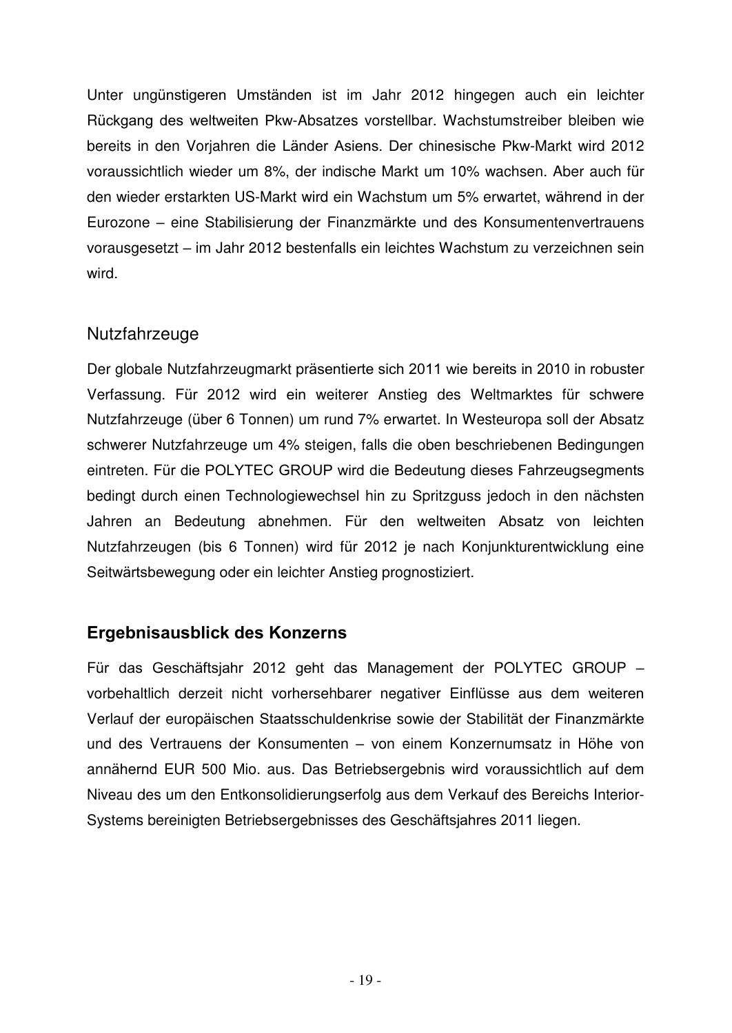Unter ungünstigeren Umständen ist im Jahr 2012 hingegen auch ein leichter Rückgang des weltweiten Pkw-Absatzes vorstellbar. Wachstumstreiber bleiben wie bereits in den Vorjahren die Länder Asiens. Der chinesische Pkw-Markt wird 2012 voraussichtlich wieder um 8%, der indische Markt um 10% wachsen. Aber auch für den wieder erstarkten US-Markt wird ein Wachstum um 5% erwartet, während in der Eurozone – eine Stabilisierung der Finanzmärkte und des Konsumentenvertrauens vorausgesetzt – im Jahr 2012 bestenfalls ein leichtes Wachstum zu verzeichnen sein wird.

### Nutzfahrzeuge

Der globale Nutzfahrzeugmarkt präsentierte sich 2011 wie bereits in 2010 in robuster Verfassung. Für 2012 wird ein weiterer Anstieg des Weltmarktes für schwere Nutzfahrzeuge (über 6 Tonnen) um rund 7% erwartet. In Westeuropa soll der Absatz schwerer Nutzfahrzeuge um 4% steigen, falls die oben beschriebenen Bedingungen eintreten. Für die POLYTEC GROUP wird die Bedeutung dieses Fahrzeugsegments bedingt durch einen Technologiewechsel hin zu Spritzguss jedoch in den nächsten Jahren an Bedeutung abnehmen. Für den weltweiten Absatz von leichten Nutzfahrzeugen (bis 6 Tonnen) wird für 2012 je nach Konjunkturentwicklung eine Seitwärtsbewegung oder ein leichter Anstieg prognostiziert.

## Ergebnisausblick des Konzerns

Für das Geschäftsjahr 2012 geht das Management der POLYTEC GROUP – vorbehaltlich derzeit nicht vorhersehbarer negativer Einflüsse aus dem weiteren Verlauf der europäischen Staatsschuldenkrise sowie der Stabilität der Finanzmärkte und des Vertrauens der Konsumenten – von einem Konzernumsatz in Höhe von annähernd EUR 500 Mio. aus. Das Betriebsergebnis wird voraussichtlich auf dem Niveau des um den Entkonsolidierungserfolg aus dem Verkauf des Bereichs Interior-Systems bereinigten Betriebsergebnisses des Geschäftsjahres 2011 liegen.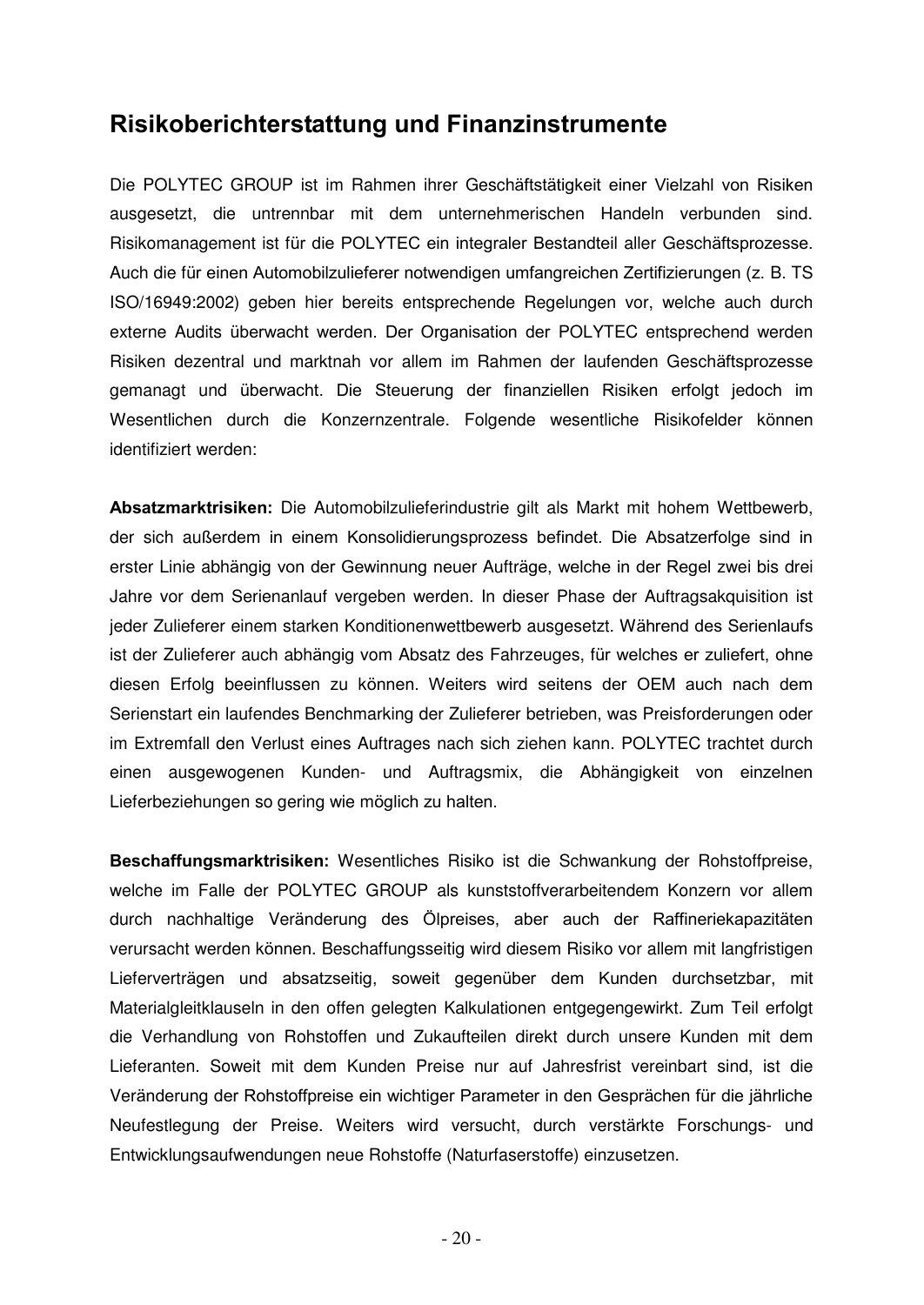## Risikoberichterstattung und Finanzinstrumente

Die POLYTEC GROUP ist im Rahmen ihrer Geschäftstätigkeit einer Vielzahl von Risiken ausgesetzt, die untrennbar mit dem unternehmerischen Handeln verbunden sind. Risikomanagement ist für die POLYTEC ein integraler Bestandteil aller Geschäftsprozesse. Auch die für einen Automobilzulieferer notwendigen umfangreichen Zertifizierungen (z. B. TS ISO/16949:2002) geben hier bereits entsprechende Regelungen vor, welche auch durch externe Audits überwacht werden. Der Organisation der POLYTEC entsprechend werden Risiken dezentral und marktnah vor allem im Rahmen der laufenden Geschäftsprozesse gemanagt und überwacht. Die Steuerung der finanziellen Risiken erfolgt jedoch im Wesentlichen durch die Konzernzentrale. Folgende wesentliche Risikofelder können identifiziert werden:

**Absatzmarktrisiken:** Die Automobilzulieferindustrie gilt als Markt mit hohem Wettbewerb, der sich außerdem in einem Konsolidierungsprozess befindet. Die Absatzerfolge sind in erster Linie abhängig von der Gewinnung neuer Aufträge, welche in der Regel zwei bis drei Jahre vor dem Serienanlauf vergeben werden. In dieser Phase der Auftragsakquisition ist jeder Zulieferer einem starken Konditionenwettbewerb ausgesetzt. Während des Serienlaufs ist der Zulieferer auch abhängig vom Absatz des Fahrzeuges, für welches er zuliefert, ohne diesen Erfolg beeinflussen zu können. Weiters wird seitens der OEM auch nach dem Serienstart ein laufendes Benchmarking der Zulieferer betrieben, was Preisforderungen oder im Extremfall den Verlust eines Auftrages nach sich ziehen kann. POLYTEC trachtet durch einen ausgewogenen Kunden- und Auftragsmix, die Abhängigkeit von einzelnen Lieferbeziehungen so gering wie möglich zu halten.

**Beschaffungsmarktrisiken:** Wesentliches Risiko ist die Schwankung der Rohstoffpreise, welche im Falle der POLYTEC GROUP als kunststoffverarbeitendem Konzern vor allem durch nachhaltige Veränderung des Ölpreises, aber auch der Raffineriekapazitäten verursacht werden können. Beschaffungsseitig wird diesem Risiko vor allem mit langfristigen Lieferverträgen und absatzseitig, soweit gegenüber dem Kunden durchsetzbar, mit Materialgleitklauseln in den offen gelegten Kalkulationen entgegengewirkt. Zum Teil erfolgt die Verhandlung von Rohstoffen und Zukaufteilen direkt durch unsere Kunden mit dem Lieferanten. Soweit mit dem Kunden Preise nur auf Jahresfrist vereinbart sind, ist die Veränderung der Rohstoffpreise ein wichtiger Parameter in den Gesprächen für die jährliche Neufestlegung der Preise. Weiters wird versucht, durch verstärkte Forschungs- und Entwicklungsaufwendungen neue Rohstoffe (Naturfaserstoffe) einzusetzen.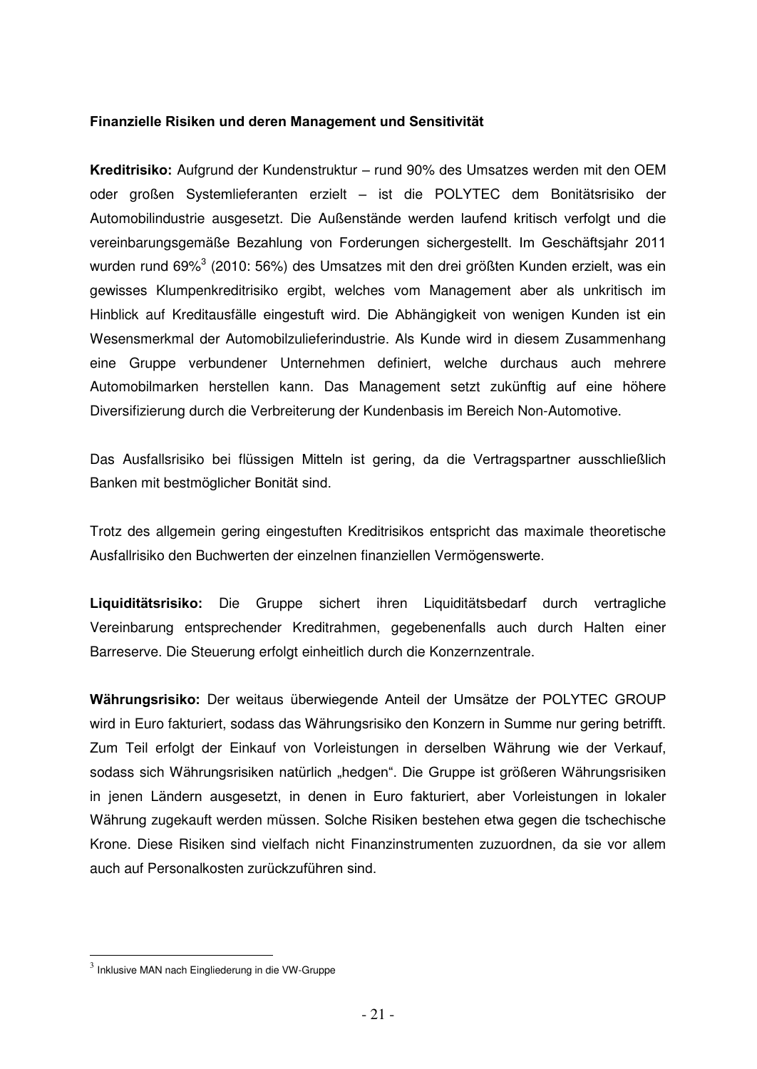**Finanzielle Risiken und deren Management und Sensitivität**

**Kreditrisiko:** Aufgrund der Kundenstruktur – rund 90% des Umsatzes werden mit den OEM oder großen Systemlieferanten erzielt – ist die POLYTEC dem Bonitätsrisiko der Automobilindustrie ausgesetzt. Die Außenstände werden laufend kritisch verfolgt und die vereinbarungsgemäße Bezahlung von Forderungen sichergestellt. Im Geschäftsjahr 2011 wurden rund 69%[3] (2010: 56%) des Umsatzes mit den drei größten Kunden erzielt, was ein gewisses Klumpenkreditrisiko ergibt, welches vom Management aber als unkritisch im Hinblick auf Kreditausfälle eingestuft wird. Die Abhängigkeit von wenigen Kunden ist ein Wesensmerkmal der Automobilzulieferindustrie. Als Kunde wird in diesem Zusammenhang eine Gruppe verbundener Unternehmen definiert, welche durchaus auch mehrere Automobilmarken herstellen kann. Das Management setzt zukünftig auf eine höhere Diversifizierung durch die Verbreiterung der Kundenbasis im Bereich Non-Automotive.

Das Ausfallsrisiko bei flüssigen Mitteln ist gering, da die Vertragspartner ausschließlich Banken mit bestmöglicher Bonität sind.

Trotz des allgemein gering eingestuften Kreditrisikos entspricht das maximale theoretische Ausfallrisiko den Buchwerten der einzelnen finanziellen Vermögenswerte.

**Liquiditätsrisiko:** Die Gruppe sichert ihren Liquiditätsbedarf durch vertragliche Vereinbarung entsprechender Kreditrahmen, gegebenenfalls auch durch Halten einer Barreserve. Die Steuerung erfolgt einheitlich durch die Konzernzentrale.

**Währungsrisiko:** Der weitaus überwiegende Anteil der Umsätze der POLYTEC GROUP wird in Euro fakturiert, sodass das Währungsrisiko den Konzern in Summe nur gering betrifft. Zum Teil erfolgt der Einkauf von Vorleistungen in derselben Währung wie der Verkauf, sodass sich Währungsrisiken natürlich „hedgen". Die Gruppe ist größeren Währungsrisiken in jenen Ländern ausgesetzt, in denen in Euro fakturiert, aber Vorleistungen in lokaler Währung zugekauft werden müssen. Solche Risiken bestehen etwa gegen die tschechische Krone. Diese Risiken sind vielfach nicht Finanzinstrumenten zuzuordnen, da sie vor allem auch auf Personalkosten zurückzuführen sind.

---

[3] Inklusive MAN nach Eingliederung in die VW-Gruppe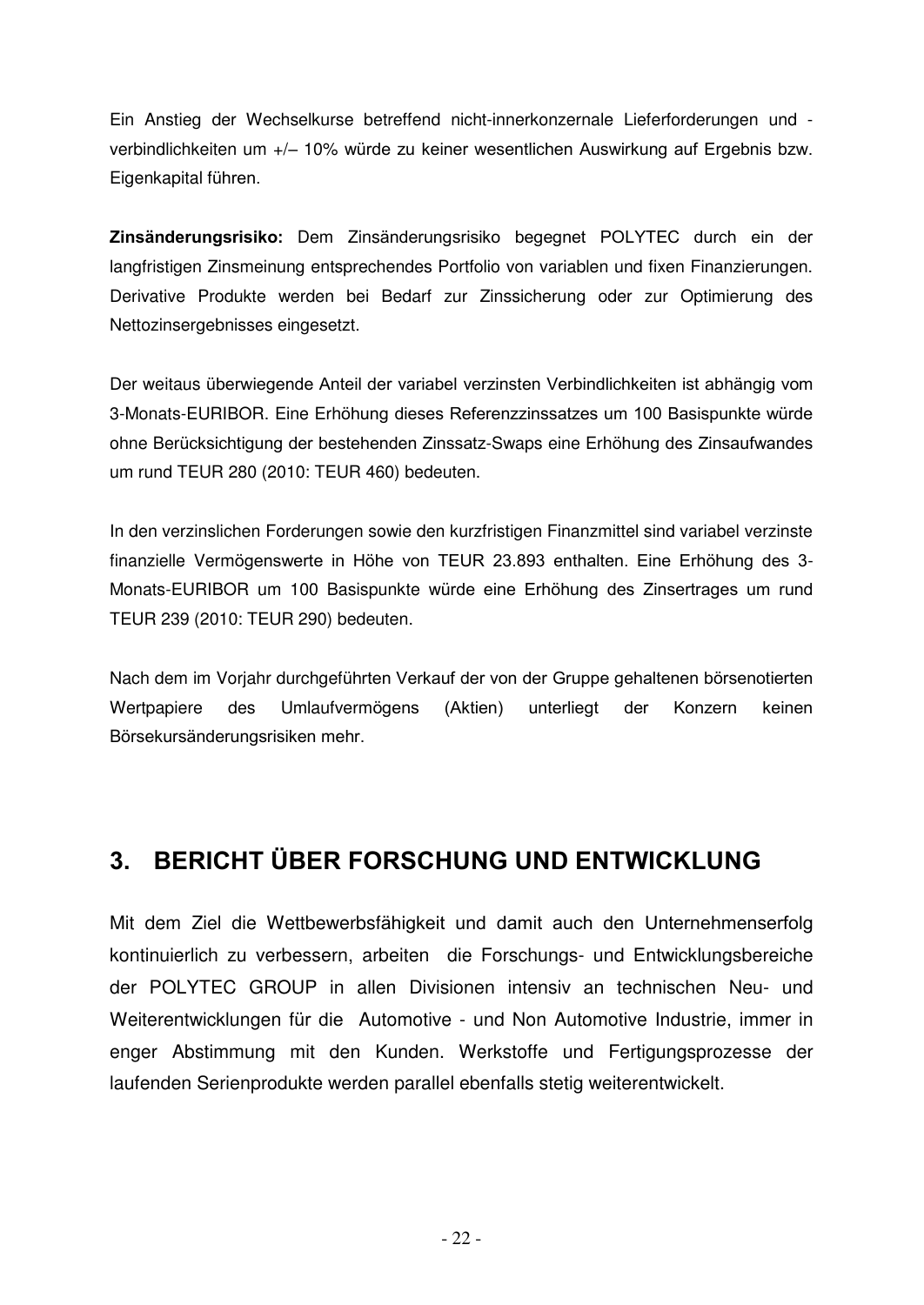Ein Anstieg der Wechselkurse betreffend nicht-innerkonzernale Lieferforderungen und -verbindlichkeiten um +/– 10% würde zu keiner wesentlichen Auswirkung auf Ergebnis bzw. Eigenkapital führen.

**Zinsänderungsrisiko:** Dem Zinsänderungsrisiko begegnet POLYTEC durch ein der langfristigen Zinsmeinung entsprechendes Portfolio von variablen und fixen Finanzierungen. Derivative Produkte werden bei Bedarf zur Zinssicherung oder zur Optimierung des Nettozinsergebnisses eingesetzt.

Der weitaus überwiegende Anteil der variabel verzinsten Verbindlichkeiten ist abhängig vom 3-Monats-EURIBOR. Eine Erhöhung dieses Referenzzinssatzes um 100 Basispunkte würde ohne Berücksichtigung der bestehenden Zinssatz-Swaps eine Erhöhung des Zinsaufwandes um rund TEUR 280 (2010: TEUR 460) bedeuten.

In den verzinslichen Forderungen sowie den kurzfristigen Finanzmittel sind variabel verzinste finanzielle Vermögenswerte in Höhe von TEUR 23.893 enthalten. Eine Erhöhung des 3-Monats-EURIBOR um 100 Basispunkte würde eine Erhöhung des Zinsertrages um rund TEUR 239 (2010: TEUR 290) bedeuten.

Nach dem im Vorjahr durchgeführten Verkauf der von der Gruppe gehaltenen börsenotierten Wertpapiere des Umlaufvermögens (Aktien) unterliegt der Konzern keinen Börsekursänderungsrisiken mehr.

## 3. BERICHT ÜBER FORSCHUNG UND ENTWICKLUNG

Mit dem Ziel die Wettbewerbsfähigkeit und damit auch den Unternehmenserfolg kontinuierlich zu verbessern, arbeiten die Forschungs- und Entwicklungsbereiche der POLYTEC GROUP in allen Divisionen intensiv an technischen Neu- und Weiterentwicklungen für die Automotive - und Non Automotive Industrie, immer in enger Abstimmung mit den Kunden. Werkstoffe und Fertigungsprozesse der laufenden Serienprodukte werden parallel ebenfalls stetig weiterentwickelt.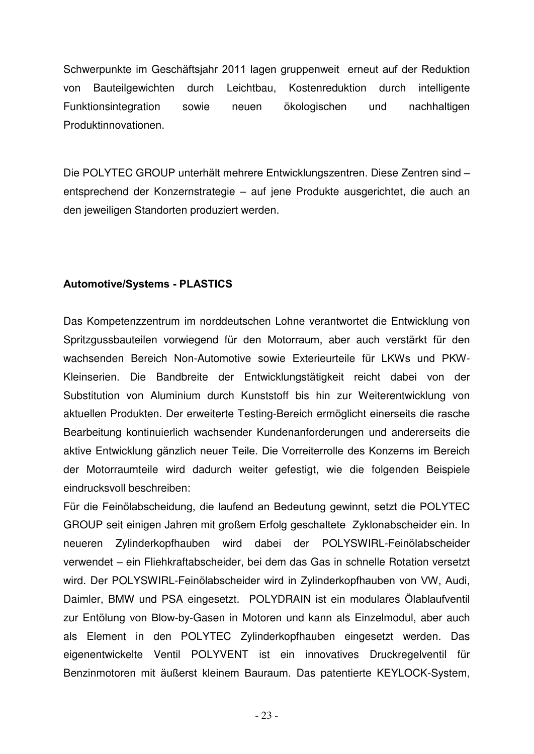Schwerpunkte im Geschäftsjahr 2011 lagen gruppenweit erneut auf der Reduktion von Bauteilgewichten durch Leichtbau, Kostenreduktion durch intelligente Funktionsintegration sowie neuen ökologischen und nachhaltigen Produktinnovationen.

Die POLYTEC GROUP unterhält mehrere Entwicklungszentren. Diese Zentren sind – entsprechend der Konzernstrategie – auf jene Produkte ausgerichtet, die auch an den jeweiligen Standorten produziert werden.

**Automotive/Systems - PLASTICS**

Das Kompetenzzentrum im norddeutschen Lohne verantwortet die Entwicklung von Spritzgussbauteilen vorwiegend für den Motorraum, aber auch verstärkt für den wachsenden Bereich Non-Automotive sowie Exterieurteile für LKWs und PKW-Kleinserien. Die Bandbreite der Entwicklungstätigkeit reicht dabei von der Substitution von Aluminium durch Kunststoff bis hin zur Weiterentwicklung von aktuellen Produkten. Der erweiterte Testing-Bereich ermöglicht einerseits die rasche Bearbeitung kontinuierlich wachsender Kundenanforderungen und andererseits die aktive Entwicklung gänzlich neuer Teile. Die Vorreiterrolle des Konzerns im Bereich der Motorraumteile wird dadurch weiter gefestigt, wie die folgenden Beispiele eindrucksvoll beschreiben:
Für die Feinölabscheidung, die laufend an Bedeutung gewinnt, setzt die POLYTEC GROUP seit einigen Jahren mit großem Erfolg geschaltete Zyklonabscheider ein. In neueren Zylinderkopfhauben wird dabei der POLYSWIRL-Feinölabscheider verwendet – ein Fliehkraftabscheider, bei dem das Gas in schnelle Rotation versetzt wird. Der POLYSWIRL-Feinölabscheider wird in Zylinderkopfhauben von VW, Audi, Daimler, BMW und PSA eingesetzt. POLYDRAIN ist ein modulares Ölablaufventil zur Entölung von Blow-by-Gasen in Motoren und kann als Einzelmodul, aber auch als Element in den POLYTEC Zylinderkopfhauben eingesetzt werden. Das eigenentwickelte Ventil POLYVENT ist ein innovatives Druckregelventil für Benzinmotoren mit äußerst kleinem Bauraum. Das patentierte KEYLOCK-System,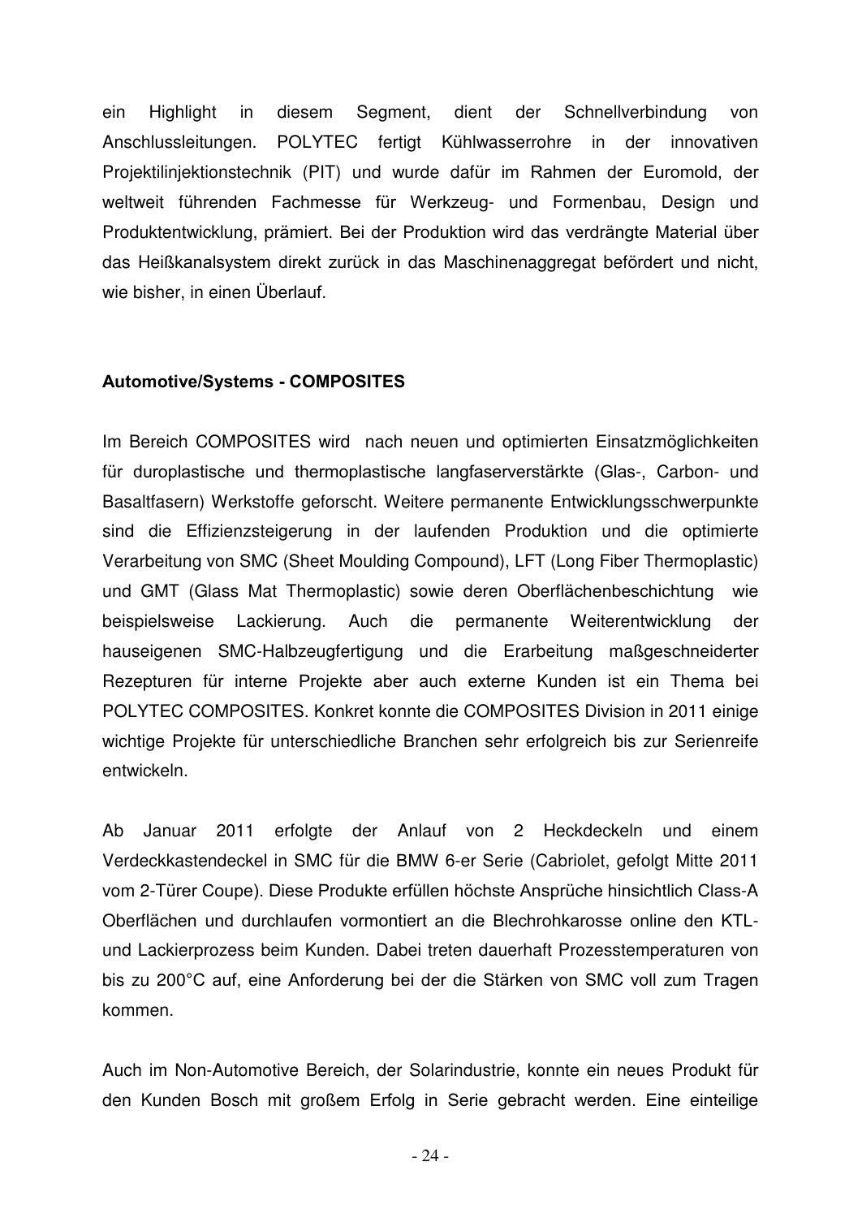ein Highlight in diesem Segment, dient der Schnellverbindung von Anschlussleitungen. POLYTEC fertigt Kühlwasserrohre in der innovativen Projektilinjektionstechnik (PIT) und wurde dafür im Rahmen der Euromold, der weltweit führenden Fachmesse für Werkzeug- und Formenbau, Design und Produktentwicklung, prämiert. Bei der Produktion wird das verdrängte Material über das Heißkanalsystem direkt zurück in das Maschinenaggregat befördert und nicht, wie bisher, in einen Überlauf.

**Automotive/Systems - COMPOSITES**

Im Bereich COMPOSITES wird nach neuen und optimierten Einsatzmöglichkeiten für duroplastische und thermoplastische langfaserverstärkte (Glas-, Carbon- und Basaltfasern) Werkstoffe geforscht. Weitere permanente Entwicklungsschwerpunkte sind die Effizienzsteigerung in der laufenden Produktion und die optimierte Verarbeitung von SMC (Sheet Moulding Compound), LFT (Long Fiber Thermoplastic) und GMT (Glass Mat Thermoplastic) sowie deren Oberflächenbeschichtung wie beispielsweise Lackierung. Auch die permanente Weiterentwicklung der hauseigenen SMC-Halbzeugfertigung und die Erarbeitung maßgeschneiderter Rezepturen für interne Projekte aber auch externe Kunden ist ein Thema bei POLYTEC COMPOSITES. Konkret konnte die COMPOSITES Division in 2011 einige wichtige Projekte für unterschiedliche Branchen sehr erfolgreich bis zur Serienreife entwickeln.

Ab Januar 2011 erfolgte der Anlauf von 2 Heckdeckeln und einem Verdeckkastendeckel in SMC für die BMW 6-er Serie (Cabriolet, gefolgt Mitte 2011 vom 2-Türer Coupe). Diese Produkte erfüllen höchste Ansprüche hinsichtlich Class-A Oberflächen und durchlaufen vormontiert an die Blechrohkarosse online den KTL- und Lackierprozess beim Kunden. Dabei treten dauerhaft Prozesstemperaturen von bis zu 200°C auf, eine Anforderung bei der die Stärken von SMC voll zum Tragen kommen.

Auch im Non-Automotive Bereich, der Solarindustrie, konnte ein neues Produkt für den Kunden Bosch mit großem Erfolg in Serie gebracht werden. Eine einteilige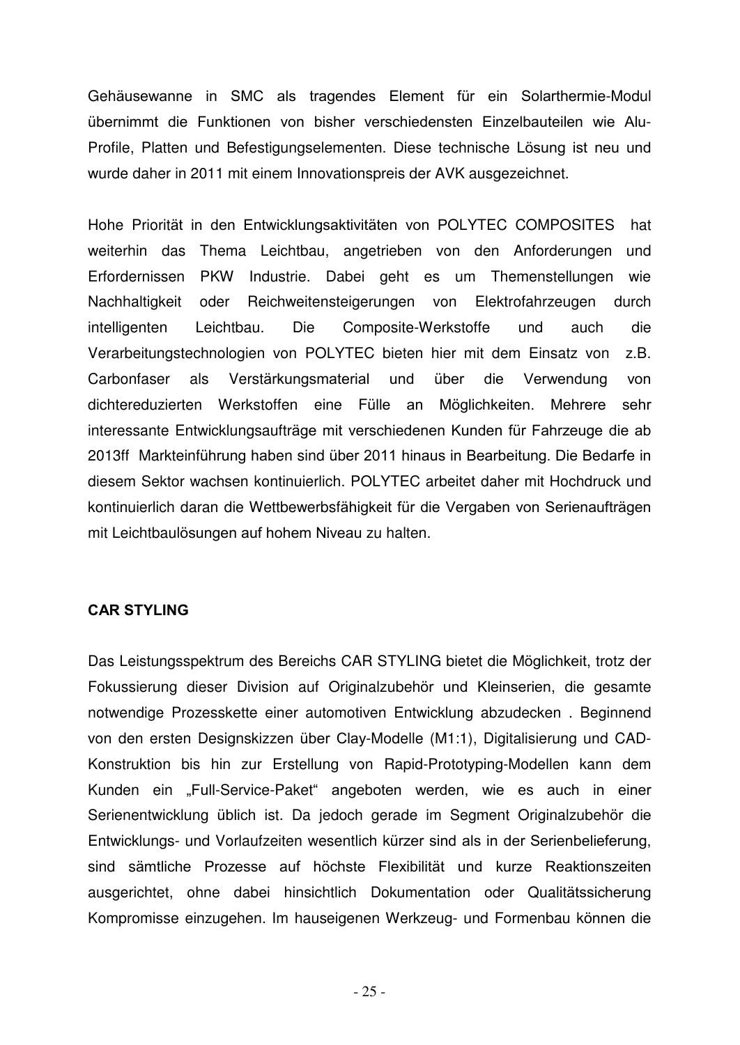Gehäusewanne in SMC als tragendes Element für ein Solarthermie-Modul übernimmt die Funktionen von bisher verschiedensten Einzelbauteilen wie Alu-Profile, Platten und Befestigungselementen. Diese technische Lösung ist neu und wurde daher in 2011 mit einem Innovationspreis der AVK ausgezeichnet.

Hohe Priorität in den Entwicklungsaktivitäten von POLYTEC COMPOSITES hat weiterhin das Thema Leichtbau, angetrieben von den Anforderungen und Erfordernissen PKW Industrie. Dabei geht es um Themenstellungen wie Nachhaltigkeit oder Reichweitensteigerungen von Elektrofahrzeugen durch intelligenten Leichtbau. Die Composite-Werkstoffe und auch die Verarbeitungstechnologien von POLYTEC bieten hier mit dem Einsatz von z.B. Carbonfaser als Verstärkungsmaterial und über die Verwendung von dichtereduzierten Werkstoffen eine Fülle an Möglichkeiten. Mehrere sehr interessante Entwicklungsaufträge mit verschiedenen Kunden für Fahrzeuge die ab 2013ff Markteinführung haben sind über 2011 hinaus in Bearbeitung. Die Bedarfe in diesem Sektor wachsen kontinuierlich. POLYTEC arbeitet daher mit Hochdruck und kontinuierlich daran die Wettbewerbsfähigkeit für die Vergaben von Serienaufträgen mit Leichtbaulösungen auf hohem Niveau zu halten.

**CAR STYLING**

Das Leistungsspektrum des Bereichs CAR STYLING bietet die Möglichkeit, trotz der Fokussierung dieser Division auf Originalzubehör und Kleinserien, die gesamte notwendige Prozesskette einer automotiven Entwicklung abzudecken . Beginnend von den ersten Designskizzen über Clay-Modelle (M1:1), Digitalisierung und CAD-Konstruktion bis hin zur Erstellung von Rapid-Prototyping-Modellen kann dem Kunden ein „Full-Service-Paket" angeboten werden, wie es auch in einer Serienentwicklung üblich ist. Da jedoch gerade im Segment Originalzubehör die Entwicklungs- und Vorlaufzeiten wesentlich kürzer sind als in der Serienbelieferung, sind sämtliche Prozesse auf höchste Flexibilität und kurze Reaktionszeiten ausgerichtet, ohne dabei hinsichtlich Dokumentation oder Qualitätssicherung Kompromisse einzugehen. Im hauseigenen Werkzeug- und Formenbau können die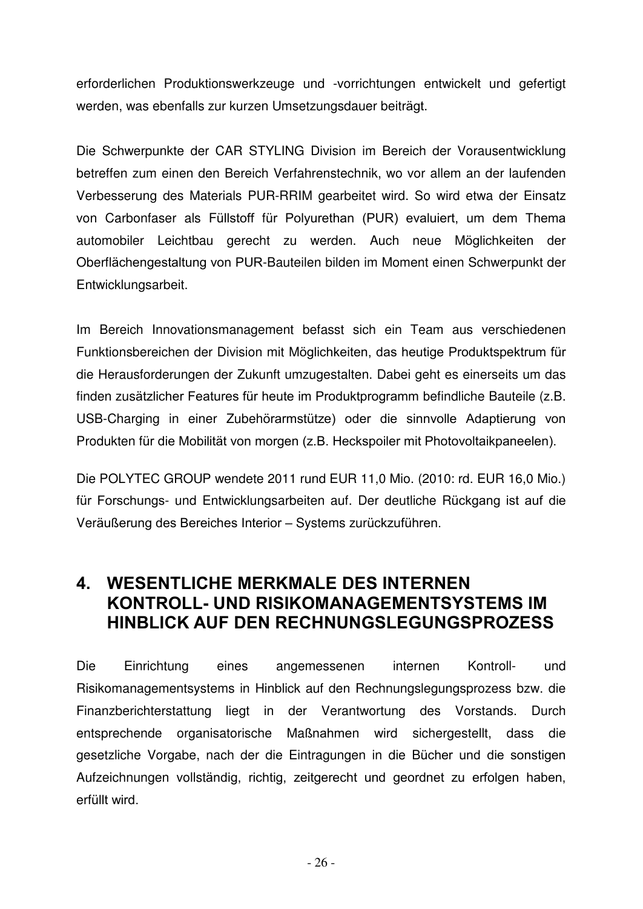erforderlichen Produktionswerkzeuge und -vorrichtungen entwickelt und gefertigt werden, was ebenfalls zur kurzen Umsetzungsdauer beiträgt.

Die Schwerpunkte der CAR STYLING Division im Bereich der Vorausentwicklung betreffen zum einen den Bereich Verfahrenstechnik, wo vor allem an der laufenden Verbesserung des Materials PUR-RRIM gearbeitet wird. So wird etwa der Einsatz von Carbonfaser als Füllstoff für Polyurethan (PUR) evaluiert, um dem Thema automobiler Leichtbau gerecht zu werden. Auch neue Möglichkeiten der Oberflächengestaltung von PUR-Bauteilen bilden im Moment einen Schwerpunkt der Entwicklungsarbeit.

Im Bereich Innovationsmanagement befasst sich ein Team aus verschiedenen Funktionsbereichen der Division mit Möglichkeiten, das heutige Produktspektrum für die Herausforderungen der Zukunft umzugestalten. Dabei geht es einerseits um das finden zusätzlicher Features für heute im Produktprogramm befindliche Bauteile (z.B. USB-Charging in einer Zubehörarmstütze) oder die sinnvolle Adaptierung von Produkten für die Mobilität von morgen (z.B. Heckspoiler mit Photovoltaikpaneelen).

Die POLYTEC GROUP wendete 2011 rund EUR 11,0 Mio. (2010: rd. EUR 16,0 Mio.) für Forschungs- und Entwicklungsarbeiten auf. Der deutliche Rückgang ist auf die Veräußerung des Bereiches Interior – Systems zurückzuführen.

## 4. WESENTLICHE MERKMALE DES INTERNEN KONTROLL- UND RISIKOMANAGEMENTSYSTEMS IM HINBLICK AUF DEN RECHNUNGSLEGUNGSPROZESS

Die Einrichtung eines angemessenen internen Kontroll- und Risikomanagementsystems in Hinblick auf den Rechnungslegungsprozess bzw. die Finanzberichterstattung liegt in der Verantwortung des Vorstands. Durch entsprechende organisatorische Maßnahmen wird sichergestellt, dass die gesetzliche Vorgabe, nach der die Eintragungen in die Bücher und die sonstigen Aufzeichnungen vollständig, richtig, zeitgerecht und geordnet zu erfolgen haben, erfüllt wird.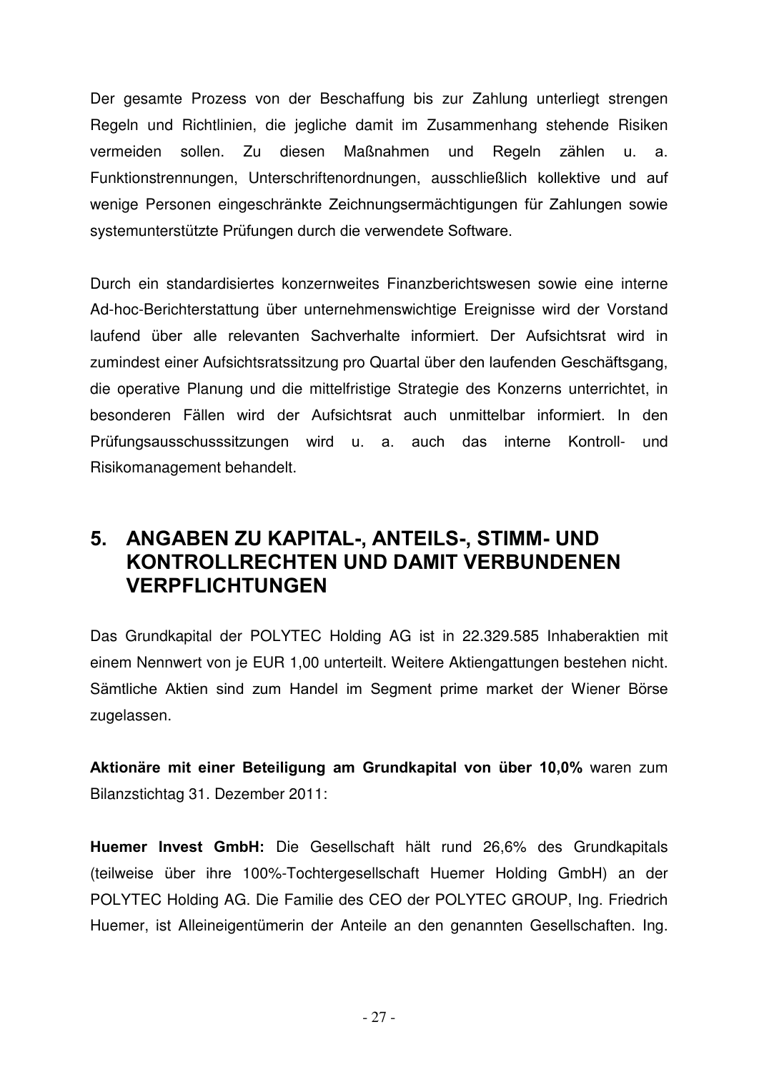Der gesamte Prozess von der Beschaffung bis zur Zahlung unterliegt strengen Regeln und Richtlinien, die jegliche damit im Zusammenhang stehende Risiken vermeiden sollen. Zu diesen Maßnahmen und Regeln zählen u. a. Funktionstrennungen, Unterschriftenordnungen, ausschließlich kollektive und auf wenige Personen eingeschränkte Zeichnungsermächtigungen für Zahlungen sowie systemunterstützte Prüfungen durch die verwendete Software.

Durch ein standardisiertes konzernweites Finanzberichtswesen sowie eine interne Ad-hoc-Berichterstattung über unternehmenswichtige Ereignisse wird der Vorstand laufend über alle relevanten Sachverhalte informiert. Der Aufsichtsrat wird in zumindest einer Aufsichtsratssitzung pro Quartal über den laufenden Geschäftsgang, die operative Planung und die mittelfristige Strategie des Konzerns unterrichtet, in besonderen Fällen wird der Aufsichtsrat auch unmittelbar informiert. In den Prüfungsausschusssitzungen wird u. a. auch das interne Kontroll- und Risikomanagement behandelt.

## 5. ANGABEN ZU KAPITAL-, ANTEILS-, STIMM- UND KONTROLLRECHTEN UND DAMIT VERBUNDENEN VERPFLICHTUNGEN

Das Grundkapital der POLYTEC Holding AG ist in 22.329.585 Inhaberaktien mit einem Nennwert von je EUR 1,00 unterteilt. Weitere Aktiengattungen bestehen nicht. Sämtliche Aktien sind zum Handel im Segment prime market der Wiener Börse zugelassen.

**Aktionäre mit einer Beteiligung am Grundkapital von über 10,0%** waren zum Bilanzstichtag 31. Dezember 2011:

**Huemer Invest GmbH:** Die Gesellschaft hält rund 26,6% des Grundkapitals (teilweise über ihre 100%-Tochtergesellschaft Huemer Holding GmbH) an der POLYTEC Holding AG. Die Familie des CEO der POLYTEC GROUP, Ing. Friedrich Huemer, ist Alleineigentümerin der Anteile an den genannten Gesellschaften. Ing.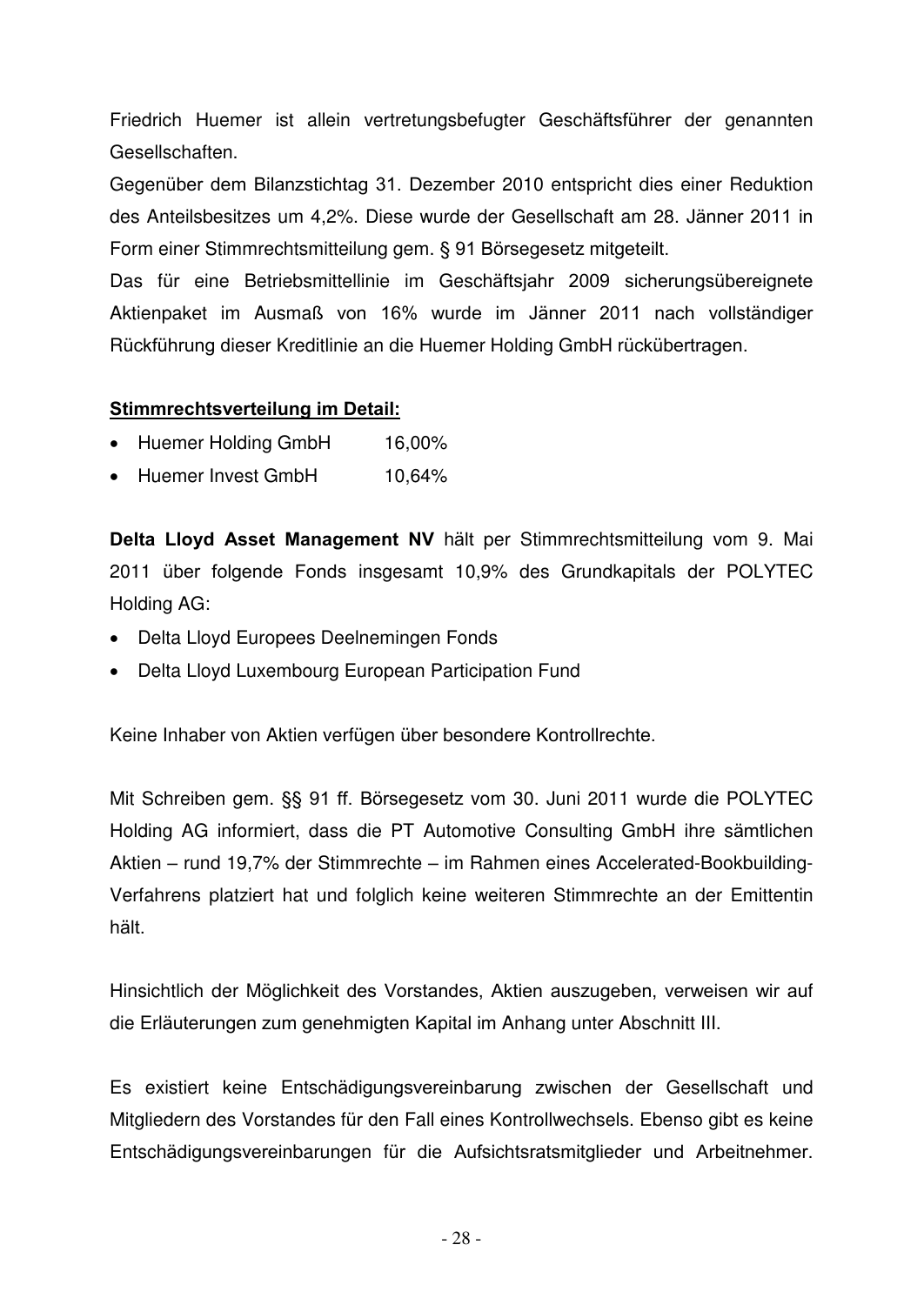Friedrich Huemer ist allein vertretungsbefugter Geschäftsführer der genannten Gesellschaften.

Gegenüber dem Bilanzstichtag 31. Dezember 2010 entspricht dies einer Reduktion des Anteilsbesitzes um 4,2%. Diese wurde der Gesellschaft am 28. Jänner 2011 in Form einer Stimmrechtsmitteilung gem. § 91 Börsegesetz mitgeteilt.

Das für eine Betriebsmittellinie im Geschäftsjahr 2009 sicherungsübereignete Aktienpaket im Ausmaß von 16% wurde im Jänner 2011 nach vollständiger Rückführung dieser Kreditlinie an die Huemer Holding GmbH rückübertragen.

**Stimmrechtsverteilung im Detail:**

- Huemer Holding GmbH 16,00%
- Huemer Invest GmbH 10,64%

**Delta Lloyd Asset Management NV** hält per Stimmrechtsmitteilung vom 9. Mai 2011 über folgende Fonds insgesamt 10,9% des Grundkapitals der POLYTEC Holding AG:

- Delta Lloyd Europees Deelnemingen Fonds
- Delta Lloyd Luxembourg European Participation Fund

Keine Inhaber von Aktien verfügen über besondere Kontrollrechte.

Mit Schreiben gem. §§ 91 ff. Börsegesetz vom 30. Juni 2011 wurde die POLYTEC Holding AG informiert, dass die PT Automotive Consulting GmbH ihre sämtlichen Aktien – rund 19,7% der Stimmrechte – im Rahmen eines Accelerated-Bookbuilding-Verfahrens platziert hat und folglich keine weiteren Stimmrechte an der Emittentin hält.

Hinsichtlich der Möglichkeit des Vorstandes, Aktien auszugeben, verweisen wir auf die Erläuterungen zum genehmigten Kapital im Anhang unter Abschnitt III.

Es existiert keine Entschädigungsvereinbarung zwischen der Gesellschaft und Mitgliedern des Vorstandes für den Fall eines Kontrollwechsels. Ebenso gibt es keine Entschädigungsvereinbarungen für die Aufsichtsratsmitglieder und Arbeitnehmer.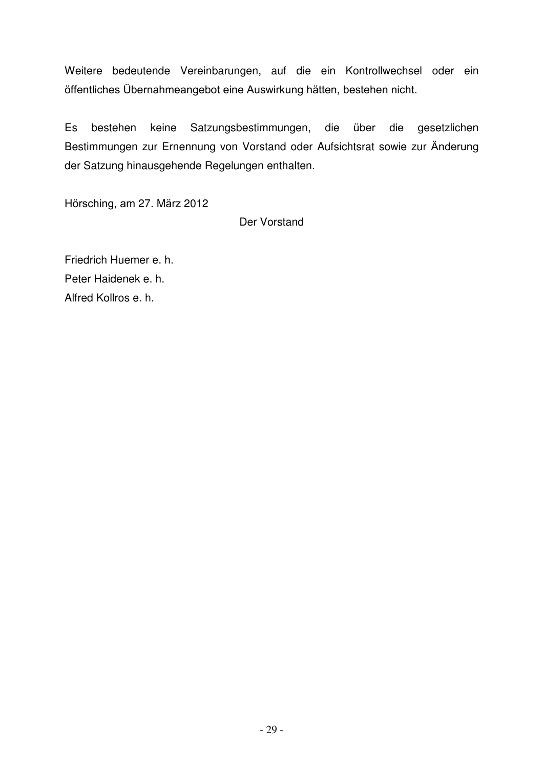Weitere bedeutende Vereinbarungen, auf die ein Kontrollwechsel oder ein öffentliches Übernahmeangebot eine Auswirkung hätten, bestehen nicht.

Es bestehen keine Satzungsbestimmungen, die über die gesetzlichen Bestimmungen zur Ernennung von Vorstand oder Aufsichtsrat sowie zur Änderung der Satzung hinausgehende Regelungen enthalten.

Hörsching, am 27. März 2012

Der Vorstand

Friedrich Huemer e. h.
Peter Haidenek e. h.
Alfred Kollros e. h.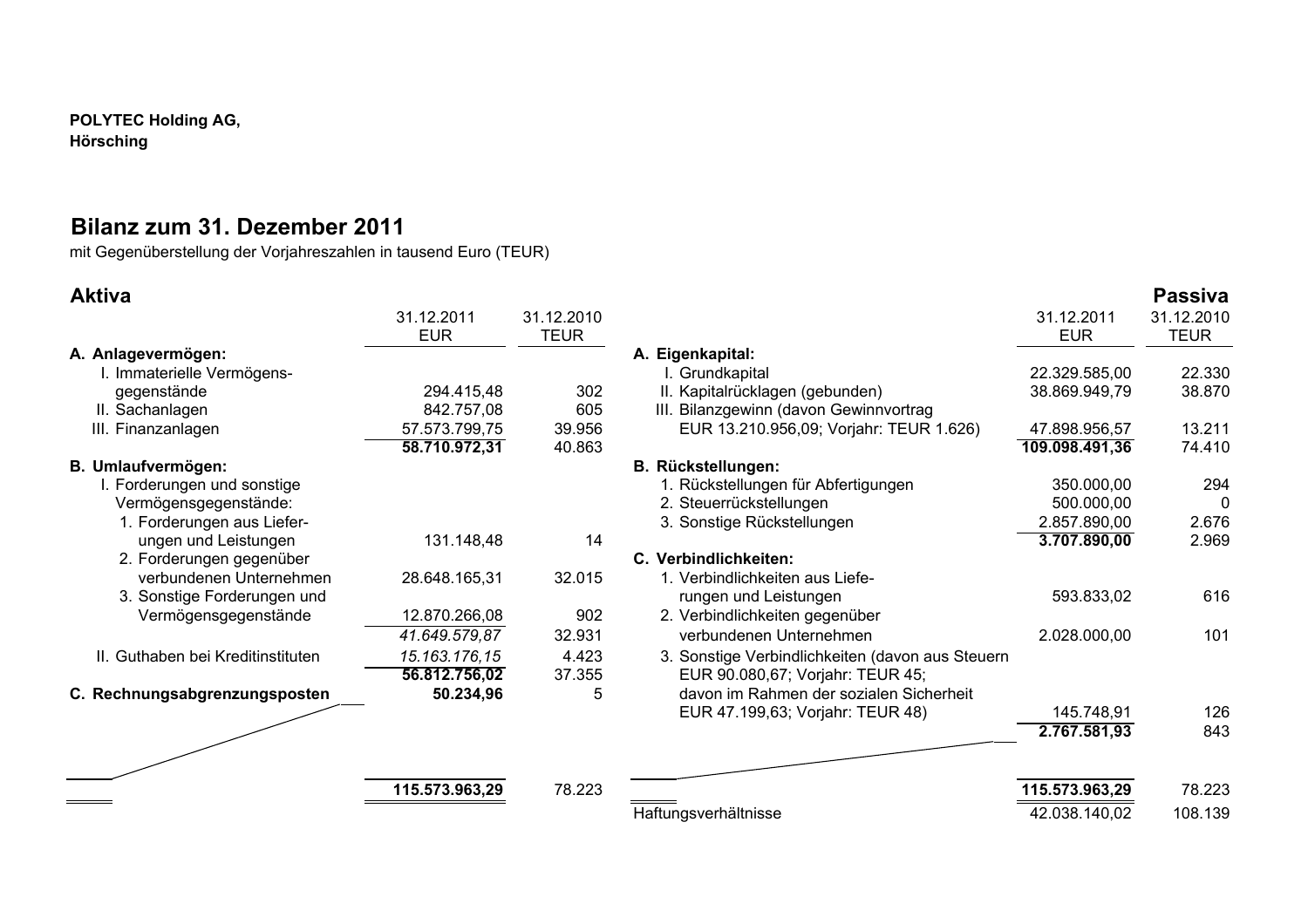**POLYTEC Holding AG,**
**Hörsching**

# Bilanz zum 31. Dezember 2011

mit Gegenüberstellung der Vorjahreszahlen in tausend Euro (TEUR)

## Aktiva

| | 31.12.2011 EUR | 31.12.2010 TEUR |
|---|---|---|
| **A. Anlagevermögen:** | | |
| I. Immaterielle Vermögensgegenstände | 294.415,48 | 302 |
| II. Sachanlagen | 842.757,08 | 605 |
| III. Finanzanlagen | 57.573.799,75 | 39.956 |
| | **58.710.972,31** | 40.863 |
| **B. Umlaufvermögen:** | | |
| I. Forderungen und sonstige Vermögensgegenstände: | | |
| 1. Forderungen aus Lieferungen und Leistungen | 131.148,48 | 14 |
| 2. Forderungen gegenüber verbundenen Unternehmen | 28.648.165,31 | 32.015 |
| 3. Sonstige Forderungen und Vermögensgegenstände | 12.870.266,08 | 902 |
| | *41.649.579,87* | 32.931 |
| II. Guthaben bei Kreditinstituten | *15.163.176,15* | 4.423 |
| | **56.812.756,02** | 37.355 |
| **C. Rechnungsabgrenzungsposten** | **50.234,96** | 5 |
| | **115.573.963,29** | 78.223 |

## Passiva

| | 31.12.2011 EUR | 31.12.2010 TEUR |
|---|---|---|
| **A. Eigenkapital:** | | |
| I. Grundkapital | 22.329.585,00 | 22.330 |
| II. Kapitalrücklagen (gebunden) | 38.869.949,79 | 38.870 |
| III. Bilanzgewinn (davon Gewinnvortrag EUR 13.210.956,09; Vorjahr: TEUR 1.626) | 47.898.956,57 | 13.211 |
| | **109.098.491,36** | 74.410 |
| **B. Rückstellungen:** | | |
| 1. Rückstellungen für Abfertigungen | 350.000,00 | 294 |
| 2. Steuerrückstellungen | 500.000,00 | 0 |
| 3. Sonstige Rückstellungen | 2.857.890,00 | 2.676 |
| | **3.707.890,00** | 2.969 |
| **C. Verbindlichkeiten:** | | |
| 1. Verbindlichkeiten aus Lieferungen und Leistungen | 593.833,02 | 616 |
| 2. Verbindlichkeiten gegenüber verbundenen Unternehmen | 2.028.000,00 | 101 |
| 3. Sonstige Verbindlichkeiten (davon aus Steuern EUR 90.080,67; Vorjahr: TEUR 45; davon im Rahmen der sozialen Sicherheit EUR 47.199,63; Vorjahr: TEUR 48) | 145.748,91 | 126 |
| | **2.767.581,93** | 843 |
| | **115.573.963,29** | 78.223 |
| Haftungsverhältnisse | 42.038.140,02 | 108.139 |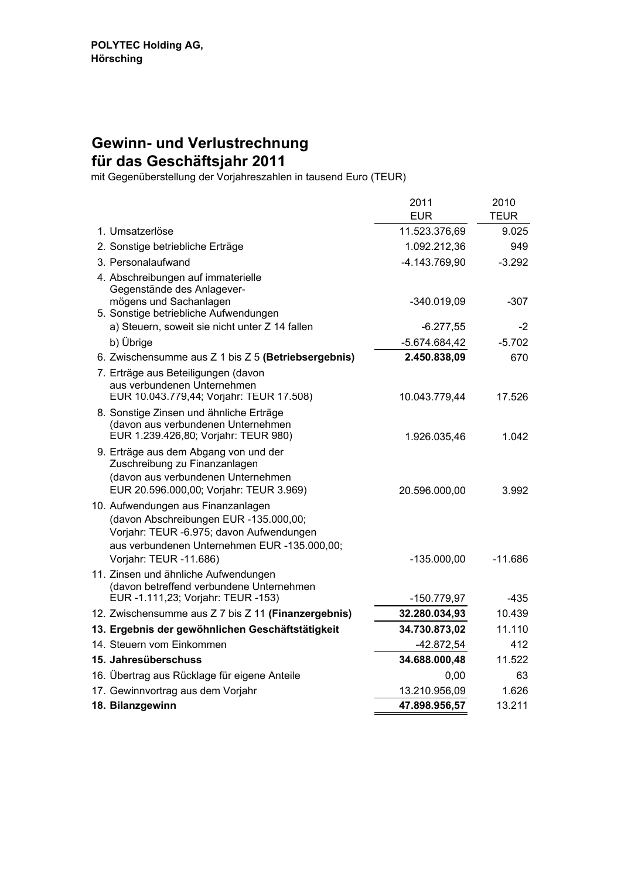**POLYTEC Holding AG,**
**Hörsching**

# Gewinn- und Verlustrechnung für das Geschäftsjahr 2011

mit Gegenüberstellung der Vorjahreszahlen in tausend Euro (TEUR)

| | 2011 EUR | 2010 TEUR |
|---|---:|---:|
| 1. Umsatzerlöse | 11.523.376,69 | 9.025 |
| 2. Sonstige betriebliche Erträge | 1.092.212,36 | 949 |
| 3. Personalaufwand | -4.143.769,90 | -3.292 |
| 4. Abschreibungen auf immaterielle Gegenstände des Anlagevermögens und Sachanlagen | -340.019,09 | -307 |
| 5. Sonstige betriebliche Aufwendungen | | |
| a) Steuern, soweit sie nicht unter Z 14 fallen | -6.277,55 | -2 |
| b) Übrige | -5.674.684,42 | -5.702 |
| 6. Zwischensumme aus Z 1 bis Z 5 **(Betriebsergebnis)** | **2.450.838,09** | 670 |
| 7. Erträge aus Beteiligungen (davon aus verbundenen Unternehmen EUR 10.043.779,44; Vorjahr: TEUR 17.508) | 10.043.779,44 | 17.526 |
| 8. Sonstige Zinsen und ähnliche Erträge (davon aus verbundenen Unternehmen EUR 1.239.426,80; Vorjahr: TEUR 980) | 1.926.035,46 | 1.042 |
| 9. Erträge aus dem Abgang von und der Zuschreibung zu Finanzanlagen (davon aus verbundenen Unternehmen EUR 20.596.000,00; Vorjahr: TEUR 3.969) | 20.596.000,00 | 3.992 |
| 10. Aufwendungen aus Finanzanlagen (davon Abschreibungen EUR -135.000,00; Vorjahr: TEUR -6.975; davon Aufwendungen aus verbundenen Unternehmen EUR -135.000,00; Vorjahr: TEUR -11.686) | -135.000,00 | -11.686 |
| 11. Zinsen und ähnliche Aufwendungen (davon betreffend verbundene Unternehmen EUR -1.111,23; Vorjahr: TEUR -153) | -150.779,97 | -435 |
| 12. Zwischensumme aus Z 7 bis Z 11 **(Finanzergebnis)** | **32.280.034,93** | 10.439 |
| **13. Ergebnis der gewöhnlichen Geschäftstätigkeit** | **34.730.873,02** | 11.110 |
| 14. Steuern vom Einkommen | -42.872,54 | 412 |
| **15. Jahresüberschuss** | **34.688.000,48** | 11.522 |
| 16. Übertrag aus Rücklage für eigene Anteile | 0,00 | 63 |
| 17. Gewinnvortrag aus dem Vorjahr | 13.210.956,09 | 1.626 |
| **18. Bilanzgewinn** | **47.898.956,57** | 13.211 |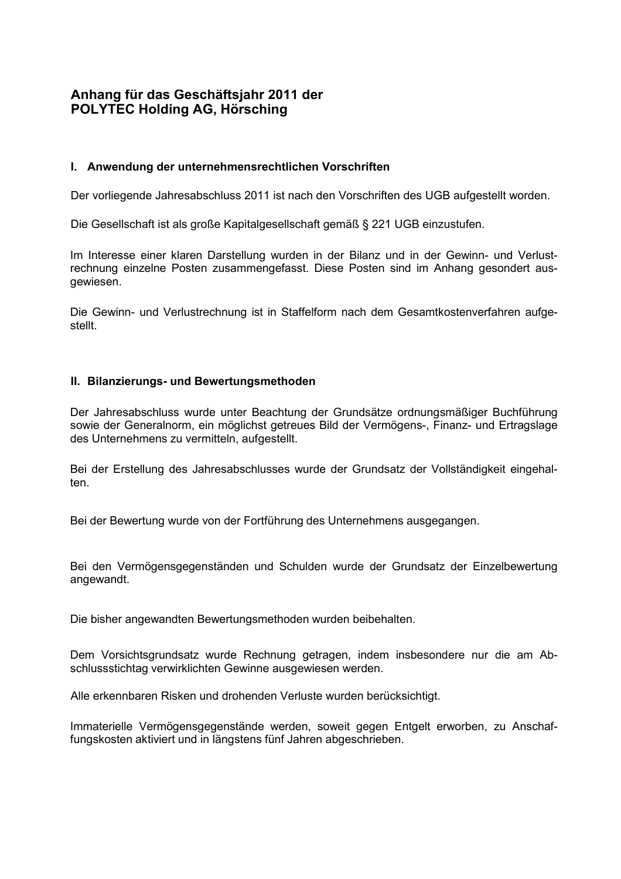# Anhang für das Geschäftsjahr 2011 der POLYTEC Holding AG, Hörsching

## I. Anwendung der unternehmensrechtlichen Vorschriften

Der vorliegende Jahresabschluss 2011 ist nach den Vorschriften des UGB aufgestellt worden.

Die Gesellschaft ist als große Kapitalgesellschaft gemäß § 221 UGB einzustufen.

Im Interesse einer klaren Darstellung wurden in der Bilanz und in der Gewinn- und Verlustrechnung einzelne Posten zusammengefasst. Diese Posten sind im Anhang gesondert ausgewiesen.

Die Gewinn- und Verlustrechnung ist in Staffelform nach dem Gesamtkostenverfahren aufgestellt.

## II. Bilanzierungs- und Bewertungsmethoden

Der Jahresabschluss wurde unter Beachtung der Grundsätze ordnungsmäßiger Buchführung sowie der Generalnorm, ein möglichst getreues Bild der Vermögens-, Finanz- und Ertragslage des Unternehmens zu vermitteln, aufgestellt.

Bei der Erstellung des Jahresabschlusses wurde der Grundsatz der Vollständigkeit eingehalten.

Bei der Bewertung wurde von der Fortführung des Unternehmens ausgegangen.

Bei den Vermögensgegenständen und Schulden wurde der Grundsatz der Einzelbewertung angewandt.

Die bisher angewandten Bewertungsmethoden wurden beibehalten.

Dem Vorsichtsgrundsatz wurde Rechnung getragen, indem insbesondere nur die am Abschlussstichtag verwirklichten Gewinne ausgewiesen werden.

Alle erkennbaren Risken und drohenden Verluste wurden berücksichtigt.

Immaterielle Vermögensgegenstände werden, soweit gegen Entgelt erworben, zu Anschaffungskosten aktiviert und in längstens fünf Jahren abgeschrieben.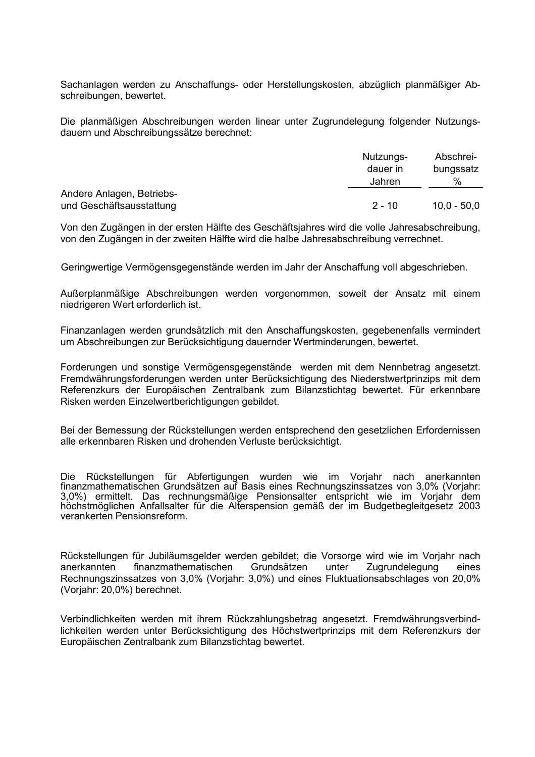Sachanlagen werden zu Anschaffungs- oder Herstellungskosten, abzüglich planmäßiger Abschreibungen, bewertet.

Die planmäßigen Abschreibungen werden linear unter Zugrundelegung folgender Nutzungsdauern und Abschreibungssätze berechnet:

| | Nutzungsdauer in Jahren | Abschreibungssatz % |
|---|---|---|
| Andere Anlagen, Betriebs- und Geschäftsausstattung | 2 - 10 | 10,0 - 50,0 |

Von den Zugängen in der ersten Hälfte des Geschäftsjahres wird die volle Jahresabschreibung, von den Zugängen in der zweiten Hälfte wird die halbe Jahresabschreibung verrechnet.

Geringwertige Vermögensgegenstände werden im Jahr der Anschaffung voll abgeschrieben.

Außerplanmäßige Abschreibungen werden vorgenommen, soweit der Ansatz mit einem niedrigeren Wert erforderlich ist.

Finanzanlagen werden grundsätzlich mit den Anschaffungskosten, gegebenenfalls vermindert um Abschreibungen zur Berücksichtigung dauernder Wertminderungen, bewertet.

Forderungen und sonstige Vermögensgegenstände werden mit dem Nennbetrag angesetzt. Fremdwährungsforderungen werden unter Berücksichtigung des Niederstwertprinzips mit dem Referenzkurs der Europäischen Zentralbank zum Bilanzstichtag bewertet. Für erkennbare Risken werden Einzelwertberichtigungen gebildet.

Bei der Bemessung der Rückstellungen werden entsprechend den gesetzlichen Erfordernissen alle erkennbaren Risken und drohenden Verluste berücksichtigt.

Die Rückstellungen für Abfertigungen wurden wie im Vorjahr nach anerkannten finanzmathematischen Grundsätzen auf Basis eines Rechnungszinssatzes von 3,0% (Vorjahr: 3,0%) ermittelt. Das rechnungsmäßige Pensionsalter entspricht wie im Vorjahr dem höchstmöglichen Anfallsalter für die Alterspension gemäß der im Budgetbegleitgesetz 2003 verankerten Pensionsreform.

Rückstellungen für Jubiläumsgelder werden gebildet; die Vorsorge wird wie im Vorjahr nach anerkannten finanzmathematischen Grundsätzen unter Zugrundelegung eines Rechnungszinssatzes von 3,0% (Vorjahr: 3,0%) und eines Fluktuationsabschlages von 20,0% (Vorjahr: 20,0%) berechnet.

Verbindlichkeiten werden mit ihrem Rückzahlungsbetrag angesetzt. Fremdwährungsverbindlichkeiten werden unter Berücksichtigung des Höchstwertprinzips mit dem Referenzkurs der Europäischen Zentralbank zum Bilanzstichtag bewertet.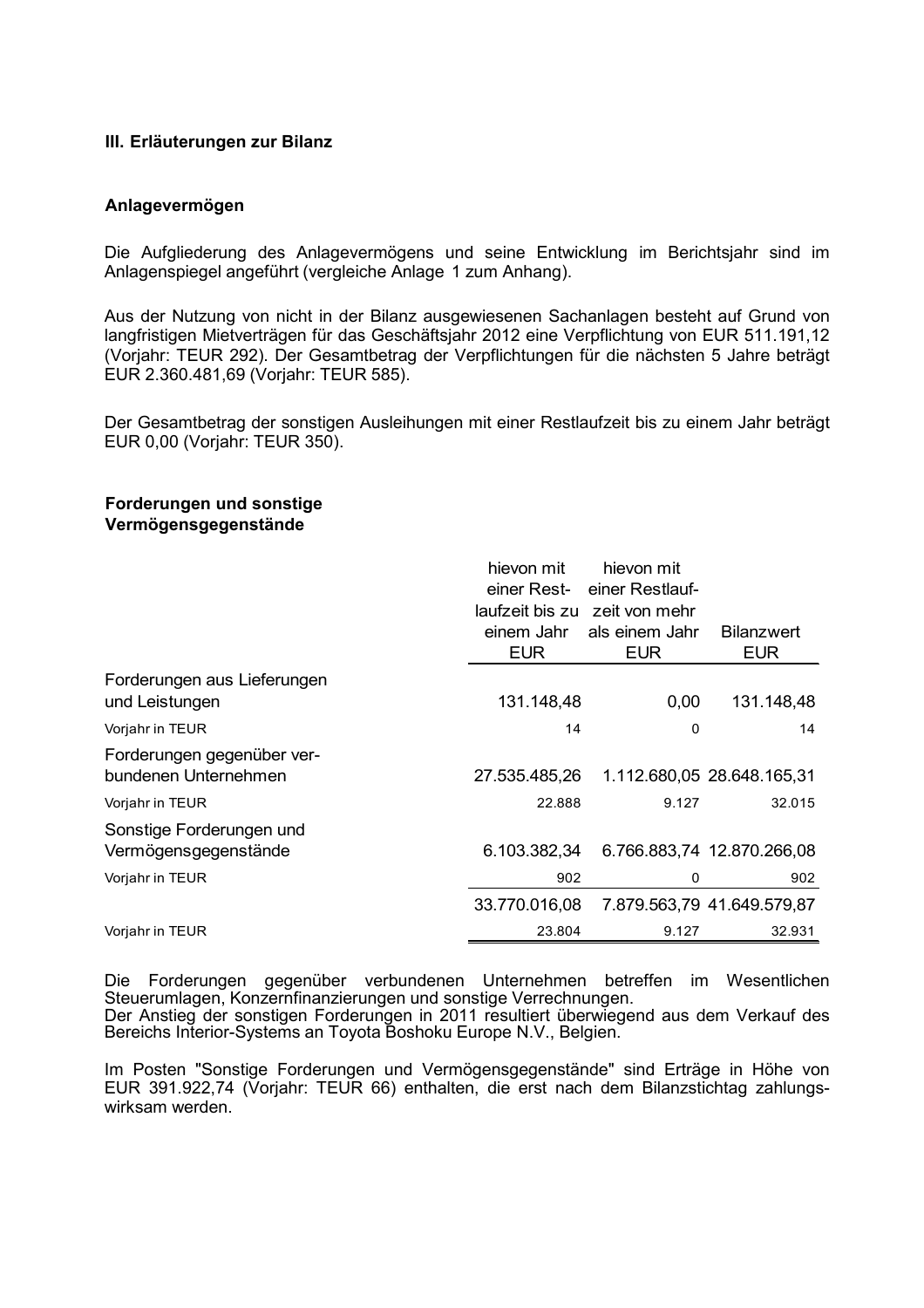### III. Erläuterungen zur Bilanz

#### Anlagevermögen

Die Aufgliederung des Anlagevermögens und seine Entwicklung im Berichtsjahr sind im Anlagenspiegel angeführt (vergleiche Anlage 1 zum Anhang).

Aus der Nutzung von nicht in der Bilanz ausgewiesenen Sachanlagen besteht auf Grund von langfristigen Mietverträgen für das Geschäftsjahr 2012 eine Verpflichtung von EUR 511.191,12 (Vorjahr: TEUR 292). Der Gesamtbetrag der Verpflichtungen für die nächsten 5 Jahre beträgt EUR 2.360.481,69 (Vorjahr: TEUR 585).

Der Gesamtbetrag der sonstigen Ausleihungen mit einer Restlaufzeit bis zu einem Jahr beträgt EUR 0,00 (Vorjahr: TEUR 350).

#### Forderungen und sonstige Vermögensgegenstände

| | hievon mit einer Restlaufzeit bis zu einem Jahr EUR | hievon mit einer Restlaufzeit von mehr als einem Jahr EUR | Bilanzwert EUR |
|---|---|---|---|
| Forderungen aus Lieferungen und Leistungen | 131.148,48 | 0,00 | 131.148,48 |
| Vorjahr in TEUR | 14 | 0 | 14 |
| Forderungen gegenüber verbundenen Unternehmen | 27.535.485,26 | 1.112.680,05 | 28.648.165,31 |
| Vorjahr in TEUR | 22.888 | 9.127 | 32.015 |
| Sonstige Forderungen und Vermögensgegenstände | 6.103.382,34 | 6.766.883,74 | 12.870.266,08 |
| Vorjahr in TEUR | 902 | 0 | 902 |
| | 33.770.016,08 | 7.879.563,79 | 41.649.579,87 |
| Vorjahr in TEUR | 23.804 | 9.127 | 32.931 |

Die Forderungen gegenüber verbundenen Unternehmen betreffen im Wesentlichen Steuerumlagen, Konzernfinanzierungen und sonstige Verrechnungen.
Der Anstieg der sonstigen Forderungen in 2011 resultiert überwiegend aus dem Verkauf des Bereichs Interior-Systems an Toyota Boshoku Europe N.V., Belgien.

Im Posten "Sonstige Forderungen und Vermögensgegenstände" sind Erträge in Höhe von EUR 391.922,74 (Vorjahr: TEUR 66) enthalten, die erst nach dem Bilanzstichtag zahlungswirksam werden.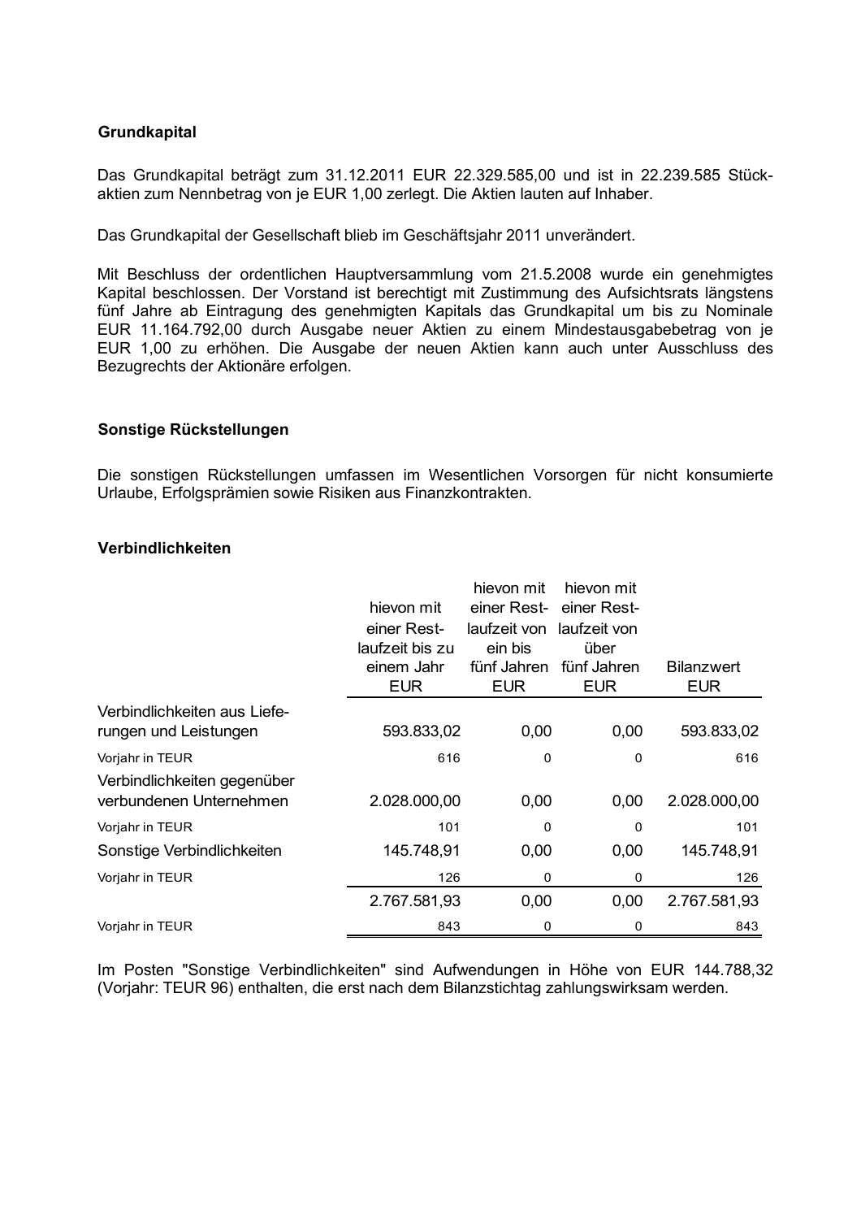### Grundkapital

Das Grundkapital beträgt zum 31.12.2011 EUR 22.329.585,00 und ist in 22.239.585 Stückaktien zum Nennbetrag von je EUR 1,00 zerlegt. Die Aktien lauten auf Inhaber.

Das Grundkapital der Gesellschaft blieb im Geschäftsjahr 2011 unverändert.

Mit Beschluss der ordentlichen Hauptversammlung vom 21.5.2008 wurde ein genehmigtes Kapital beschlossen. Der Vorstand ist berechtigt mit Zustimmung des Aufsichtsrats längstens fünf Jahre ab Eintragung des genehmigten Kapitals das Grundkapital um bis zu Nominale EUR 11.164.792,00 durch Ausgabe neuer Aktien zu einem Mindestausgabebetrag von je EUR 1,00 zu erhöhen. Die Ausgabe der neuen Aktien kann auch unter Ausschluss des Bezugrechts der Aktionäre erfolgen.

### Sonstige Rückstellungen

Die sonstigen Rückstellungen umfassen im Wesentlichen Vorsorgen für nicht konsumierte Urlaube, Erfolgsprämien sowie Risiken aus Finanzkontrakten.

### Verbindlichkeiten

| | hievon mit einer Restlaufzeit bis zu einem Jahr EUR | hievon mit einer Restlaufzeit von ein bis fünf Jahren EUR | hievon mit einer Restlaufzeit von über fünf Jahren EUR | Bilanzwert EUR |
|---|---|---|---|---|
| Verbindlichkeiten aus Lieferungen und Leistungen | 593.833,02 | 0,00 | 0,00 | 593.833,02 |
| Vorjahr in TEUR | 616 | 0 | 0 | 616 |
| Verbindlichkeiten gegenüber verbundenen Unternehmen | 2.028.000,00 | 0,00 | 0,00 | 2.028.000,00 |
| Vorjahr in TEUR | 101 | 0 | 0 | 101 |
| Sonstige Verbindlichkeiten | 145.748,91 | 0,00 | 0,00 | 145.748,91 |
| Vorjahr in TEUR | 126 | 0 | 0 | 126 |
| | 2.767.581,93 | 0,00 | 0,00 | 2.767.581,93 |
| Vorjahr in TEUR | 843 | 0 | 0 | 843 |

Im Posten "Sonstige Verbindlichkeiten" sind Aufwendungen in Höhe von EUR 144.788,32 (Vorjahr: TEUR 96) enthalten, die erst nach dem Bilanzstichtag zahlungswirksam werden.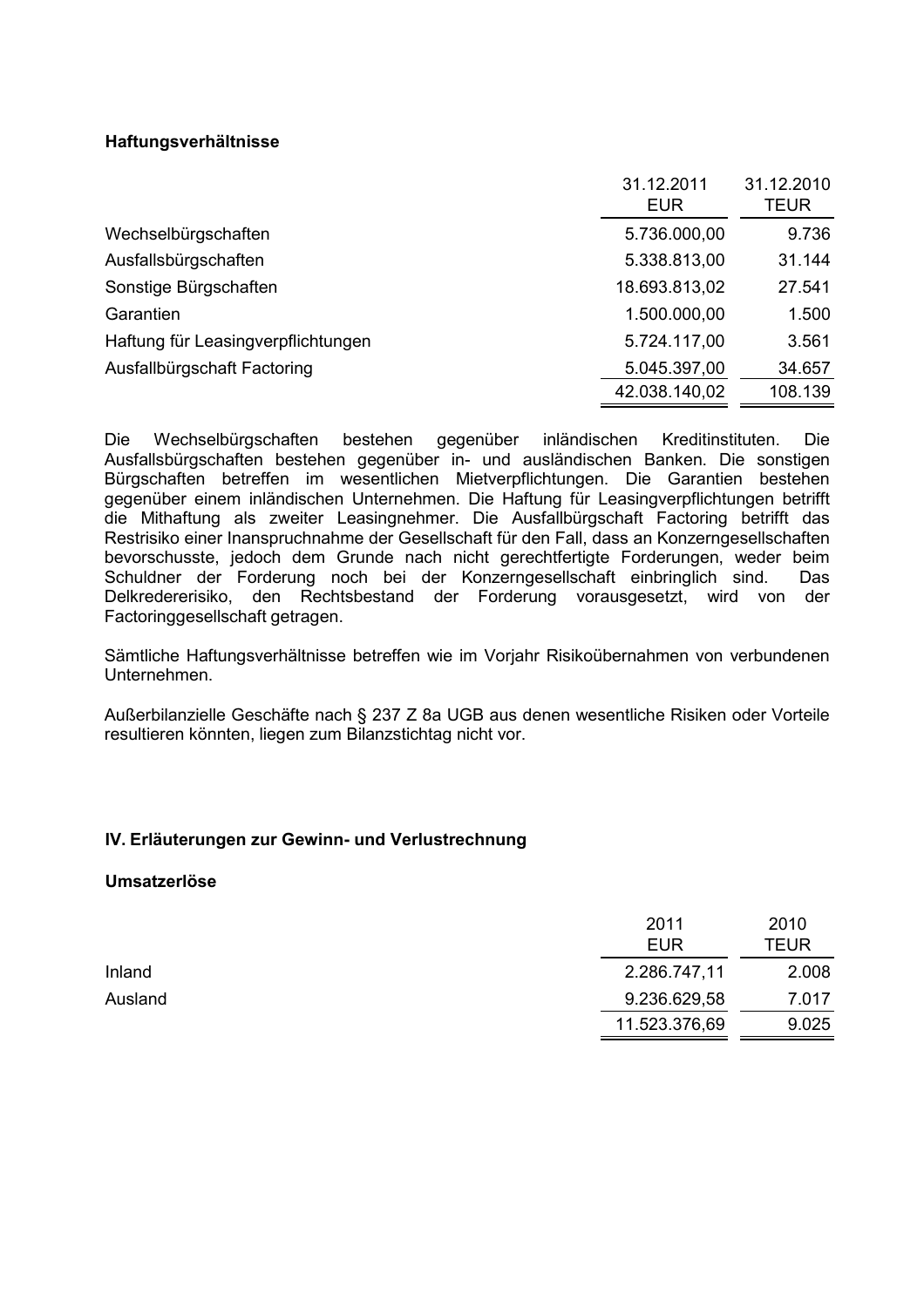**Haftungsverhältnisse**

| | 31.12.2011 EUR | 31.12.2010 TEUR |
|---|---:|---:|
| Wechselbürgschaften | 5.736.000,00 | 9.736 |
| Ausfallsbürgschaften | 5.338.813,00 | 31.144 |
| Sonstige Bürgschaften | 18.693.813,02 | 27.541 |
| Garantien | 1.500.000,00 | 1.500 |
| Haftung für Leasingverpflichtungen | 5.724.117,00 | 3.561 |
| Ausfallbürgschaft Factoring | 5.045.397,00 | 34.657 |
| | 42.038.140,02 | 108.139 |

Die Wechselbürgschaften bestehen gegenüber inländischen Kreditinstituten. Die Ausfallsbürgschaften bestehen gegenüber in- und ausländischen Banken. Die sonstigen Bürgschaften betreffen im wesentlichen Mietverpflichtungen. Die Garantien bestehen gegenüber einem inländischen Unternehmen. Die Haftung für Leasingverpflichtungen betrifft die Mithaftung als zweiter Leasingnehmer. Die Ausfallbürgschaft Factoring betrifft das Restrisiko einer Inanspruchnahme der Gesellschaft für den Fall, dass an Konzerngesellschaften bevorschusste, jedoch dem Grunde nach nicht gerechtfertigte Forderungen, weder beim Schuldner der Forderung noch bei der Konzerngesellschaft einbringlich sind. Das Delkredererisiko, den Rechtsbestand der Forderung vorausgesetzt, wird von der Factoringgesellschaft getragen.

Sämtliche Haftungsverhältnisse betreffen wie im Vorjahr Risikoübernahmen von verbundenen Unternehmen.

Außerbilanzielle Geschäfte nach § 237 Z 8a UGB aus denen wesentliche Risiken oder Vorteile resultieren könnten, liegen zum Bilanzstichtag nicht vor.

## IV. Erläuterungen zur Gewinn- und Verlustrechnung

**Umsatzerlöse**

| | 2011 EUR | 2010 TEUR |
|---|---:|---:|
| Inland | 2.286.747,11 | 2.008 |
| Ausland | 9.236.629,58 | 7.017 |
| | 11.523.376,69 | 9.025 |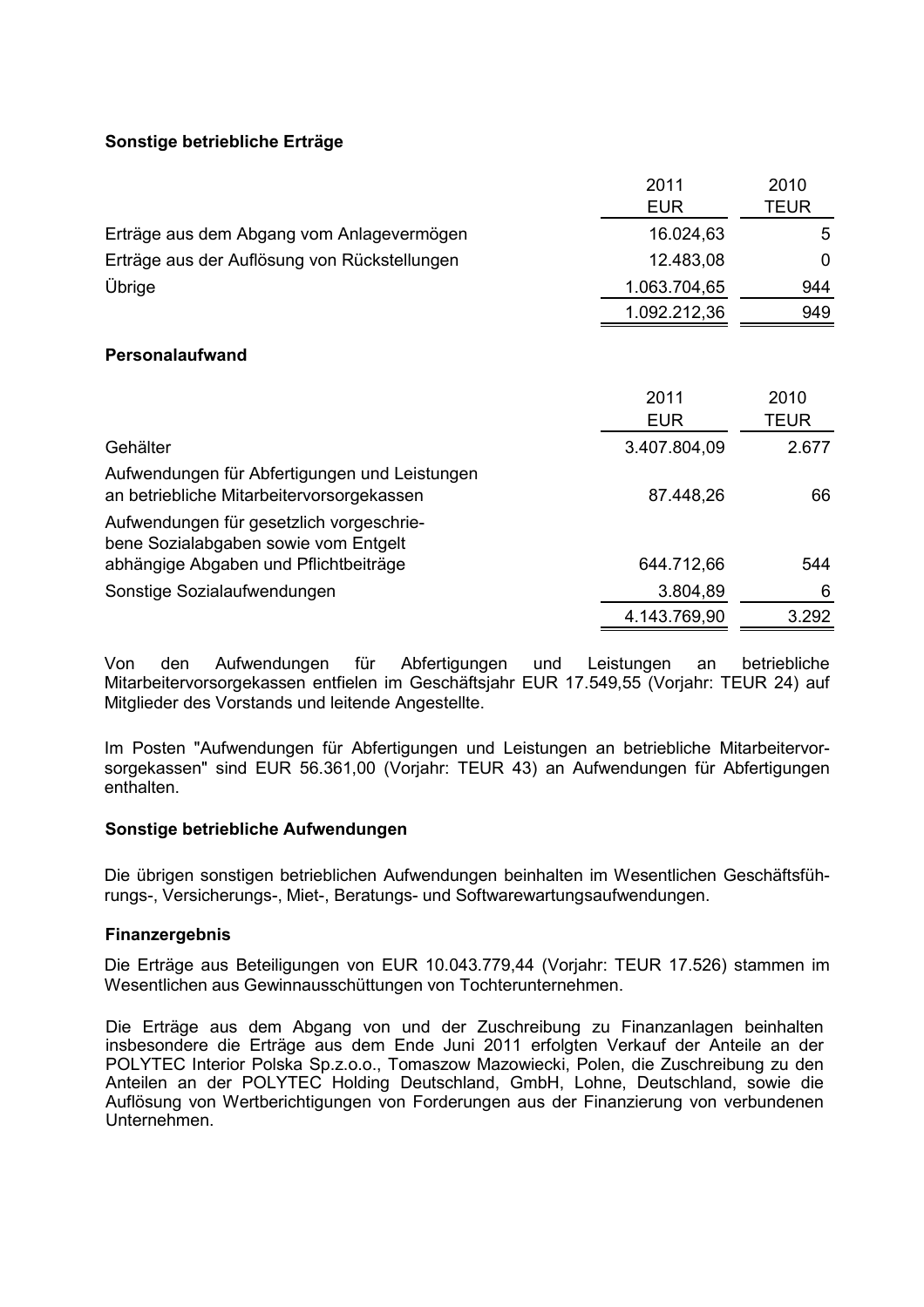### Sonstige betriebliche Erträge

| | 2011 EUR | 2010 TEUR |
|---|---:|---:|
| Erträge aus dem Abgang vom Anlagevermögen | 16.024,63 | 5 |
| Erträge aus der Auflösung von Rückstellungen | 12.483,08 | 0 |
| Übrige | 1.063.704,65 | 944 |
| | 1.092.212,36 | 949 |

### Personalaufwand

| | 2011 EUR | 2010 TEUR |
|---|---:|---:|
| Gehälter | 3.407.804,09 | 2.677 |
| Aufwendungen für Abfertigungen und Leistungen an betriebliche Mitarbeitervorsorgekassen | 87.448,26 | 66 |
| Aufwendungen für gesetzlich vorgeschriebene Sozialabgaben sowie vom Entgelt abhängige Abgaben und Pflichtbeiträge | 644.712,66 | 544 |
| Sonstige Sozialaufwendungen | 3.804,89 | 6 |
| | 4.143.769,90 | 3.292 |

Von den Aufwendungen für Abfertigungen und Leistungen an betriebliche Mitarbeitervorsorgekassen entfielen im Geschäftsjahr EUR 17.549,55 (Vorjahr: TEUR 24) auf Mitglieder des Vorstands und leitende Angestellte.

Im Posten "Aufwendungen für Abfertigungen und Leistungen an betriebliche Mitarbeitervorsorgekassen" sind EUR 56.361,00 (Vorjahr: TEUR 43) an Aufwendungen für Abfertigungen enthalten.

### Sonstige betriebliche Aufwendungen

Die übrigen sonstigen betrieblichen Aufwendungen beinhalten im Wesentlichen Geschäftsführungs-, Versicherungs-, Miet-, Beratungs- und Softwarewartungsaufwendungen.

### Finanzergebnis

Die Erträge aus Beteiligungen von EUR 10.043.779,44 (Vorjahr: TEUR 17.526) stammen im Wesentlichen aus Gewinnausschüttungen von Tochterunternehmen.

Die Erträge aus dem Abgang von und der Zuschreibung zu Finanzanlagen beinhalten insbesondere die Erträge aus dem Ende Juni 2011 erfolgten Verkauf der Anteile an der POLYTEC Interior Polska Sp.z.o.o., Tomaszow Mazowiecki, Polen, die Zuschreibung zu den Anteilen an der POLYTEC Holding Deutschland, GmbH, Lohne, Deutschland, sowie die Auflösung von Wertberichtigungen von Forderungen aus der Finanzierung von verbundenen Unternehmen.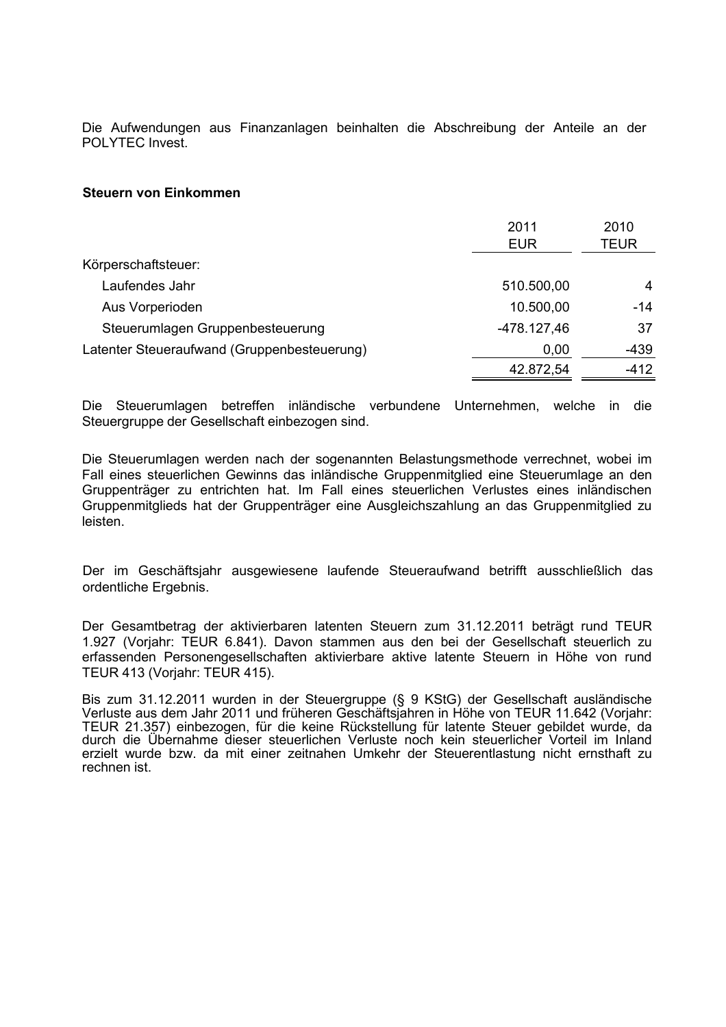Die Aufwendungen aus Finanzanlagen beinhalten die Abschreibung der Anteile an der POLYTEC Invest.

**Steuern von Einkommen**

| | 2011 EUR | 2010 TEUR |
|---|---|---|
| Körperschaftsteuer: | | |
| Laufendes Jahr | 510.500,00 | 4 |
| Aus Vorperioden | 10.500,00 | -14 |
| Steuerumlagen Gruppenbesteuerung | -478.127,46 | 37 |
| Latenter Steueraufwand (Gruppenbesteuerung) | 0,00 | -439 |
| | 42.872,54 | -412 |

Die Steuerumlagen betreffen inländische verbundene Unternehmen, welche in die Steuergruppe der Gesellschaft einbezogen sind.

Die Steuerumlagen werden nach der sogenannten Belastungsmethode verrechnet, wobei im Fall eines steuerlichen Gewinns das inländische Gruppenmitglied eine Steuerumlage an den Gruppenträger zu entrichten hat. Im Fall eines steuerlichen Verlustes eines inländischen Gruppenmitglieds hat der Gruppenträger eine Ausgleichszahlung an das Gruppenmitglied zu leisten.

Der im Geschäftsjahr ausgewiesene laufende Steueraufwand betrifft ausschließlich das ordentliche Ergebnis.

Der Gesamtbetrag der aktivierbaren latenten Steuern zum 31.12.2011 beträgt rund TEUR 1.927 (Vorjahr: TEUR 6.841). Davon stammen aus den bei der Gesellschaft steuerlich zu erfassenden Personengesellschaften aktivierbare aktive latente Steuern in Höhe von rund TEUR 413 (Vorjahr: TEUR 415).

Bis zum 31.12.2011 wurden in der Steuergruppe (§ 9 KStG) der Gesellschaft ausländische Verluste aus dem Jahr 2011 und früheren Geschäftsjahren in Höhe von TEUR 11.642 (Vorjahr: TEUR 21.357) einbezogen, für die keine Rückstellung für latente Steuer gebildet wurde, da durch die Übernahme dieser steuerlichen Verluste noch kein steuerlicher Vorteil im Inland erzielt wurde bzw. da mit einer zeitnahen Umkehr der Steuerentlastung nicht ernsthaft zu rechnen ist.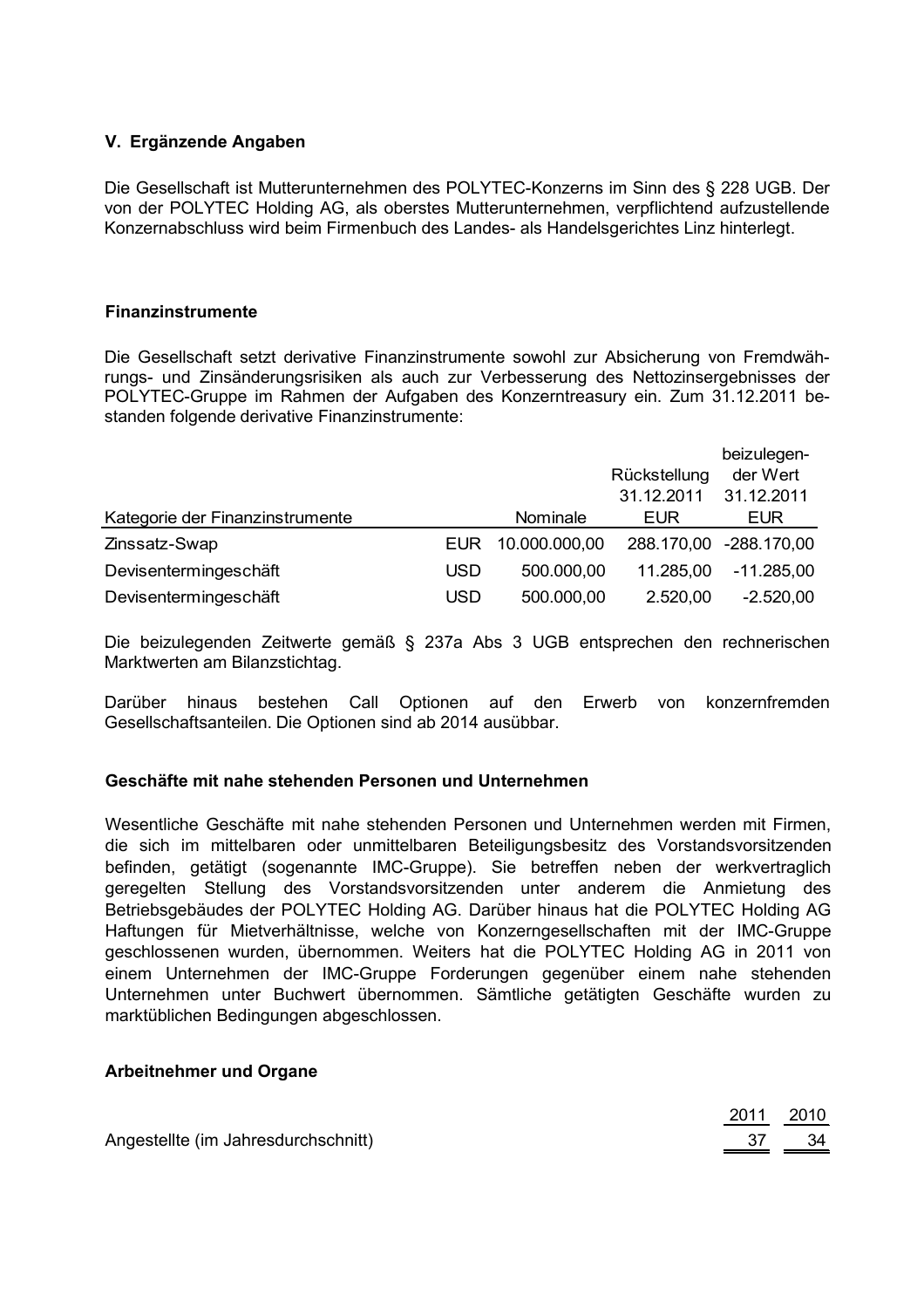## V. Ergänzende Angaben

Die Gesellschaft ist Mutterunternehmen des POLYTEC-Konzerns im Sinn des § 228 UGB. Der von der POLYTEC Holding AG, als oberstes Mutterunternehmen, verpflichtend aufzustellende Konzernabschluss wird beim Firmenbuch des Landes- als Handelsgerichtes Linz hinterlegt.

### Finanzinstrumente

Die Gesellschaft setzt derivative Finanzinstrumente sowohl zur Absicherung von Fremdwährungs- und Zinsänderungsrisiken als auch zur Verbesserung des Nettozinsergebnisses der POLYTEC-Gruppe im Rahmen der Aufgaben des Konzerntreasury ein. Zum 31.12.2011 bestanden folgende derivative Finanzinstrumente:

| Kategorie der Finanzinstrumente | | Nominale | Rückstellung 31.12.2011 EUR | beizulegender Wert 31.12.2011 EUR |
|---|---|---|---|---|
| Zinssatz-Swap | EUR | 10.000.000,00 | 288.170,00 | -288.170,00 |
| Devisentermingeschäft | USD | 500.000,00 | 11.285,00 | -11.285,00 |
| Devisentermingeschäft | USD | 500.000,00 | 2.520,00 | -2.520,00 |

Die beizulegenden Zeitwerte gemäß § 237a Abs 3 UGB entsprechen den rechnerischen Marktwerten am Bilanzstichtag.

Darüber hinaus bestehen Call Optionen auf den Erwerb von konzernfremden Gesellschaftsanteilen. Die Optionen sind ab 2014 ausübbar.

### Geschäfte mit nahe stehenden Personen und Unternehmen

Wesentliche Geschäfte mit nahe stehenden Personen und Unternehmen werden mit Firmen, die sich im mittelbaren oder unmittelbaren Beteiligungsbesitz des Vorstandsvorsitzenden befinden, getätigt (sogenannte IMC-Gruppe). Sie betreffen neben der werkvertraglich geregelten Stellung des Vorstandsvorsitzenden unter anderem die Anmietung des Betriebsgebäudes der POLYTEC Holding AG. Darüber hinaus hat die POLYTEC Holding AG Haftungen für Mietverhältnisse, welche von Konzerngesellschaften mit der IMC-Gruppe geschlossenen wurden, übernommen. Weiters hat die POLYTEC Holding AG in 2011 von einem Unternehmen der IMC-Gruppe Forderungen gegenüber einem nahe stehenden Unternehmen unter Buchwert übernommen. Sämtliche getätigten Geschäfte wurden zu marktüblichen Bedingungen abgeschlossen.

### Arbeitnehmer und Organe

| | 2011 | 2010 |
|---|---|---|
| Angestellte (im Jahresdurchschnitt) | 37 | 34 |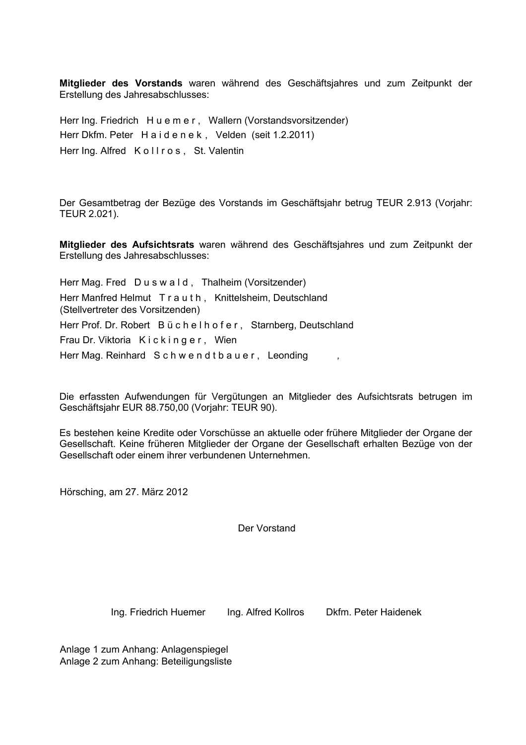**Mitglieder des Vorstands** waren während des Geschäftsjahres und zum Zeitpunkt der Erstellung des Jahresabschlusses:

Herr Ing. Friedrich H u e m e r , Wallern (Vorstandsvorsitzender)
Herr Dkfm. Peter H a i d e n e k , Velden (seit 1.2.2011)
Herr Ing. Alfred K o l l r o s , St. Valentin

Der Gesamtbetrag der Bezüge des Vorstands im Geschäftsjahr betrug TEUR 2.913 (Vorjahr: TEUR 2.021).

**Mitglieder des Aufsichtsrats** waren während des Geschäftsjahres und zum Zeitpunkt der Erstellung des Jahresabschlusses:

Herr Mag. Fred D u s w a l d , Thalheim (Vorsitzender)
Herr Manfred Helmut T r a u t h , Knittelsheim, Deutschland
(Stellvertreter des Vorsitzenden)
Herr Prof. Dr. Robert B ü c h e l h o f e r , Starnberg, Deutschland
Frau Dr. Viktoria K i c k i n g e r , Wien
Herr Mag. Reinhard S c h w e n d t b a u e r , Leonding ,

Die erfassten Aufwendungen für Vergütungen an Mitglieder des Aufsichtsrats betrugen im Geschäftsjahr EUR 88.750,00 (Vorjahr: TEUR 90).

Es bestehen keine Kredite oder Vorschüsse an aktuelle oder frühere Mitglieder der Organe der Gesellschaft. Keine früheren Mitglieder der Organe der Gesellschaft erhalten Bezüge von der Gesellschaft oder einem ihrer verbundenen Unternehmen.

Hörsching, am 27. März 2012

Der Vorstand

Ing. Friedrich Huemer Ing. Alfred Kollros Dkfm. Peter Haidenek

Anlage 1 zum Anhang: Anlagenspiegel
Anlage 2 zum Anhang: Beteiligungsliste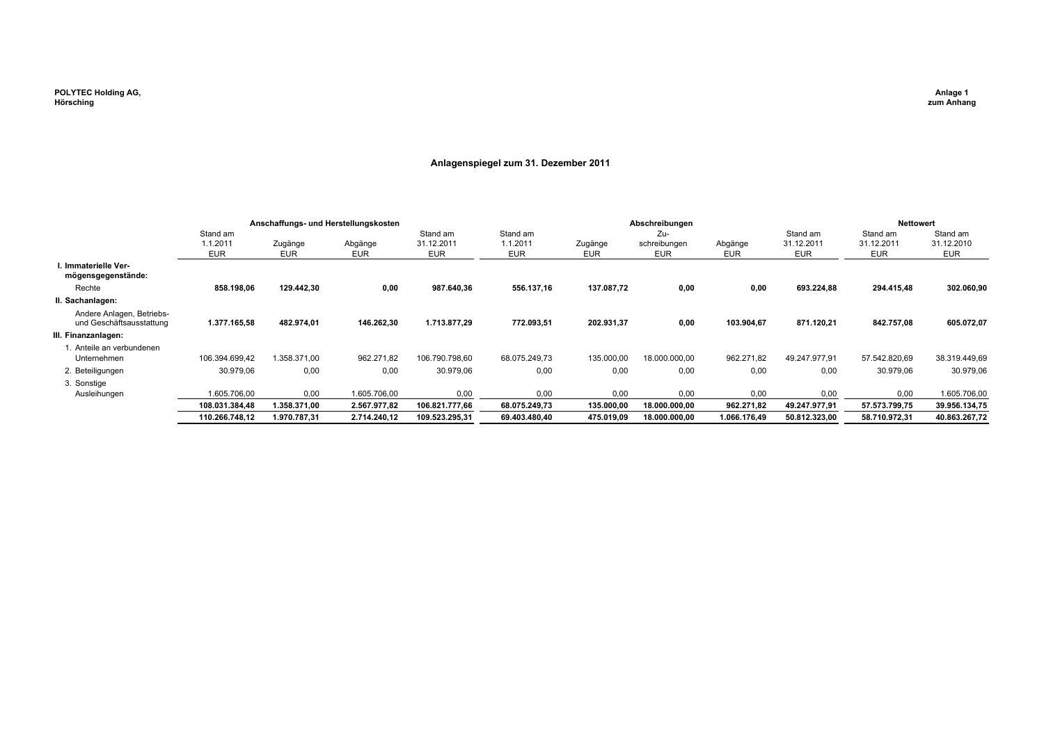POLYTEC Holding AG,
Hörsching

Anlage 1
zum Anhang

## Anlagenspiegel zum 31. Dezember 2011

| | Anschaffungs- und Herstellungskosten | | | | Abschreibungen | | | | | Nettowert | |
|---|---|---|---|---|---|---|---|---|---|---|---|
| | Stand am 1.1.2011 EUR | Zugänge EUR | Abgänge EUR | Stand am 31.12.2011 EUR | Stand am 1.1.2011 EUR | Zugänge EUR | Zu-schreibungen EUR | Abgänge EUR | Stand am 31.12.2011 EUR | Stand am 31.12.2011 EUR | Stand am 31.12.2010 EUR |
| **I. Immaterielle Vermögensgegenstände:** | | | | | | | | | | | |
| Rechte | **858.198,06** | **129.442,30** | **0,00** | **987.640,36** | **556.137,16** | **137.087,72** | **0,00** | **0,00** | **693.224,88** | **294.415,48** | **302.060,90** |
| **II. Sachanlagen:** | | | | | | | | | | | |
| Andere Anlagen, Betriebs- und Geschäftsausstattung | **1.377.165,58** | **482.974,01** | **146.262,30** | **1.713.877,29** | **772.093,51** | **202.931,37** | **0,00** | **103.904,67** | **871.120,21** | **842.757,08** | **605.072,07** |
| **III. Finanzanlagen:** | | | | | | | | | | | |
| 1. Anteile an verbundenen Unternehmen | 106.394.699,42 | 1.358.371,00 | 962.271,82 | 106.790.798,60 | 68.075.249,73 | 135.000,00 | 18.000.000,00 | 962.271,82 | 49.247.977,91 | 57.542.820,69 | 38.319.449,69 |
| 2. Beteiligungen | 30.979,06 | 0,00 | 0,00 | 30.979,06 | 0,00 | 0,00 | 0,00 | 0,00 | 0,00 | 30.979,06 | 30.979,06 |
| 3. Sonstige Ausleihungen | 1.605.706,00 | 0,00 | 1.605.706,00 | 0,00 | 0,00 | 0,00 | 0,00 | 0,00 | 0,00 | 0,00 | 1.605.706,00 |
| | **108.031.384,48** | **1.358.371,00** | **2.567.977,82** | **106.821.777,66** | **68.075.249,73** | **135.000,00** | **18.000.000,00** | **962.271,82** | **49.247.977,91** | **57.573.799,75** | **39.956.134,75** |
| | **110.266.748,12** | **1.970.787,31** | **2.714.240,12** | **109.523.295,31** | **69.403.480,40** | **475.019,09** | **18.000.000,00** | **1.066.176,49** | **50.812.323,00** | **58.710.972,31** | **40.863.267,72** |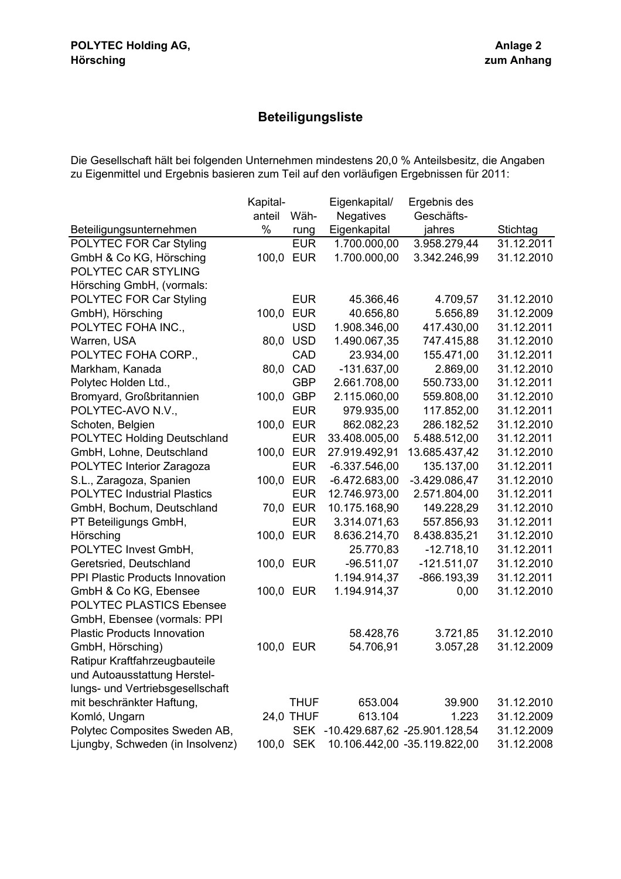**POLYTEC Holding AG,**
**Hörsching**

**Anlage 2**
**zum Anhang**

## Beteiligungsliste

Die Gesellschaft hält bei folgenden Unternehmen mindestens 20,0 % Anteilsbesitz, die Angaben zu Eigenmittel und Ergebnis basieren zum Teil auf den vorläufigen Ergebnissen für 2011:

| Beteiligungsunternehmen | Kapitalanteil % | Währung | Eigenkapital/ Negatives Eigenkapital | Ergebnis des Geschäftsjahres | Stichtag |
|---|---|---|---|---|---|
| POLYTEC FOR Car Styling | | EUR | 1.700.000,00 | 3.958.279,44 | 31.12.2011 |
| GmbH & Co KG, Hörsching | 100,0 | EUR | 1.700.000,00 | 3.342.246,99 | 31.12.2010 |
| POLYTEC CAR STYLING Hörsching GmbH, (vormals: POLYTEC FOR Car Styling | | EUR | 45.366,46 | 4.709,57 | 31.12.2010 |
| GmbH), Hörsching | 100,0 | EUR | 40.656,80 | 5.656,89 | 31.12.2009 |
| POLYTEC FOHA INC., | | USD | 1.908.346,00 | 417.430,00 | 31.12.2011 |
| Warren, USA | 80,0 | USD | 1.490.067,35 | 747.415,88 | 31.12.2010 |
| POLYTEC FOHA CORP., | | CAD | 23.934,00 | 155.471,00 | 31.12.2011 |
| Markham, Kanada | 80,0 | CAD | -131.637,00 | 2.869,00 | 31.12.2010 |
| Polytec Holden Ltd., | | GBP | 2.661.708,00 | 550.733,00 | 31.12.2011 |
| Bromyard, Großbritannien | 100,0 | GBP | 2.115.060,00 | 559.808,00 | 31.12.2010 |
| POLYTEC-AVO N.V., | | EUR | 979.935,00 | 117.852,00 | 31.12.2011 |
| Schoten, Belgien | 100,0 | EUR | 862.082,23 | 286.182,52 | 31.12.2010 |
| POLYTEC Holding Deutschland | | EUR | 33.408.005,00 | 5.488.512,00 | 31.12.2011 |
| GmbH, Lohne, Deutschland | 100,0 | EUR | 27.919.492,91 | 13.685.437,42 | 31.12.2010 |
| POLYTEC Interior Zaragoza | | EUR | -6.337.546,00 | 135.137,00 | 31.12.2011 |
| S.L., Zaragoza, Spanien | 100,0 | EUR | -6.472.683,00 | -3.429.086,47 | 31.12.2010 |
| POLYTEC Industrial Plastics | | EUR | 12.746.973,00 | 2.571.804,00 | 31.12.2011 |
| GmbH, Bochum, Deutschland | 70,0 | EUR | 10.175.168,90 | 149.228,29 | 31.12.2010 |
| PT Beteiligungs GmbH, | | EUR | 3.314.071,63 | 557.856,93 | 31.12.2011 |
| Hörsching | 100,0 | EUR | 8.636.214,70 | 8.438.835,21 | 31.12.2010 |
| POLYTEC Invest GmbH, | | | 25.770,83 | -12.718,10 | 31.12.2011 |
| Geretsried, Deutschland | 100,0 | EUR | -96.511,07 | -121.511,07 | 31.12.2010 |
| PPI Plastic Products Innovation | | | 1.194.914,37 | -866.193,39 | 31.12.2011 |
| GmbH & Co KG, Ebensee | 100,0 | EUR | 1.194.914,37 | 0,00 | 31.12.2010 |
| POLYTEC PLASTICS Ebensee GmbH, Ebensee (vormals: PPI Plastic Products Innovation | | | 58.428,76 | 3.721,85 | 31.12.2010 |
| GmbH, Hörsching) | 100,0 | EUR | 54.706,91 | 3.057,28 | 31.12.2009 |
| Ratipur Kraftfahrzeugbauteile und Autoausstattung Herstellungs- und Vertriebsgesellschaft mit beschränkter Haftung, | | THUF | 653.004 | 39.900 | 31.12.2010 |
| Komló, Ungarn | 24,0 | THUF | 613.104 | 1.223 | 31.12.2009 |
| Polytec Composites Sweden AB, | | SEK | -10.429.687,62 | -25.901.128,54 | 31.12.2009 |
| Ljungby, Schweden (in Insolvenz) | 100,0 | SEK | 10.106.442,00 | -35.119.822,00 | 31.12.2008 |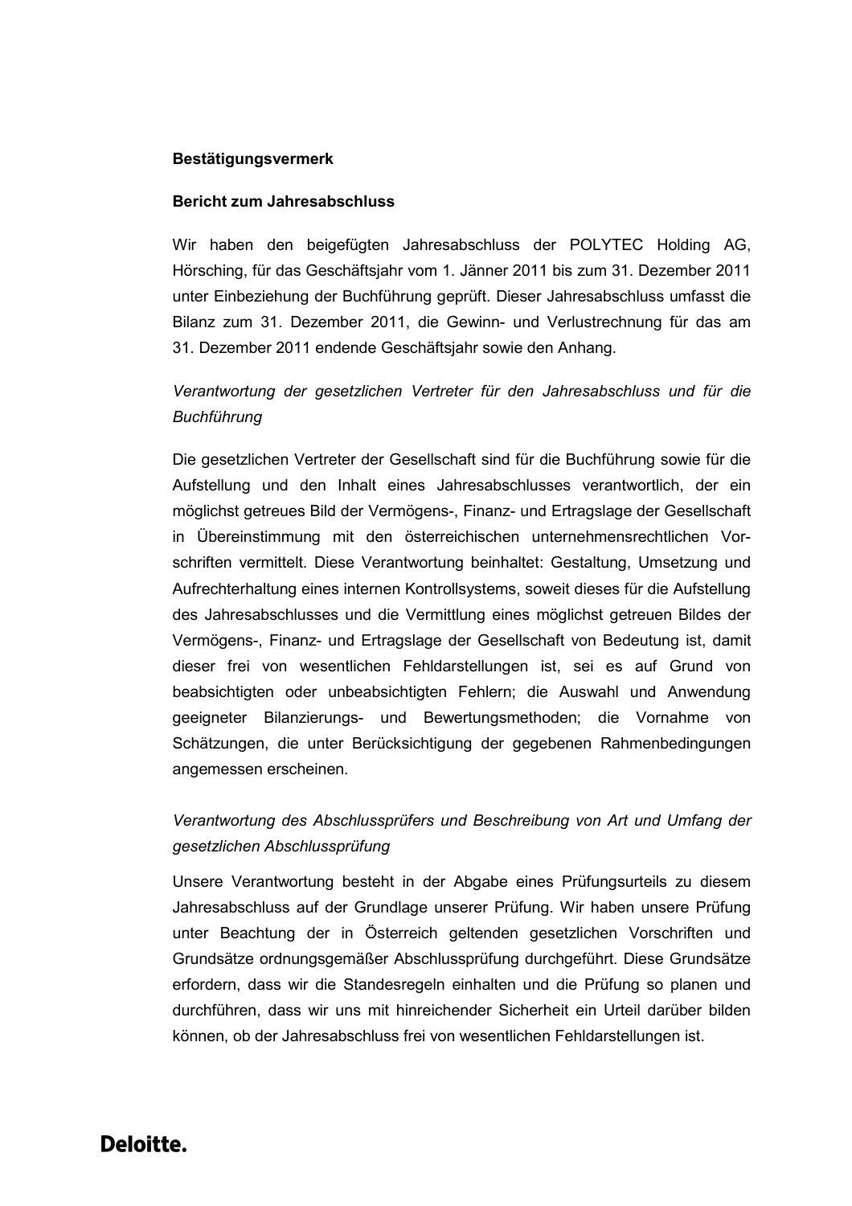**Bestätigungsvermerk**

**Bericht zum Jahresabschluss**

Wir haben den beigefügten Jahresabschluss der POLYTEC Holding AG, Hörsching, für das Geschäftsjahr vom 1. Jänner 2011 bis zum 31. Dezember 2011 unter Einbeziehung der Buchführung geprüft. Dieser Jahresabschluss umfasst die Bilanz zum 31. Dezember 2011, die Gewinn- und Verlustrechnung für das am 31. Dezember 2011 endende Geschäftsjahr sowie den Anhang.

*Verantwortung der gesetzlichen Vertreter für den Jahresabschluss und für die Buchführung*

Die gesetzlichen Vertreter der Gesellschaft sind für die Buchführung sowie für die Aufstellung und den Inhalt eines Jahresabschlusses verantwortlich, der ein möglichst getreues Bild der Vermögens-, Finanz- und Ertragslage der Gesellschaft in Übereinstimmung mit den österreichischen unternehmensrechtlichen Vorschriften vermittelt. Diese Verantwortung beinhaltet: Gestaltung, Umsetzung und Aufrechterhaltung eines internen Kontrollsystems, soweit dieses für die Aufstellung des Jahresabschlusses und die Vermittlung eines möglichst getreuen Bildes der Vermögens-, Finanz- und Ertragslage der Gesellschaft von Bedeutung ist, damit dieser frei von wesentlichen Fehldarstellungen ist, sei es auf Grund von beabsichtigten oder unbeabsichtigten Fehlern; die Auswahl und Anwendung geeigneter Bilanzierungs- und Bewertungsmethoden; die Vornahme von Schätzungen, die unter Berücksichtigung der gegebenen Rahmenbedingungen angemessen erscheinen.

*Verantwortung des Abschlussprüfers und Beschreibung von Art und Umfang der gesetzlichen Abschlussprüfung*

Unsere Verantwortung besteht in der Abgabe eines Prüfungsurteils zu diesem Jahresabschluss auf der Grundlage unserer Prüfung. Wir haben unsere Prüfung unter Beachtung der in Österreich geltenden gesetzlichen Vorschriften und Grundsätze ordnungsgemäßer Abschlussprüfung durchgeführt. Diese Grundsätze erfordern, dass wir die Standesregeln einhalten und die Prüfung so planen und durchführen, dass wir uns mit hinreichender Sicherheit ein Urteil darüber bilden können, ob der Jahresabschluss frei von wesentlichen Fehldarstellungen ist.

**Deloitte.**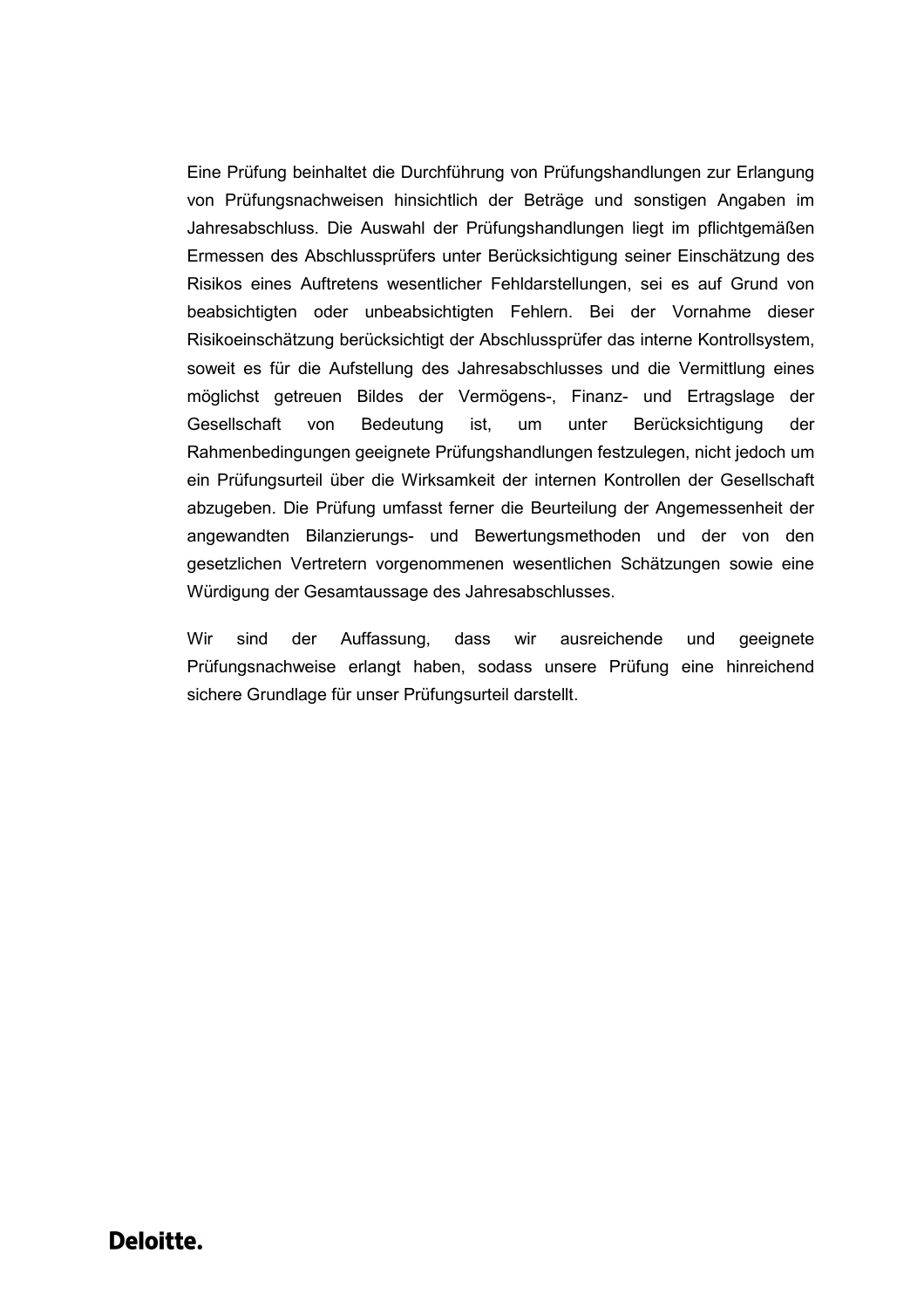Eine Prüfung beinhaltet die Durchführung von Prüfungshandlungen zur Erlangung von Prüfungsnachweisen hinsichtlich der Beträge und sonstigen Angaben im Jahresabschluss. Die Auswahl der Prüfungshandlungen liegt im pflichtgemäßen Ermessen des Abschlussprüfers unter Berücksichtigung seiner Einschätzung des Risikos eines Auftretens wesentlicher Fehldarstellungen, sei es auf Grund von beabsichtigten oder unbeabsichtigten Fehlern. Bei der Vornahme dieser Risikoeinschätzung berücksichtigt der Abschlussprüfer das interne Kontrollsystem, soweit es für die Aufstellung des Jahresabschlusses und die Vermittlung eines möglichst getreuen Bildes der Vermögens-, Finanz- und Ertragslage der Gesellschaft von Bedeutung ist, um unter Berücksichtigung der Rahmenbedingungen geeignete Prüfungshandlungen festzulegen, nicht jedoch um ein Prüfungsurteil über die Wirksamkeit der internen Kontrollen der Gesellschaft abzugeben. Die Prüfung umfasst ferner die Beurteilung der Angemessenheit der angewandten Bilanzierungs- und Bewertungsmethoden und der von den gesetzlichen Vertretern vorgenommenen wesentlichen Schätzungen sowie eine Würdigung der Gesamtaussage des Jahresabschlusses.

Wir sind der Auffassung, dass wir ausreichende und geeignete Prüfungsnachweise erlangt haben, sodass unsere Prüfung eine hinreichend sichere Grundlage für unser Prüfungsurteil darstellt.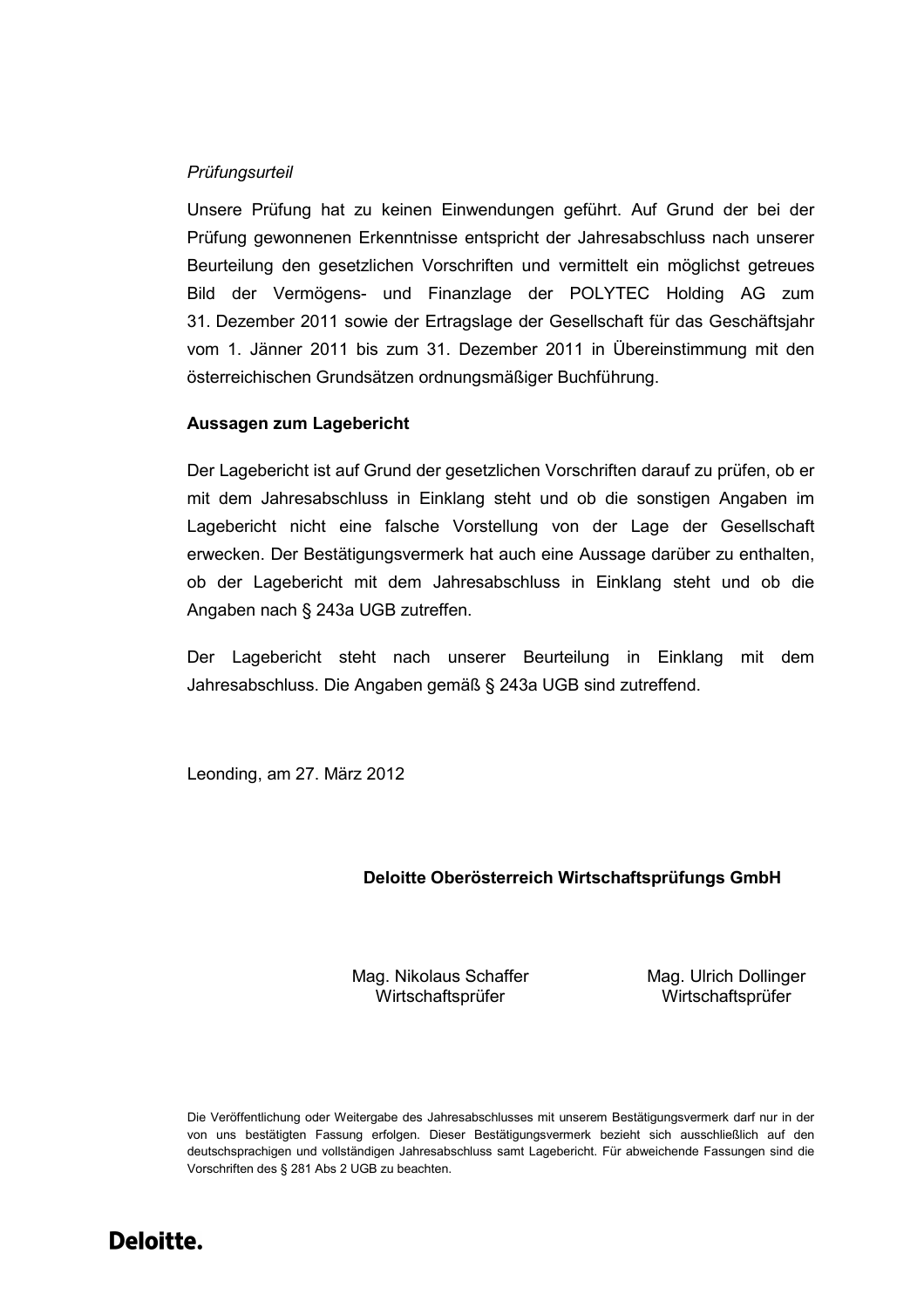*Prüfungsurteil*

Unsere Prüfung hat zu keinen Einwendungen geführt. Auf Grund der bei der Prüfung gewonnenen Erkenntnisse entspricht der Jahresabschluss nach unserer Beurteilung den gesetzlichen Vorschriften und vermittelt ein möglichst getreues Bild der Vermögens- und Finanzlage der POLYTEC Holding AG zum 31. Dezember 2011 sowie der Ertragslage der Gesellschaft für das Geschäftsjahr vom 1. Jänner 2011 bis zum 31. Dezember 2011 in Übereinstimmung mit den österreichischen Grundsätzen ordnungsmäßiger Buchführung.

**Aussagen zum Lagebericht**

Der Lagebericht ist auf Grund der gesetzlichen Vorschriften darauf zu prüfen, ob er mit dem Jahresabschluss in Einklang steht und ob die sonstigen Angaben im Lagebericht nicht eine falsche Vorstellung von der Lage der Gesellschaft erwecken. Der Bestätigungsvermerk hat auch eine Aussage darüber zu enthalten, ob der Lagebericht mit dem Jahresabschluss in Einklang steht und ob die Angaben nach § 243a UGB zutreffen.

Der Lagebericht steht nach unserer Beurteilung in Einklang mit dem Jahresabschluss. Die Angaben gemäß § 243a UGB sind zutreffend.

Leonding, am 27. März 2012

**Deloitte Oberösterreich Wirtschaftsprüfungs GmbH**

Mag. Nikolaus Schaffer
Wirtschaftsprüfer

Mag. Ulrich Dollinger
Wirtschaftsprüfer

Die Veröffentlichung oder Weitergabe des Jahresabschlusses mit unserem Bestätigungsvermerk darf nur in der von uns bestätigten Fassung erfolgen. Dieser Bestätigungsvermerk bezieht sich ausschließlich auf den deutschsprachigen und vollständigen Jahresabschluss samt Lagebericht. Für abweichende Fassungen sind die Vorschriften des § 281 Abs 2 UGB zu beachten.

**Deloitte.**